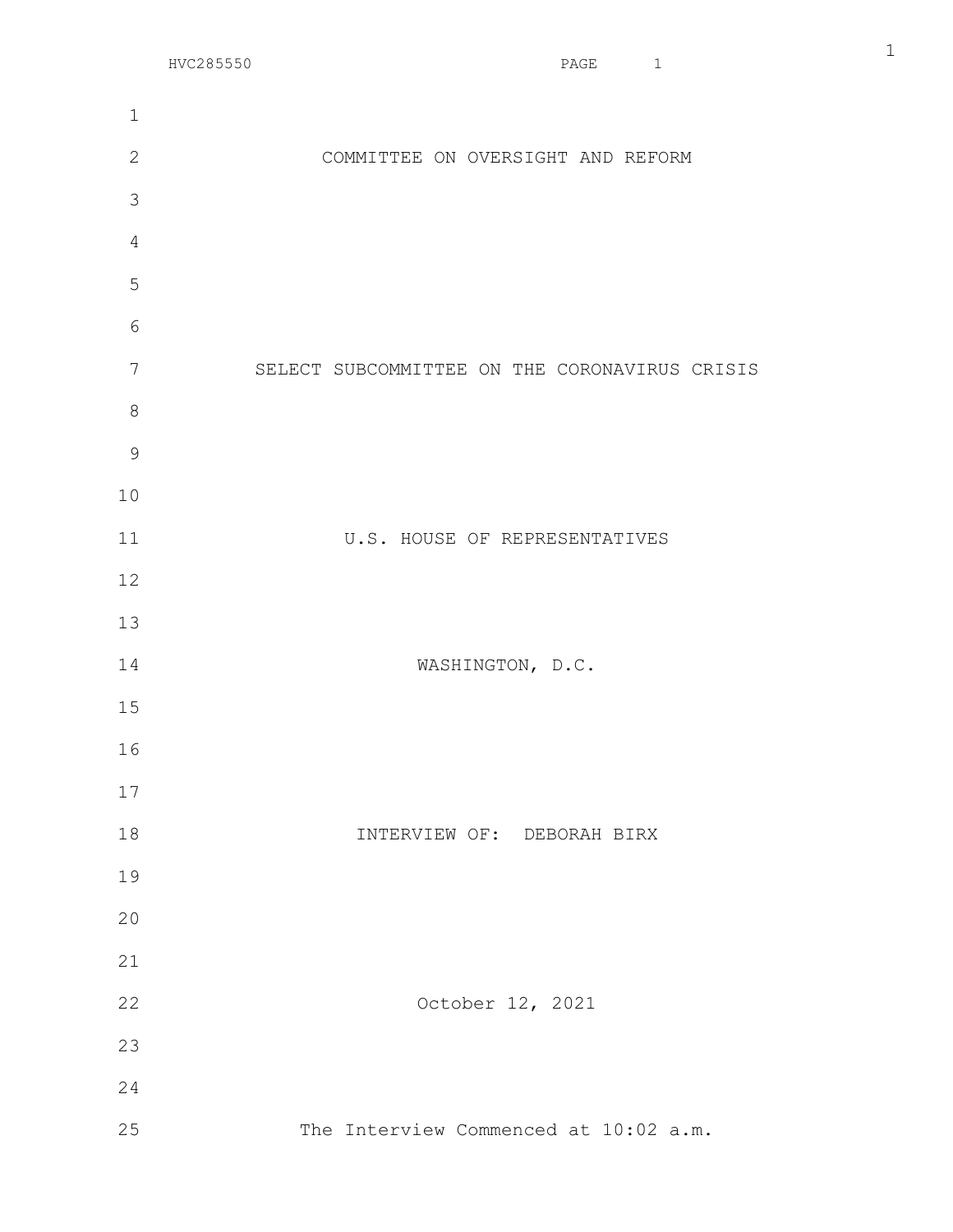COMMITTEE ON OVERSIGHT AND REFORM

SELECT SUBCOMMITTEE ON THE CORONAVIRUS CRISIS

U.S. HOUSE OF REPRESENTATIVES

WASHINGTON, D.C.

INTERVIEW OF: DEBORAH BIRX

October 12, 2021

The Interview Commenced at 10:02 a.m.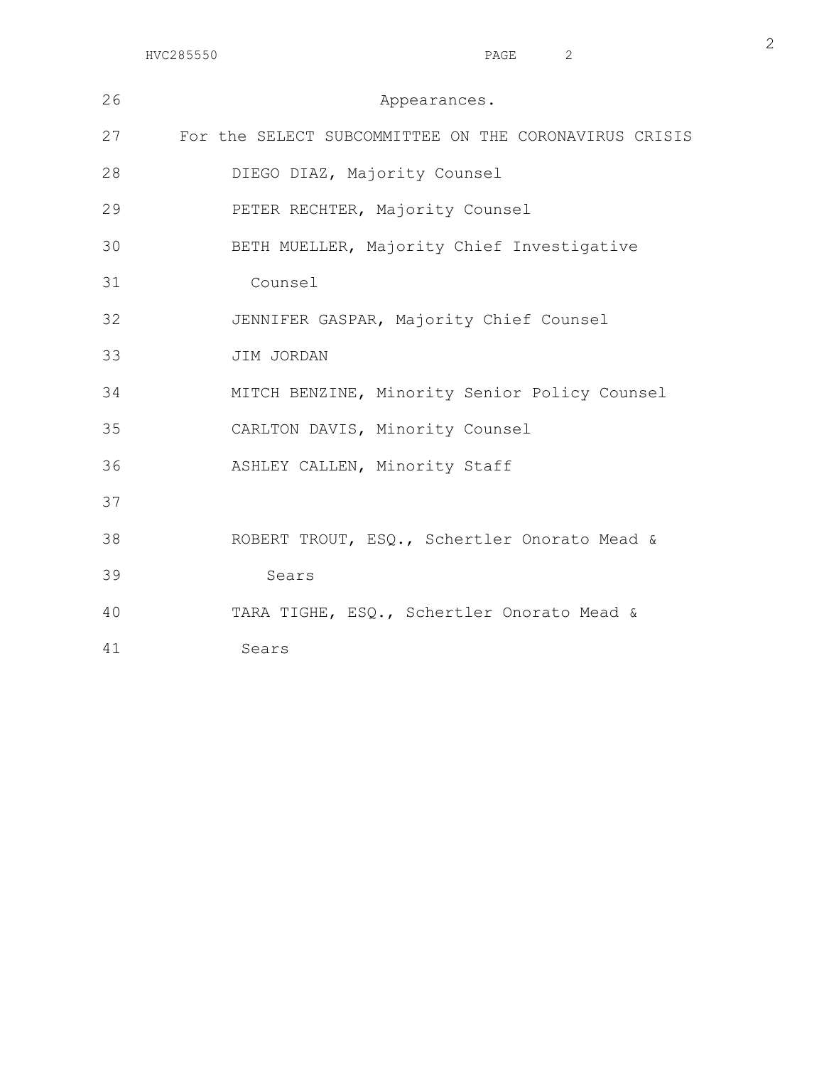Appearances.

For the SELECT SUBCOMMITTEE ON THE CORONAVIRUS CRISIS

DIEGO DIAZ, Majority Counsel

PETER RECHTER, Majority Counsel

BETH MUELLER, Majority Chief Investigative Counsel

JENNIFER GASPAR, Majority Chief Counsel

JIM JORDAN

MITCH BENZINE, Minority Senior Policy Counsel

CARLTON DAVIS, Minority Counsel

ASHLEY CALLEN, Minority Staff

ROBERT TROUT, ESQ., Schertler Onorato Mead & Sears

TARA TIGHE, ESQ., Schertler Onorato Mead & Sears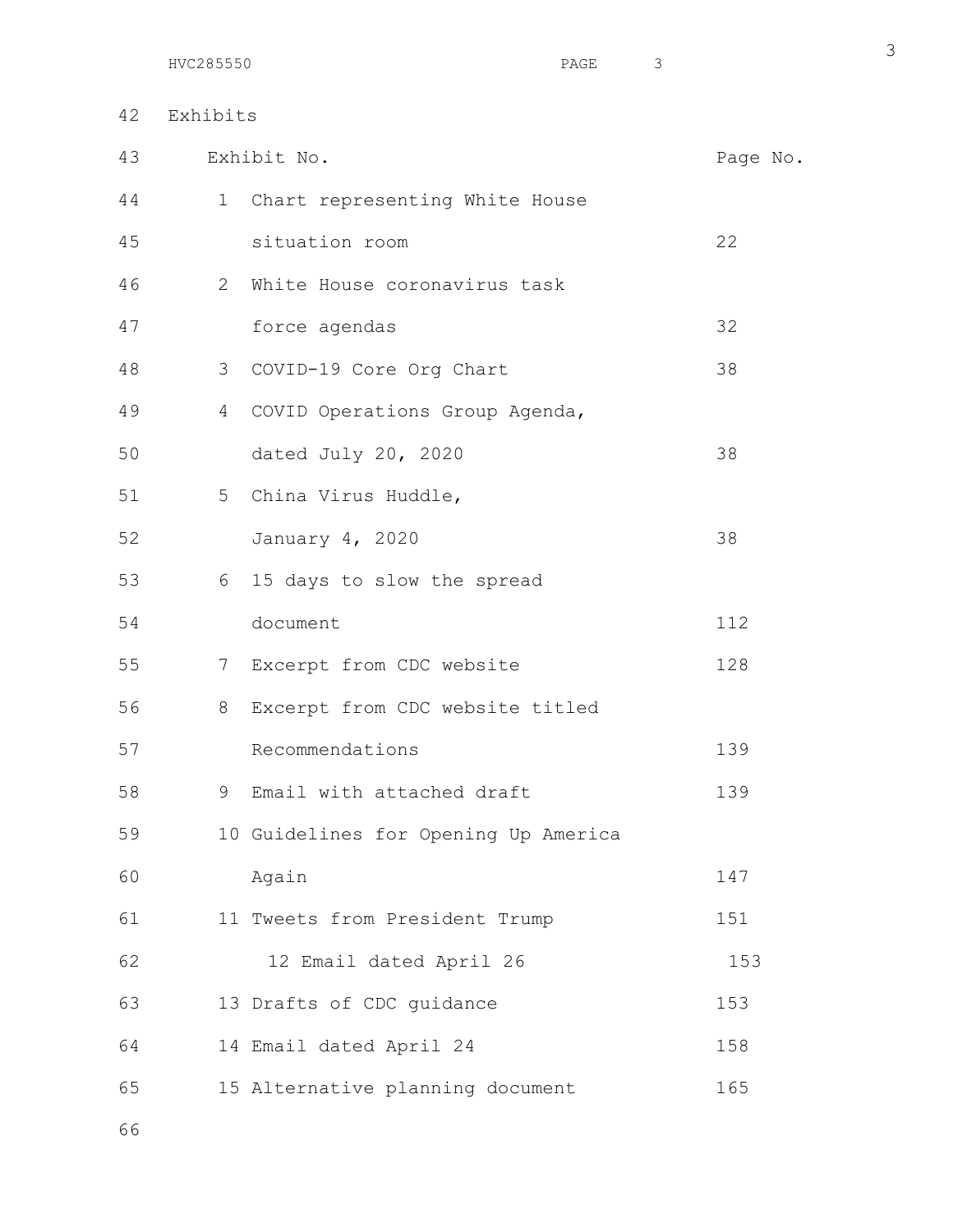## Exhibits

| Exhibit No. | | Page No. |
|---|---|---|
| 1 | Chart representing White House situation room | 22 |
| 2 | White House coronavirus task force agendas | 32 |
| 3 | COVID-19 Core Org Chart | 38 |
| 4 | COVID Operations Group Agenda, dated July 20, 2020 | 38 |
| 5 | China Virus Huddle, January 4, 2020 | 38 |
| 6 | 15 days to slow the spread document | 112 |
| 7 | Excerpt from CDC website | 128 |
| 8 | Excerpt from CDC website titled Recommendations | 139 |
| 9 | Email with attached draft | 139 |
| 10 | Guidelines for Opening Up America Again | 147 |
| 11 | Tweets from President Trump | 151 |
| 12 | Email dated April 26 | 153 |
| 13 | Drafts of CDC guidance | 153 |
| 14 | Email dated April 24 | 158 |
| 15 | Alternative planning document | 165 |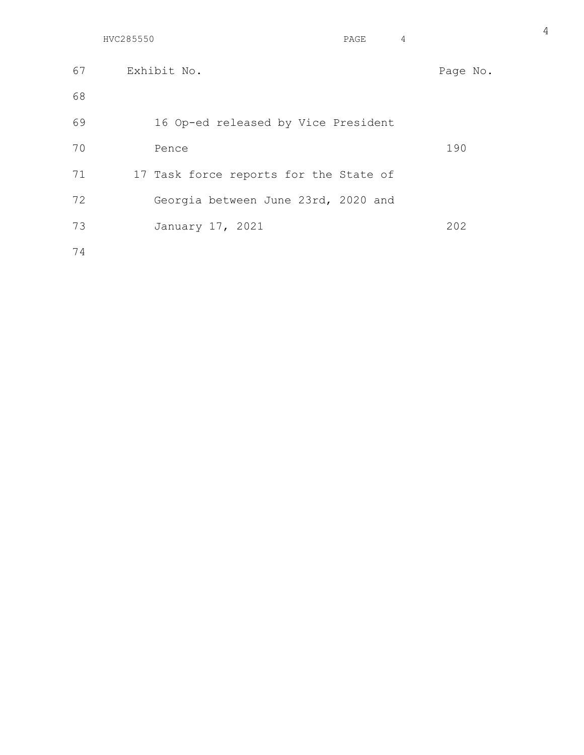| Exhibit No. | Page No. |
|---|---|
| 16 Op-ed released by Vice President Pence | 190 |
| 17 Task force reports for the State of Georgia between June 23rd, 2020 and January 17, 2021 | 202 |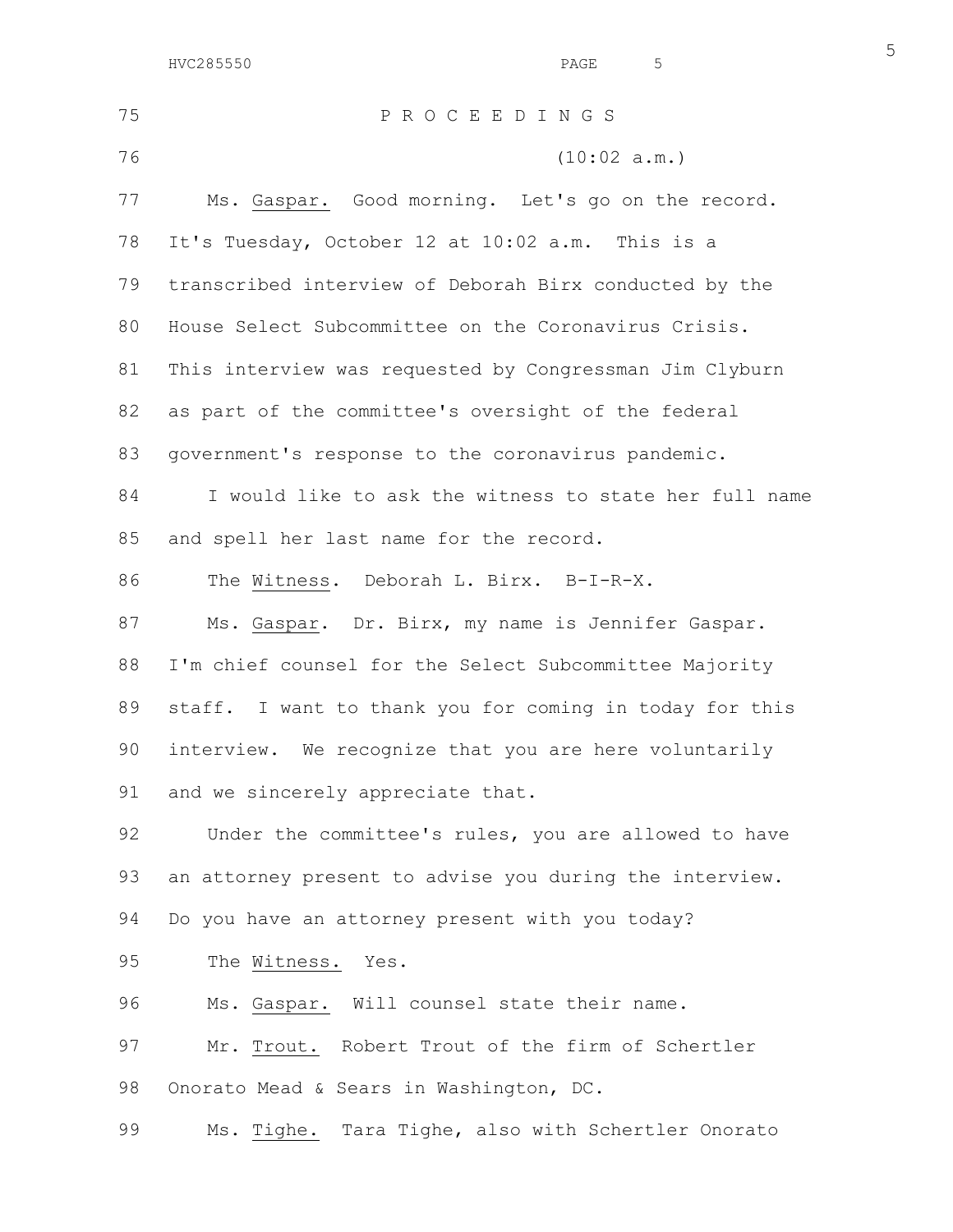P R O C E E D I N G S

(10:02 a.m.)

Ms. Gaspar. Good morning. Let's go on the record. It's Tuesday, October 12 at 10:02 a.m. This is a transcribed interview of Deborah Birx conducted by the House Select Subcommittee on the Coronavirus Crisis. This interview was requested by Congressman Jim Clyburn as part of the committee's oversight of the federal government's response to the coronavirus pandemic.

I would like to ask the witness to state her full name and spell her last name for the record.

The Witness. Deborah L. Birx. B-I-R-X.

Ms. Gaspar. Dr. Birx, my name is Jennifer Gaspar. I'm chief counsel for the Select Subcommittee Majority staff. I want to thank you for coming in today for this interview. We recognize that you are here voluntarily and we sincerely appreciate that.

Under the committee's rules, you are allowed to have an attorney present to advise you during the interview. Do you have an attorney present with you today?

The Witness. Yes.

Ms. Gaspar. Will counsel state their name.

Mr. Trout. Robert Trout of the firm of Schertler Onorato Mead & Sears in Washington, DC.

Ms. Tighe. Tara Tighe, also with Schertler Onorato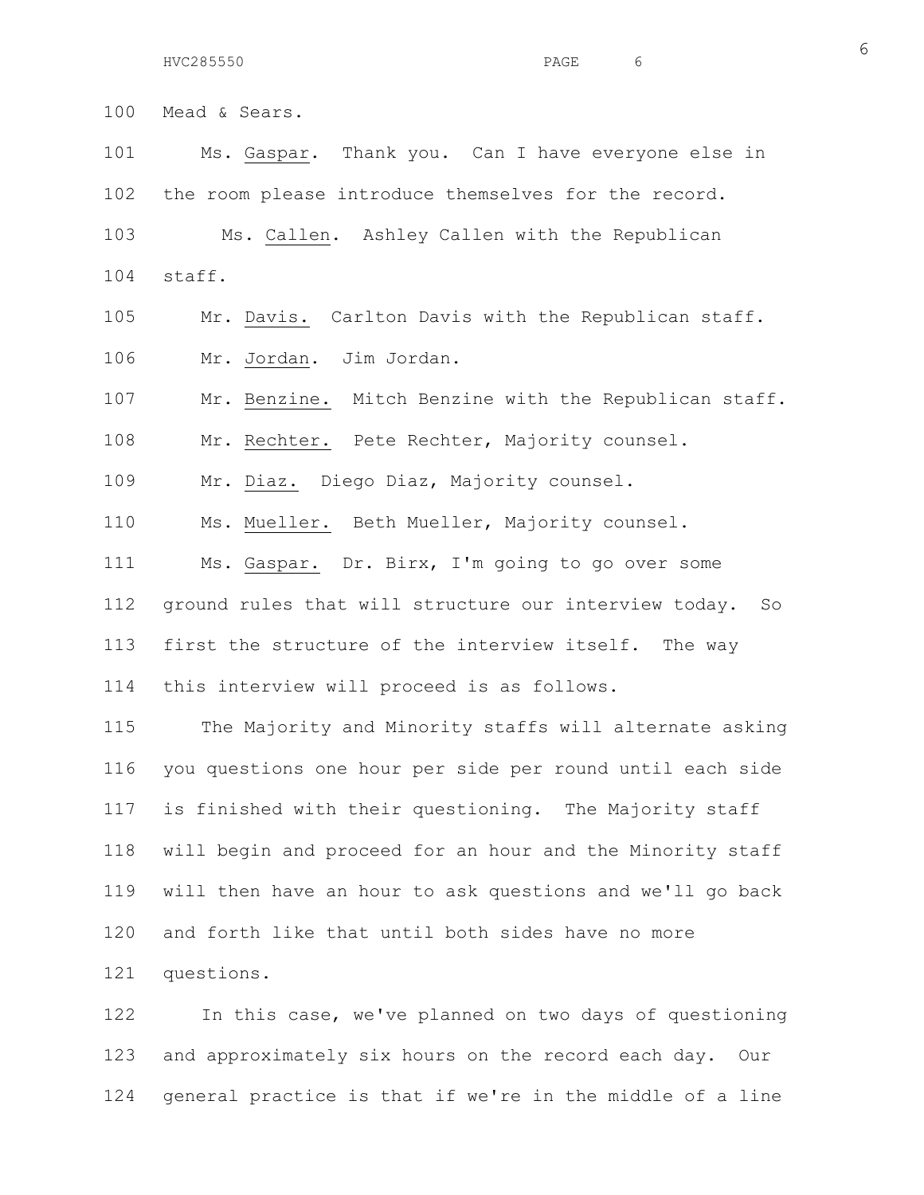Mead & Sears.

Ms. Gaspar. Thank you. Can I have everyone else in the room please introduce themselves for the record.

Ms. Callen. Ashley Callen with the Republican staff.

Mr. Davis. Carlton Davis with the Republican staff.

Mr. Jordan. Jim Jordan.

Mr. Benzine. Mitch Benzine with the Republican staff.

Mr. Rechter. Pete Rechter, Majority counsel.

Mr. Diaz. Diego Diaz, Majority counsel.

Ms. Mueller. Beth Mueller, Majority counsel.

Ms. Gaspar. Dr. Birx, I'm going to go over some ground rules that will structure our interview today. So first the structure of the interview itself. The way this interview will proceed is as follows.

The Majority and Minority staffs will alternate asking you questions one hour per side per round until each side is finished with their questioning. The Majority staff will begin and proceed for an hour and the Minority staff will then have an hour to ask questions and we'll go back and forth like that until both sides have no more questions.

In this case, we've planned on two days of questioning and approximately six hours on the record each day. Our general practice is that if we're in the middle of a line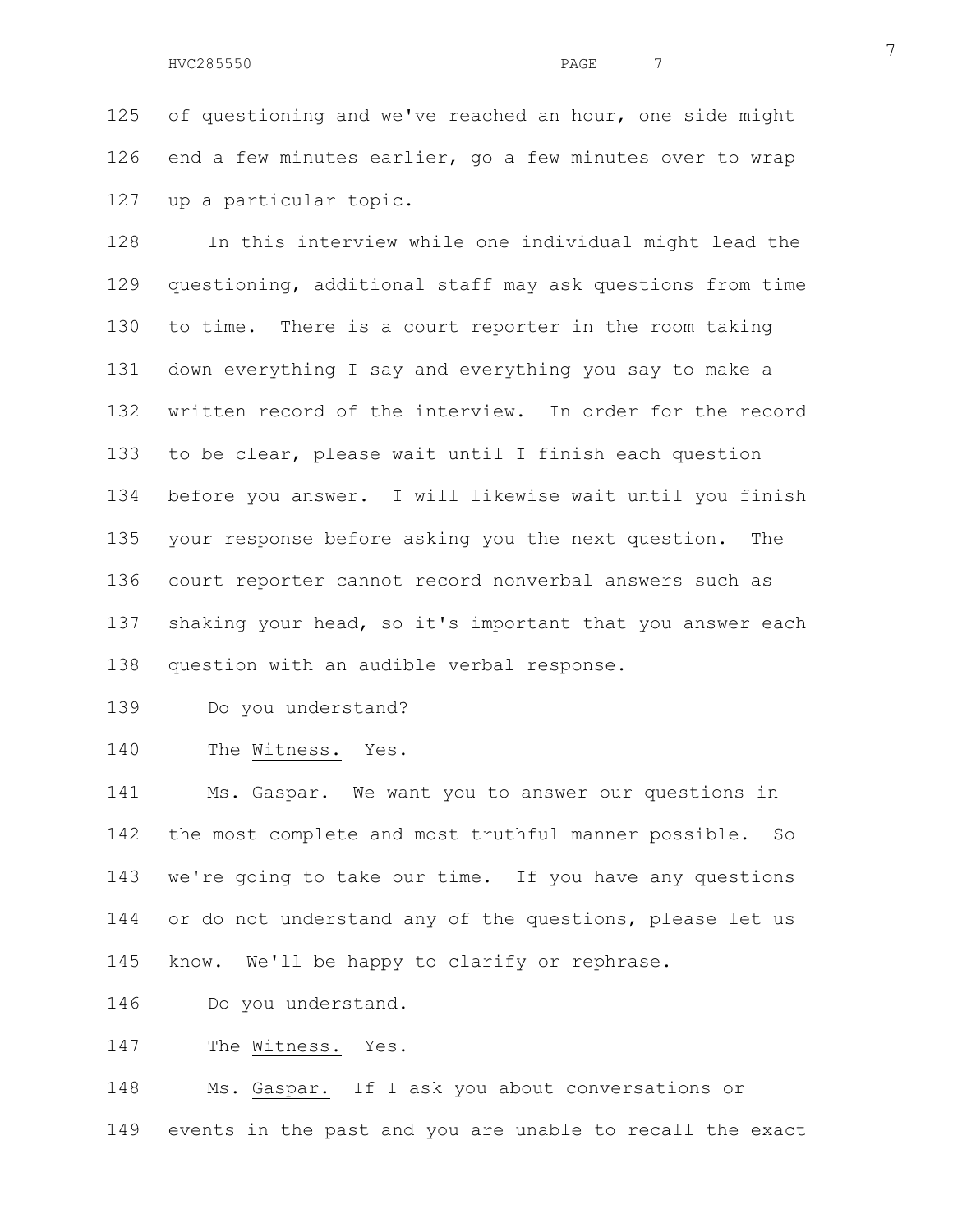of questioning and we've reached an hour, one side might end a few minutes earlier, go a few minutes over to wrap up a particular topic.

In this interview while one individual might lead the questioning, additional staff may ask questions from time to time. There is a court reporter in the room taking down everything I say and everything you say to make a written record of the interview. In order for the record to be clear, please wait until I finish each question before you answer. I will likewise wait until you finish your response before asking you the next question. The court reporter cannot record nonverbal answers such as shaking your head, so it's important that you answer each question with an audible verbal response.

Do you understand?

The Witness. Yes.

Ms. Gaspar. We want you to answer our questions in the most complete and most truthful manner possible. So we're going to take our time. If you have any questions or do not understand any of the questions, please let us know. We'll be happy to clarify or rephrase.

Do you understand.

The Witness. Yes.

Ms. Gaspar. If I ask you about conversations or events in the past and you are unable to recall the exact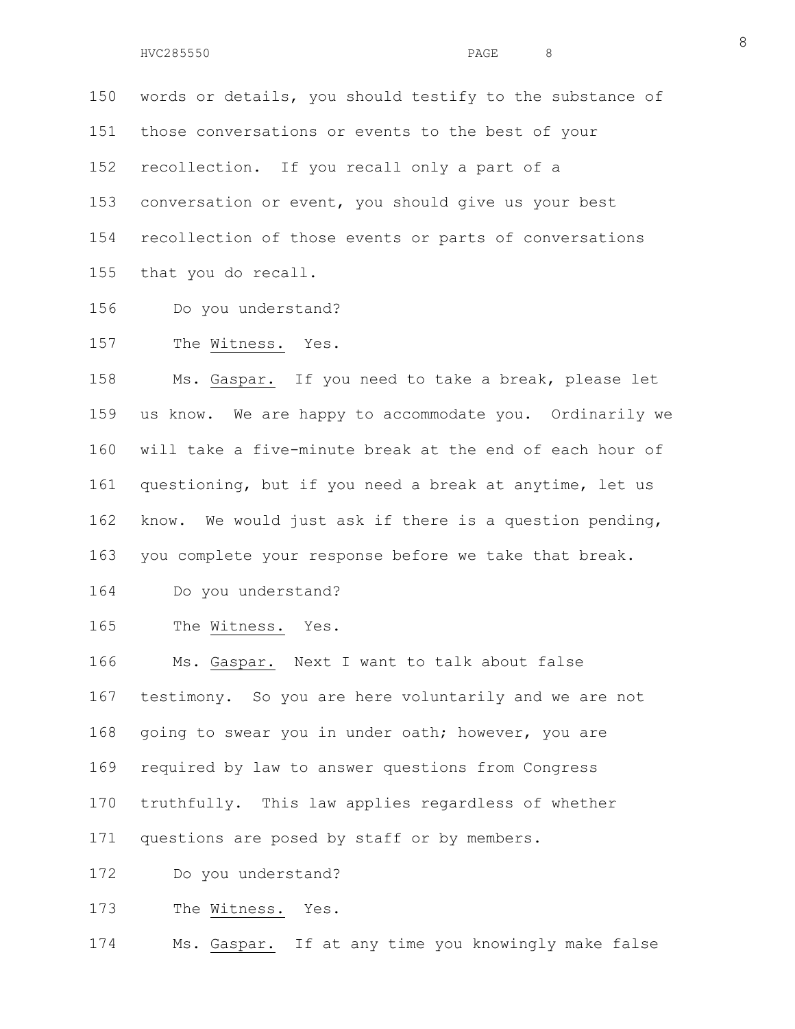words or details, you should testify to the substance of those conversations or events to the best of your recollection. If you recall only a part of a conversation or event, you should give us your best recollection of those events or parts of conversations that you do recall.

Do you understand?

The Witness. Yes.

Ms. Gaspar. If you need to take a break, please let us know. We are happy to accommodate you. Ordinarily we will take a five-minute break at the end of each hour of questioning, but if you need a break at anytime, let us know. We would just ask if there is a question pending, you complete your response before we take that break.

Do you understand?

The Witness. Yes.

Ms. Gaspar. Next I want to talk about false testimony. So you are here voluntarily and we are not going to swear you in under oath; however, you are required by law to answer questions from Congress truthfully. This law applies regardless of whether questions are posed by staff or by members.

Do you understand?

The Witness. Yes.

Ms. Gaspar. If at any time you knowingly make false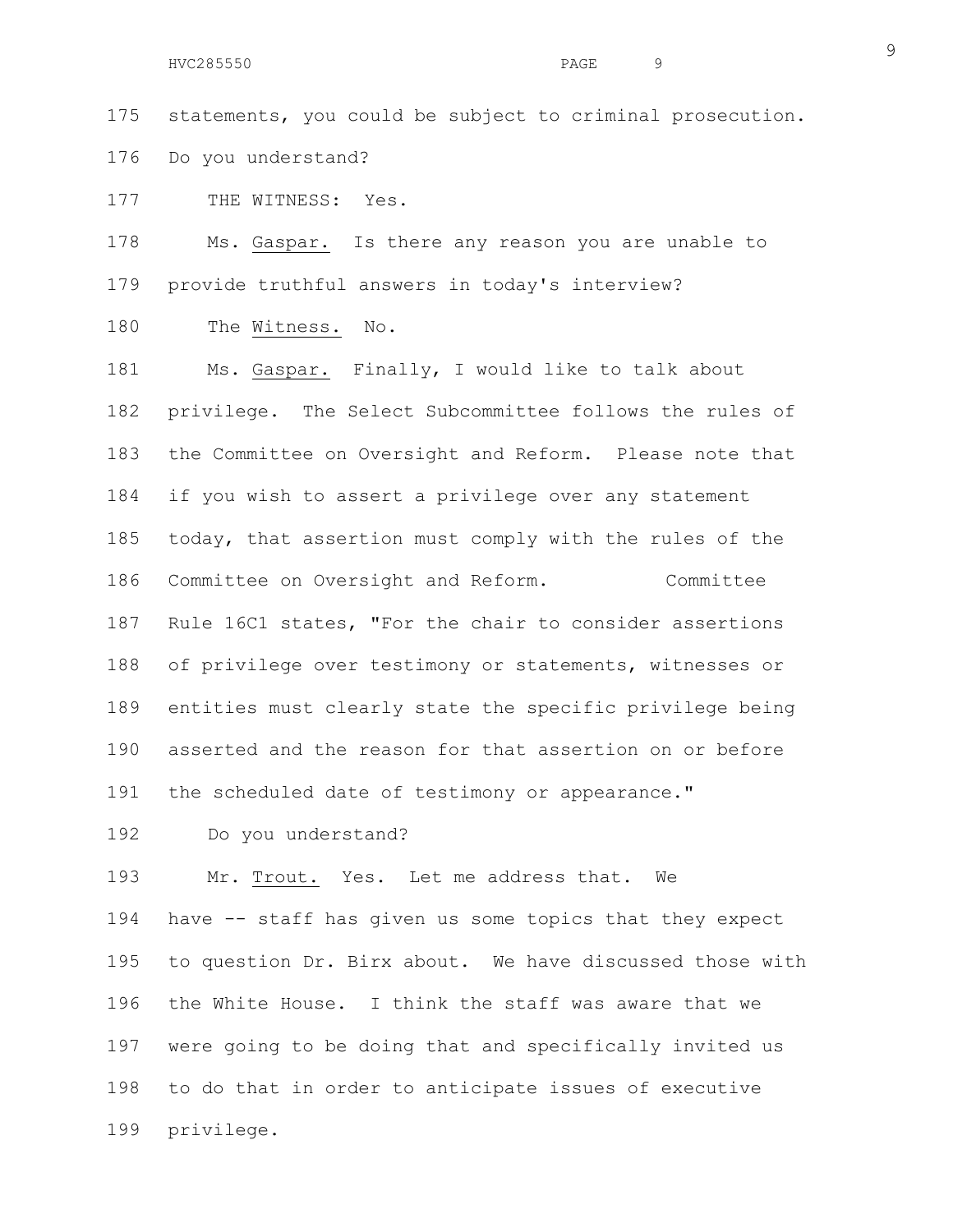175 statements, you could be subject to criminal prosecution.

176 Do you understand?

177 THE WITNESS: Yes.

178 Ms. Gaspar. Is there any reason you are unable to

179 provide truthful answers in today's interview?

180 The Witness. No.

181 Ms. Gaspar. Finally, I would like to talk about

182 privilege. The Select Subcommittee follows the rules of

183 the Committee on Oversight and Reform. Please note that

184 if you wish to assert a privilege over any statement

185 today, that assertion must comply with the rules of the

186 Committee on Oversight and Reform. Committee

187 Rule 16C1 states, "For the chair to consider assertions

188 of privilege over testimony or statements, witnesses or

189 entities must clearly state the specific privilege being

190 asserted and the reason for that assertion on or before

191 the scheduled date of testimony or appearance."

192 Do you understand?

193 Mr. Trout. Yes. Let me address that. We

194 have -- staff has given us some topics that they expect

195 to question Dr. Birx about. We have discussed those with

196 the White House. I think the staff was aware that we

197 were going to be doing that and specifically invited us

198 to do that in order to anticipate issues of executive

199 privilege.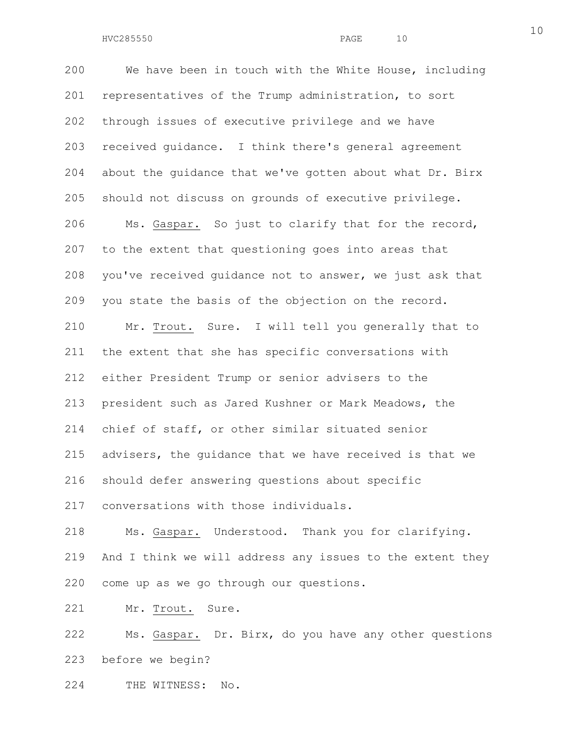We have been in touch with the White House, including representatives of the Trump administration, to sort through issues of executive privilege and we have received guidance. I think there's general agreement about the guidance that we've gotten about what Dr. Birx should not discuss on grounds of executive privilege.

Ms. Gaspar. So just to clarify that for the record, to the extent that questioning goes into areas that you've received guidance not to answer, we just ask that you state the basis of the objection on the record.

Mr. Trout. Sure. I will tell you generally that to the extent that she has specific conversations with either President Trump or senior advisers to the president such as Jared Kushner or Mark Meadows, the chief of staff, or other similar situated senior advisers, the guidance that we have received is that we should defer answering questions about specific conversations with those individuals.

Ms. Gaspar. Understood. Thank you for clarifying. And I think we will address any issues to the extent they come up as we go through our questions.

Mr. Trout. Sure.

Ms. Gaspar. Dr. Birx, do you have any other questions before we begin?

THE WITNESS: No.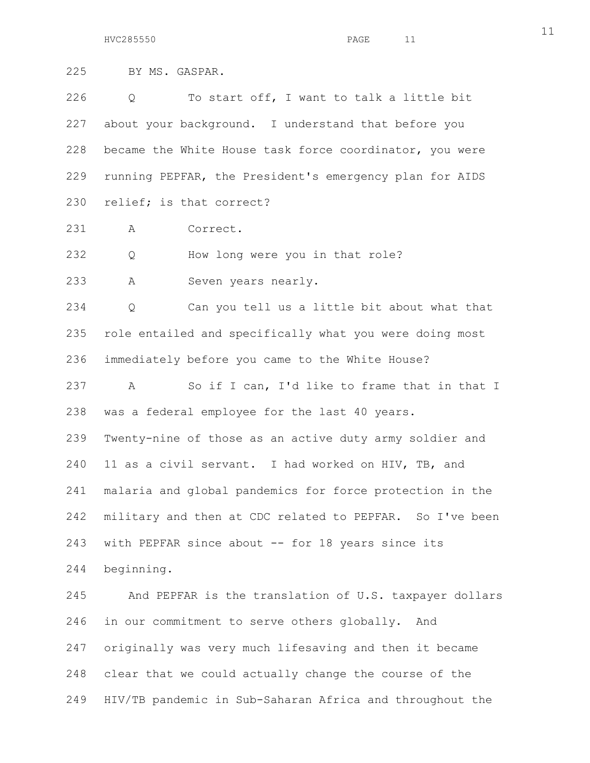BY MS. GASPAR.

Q To start off, I want to talk a little bit about your background. I understand that before you became the White House task force coordinator, you were running PEPFAR, the President's emergency plan for AIDS relief; is that correct?

A Correct.

Q How long were you in that role?

A Seven years nearly.

Q Can you tell us a little bit about what that role entailed and specifically what you were doing most immediately before you came to the White House?

A So if I can, I'd like to frame that in that I was a federal employee for the last 40 years. Twenty-nine of those as an active duty army soldier and 11 as a civil servant. I had worked on HIV, TB, and malaria and global pandemics for force protection in the military and then at CDC related to PEPFAR. So I've been with PEPFAR since about -- for 18 years since its beginning.

And PEPFAR is the translation of U.S. taxpayer dollars in our commitment to serve others globally. And originally was very much lifesaving and then it became clear that we could actually change the course of the HIV/TB pandemic in Sub-Saharan Africa and throughout the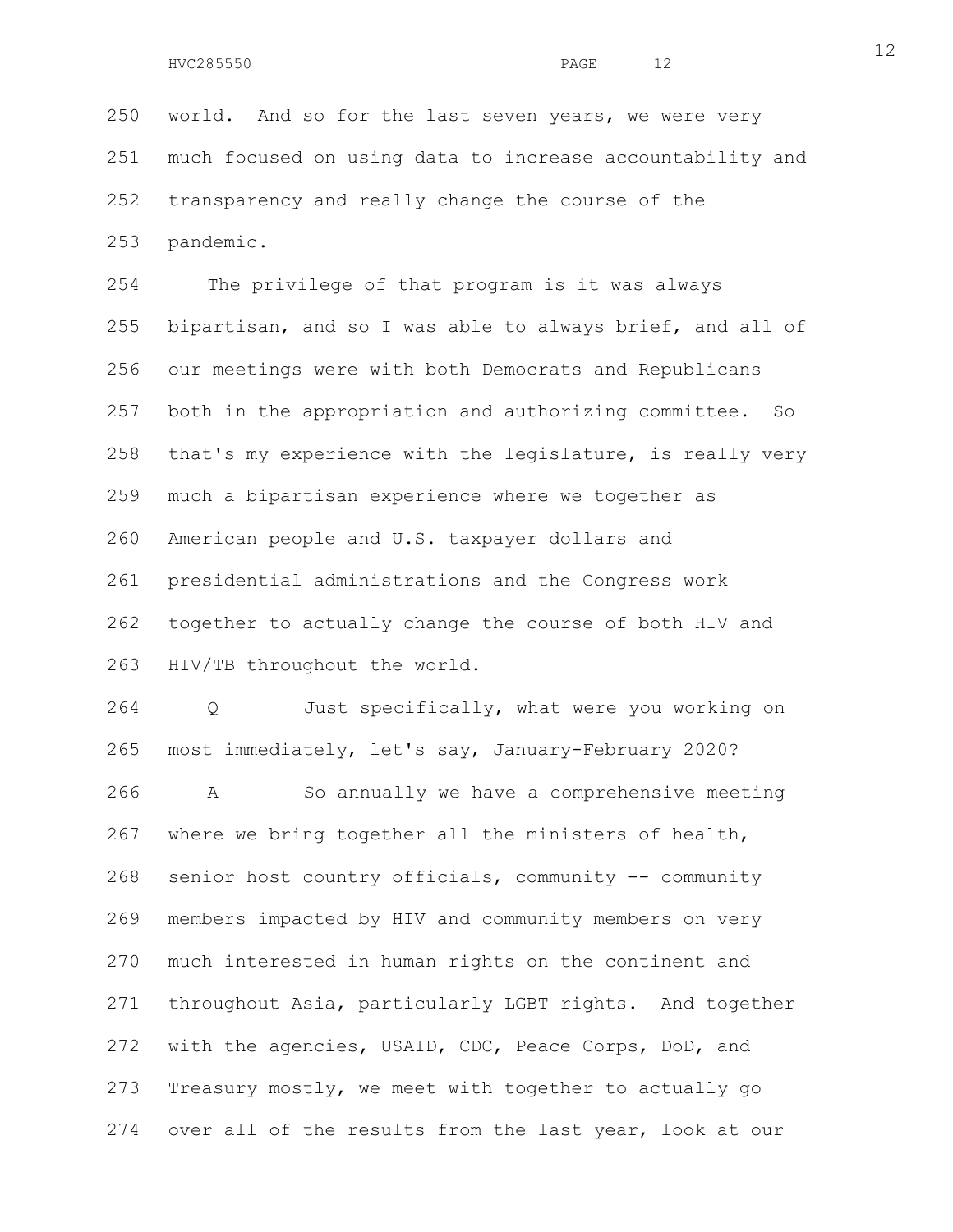world. And so for the last seven years, we were very much focused on using data to increase accountability and transparency and really change the course of the pandemic.

The privilege of that program is it was always bipartisan, and so I was able to always brief, and all of our meetings were with both Democrats and Republicans both in the appropriation and authorizing committee. So that's my experience with the legislature, is really very much a bipartisan experience where we together as American people and U.S. taxpayer dollars and presidential administrations and the Congress work together to actually change the course of both HIV and HIV/TB throughout the world.

Q Just specifically, what were you working on most immediately, let's say, January-February 2020?

A So annually we have a comprehensive meeting where we bring together all the ministers of health, senior host country officials, community -- community members impacted by HIV and community members on very much interested in human rights on the continent and throughout Asia, particularly LGBT rights. And together with the agencies, USAID, CDC, Peace Corps, DoD, and Treasury mostly, we meet with together to actually go over all of the results from the last year, look at our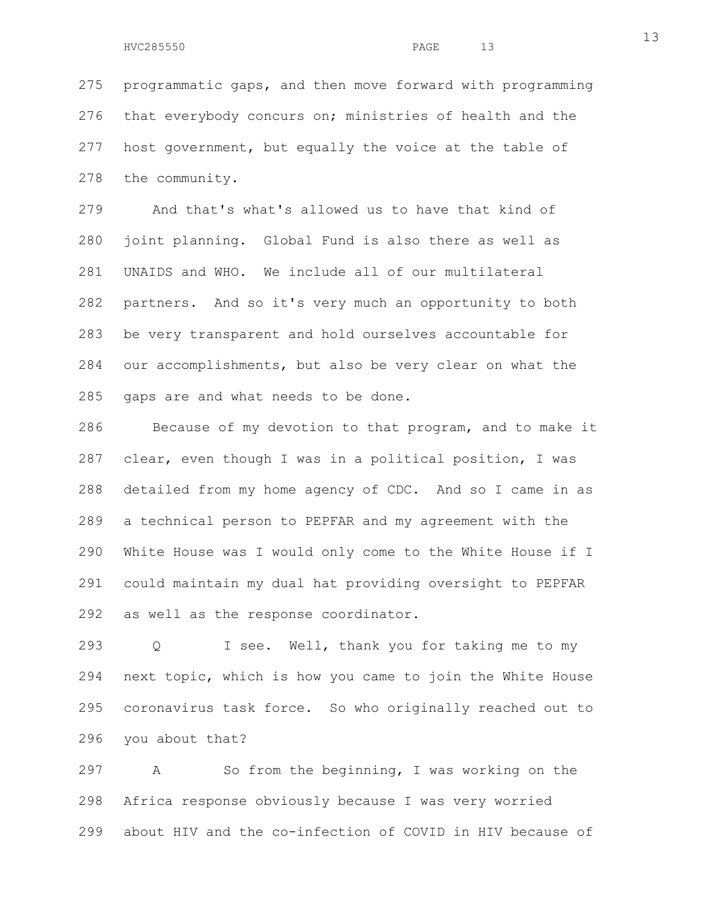programmatic gaps, and then move forward with programming that everybody concurs on; ministries of health and the host government, but equally the voice at the table of the community.

And that's what's allowed us to have that kind of joint planning. Global Fund is also there as well as UNAIDS and WHO. We include all of our multilateral partners. And so it's very much an opportunity to both be very transparent and hold ourselves accountable for our accomplishments, but also be very clear on what the gaps are and what needs to be done.

Because of my devotion to that program, and to make it clear, even though I was in a political position, I was detailed from my home agency of CDC. And so I came in as a technical person to PEPFAR and my agreement with the White House was I would only come to the White House if I could maintain my dual hat providing oversight to PEPFAR as well as the response coordinator.

Q I see. Well, thank you for taking me to my next topic, which is how you came to join the White House coronavirus task force. So who originally reached out to you about that?

A So from the beginning, I was working on the Africa response obviously because I was very worried about HIV and the co-infection of COVID in HIV because of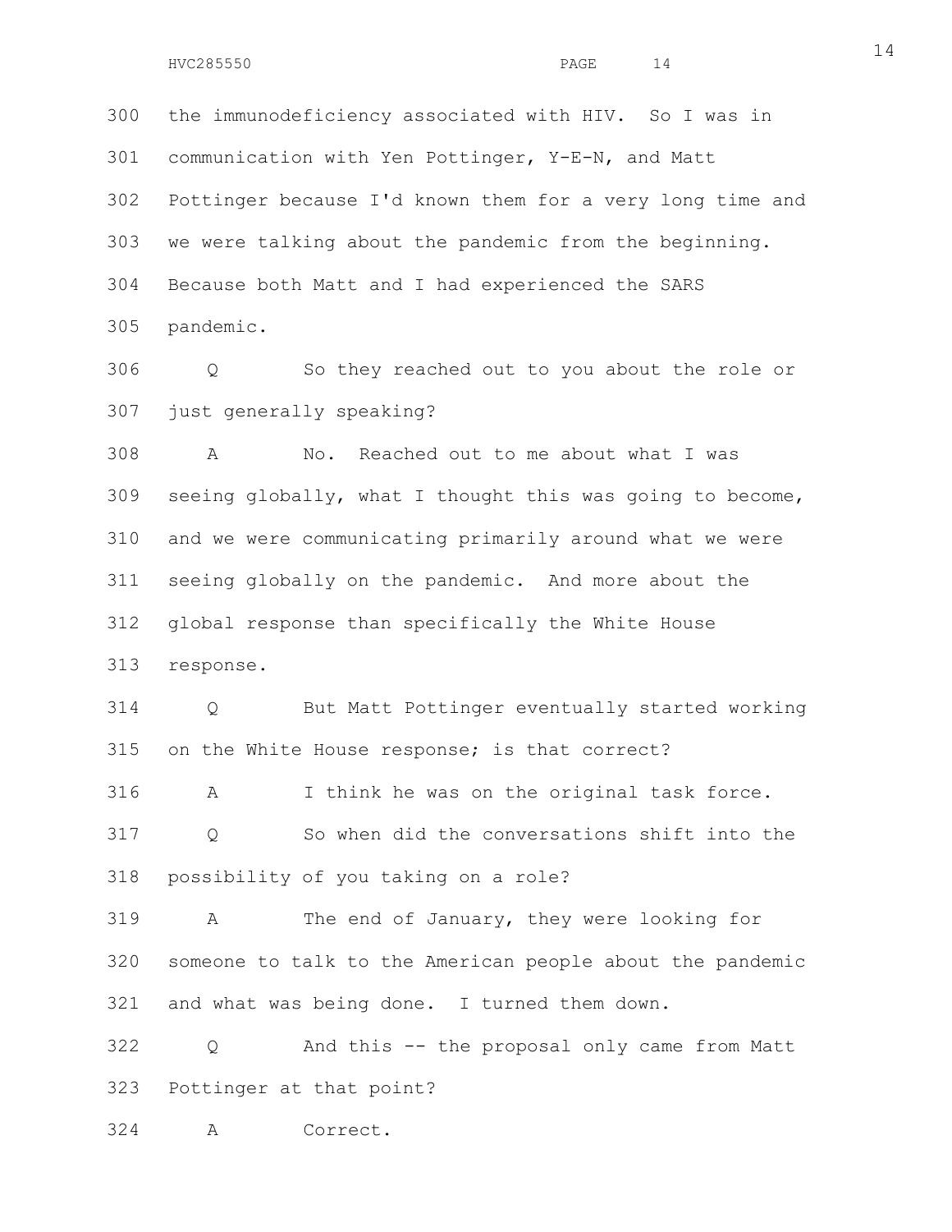300 the immunodeficiency associated with HIV. So I was in
301 communication with Yen Pottinger, Y-E-N, and Matt
302 Pottinger because I'd known them for a very long time and
303 we were talking about the pandemic from the beginning.
304 Because both Matt and I had experienced the SARS
305 pandemic.

306 Q So they reached out to you about the role or
307 just generally speaking?

308 A No. Reached out to me about what I was
309 seeing globally, what I thought this was going to become,
310 and we were communicating primarily around what we were
311 seeing globally on the pandemic. And more about the
312 global response than specifically the White House
313 response.

314 Q But Matt Pottinger eventually started working
315 on the White House response; is that correct?

316 A I think he was on the original task force.

317 Q So when did the conversations shift into the
318 possibility of you taking on a role?

319 A The end of January, they were looking for
320 someone to talk to the American people about the pandemic
321 and what was being done. I turned them down.

322 Q And this -- the proposal only came from Matt
323 Pottinger at that point?

324 A Correct.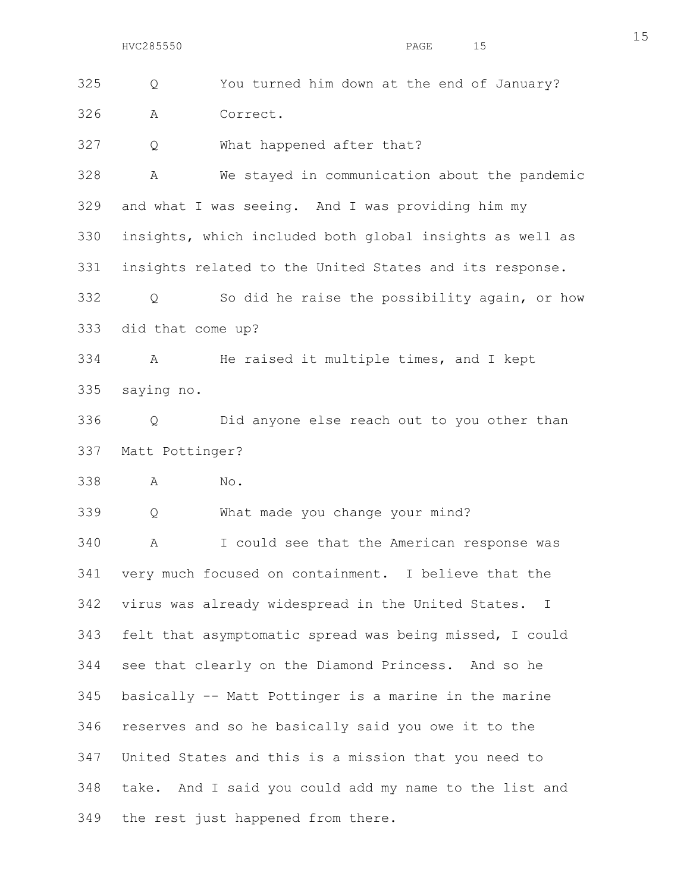325 Q You turned him down at the end of January?

326 A Correct.

327 Q What happened after that?

328 A We stayed in communication about the pandemic
329 and what I was seeing. And I was providing him my
330 insights, which included both global insights as well as
331 insights related to the United States and its response.

332 Q So did he raise the possibility again, or how
333 did that come up?

334 A He raised it multiple times, and I kept
335 saying no.

336 Q Did anyone else reach out to you other than
337 Matt Pottinger?

338 A No.

339 Q What made you change your mind?

340 A I could see that the American response was
341 very much focused on containment. I believe that the
342 virus was already widespread in the United States. I
343 felt that asymptomatic spread was being missed, I could
344 see that clearly on the Diamond Princess. And so he
345 basically -- Matt Pottinger is a marine in the marine
346 reserves and so he basically said you owe it to the
347 United States and this is a mission that you need to
348 take. And I said you could add my name to the list and
349 the rest just happened from there.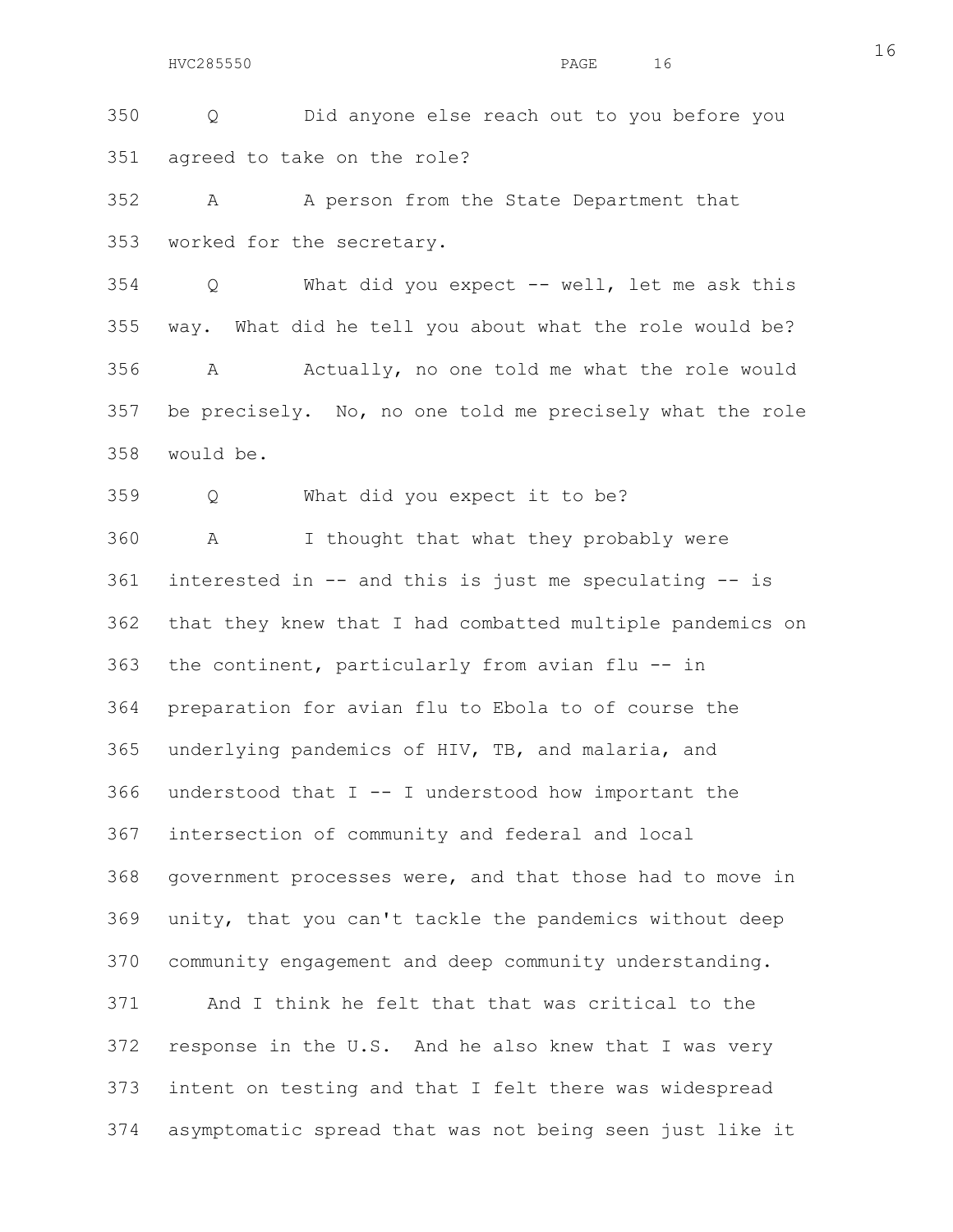Q Did anyone else reach out to you before you agreed to take on the role?

A A person from the State Department that worked for the secretary.

Q What did you expect -- well, let me ask this way. What did he tell you about what the role would be?

A Actually, no one told me what the role would be precisely. No, no one told me precisely what the role would be.

Q What did you expect it to be?

A I thought that what they probably were interested in -- and this is just me speculating -- is that they knew that I had combatted multiple pandemics on the continent, particularly from avian flu -- in preparation for avian flu to Ebola to of course the underlying pandemics of HIV, TB, and malaria, and understood that I -- I understood how important the intersection of community and federal and local government processes were, and that those had to move in unity, that you can't tackle the pandemics without deep community engagement and deep community understanding.

And I think he felt that that was critical to the response in the U.S. And he also knew that I was very intent on testing and that I felt there was widespread asymptomatic spread that was not being seen just like it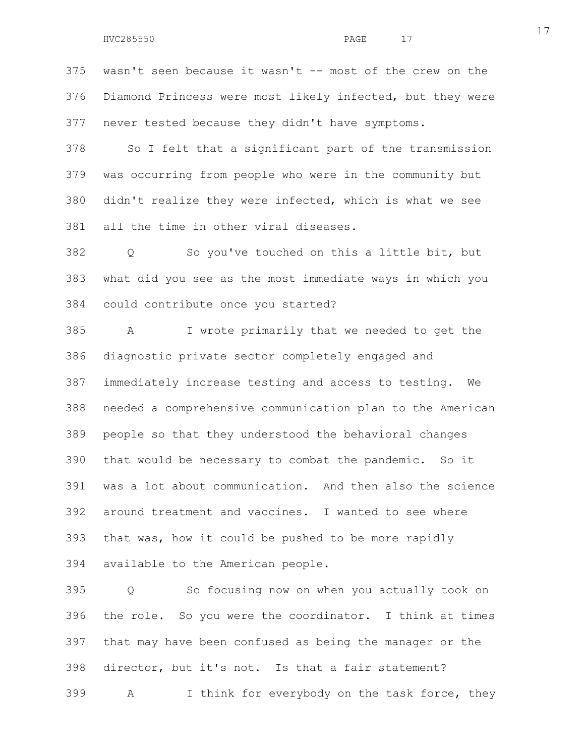375 wasn't seen because it wasn't -- most of the crew on the
376 Diamond Princess were most likely infected, but they were
377 never tested because they didn't have symptoms.

378 So I felt that a significant part of the transmission
379 was occurring from people who were in the community but
380 didn't realize they were infected, which is what we see
381 all the time in other viral diseases.

382 Q So you've touched on this a little bit, but
383 what did you see as the most immediate ways in which you
384 could contribute once you started?

385 A I wrote primarily that we needed to get the
386 diagnostic private sector completely engaged and
387 immediately increase testing and access to testing. We
388 needed a comprehensive communication plan to the American
389 people so that they understood the behavioral changes
390 that would be necessary to combat the pandemic. So it
391 was a lot about communication. And then also the science
392 around treatment and vaccines. I wanted to see where
393 that was, how it could be pushed to be more rapidly
394 available to the American people.

395 Q So focusing now on when you actually took on
396 the role. So you were the coordinator. I think at times
397 that may have been confused as being the manager or the
398 director, but it's not. Is that a fair statement?

399 A I think for everybody on the task force, they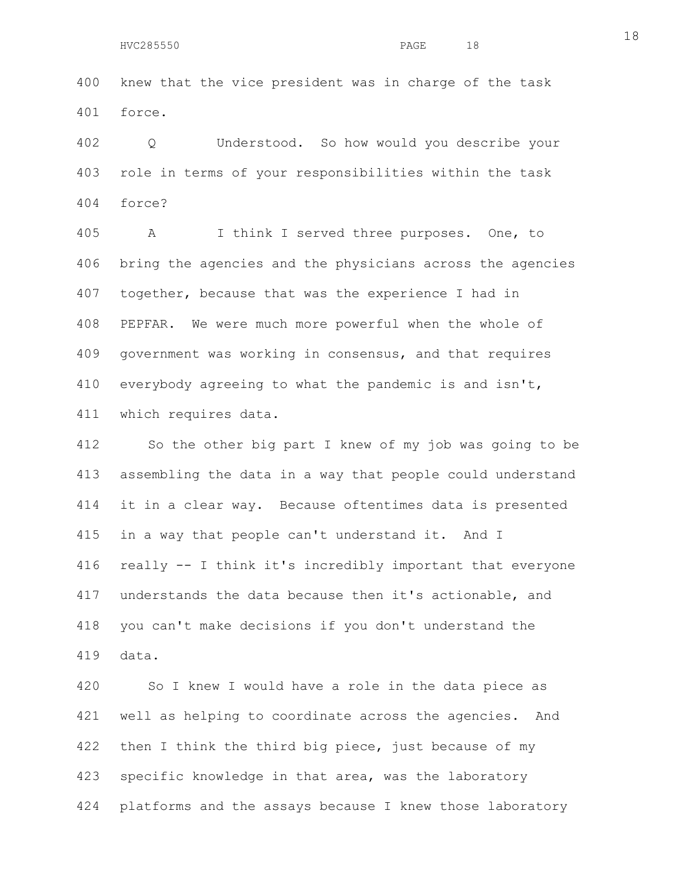knew that the vice president was in charge of the task force.

Q Understood. So how would you describe your role in terms of your responsibilities within the task force?

A I think I served three purposes. One, to bring the agencies and the physicians across the agencies together, because that was the experience I had in PEPFAR. We were much more powerful when the whole of government was working in consensus, and that requires everybody agreeing to what the pandemic is and isn't, which requires data.

So the other big part I knew of my job was going to be assembling the data in a way that people could understand it in a clear way. Because oftentimes data is presented in a way that people can't understand it. And I really -- I think it's incredibly important that everyone understands the data because then it's actionable, and you can't make decisions if you don't understand the data.

So I knew I would have a role in the data piece as well as helping to coordinate across the agencies. And then I think the third big piece, just because of my specific knowledge in that area, was the laboratory platforms and the assays because I knew those laboratory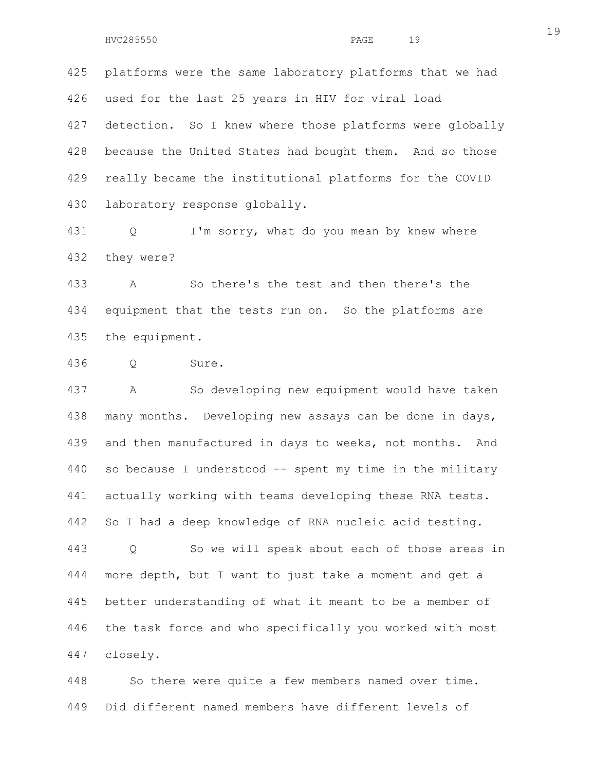425 platforms were the same laboratory platforms that we had
426 used for the last 25 years in HIV for viral load
427 detection. So I knew where those platforms were globally
428 because the United States had bought them. And so those
429 really became the institutional platforms for the COVID
430 laboratory response globally.

431 Q I'm sorry, what do you mean by knew where
432 they were?

433 A So there's the test and then there's the
434 equipment that the tests run on. So the platforms are
435 the equipment.

436 Q Sure.

437 A So developing new equipment would have taken
438 many months. Developing new assays can be done in days,
439 and then manufactured in days to weeks, not months. And
440 so because I understood -- spent my time in the military
441 actually working with teams developing these RNA tests.
442 So I had a deep knowledge of RNA nucleic acid testing.

443 Q So we will speak about each of those areas in
444 more depth, but I want to just take a moment and get a
445 better understanding of what it meant to be a member of
446 the task force and who specifically you worked with most
447 closely.

448 So there were quite a few members named over time.
449 Did different named members have different levels of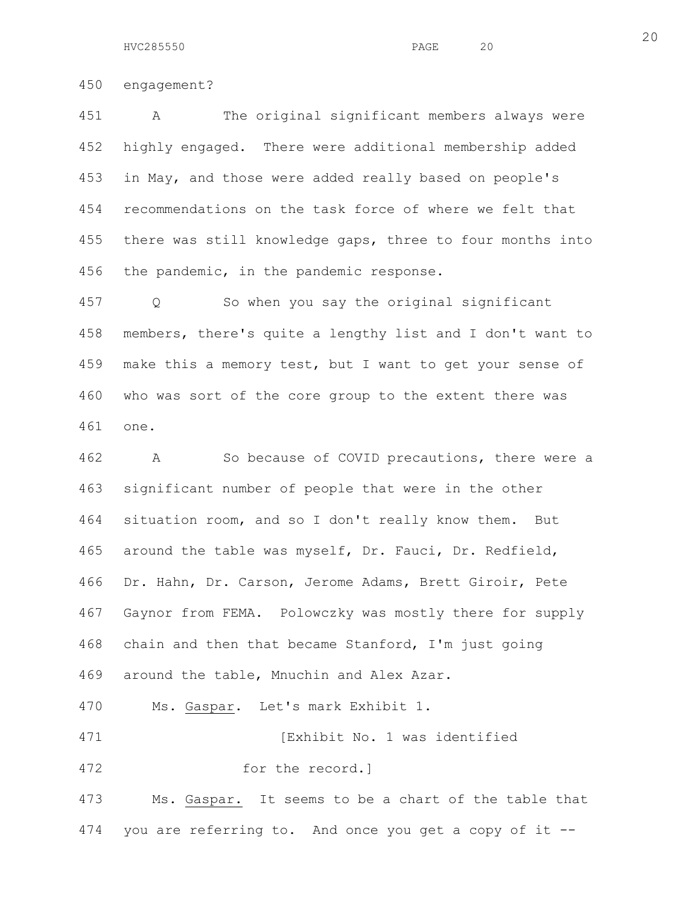450 engagement?

451 A The original significant members always were
452 highly engaged. There were additional membership added
453 in May, and those were added really based on people's
454 recommendations on the task force of where we felt that
455 there was still knowledge gaps, three to four months into
456 the pandemic, in the pandemic response.

457 Q So when you say the original significant
458 members, there's quite a lengthy list and I don't want to
459 make this a memory test, but I want to get your sense of
460 who was sort of the core group to the extent there was
461 one.

462 A So because of COVID precautions, there were a
463 significant number of people that were in the other
464 situation room, and so I don't really know them. But
465 around the table was myself, Dr. Fauci, Dr. Redfield,
466 Dr. Hahn, Dr. Carson, Jerome Adams, Brett Giroir, Pete
467 Gaynor from FEMA. Polowczky was mostly there for supply
468 chain and then that became Stanford, I'm just going
469 around the table, Mnuchin and Alex Azar.

470 Ms. Gaspar. Let's mark Exhibit 1.

471 [Exhibit No. 1 was identified
472 for the record.]

473 Ms. Gaspar. It seems to be a chart of the table that
474 you are referring to. And once you get a copy of it --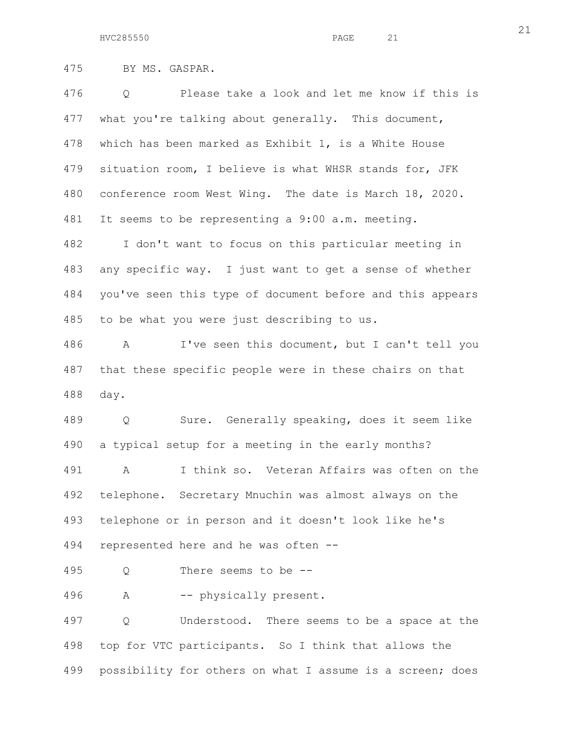475 BY MS. GASPAR.

476 Q Please take a look and let me know if this is
477 what you're talking about generally. This document,
478 which has been marked as Exhibit 1, is a White House
479 situation room, I believe is what WHSR stands for, JFK
480 conference room West Wing. The date is March 18, 2020.
481 It seems to be representing a 9:00 a.m. meeting.

482 I don't want to focus on this particular meeting in
483 any specific way. I just want to get a sense of whether
484 you've seen this type of document before and this appears
485 to be what you were just describing to us.

486 A I've seen this document, but I can't tell you
487 that these specific people were in these chairs on that
488 day.

489 Q Sure. Generally speaking, does it seem like
490 a typical setup for a meeting in the early months?

491 A I think so. Veteran Affairs was often on the
492 telephone. Secretary Mnuchin was almost always on the
493 telephone or in person and it doesn't look like he's
494 represented here and he was often --

495 Q There seems to be --

496 A -- physically present.

497 Q Understood. There seems to be a space at the
498 top for VTC participants. So I think that allows the
499 possibility for others on what I assume is a screen; does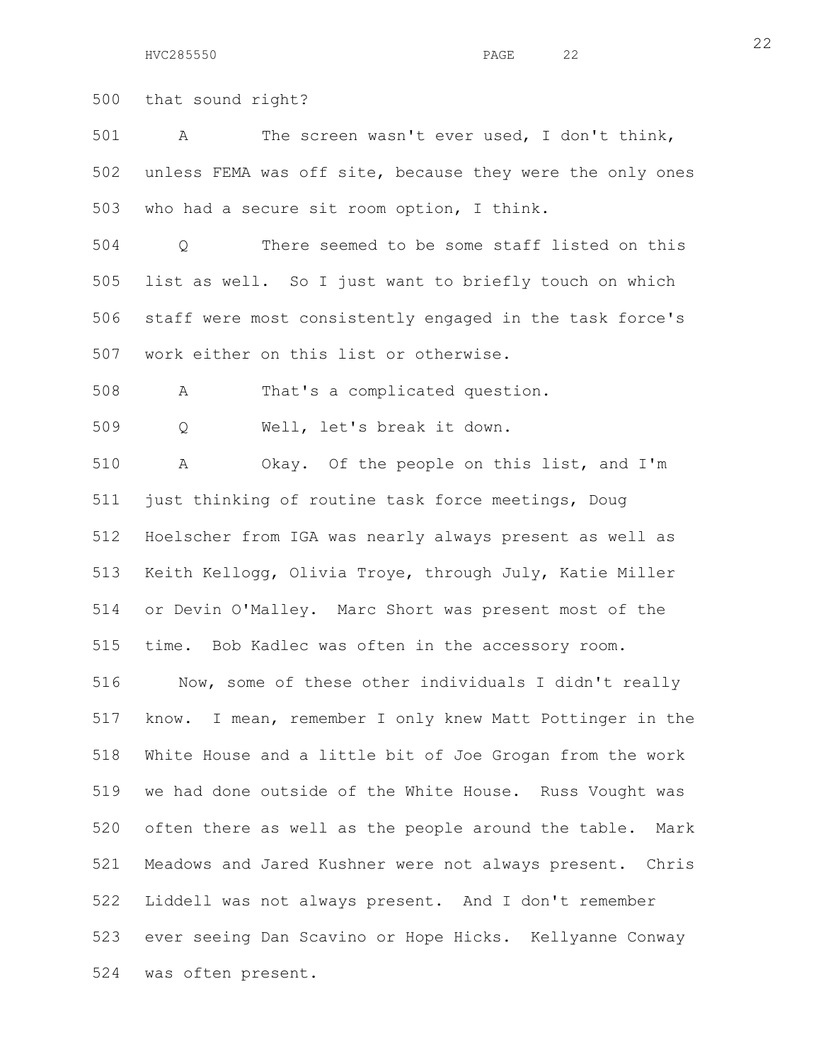that sound right?

A The screen wasn't ever used, I don't think, unless FEMA was off site, because they were the only ones who had a secure sit room option, I think.

Q There seemed to be some staff listed on this list as well. So I just want to briefly touch on which staff were most consistently engaged in the task force's work either on this list or otherwise.

A That's a complicated question.

Q Well, let's break it down.

A Okay. Of the people on this list, and I'm just thinking of routine task force meetings, Doug Hoelscher from IGA was nearly always present as well as Keith Kellogg, Olivia Troye, through July, Katie Miller or Devin O'Malley. Marc Short was present most of the time. Bob Kadlec was often in the accessory room.

Now, some of these other individuals I didn't really know. I mean, remember I only knew Matt Pottinger in the White House and a little bit of Joe Grogan from the work we had done outside of the White House. Russ Vought was often there as well as the people around the table. Mark Meadows and Jared Kushner were not always present. Chris Liddell was not always present. And I don't remember ever seeing Dan Scavino or Hope Hicks. Kellyanne Conway was often present.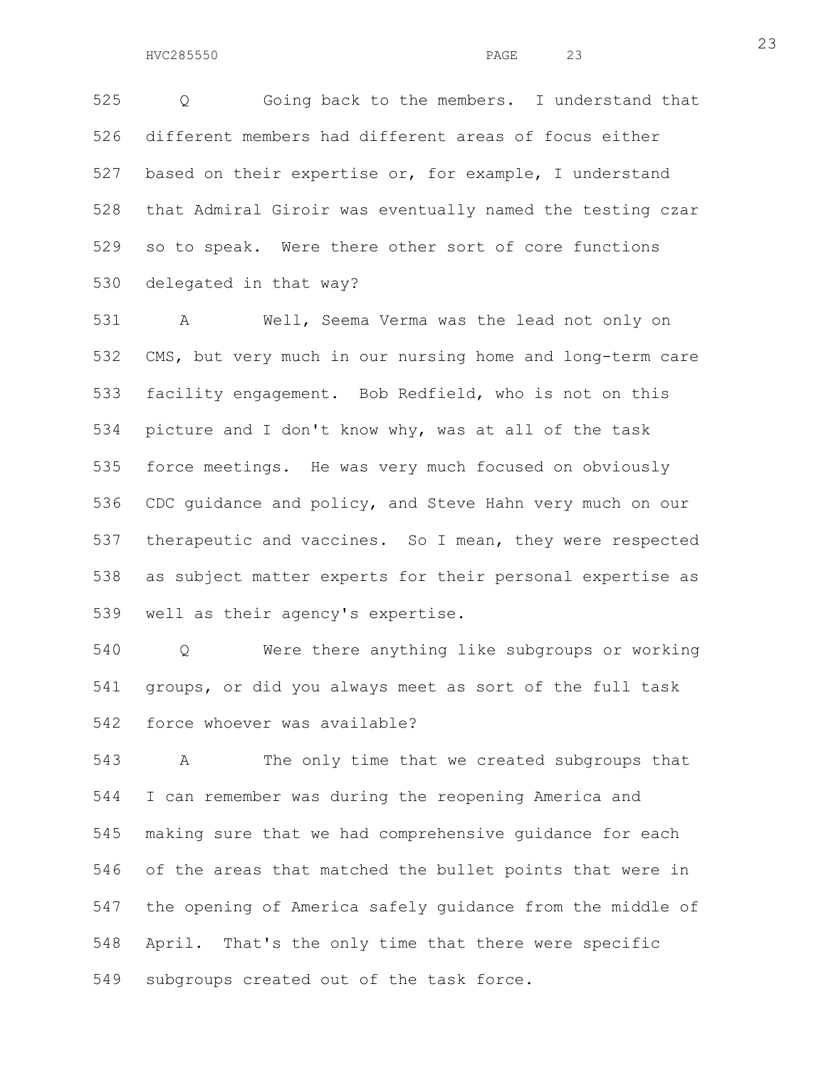525 Q Going back to the members. I understand that
526 different members had different areas of focus either
527 based on their expertise or, for example, I understand
528 that Admiral Giroir was eventually named the testing czar
529 so to speak. Were there other sort of core functions
530 delegated in that way?

531 A Well, Seema Verma was the lead not only on
532 CMS, but very much in our nursing home and long-term care
533 facility engagement. Bob Redfield, who is not on this
534 picture and I don't know why, was at all of the task
535 force meetings. He was very much focused on obviously
536 CDC guidance and policy, and Steve Hahn very much on our
537 therapeutic and vaccines. So I mean, they were respected
538 as subject matter experts for their personal expertise as
539 well as their agency's expertise.

540 Q Were there anything like subgroups or working
541 groups, or did you always meet as sort of the full task
542 force whoever was available?

543 A The only time that we created subgroups that
544 I can remember was during the reopening America and
545 making sure that we had comprehensive guidance for each
546 of the areas that matched the bullet points that were in
547 the opening of America safely guidance from the middle of
548 April. That's the only time that there were specific
549 subgroups created out of the task force.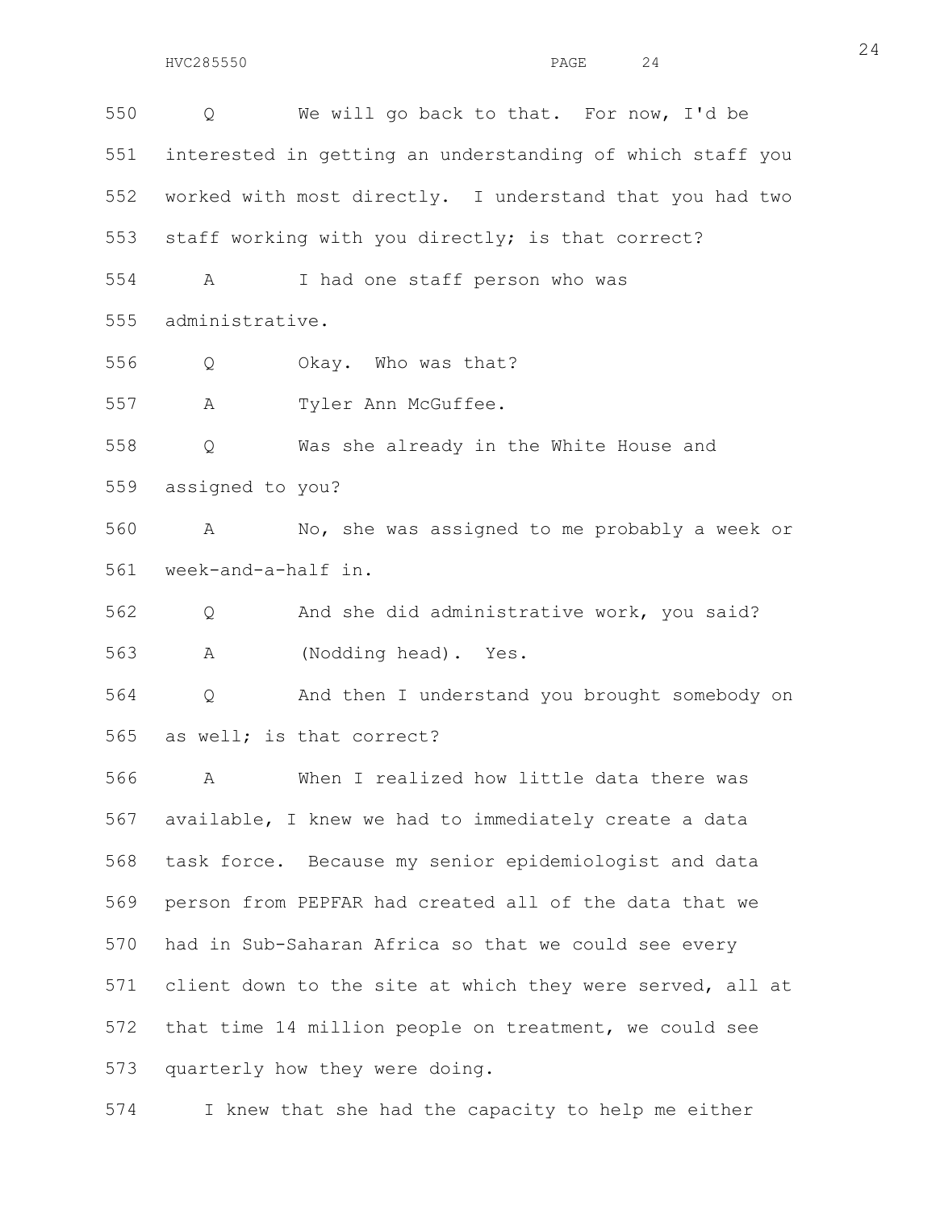550 Q We will go back to that. For now, I'd be
551 interested in getting an understanding of which staff you
552 worked with most directly. I understand that you had two
553 staff working with you directly; is that correct?

554 A I had one staff person who was
555 administrative.

556 Q Okay. Who was that?

557 A Tyler Ann McGuffee.

558 Q Was she already in the White House and
559 assigned to you?

560 A No, she was assigned to me probably a week or
561 week-and-a-half in.

562 Q And she did administrative work, you said?

563 A (Nodding head). Yes.

564 Q And then I understand you brought somebody on
565 as well; is that correct?

566 A When I realized how little data there was
567 available, I knew we had to immediately create a data
568 task force. Because my senior epidemiologist and data
569 person from PEPFAR had created all of the data that we
570 had in Sub-Saharan Africa so that we could see every
571 client down to the site at which they were served, all at
572 that time 14 million people on treatment, we could see
573 quarterly how they were doing.

574 I knew that she had the capacity to help me either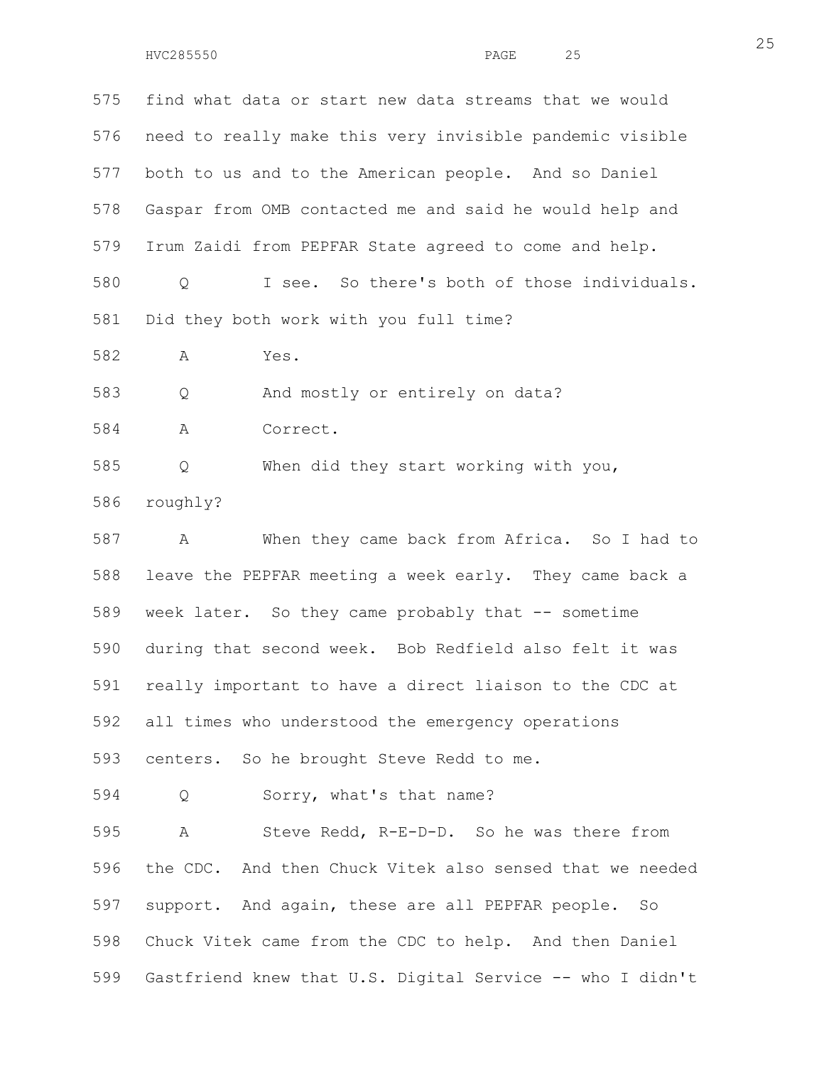575 find what data or start new data streams that we would

576 need to really make this very invisible pandemic visible

577 both to us and to the American people. And so Daniel

578 Gaspar from OMB contacted me and said he would help and

579 Irum Zaidi from PEPFAR State agreed to come and help.

580 Q I see. So there's both of those individuals.

581 Did they both work with you full time?

582 A Yes.

583 Q And mostly or entirely on data?

584 A Correct.

585 Q When did they start working with you,

586 roughly?

587 A When they came back from Africa. So I had to

588 leave the PEPFAR meeting a week early. They came back a

589 week later. So they came probably that -- sometime

590 during that second week. Bob Redfield also felt it was

591 really important to have a direct liaison to the CDC at

592 all times who understood the emergency operations

593 centers. So he brought Steve Redd to me.

594 Q Sorry, what's that name?

595 A Steve Redd, R-E-D-D. So he was there from

596 the CDC. And then Chuck Vitek also sensed that we needed

597 support. And again, these are all PEPFAR people. So

598 Chuck Vitek came from the CDC to help. And then Daniel

599 Gastfriend knew that U.S. Digital Service -- who I didn't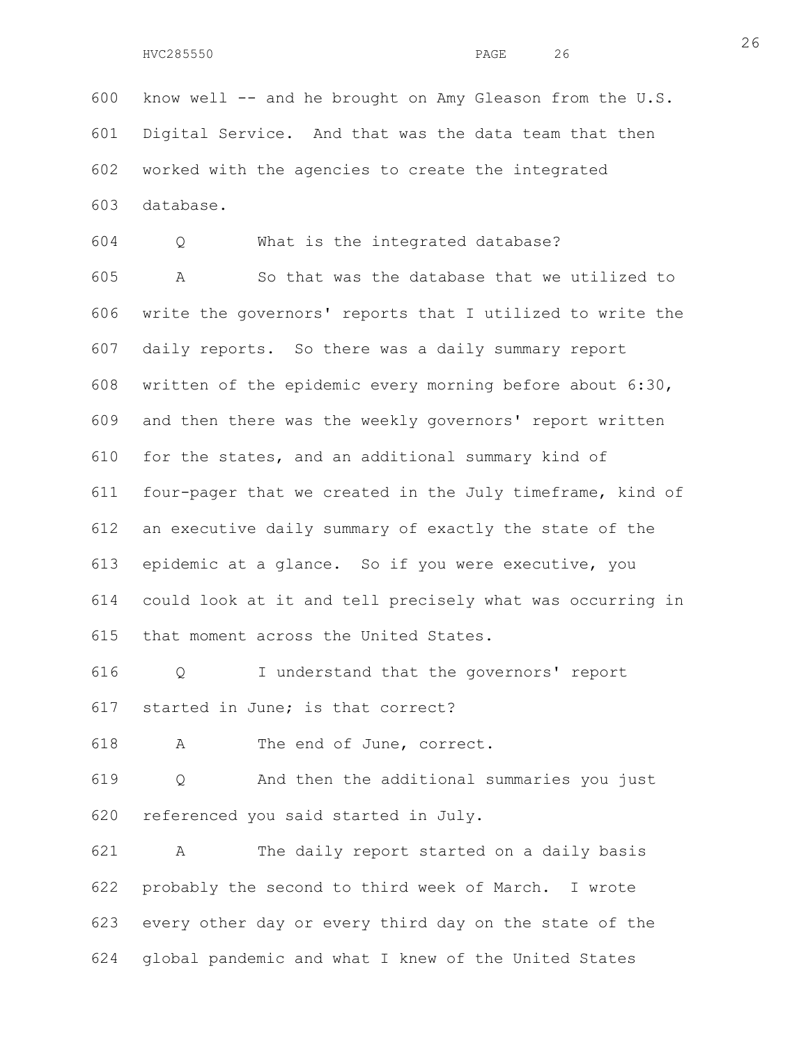know well -- and he brought on Amy Gleason from the U.S. Digital Service. And that was the data team that then worked with the agencies to create the integrated database.

Q What is the integrated database?

A So that was the database that we utilized to write the governors' reports that I utilized to write the daily reports. So there was a daily summary report written of the epidemic every morning before about 6:30, and then there was the weekly governors' report written for the states, and an additional summary kind of four-pager that we created in the July timeframe, kind of an executive daily summary of exactly the state of the epidemic at a glance. So if you were executive, you could look at it and tell precisely what was occurring in that moment across the United States.

Q I understand that the governors' report started in June; is that correct?

A The end of June, correct.

Q And then the additional summaries you just referenced you said started in July.

A The daily report started on a daily basis probably the second to third week of March. I wrote every other day or every third day on the state of the global pandemic and what I knew of the United States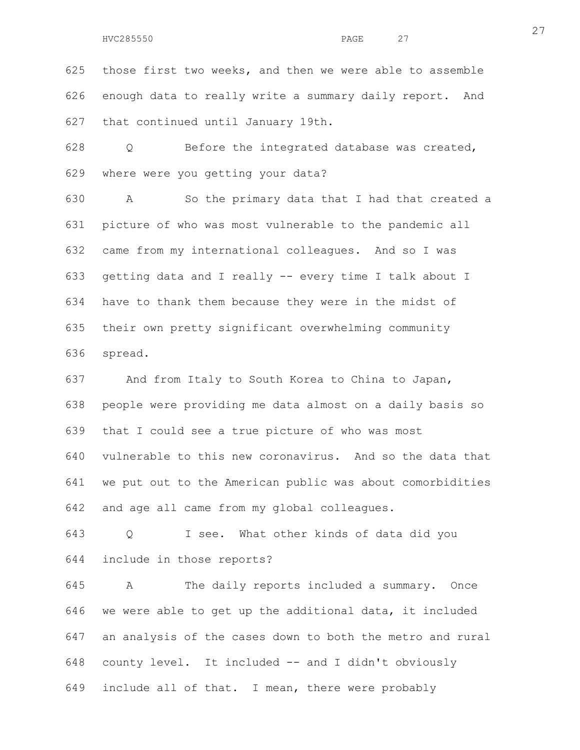625 those first two weeks, and then we were able to assemble
626 enough data to really write a summary daily report. And
627 that continued until January 19th.

628 Q Before the integrated database was created,
629 where were you getting your data?

630 A So the primary data that I had that created a
631 picture of who was most vulnerable to the pandemic all
632 came from my international colleagues. And so I was
633 getting data and I really -- every time I talk about I
634 have to thank them because they were in the midst of
635 their own pretty significant overwhelming community
636 spread.

637 And from Italy to South Korea to China to Japan,
638 people were providing me data almost on a daily basis so
639 that I could see a true picture of who was most
640 vulnerable to this new coronavirus. And so the data that
641 we put out to the American public was about comorbidities
642 and age all came from my global colleagues.

643 Q I see. What other kinds of data did you
644 include in those reports?

645 A The daily reports included a summary. Once
646 we were able to get up the additional data, it included
647 an analysis of the cases down to both the metro and rural
648 county level. It included -- and I didn't obviously
649 include all of that. I mean, there were probably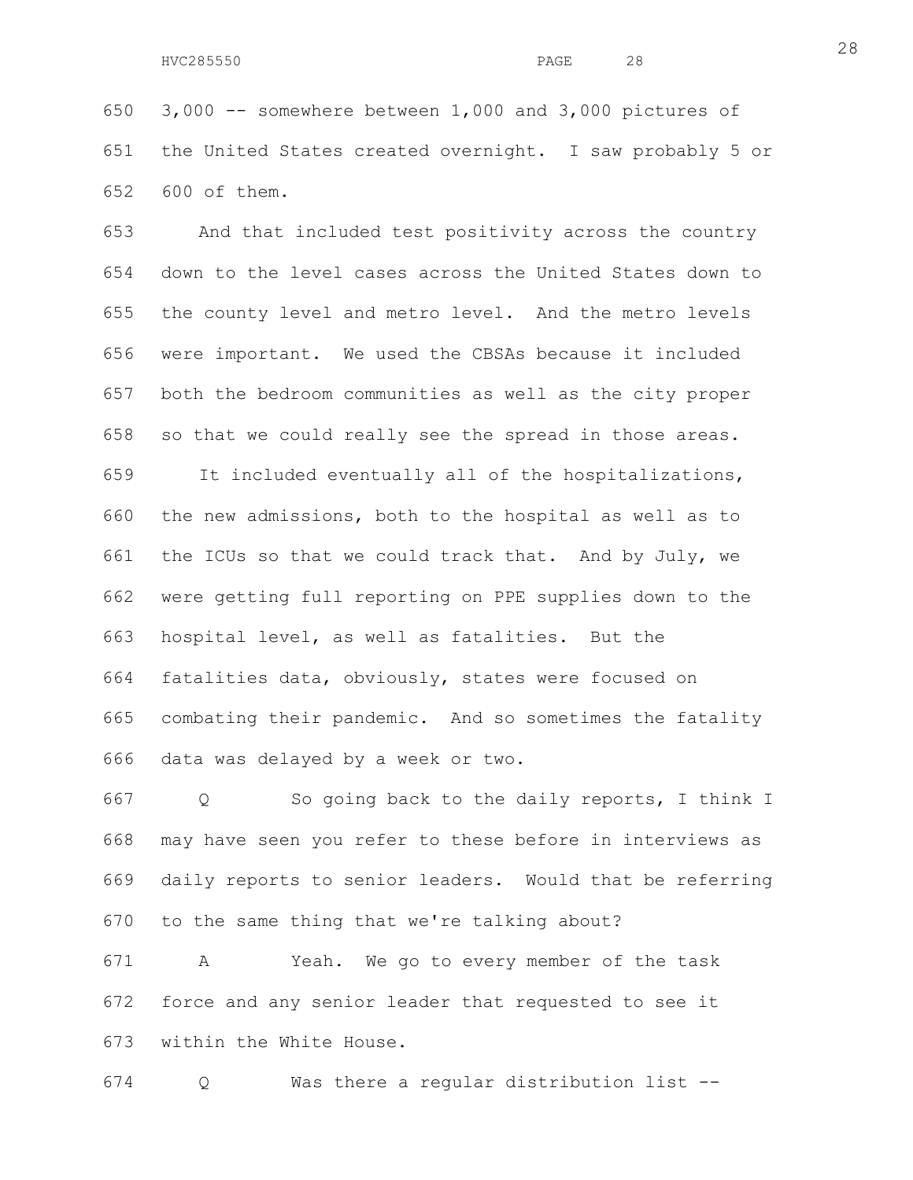650 3,000 -- somewhere between 1,000 and 3,000 pictures of
651 the United States created overnight. I saw probably 5 or
652 600 of them.

653 And that included test positivity across the country
654 down to the level cases across the United States down to
655 the county level and metro level. And the metro levels
656 were important. We used the CBSAs because it included
657 both the bedroom communities as well as the city proper
658 so that we could really see the spread in those areas.

659 It included eventually all of the hospitalizations,
660 the new admissions, both to the hospital as well as to
661 the ICUs so that we could track that. And by July, we
662 were getting full reporting on PPE supplies down to the
663 hospital level, as well as fatalities. But the
664 fatalities data, obviously, states were focused on
665 combating their pandemic. And so sometimes the fatality
666 data was delayed by a week or two.

667 Q So going back to the daily reports, I think I
668 may have seen you refer to these before in interviews as
669 daily reports to senior leaders. Would that be referring
670 to the same thing that we're talking about?

671 A Yeah. We go to every member of the task
672 force and any senior leader that requested to see it
673 within the White House.

674 Q Was there a regular distribution list --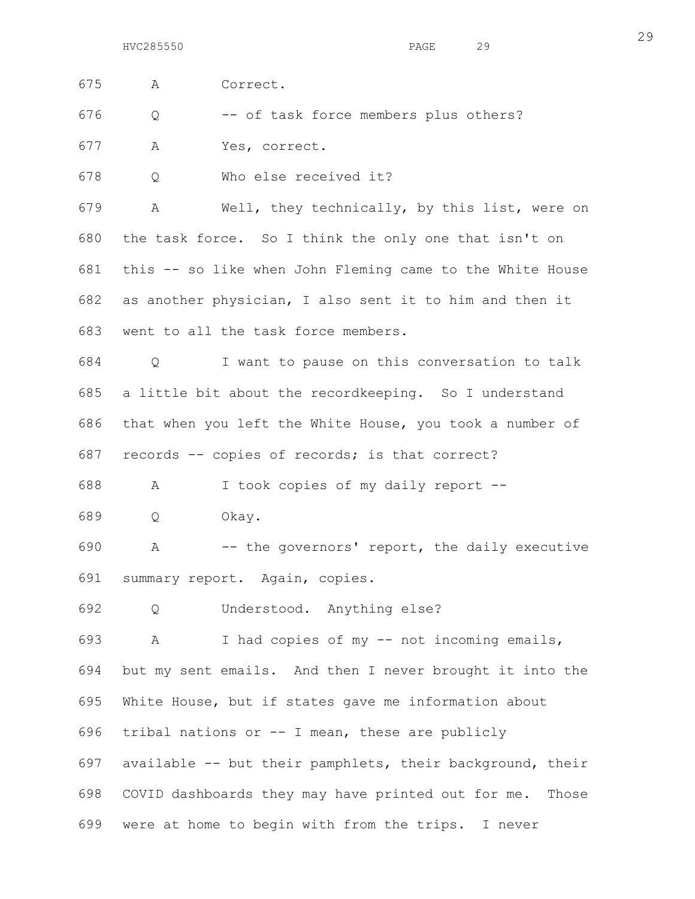675 A Correct.

676 Q -- of task force members plus others?

677 A Yes, correct.

678 Q Who else received it?

679 A Well, they technically, by this list, were on

680 the task force. So I think the only one that isn't on

681 this -- so like when John Fleming came to the White House

682 as another physician, I also sent it to him and then it

683 went to all the task force members.

684 Q I want to pause on this conversation to talk

685 a little bit about the recordkeeping. So I understand

686 that when you left the White House, you took a number of

687 records -- copies of records; is that correct?

688 A I took copies of my daily report --

689 Q Okay.

690 A -- the governors' report, the daily executive

691 summary report. Again, copies.

692 Q Understood. Anything else?

693 A I had copies of my -- not incoming emails,

694 but my sent emails. And then I never brought it into the

695 White House, but if states gave me information about

696 tribal nations or -- I mean, these are publicly

697 available -- but their pamphlets, their background, their

698 COVID dashboards they may have printed out for me. Those

699 were at home to begin with from the trips. I never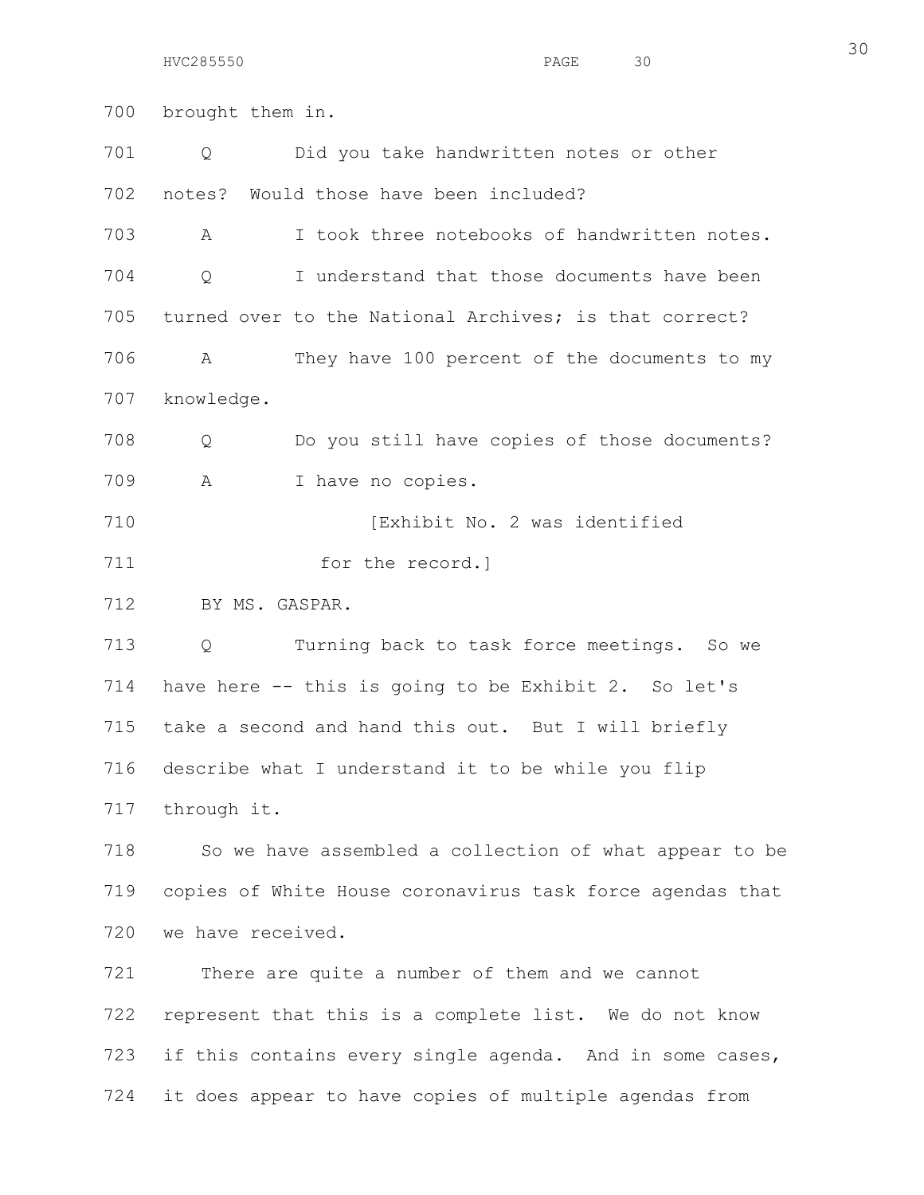700 brought them in.

701 Q Did you take handwritten notes or other

702 notes? Would those have been included?

703 A I took three notebooks of handwritten notes.

704 Q I understand that those documents have been

705 turned over to the National Archives; is that correct?

706 A They have 100 percent of the documents to my

707 knowledge.

708 Q Do you still have copies of those documents?

709 A I have no copies.

710 [Exhibit No. 2 was identified

711 for the record.]

712 BY MS. GASPAR.

713 Q Turning back to task force meetings. So we

714 have here -- this is going to be Exhibit 2. So let's

715 take a second and hand this out. But I will briefly

716 describe what I understand it to be while you flip

717 through it.

718 So we have assembled a collection of what appear to be

719 copies of White House coronavirus task force agendas that

720 we have received.

721 There are quite a number of them and we cannot

722 represent that this is a complete list. We do not know

723 if this contains every single agenda. And in some cases,

724 it does appear to have copies of multiple agendas from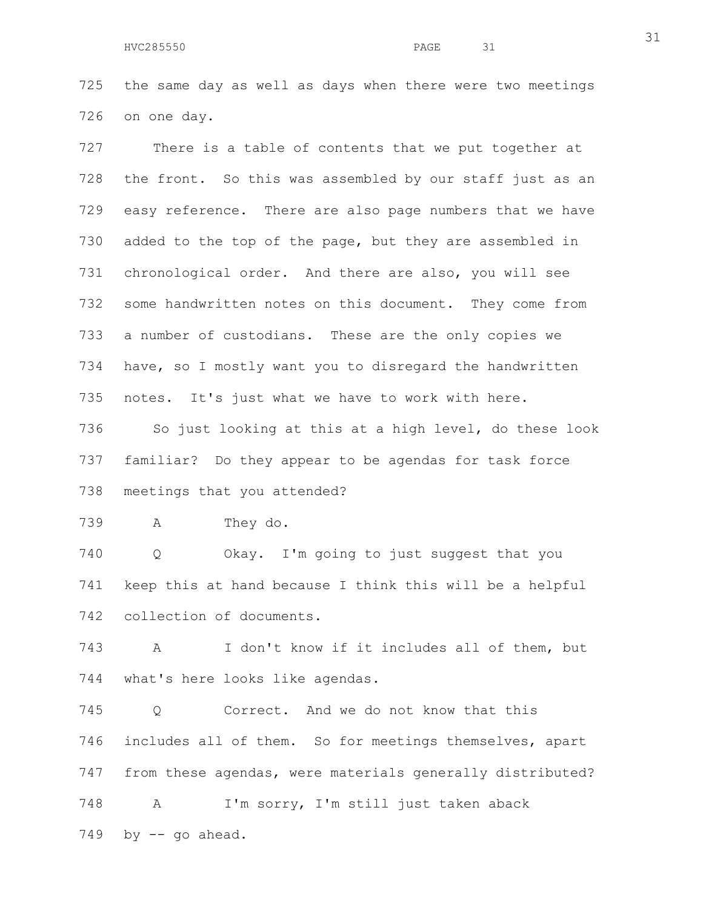725 the same day as well as days when there were two meetings
726 on one day.

727 There is a table of contents that we put together at
728 the front. So this was assembled by our staff just as an
729 easy reference. There are also page numbers that we have
730 added to the top of the page, but they are assembled in
731 chronological order. And there are also, you will see
732 some handwritten notes on this document. They come from
733 a number of custodians. These are the only copies we
734 have, so I mostly want you to disregard the handwritten
735 notes. It's just what we have to work with here.

736 So just looking at this at a high level, do these look
737 familiar? Do they appear to be agendas for task force
738 meetings that you attended?

739 A They do.

740 Q Okay. I'm going to just suggest that you
741 keep this at hand because I think this will be a helpful
742 collection of documents.

743 A I don't know if it includes all of them, but
744 what's here looks like agendas.

745 Q Correct. And we do not know that this
746 includes all of them. So for meetings themselves, apart
747 from these agendas, were materials generally distributed?

748 A I'm sorry, I'm still just taken aback
749 by -- go ahead.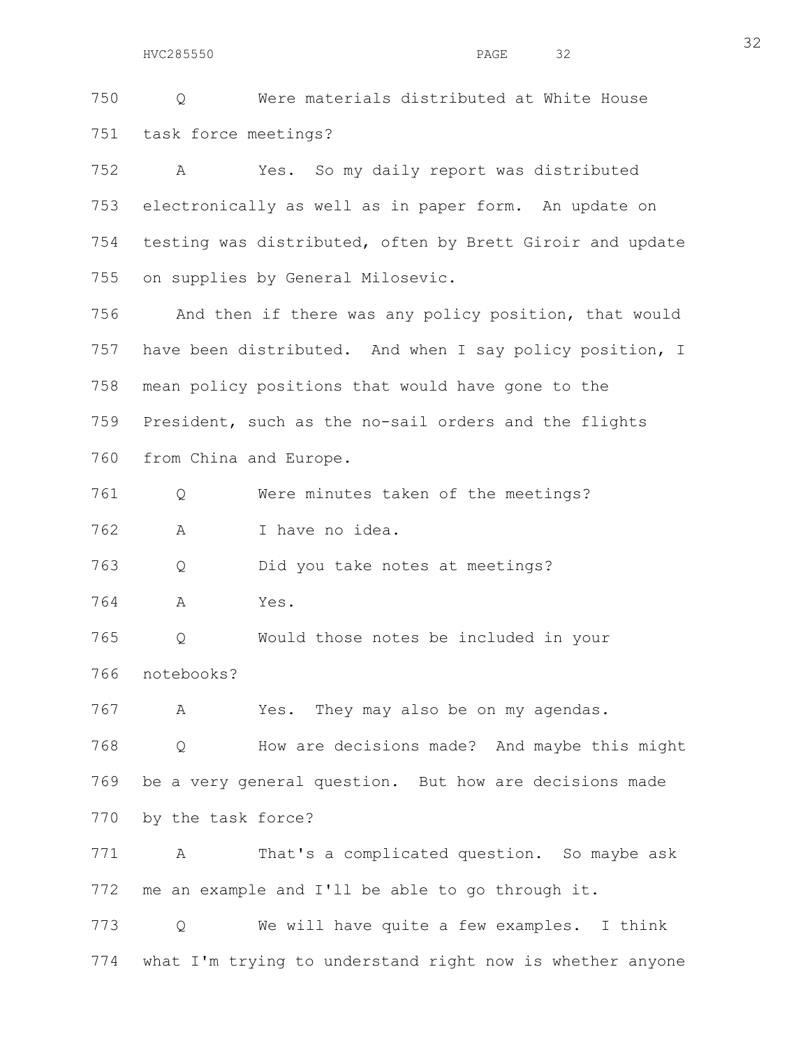Q Were materials distributed at White House task force meetings?

A Yes. So my daily report was distributed electronically as well as in paper form. An update on testing was distributed, often by Brett Giroir and update on supplies by General Milosevic.

And then if there was any policy position, that would have been distributed. And when I say policy position, I mean policy positions that would have gone to the President, such as the no-sail orders and the flights from China and Europe.

Q Were minutes taken of the meetings?

A I have no idea.

Q Did you take notes at meetings?

A Yes.

Q Would those notes be included in your notebooks?

A Yes. They may also be on my agendas.

Q How are decisions made? And maybe this might be a very general question. But how are decisions made by the task force?

A That's a complicated question. So maybe ask me an example and I'll be able to go through it.

Q We will have quite a few examples. I think what I'm trying to understand right now is whether anyone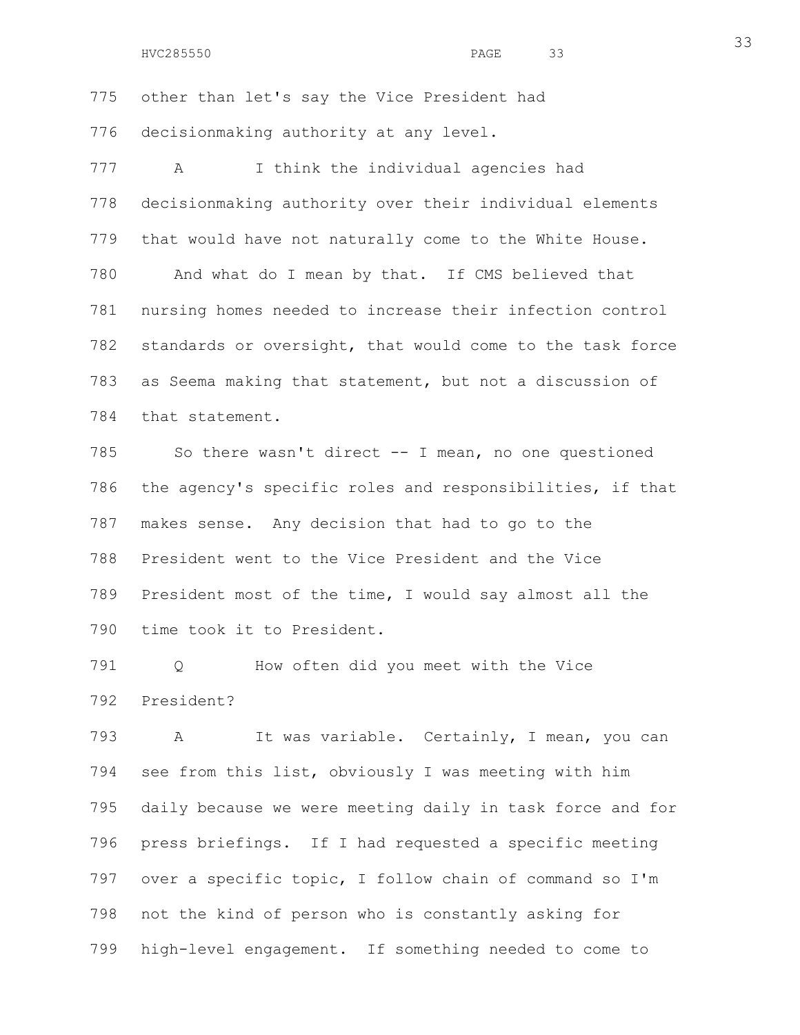775 other than let's say the Vice President had

776 decisionmaking authority at any level.

777 A I think the individual agencies had

778 decisionmaking authority over their individual elements

779 that would have not naturally come to the White House.

780 And what do I mean by that. If CMS believed that

781 nursing homes needed to increase their infection control

782 standards or oversight, that would come to the task force

783 as Seema making that statement, but not a discussion of

784 that statement.

785 So there wasn't direct -- I mean, no one questioned

786 the agency's specific roles and responsibilities, if that

787 makes sense. Any decision that had to go to the

788 President went to the Vice President and the Vice

789 President most of the time, I would say almost all the

790 time took it to President.

791 Q How often did you meet with the Vice

792 President?

793 A It was variable. Certainly, I mean, you can

794 see from this list, obviously I was meeting with him

795 daily because we were meeting daily in task force and for

796 press briefings. If I had requested a specific meeting

797 over a specific topic, I follow chain of command so I'm

798 not the kind of person who is constantly asking for

799 high-level engagement. If something needed to come to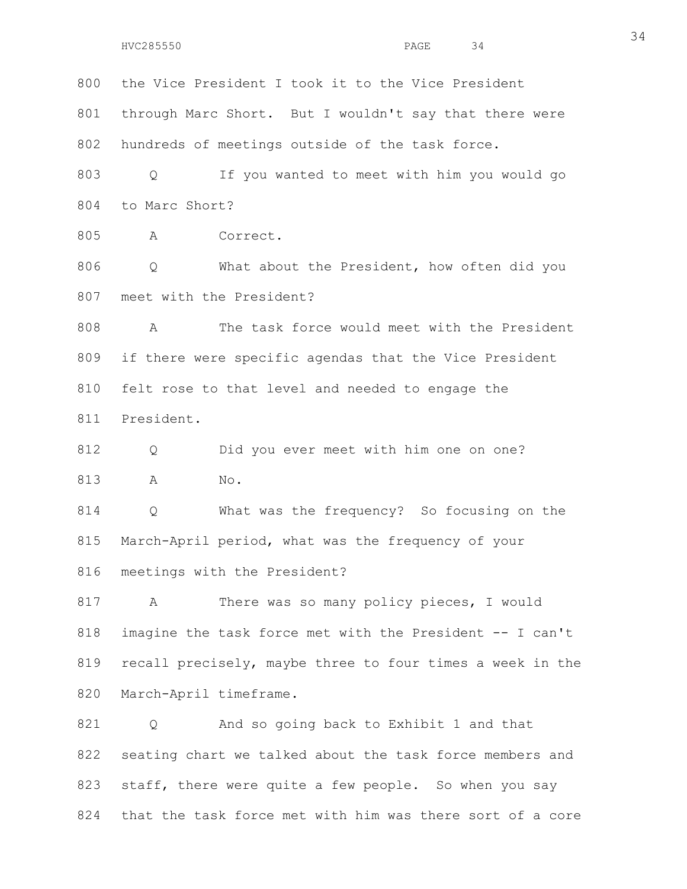800 the Vice President I took it to the Vice President

801 through Marc Short. But I wouldn't say that there were

802 hundreds of meetings outside of the task force.

803 Q If you wanted to meet with him you would go

804 to Marc Short?

805 A Correct.

806 Q What about the President, how often did you

807 meet with the President?

808 A The task force would meet with the President

809 if there were specific agendas that the Vice President

810 felt rose to that level and needed to engage the

811 President.

812 Q Did you ever meet with him one on one?

813 A No.

814 Q What was the frequency? So focusing on the

815 March-April period, what was the frequency of your

816 meetings with the President?

817 A There was so many policy pieces, I would

818 imagine the task force met with the President -- I can't

819 recall precisely, maybe three to four times a week in the

820 March-April timeframe.

821 Q And so going back to Exhibit 1 and that

822 seating chart we talked about the task force members and

823 staff, there were quite a few people. So when you say

824 that the task force met with him was there sort of a core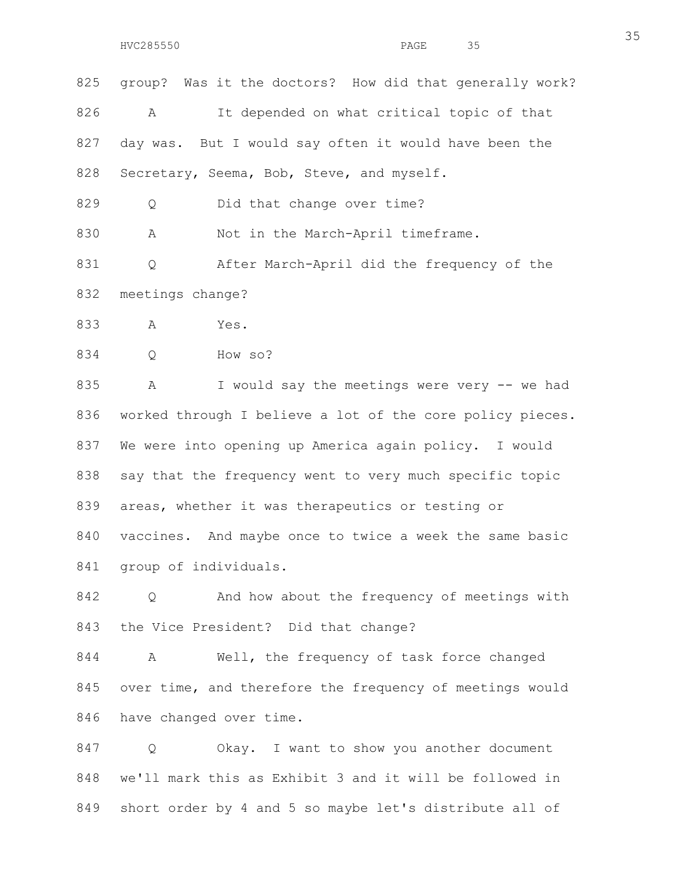825 group? Was it the doctors? How did that generally work?

826 A It depended on what critical topic of that

827 day was. But I would say often it would have been the

828 Secretary, Seema, Bob, Steve, and myself.

829 Q Did that change over time?

830 A Not in the March-April timeframe.

831 Q After March-April did the frequency of the

832 meetings change?

833 A Yes.

834 Q How so?

835 A I would say the meetings were very -- we had

836 worked through I believe a lot of the core policy pieces.

837 We were into opening up America again policy. I would

838 say that the frequency went to very much specific topic

839 areas, whether it was therapeutics or testing or

840 vaccines. And maybe once to twice a week the same basic

841 group of individuals.

842 Q And how about the frequency of meetings with

843 the Vice President? Did that change?

844 A Well, the frequency of task force changed

845 over time, and therefore the frequency of meetings would

846 have changed over time.

847 Q Okay. I want to show you another document

848 we'll mark this as Exhibit 3 and it will be followed in

849 short order by 4 and 5 so maybe let's distribute all of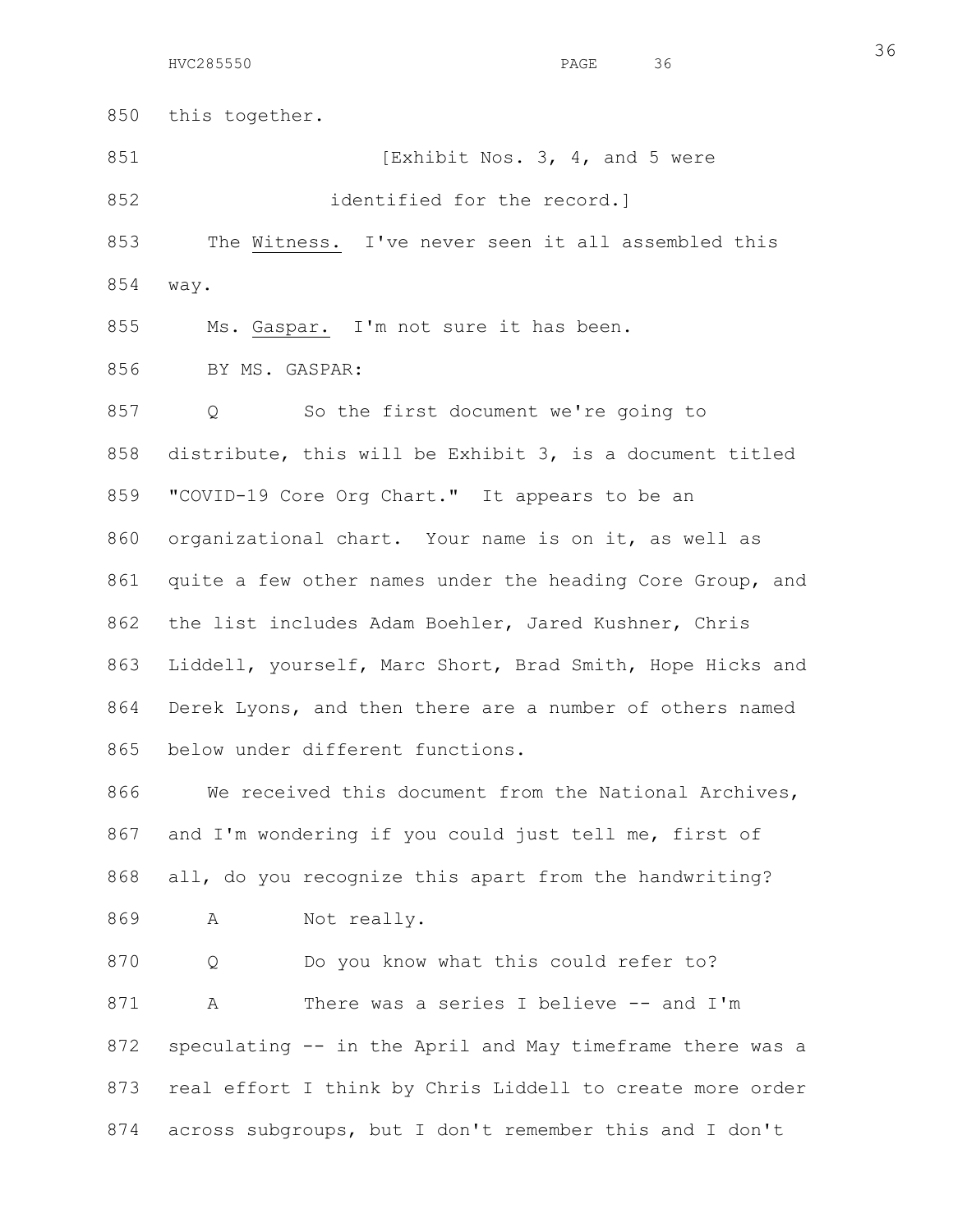850 this together.

851 [Exhibit Nos. 3, 4, and 5 were

852 identified for the record.]

853 The Witness. I've never seen it all assembled this

854 way.

855 Ms. Gaspar. I'm not sure it has been.

856 BY MS. GASPAR:

857 Q So the first document we're going to

858 distribute, this will be Exhibit 3, is a document titled

859 "COVID-19 Core Org Chart." It appears to be an

860 organizational chart. Your name is on it, as well as

861 quite a few other names under the heading Core Group, and

862 the list includes Adam Boehler, Jared Kushner, Chris

863 Liddell, yourself, Marc Short, Brad Smith, Hope Hicks and

864 Derek Lyons, and then there are a number of others named

865 below under different functions.

866 We received this document from the National Archives,

867 and I'm wondering if you could just tell me, first of

868 all, do you recognize this apart from the handwriting?

869 A Not really.

870 Q Do you know what this could refer to?

871 A There was a series I believe -- and I'm

872 speculating -- in the April and May timeframe there was a

873 real effort I think by Chris Liddell to create more order

874 across subgroups, but I don't remember this and I don't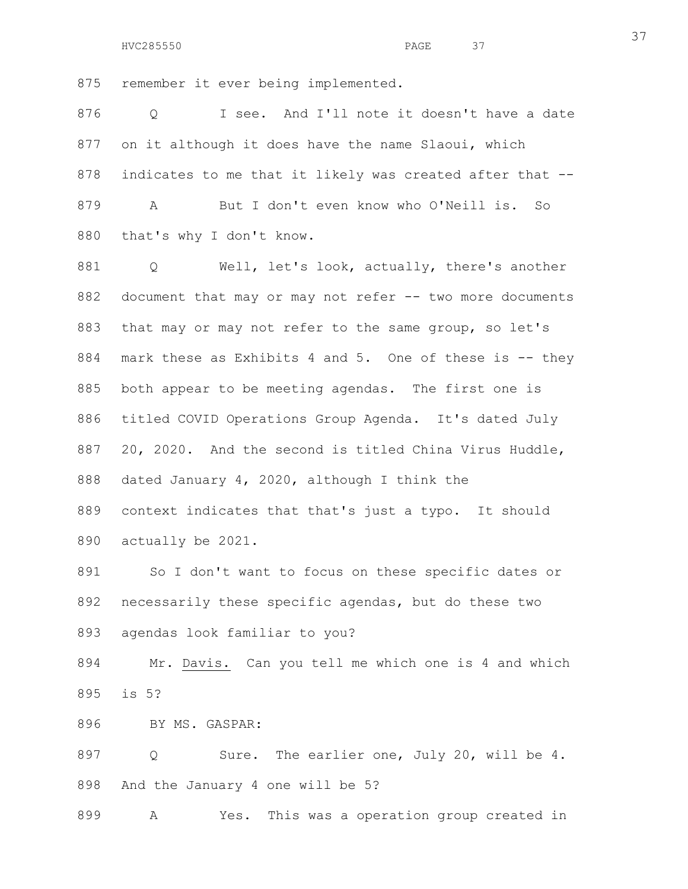875 remember it ever being implemented.

876 Q I see. And I'll note it doesn't have a date

877 on it although it does have the name Slaoui, which

878 indicates to me that it likely was created after that --

879 A But I don't even know who O'Neill is. So

880 that's why I don't know.

881 Q Well, let's look, actually, there's another

882 document that may or may not refer -- two more documents

883 that may or may not refer to the same group, so let's

884 mark these as Exhibits 4 and 5. One of these is -- they

885 both appear to be meeting agendas. The first one is

886 titled COVID Operations Group Agenda. It's dated July

887 20, 2020. And the second is titled China Virus Huddle,

888 dated January 4, 2020, although I think the

889 context indicates that that's just a typo. It should

890 actually be 2021.

891 So I don't want to focus on these specific dates or

892 necessarily these specific agendas, but do these two

893 agendas look familiar to you?

894 Mr. Davis. Can you tell me which one is 4 and which

895 is 5?

896 BY MS. GASPAR:

897 Q Sure. The earlier one, July 20, will be 4.

898 And the January 4 one will be 5?

899 A Yes. This was a operation group created in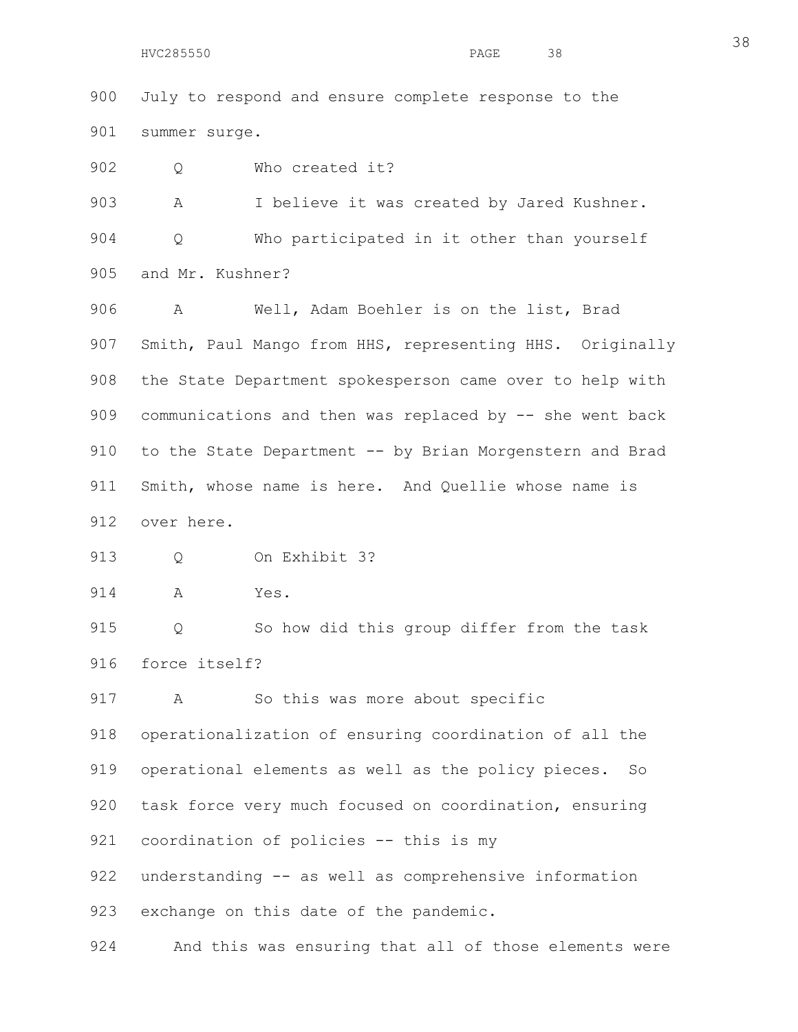900 July to respond and ensure complete response to the
901 summer surge.

902 Q Who created it?

903 A I believe it was created by Jared Kushner.

904 Q Who participated in it other than yourself
905 and Mr. Kushner?

906 A Well, Adam Boehler is on the list, Brad
907 Smith, Paul Mango from HHS, representing HHS. Originally
908 the State Department spokesperson came over to help with
909 communications and then was replaced by -- she went back
910 to the State Department -- by Brian Morgenstern and Brad
911 Smith, whose name is here. And Quellie whose name is
912 over here.

913 Q On Exhibit 3?

914 A Yes.

915 Q So how did this group differ from the task
916 force itself?

917 A So this was more about specific
918 operationalization of ensuring coordination of all the
919 operational elements as well as the policy pieces. So
920 task force very much focused on coordination, ensuring
921 coordination of policies -- this is my
922 understanding -- as well as comprehensive information
923 exchange on this date of the pandemic.

924 And this was ensuring that all of those elements were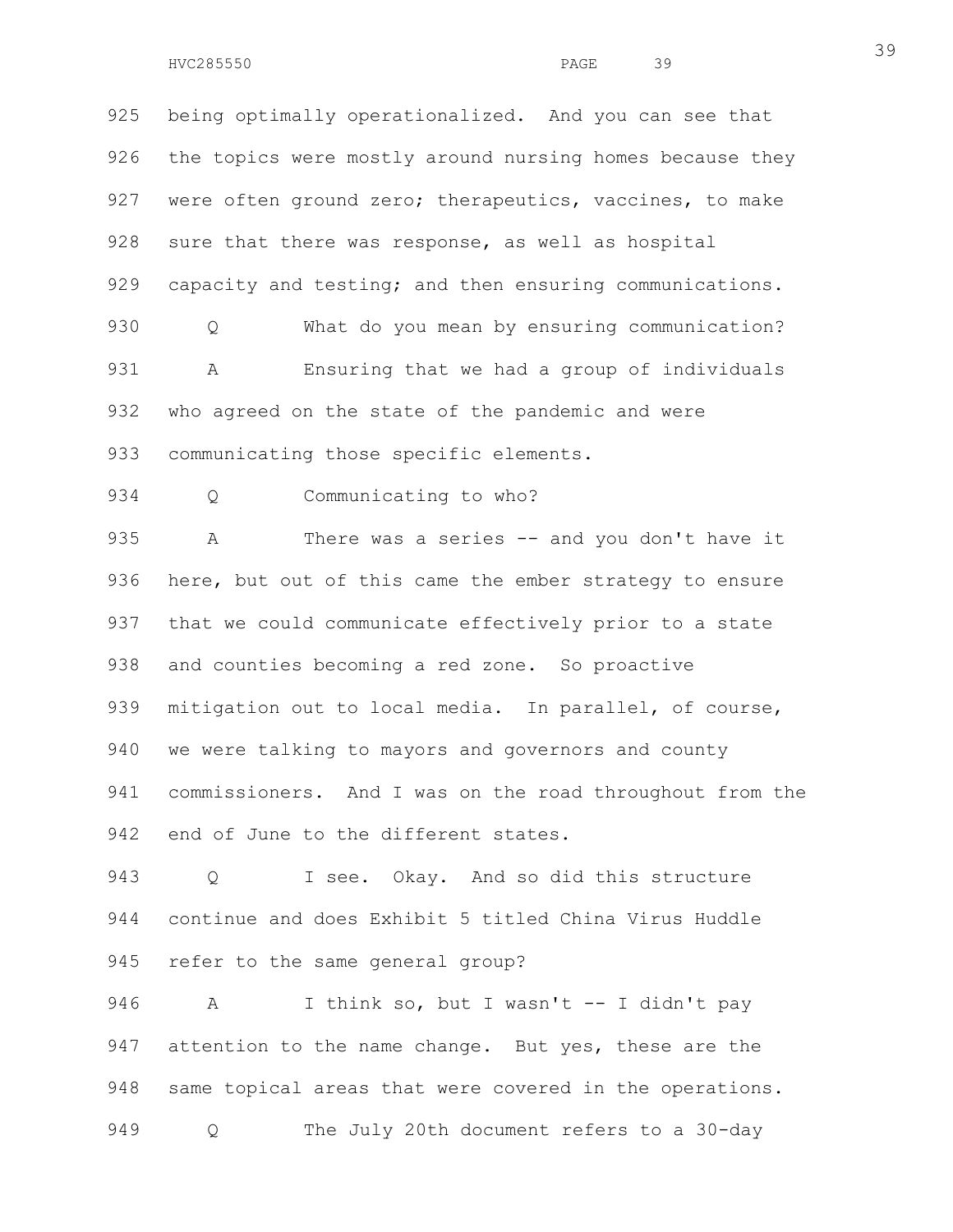being optimally operationalized. And you can see that the topics were mostly around nursing homes because they were often ground zero; therapeutics, vaccines, to make sure that there was response, as well as hospital capacity and testing; and then ensuring communications.

Q What do you mean by ensuring communication?

A Ensuring that we had a group of individuals who agreed on the state of the pandemic and were communicating those specific elements.

Q Communicating to who?

A There was a series -- and you don't have it here, but out of this came the ember strategy to ensure that we could communicate effectively prior to a state and counties becoming a red zone. So proactive mitigation out to local media. In parallel, of course, we were talking to mayors and governors and county commissioners. And I was on the road throughout from the end of June to the different states.

Q I see. Okay. And so did this structure continue and does Exhibit 5 titled China Virus Huddle refer to the same general group?

A I think so, but I wasn't -- I didn't pay attention to the name change. But yes, these are the same topical areas that were covered in the operations.

Q The July 20th document refers to a 30-day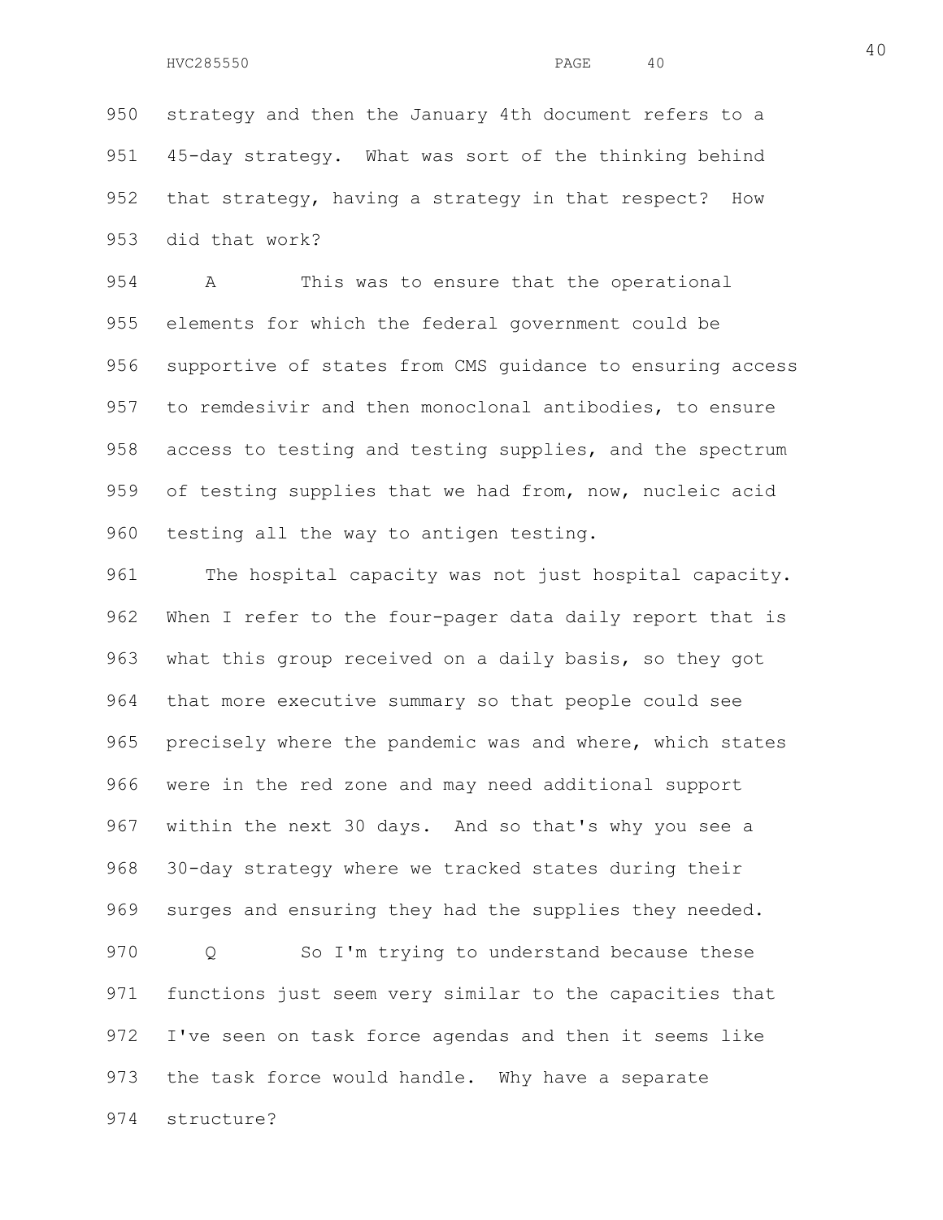strategy and then the January 4th document refers to a 45-day strategy. What was sort of the thinking behind that strategy, having a strategy in that respect? How did that work?

A This was to ensure that the operational elements for which the federal government could be supportive of states from CMS guidance to ensuring access to remdesivir and then monoclonal antibodies, to ensure access to testing and testing supplies, and the spectrum of testing supplies that we had from, now, nucleic acid testing all the way to antigen testing.

The hospital capacity was not just hospital capacity. When I refer to the four-pager data daily report that is what this group received on a daily basis, so they got that more executive summary so that people could see precisely where the pandemic was and where, which states were in the red zone and may need additional support within the next 30 days. And so that's why you see a 30-day strategy where we tracked states during their surges and ensuring they had the supplies they needed.

Q So I'm trying to understand because these functions just seem very similar to the capacities that I've seen on task force agendas and then it seems like the task force would handle. Why have a separate structure?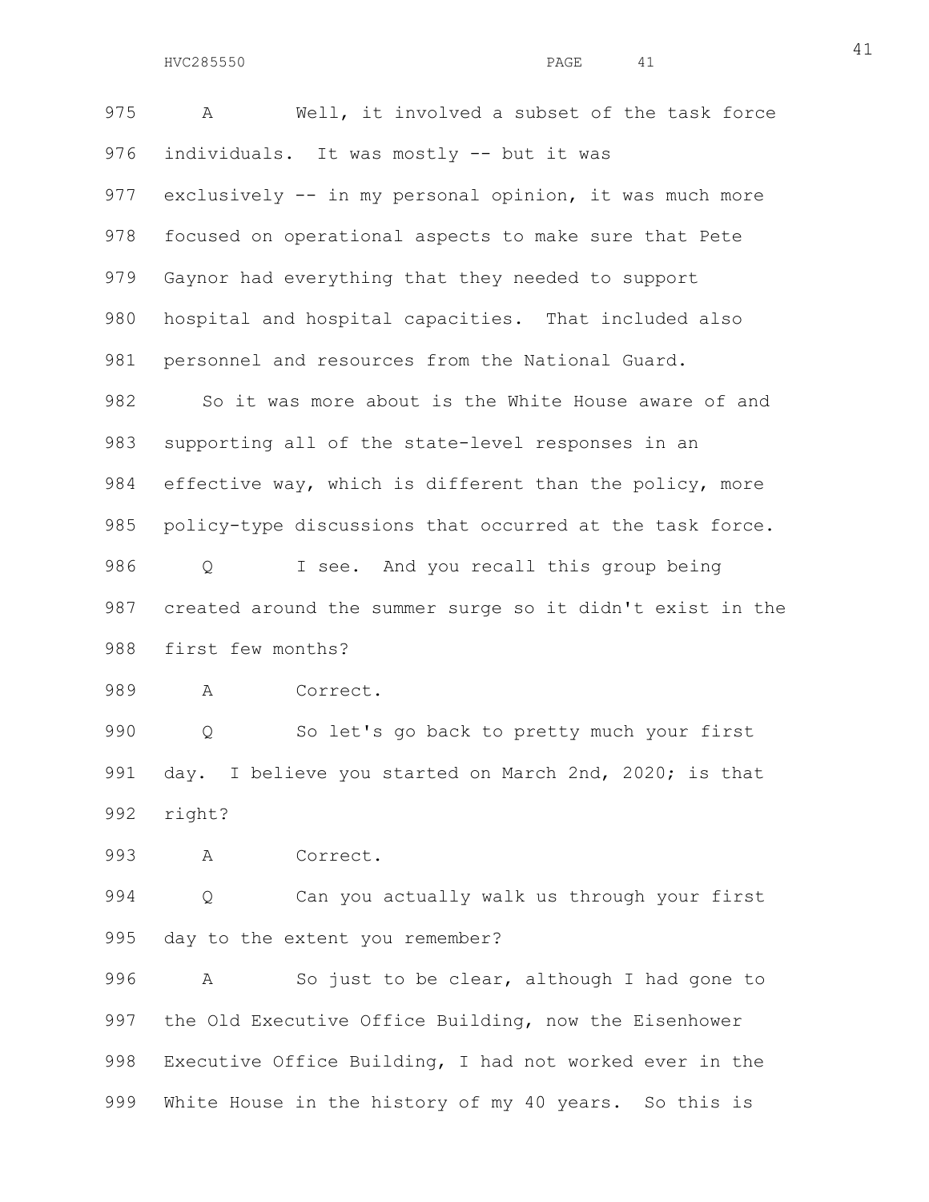975 A Well, it involved a subset of the task force
976 individuals. It was mostly -- but it was
977 exclusively -- in my personal opinion, it was much more
978 focused on operational aspects to make sure that Pete
979 Gaynor had everything that they needed to support
980 hospital and hospital capacities. That included also
981 personnel and resources from the National Guard.

982 So it was more about is the White House aware of and
983 supporting all of the state-level responses in an
984 effective way, which is different than the policy, more
985 policy-type discussions that occurred at the task force.

986 Q I see. And you recall this group being
987 created around the summer surge so it didn't exist in the
988 first few months?

989 A Correct.

990 Q So let's go back to pretty much your first
991 day. I believe you started on March 2nd, 2020; is that
992 right?

993 A Correct.

994 Q Can you actually walk us through your first
995 day to the extent you remember?

996 A So just to be clear, although I had gone to
997 the Old Executive Office Building, now the Eisenhower
998 Executive Office Building, I had not worked ever in the
999 White House in the history of my 40 years. So this is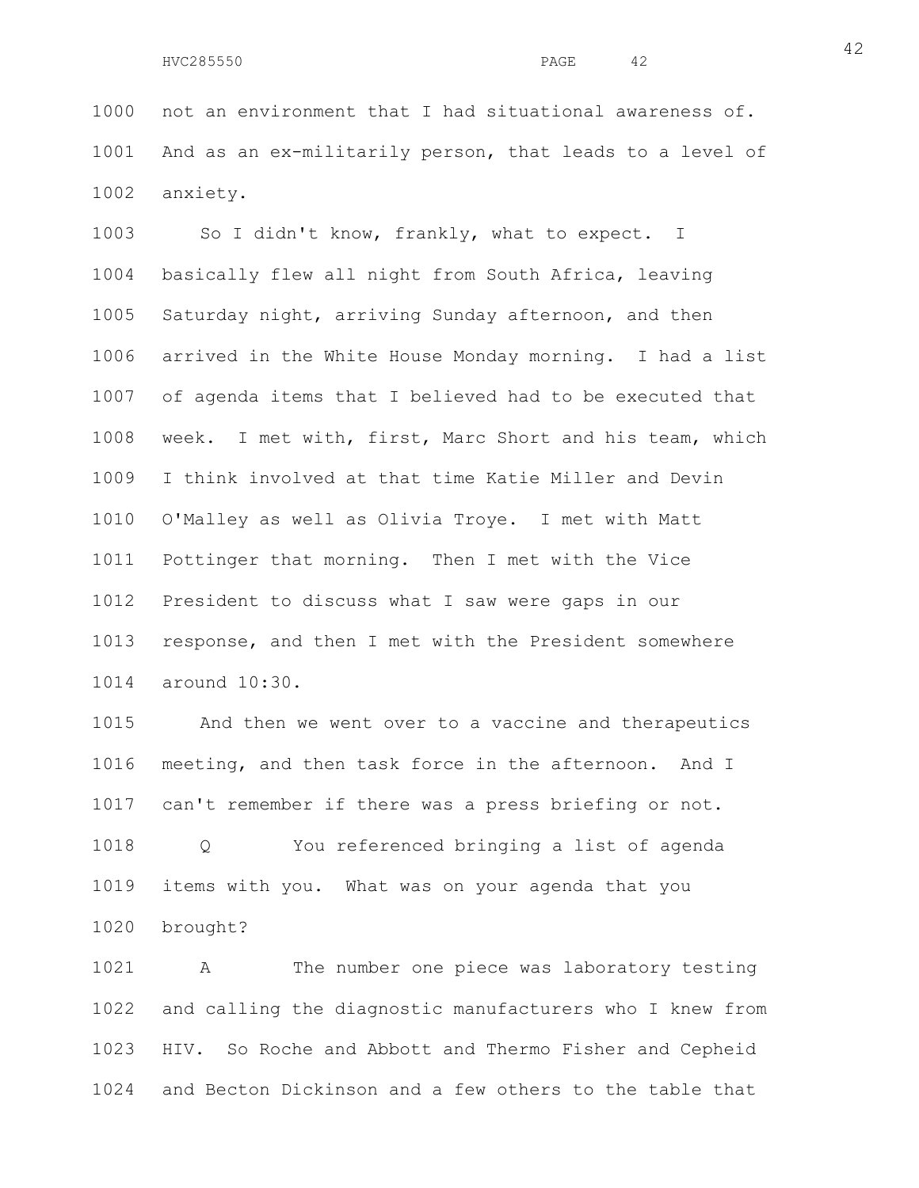not an environment that I had situational awareness of. And as an ex-militarily person, that leads to a level of anxiety.

So I didn't know, frankly, what to expect. I basically flew all night from South Africa, leaving Saturday night, arriving Sunday afternoon, and then arrived in the White House Monday morning. I had a list of agenda items that I believed had to be executed that week. I met with, first, Marc Short and his team, which I think involved at that time Katie Miller and Devin O'Malley as well as Olivia Troye. I met with Matt Pottinger that morning. Then I met with the Vice President to discuss what I saw were gaps in our response, and then I met with the President somewhere around 10:30.

And then we went over to a vaccine and therapeutics meeting, and then task force in the afternoon. And I can't remember if there was a press briefing or not.

Q You referenced bringing a list of agenda items with you. What was on your agenda that you brought?

A The number one piece was laboratory testing and calling the diagnostic manufacturers who I knew from HIV. So Roche and Abbott and Thermo Fisher and Cepheid and Becton Dickinson and a few others to the table that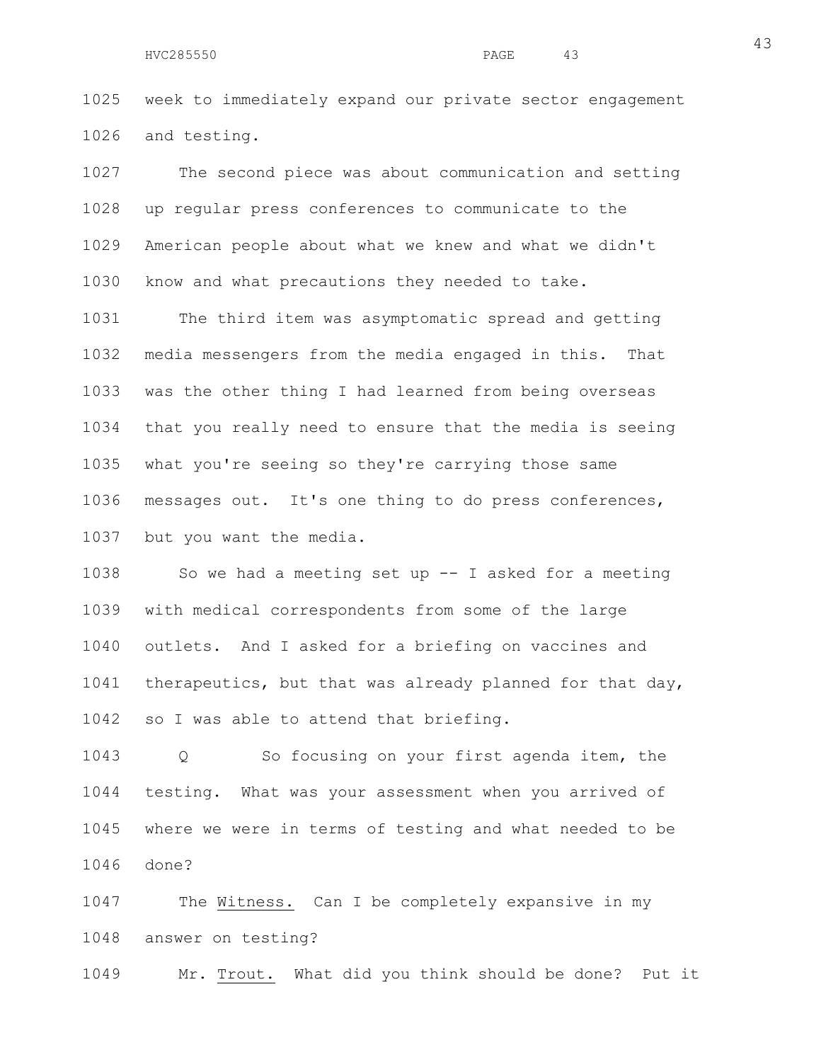1025 week to immediately expand our private sector engagement
1026 and testing.

1027 The second piece was about communication and setting
1028 up regular press conferences to communicate to the
1029 American people about what we knew and what we didn't
1030 know and what precautions they needed to take.

1031 The third item was asymptomatic spread and getting
1032 media messengers from the media engaged in this. That
1033 was the other thing I had learned from being overseas
1034 that you really need to ensure that the media is seeing
1035 what you're seeing so they're carrying those same
1036 messages out. It's one thing to do press conferences,
1037 but you want the media.

1038 So we had a meeting set up -- I asked for a meeting
1039 with medical correspondents from some of the large
1040 outlets. And I asked for a briefing on vaccines and
1041 therapeutics, but that was already planned for that day,
1042 so I was able to attend that briefing.

1043 Q So focusing on your first agenda item, the
1044 testing. What was your assessment when you arrived of
1045 where we were in terms of testing and what needed to be
1046 done?

1047 The Witness. Can I be completely expansive in my
1048 answer on testing?

1049 Mr. Trout. What did you think should be done? Put it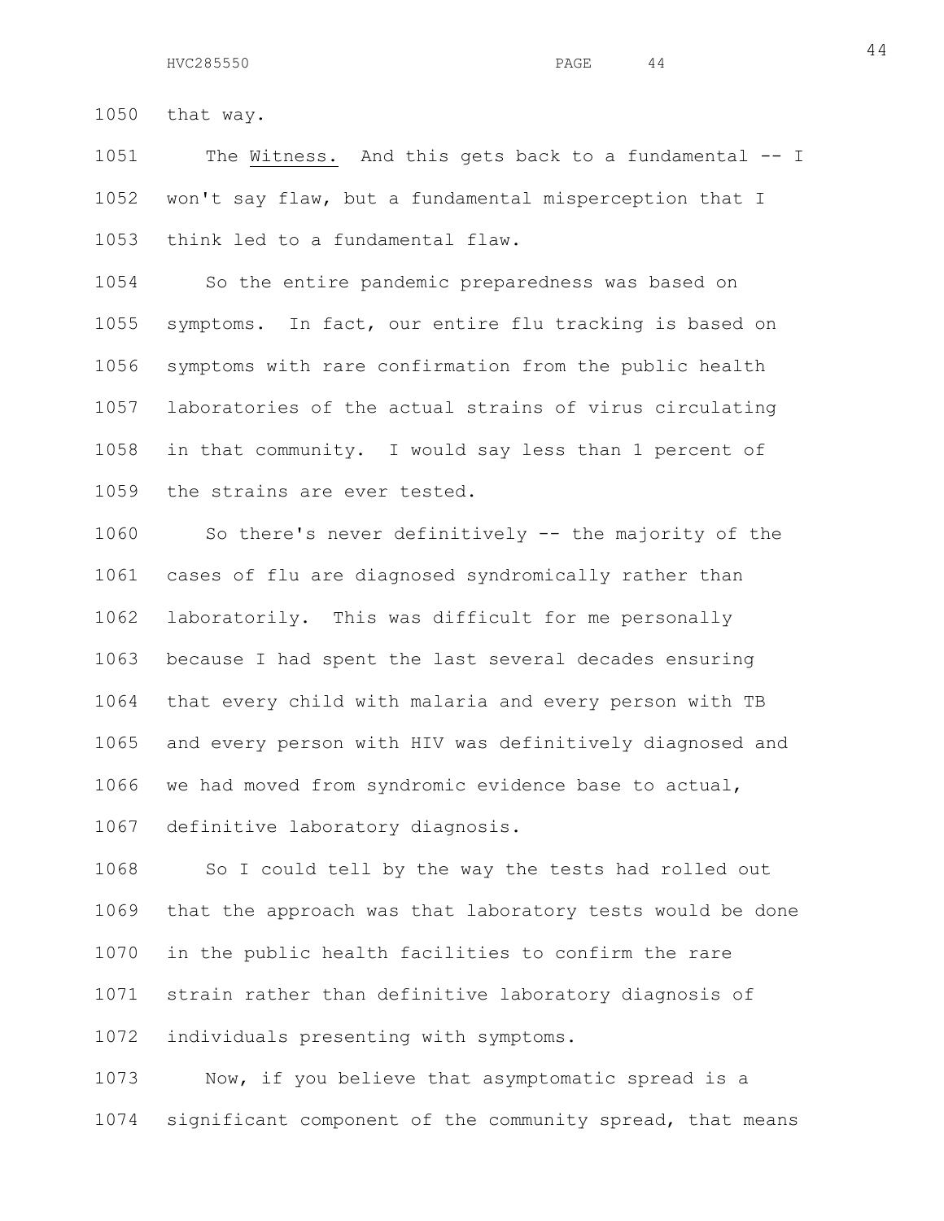that way.

The Witness. And this gets back to a fundamental -- I won't say flaw, but a fundamental misperception that I think led to a fundamental flaw.

So the entire pandemic preparedness was based on symptoms. In fact, our entire flu tracking is based on symptoms with rare confirmation from the public health laboratories of the actual strains of virus circulating in that community. I would say less than 1 percent of the strains are ever tested.

So there's never definitively -- the majority of the cases of flu are diagnosed syndromically rather than laboratorily. This was difficult for me personally because I had spent the last several decades ensuring that every child with malaria and every person with TB and every person with HIV was definitively diagnosed and we had moved from syndromic evidence base to actual, definitive laboratory diagnosis.

So I could tell by the way the tests had rolled out that the approach was that laboratory tests would be done in the public health facilities to confirm the rare strain rather than definitive laboratory diagnosis of individuals presenting with symptoms.

Now, if you believe that asymptomatic spread is a significant component of the community spread, that means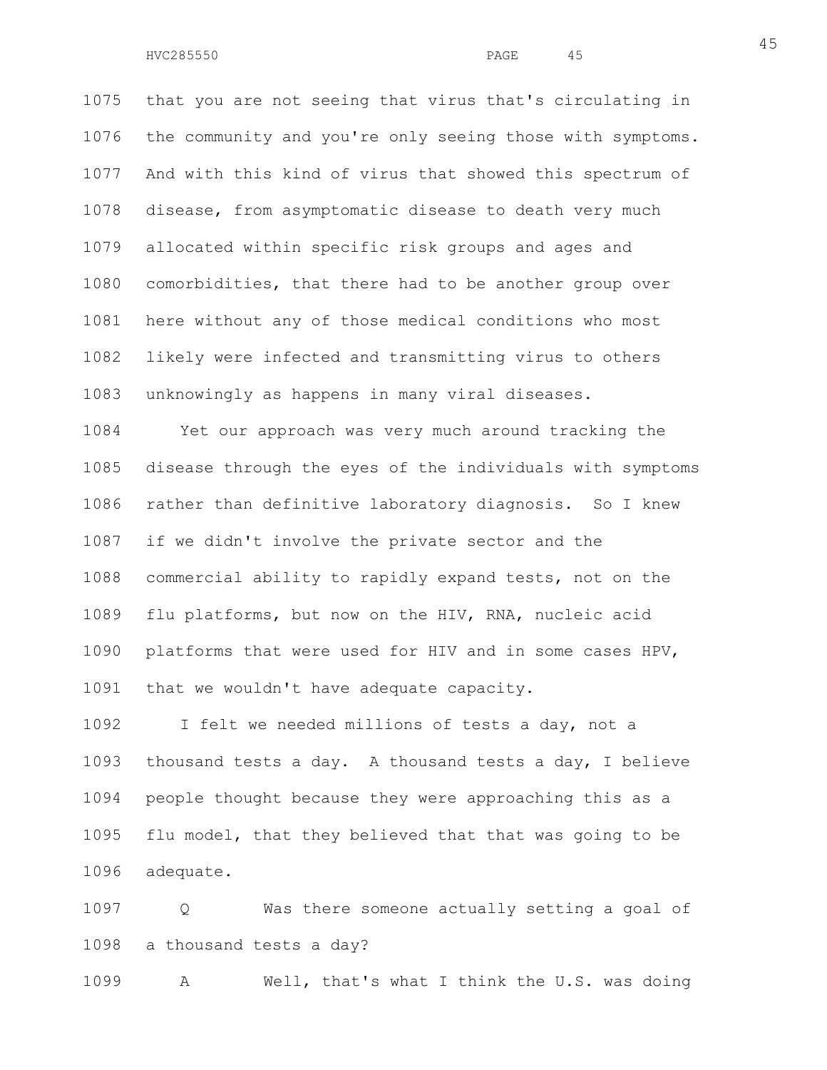that you are not seeing that virus that's circulating in the community and you're only seeing those with symptoms. And with this kind of virus that showed this spectrum of disease, from asymptomatic disease to death very much allocated within specific risk groups and ages and comorbidities, that there had to be another group over here without any of those medical conditions who most likely were infected and transmitting virus to others unknowingly as happens in many viral diseases.

Yet our approach was very much around tracking the disease through the eyes of the individuals with symptoms rather than definitive laboratory diagnosis. So I knew if we didn't involve the private sector and the commercial ability to rapidly expand tests, not on the flu platforms, but now on the HIV, RNA, nucleic acid platforms that were used for HIV and in some cases HPV, that we wouldn't have adequate capacity.

I felt we needed millions of tests a day, not a thousand tests a day. A thousand tests a day, I believe people thought because they were approaching this as a flu model, that they believed that that was going to be adequate.

Q Was there someone actually setting a goal of a thousand tests a day?

A Well, that's what I think the U.S. was doing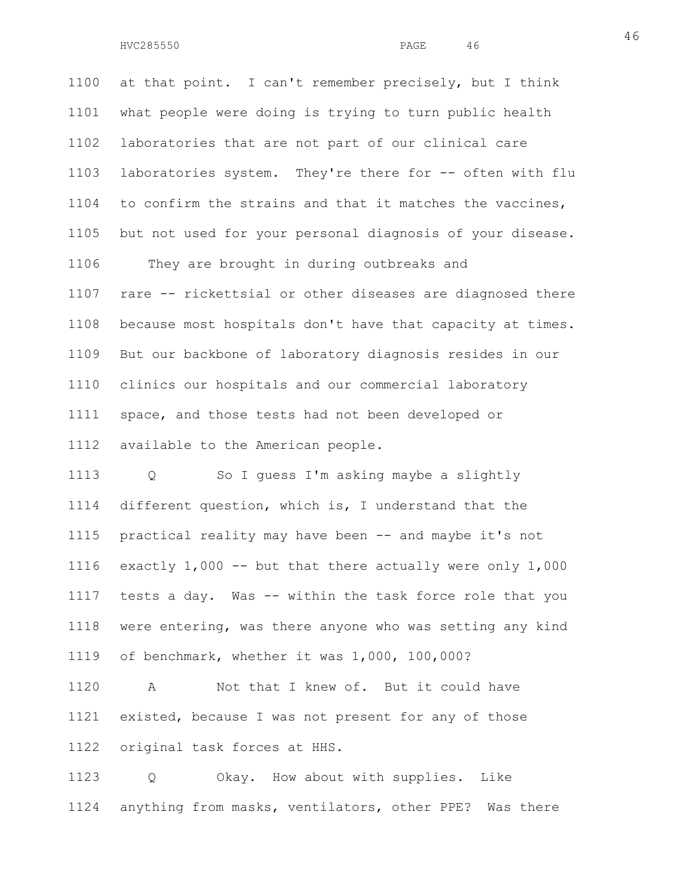at that point. I can't remember precisely, but I think what people were doing is trying to turn public health laboratories that are not part of our clinical care laboratories system. They're there for -- often with flu to confirm the strains and that it matches the vaccines, but not used for your personal diagnosis of your disease.

They are brought in during outbreaks and rare -- rickettsial or other diseases are diagnosed there because most hospitals don't have that capacity at times. But our backbone of laboratory diagnosis resides in our clinics our hospitals and our commercial laboratory space, and those tests had not been developed or available to the American people.

Q So I guess I'm asking maybe a slightly different question, which is, I understand that the practical reality may have been -- and maybe it's not exactly 1,000 -- but that there actually were only 1,000 tests a day. Was -- within the task force role that you were entering, was there anyone who was setting any kind of benchmark, whether it was 1,000, 100,000?

A Not that I knew of. But it could have existed, because I was not present for any of those original task forces at HHS.

Q Okay. How about with supplies. Like anything from masks, ventilators, other PPE? Was there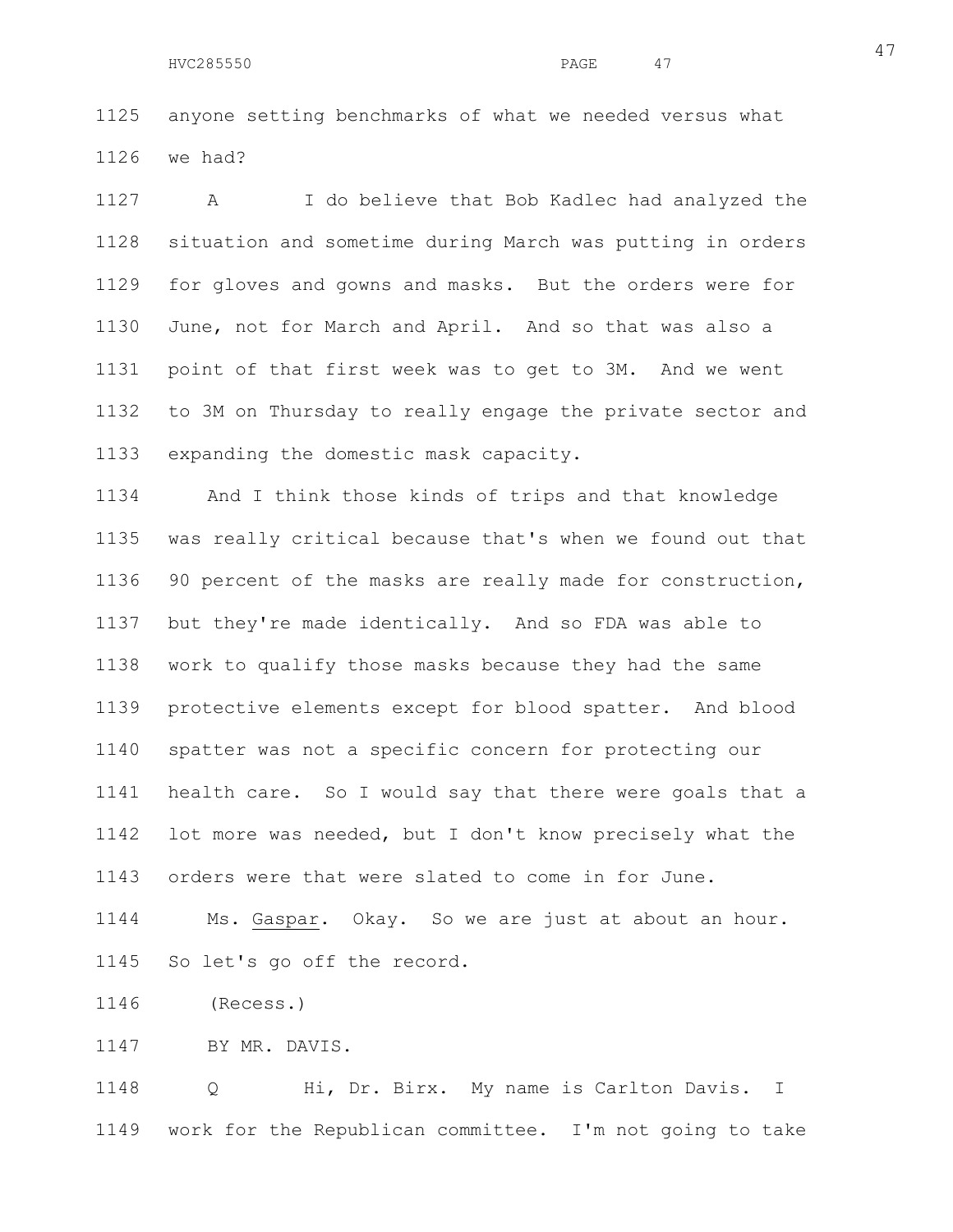anyone setting benchmarks of what we needed versus what we had?

A I do believe that Bob Kadlec had analyzed the situation and sometime during March was putting in orders for gloves and gowns and masks. But the orders were for June, not for March and April. And so that was also a point of that first week was to get to 3M. And we went to 3M on Thursday to really engage the private sector and expanding the domestic mask capacity.

And I think those kinds of trips and that knowledge was really critical because that's when we found out that 90 percent of the masks are really made for construction, but they're made identically. And so FDA was able to work to qualify those masks because they had the same protective elements except for blood spatter. And blood spatter was not a specific concern for protecting our health care. So I would say that there were goals that a lot more was needed, but I don't know precisely what the orders were that were slated to come in for June.

Ms. Gaspar. Okay. So we are just at about an hour. So let's go off the record.

(Recess.)

BY MR. DAVIS.

Q Hi, Dr. Birx. My name is Carlton Davis. I work for the Republican committee. I'm not going to take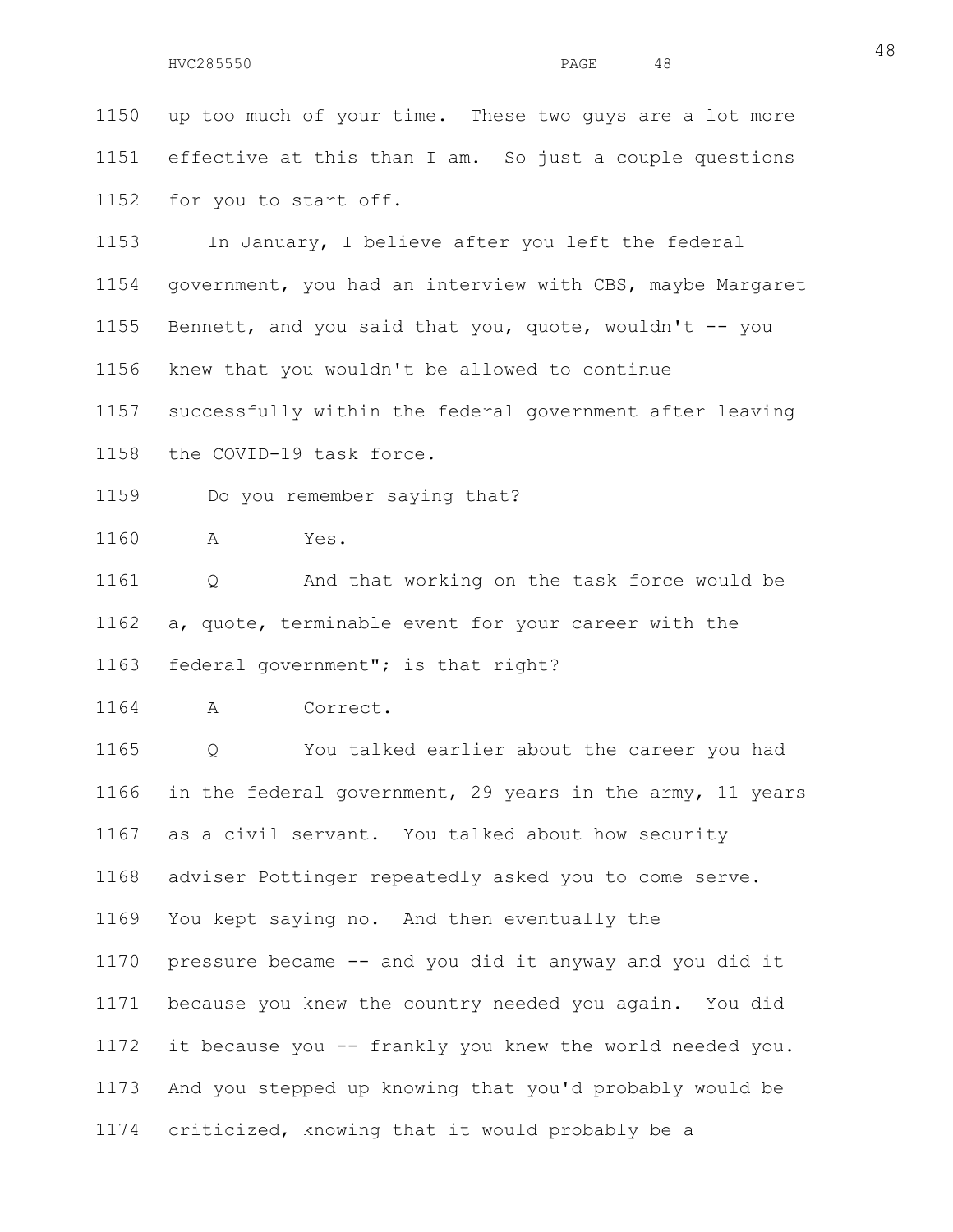1150 up too much of your time. These two guys are a lot more
1151 effective at this than I am. So just a couple questions
1152 for you to start off.

1153 In January, I believe after you left the federal
1154 government, you had an interview with CBS, maybe Margaret
1155 Bennett, and you said that you, quote, wouldn't -- you
1156 knew that you wouldn't be allowed to continue
1157 successfully within the federal government after leaving
1158 the COVID-19 task force.

1159 Do you remember saying that?

1160 A Yes.

1161 Q And that working on the task force would be
1162 a, quote, terminable event for your career with the
1163 federal government"; is that right?

1164 A Correct.

1165 Q You talked earlier about the career you had
1166 in the federal government, 29 years in the army, 11 years
1167 as a civil servant. You talked about how security
1168 adviser Pottinger repeatedly asked you to come serve.
1169 You kept saying no. And then eventually the
1170 pressure became -- and you did it anyway and you did it
1171 because you knew the country needed you again. You did
1172 it because you -- frankly you knew the world needed you.
1173 And you stepped up knowing that you'd probably would be
1174 criticized, knowing that it would probably be a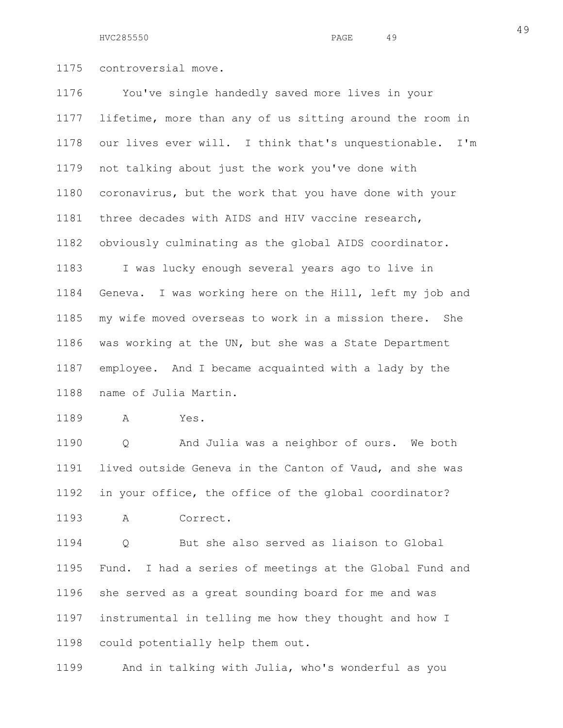controversial move.

You've single handedly saved more lives in your lifetime, more than any of us sitting around the room in our lives ever will. I think that's unquestionable. I'm not talking about just the work you've done with coronavirus, but the work that you have done with your three decades with AIDS and HIV vaccine research, obviously culminating as the global AIDS coordinator.

I was lucky enough several years ago to live in Geneva. I was working here on the Hill, left my job and my wife moved overseas to work in a mission there. She was working at the UN, but she was a State Department employee. And I became acquainted with a lady by the name of Julia Martin.

A Yes.

Q And Julia was a neighbor of ours. We both lived outside Geneva in the Canton of Vaud, and she was in your office, the office of the global coordinator?

A Correct.

Q But she also served as liaison to Global Fund. I had a series of meetings at the Global Fund and she served as a great sounding board for me and was instrumental in telling me how they thought and how I could potentially help them out.

And in talking with Julia, who's wonderful as you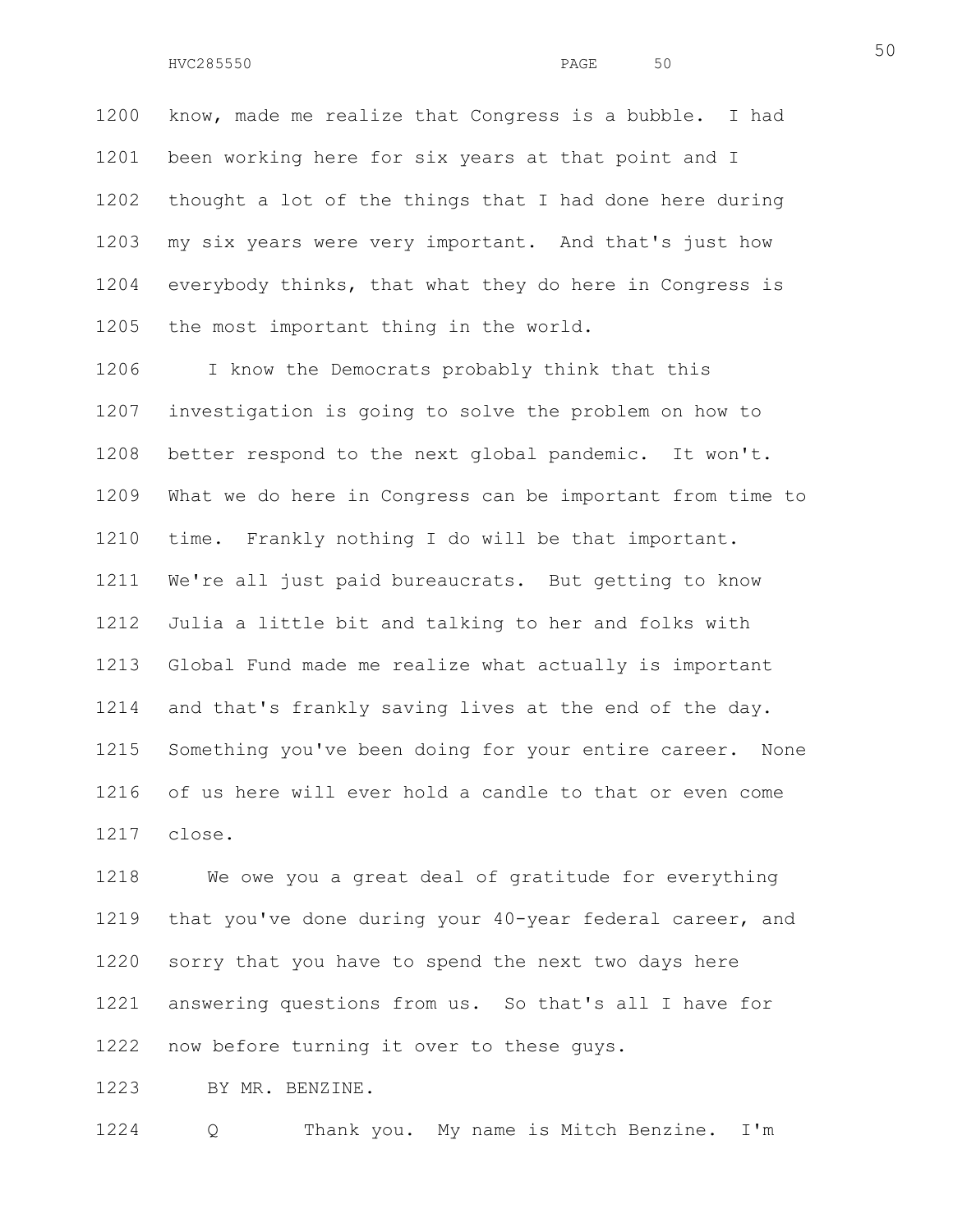know, made me realize that Congress is a bubble. I had been working here for six years at that point and I thought a lot of the things that I had done here during my six years were very important. And that's just how everybody thinks, that what they do here in Congress is the most important thing in the world.

I know the Democrats probably think that this investigation is going to solve the problem on how to better respond to the next global pandemic. It won't. What we do here in Congress can be important from time to time. Frankly nothing I do will be that important. We're all just paid bureaucrats. But getting to know Julia a little bit and talking to her and folks with Global Fund made me realize what actually is important and that's frankly saving lives at the end of the day. Something you've been doing for your entire career. None of us here will ever hold a candle to that or even come close.

We owe you a great deal of gratitude for everything that you've done during your 40-year federal career, and sorry that you have to spend the next two days here answering questions from us. So that's all I have for now before turning it over to these guys.

BY MR. BENZINE.

Q Thank you. My name is Mitch Benzine. I'm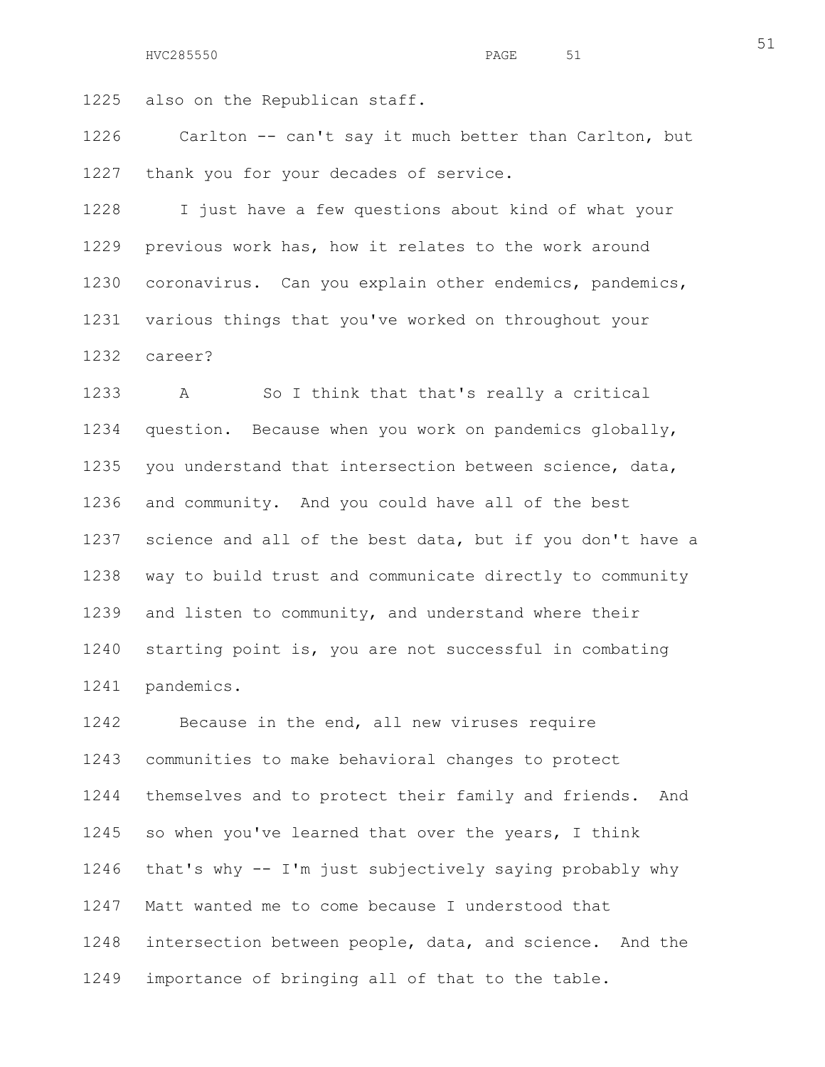also on the Republican staff.

Carlton -- can't say it much better than Carlton, but thank you for your decades of service.

I just have a few questions about kind of what your previous work has, how it relates to the work around coronavirus. Can you explain other endemics, pandemics, various things that you've worked on throughout your career?

A So I think that that's really a critical question. Because when you work on pandemics globally, you understand that intersection between science, data, and community. And you could have all of the best science and all of the best data, but if you don't have a way to build trust and communicate directly to community and listen to community, and understand where their starting point is, you are not successful in combating pandemics.

Because in the end, all new viruses require communities to make behavioral changes to protect themselves and to protect their family and friends. And so when you've learned that over the years, I think that's why -- I'm just subjectively saying probably why Matt wanted me to come because I understood that intersection between people, data, and science. And the importance of bringing all of that to the table.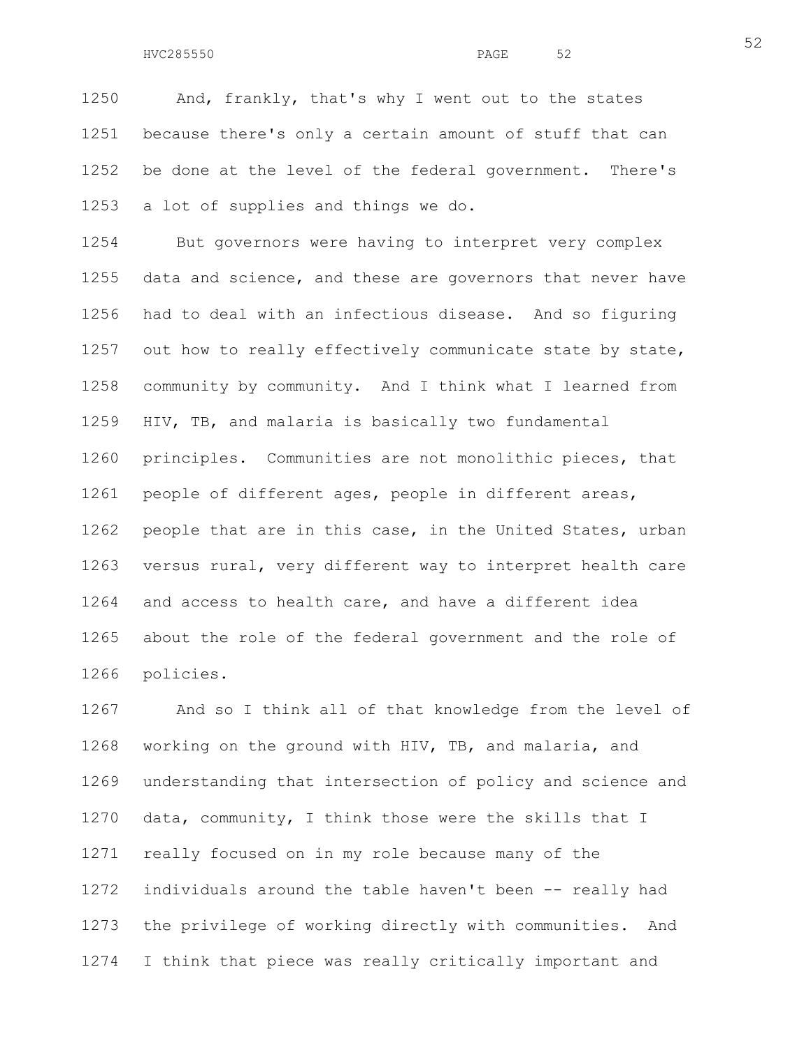And, frankly, that's why I went out to the states because there's only a certain amount of stuff that can be done at the level of the federal government. There's a lot of supplies and things we do.

But governors were having to interpret very complex data and science, and these are governors that never have had to deal with an infectious disease. And so figuring out how to really effectively communicate state by state, community by community. And I think what I learned from HIV, TB, and malaria is basically two fundamental principles. Communities are not monolithic pieces, that people of different ages, people in different areas, people that are in this case, in the United States, urban versus rural, very different way to interpret health care and access to health care, and have a different idea about the role of the federal government and the role of policies.

And so I think all of that knowledge from the level of working on the ground with HIV, TB, and malaria, and understanding that intersection of policy and science and data, community, I think those were the skills that I really focused on in my role because many of the individuals around the table haven't been -- really had the privilege of working directly with communities. And I think that piece was really critically important and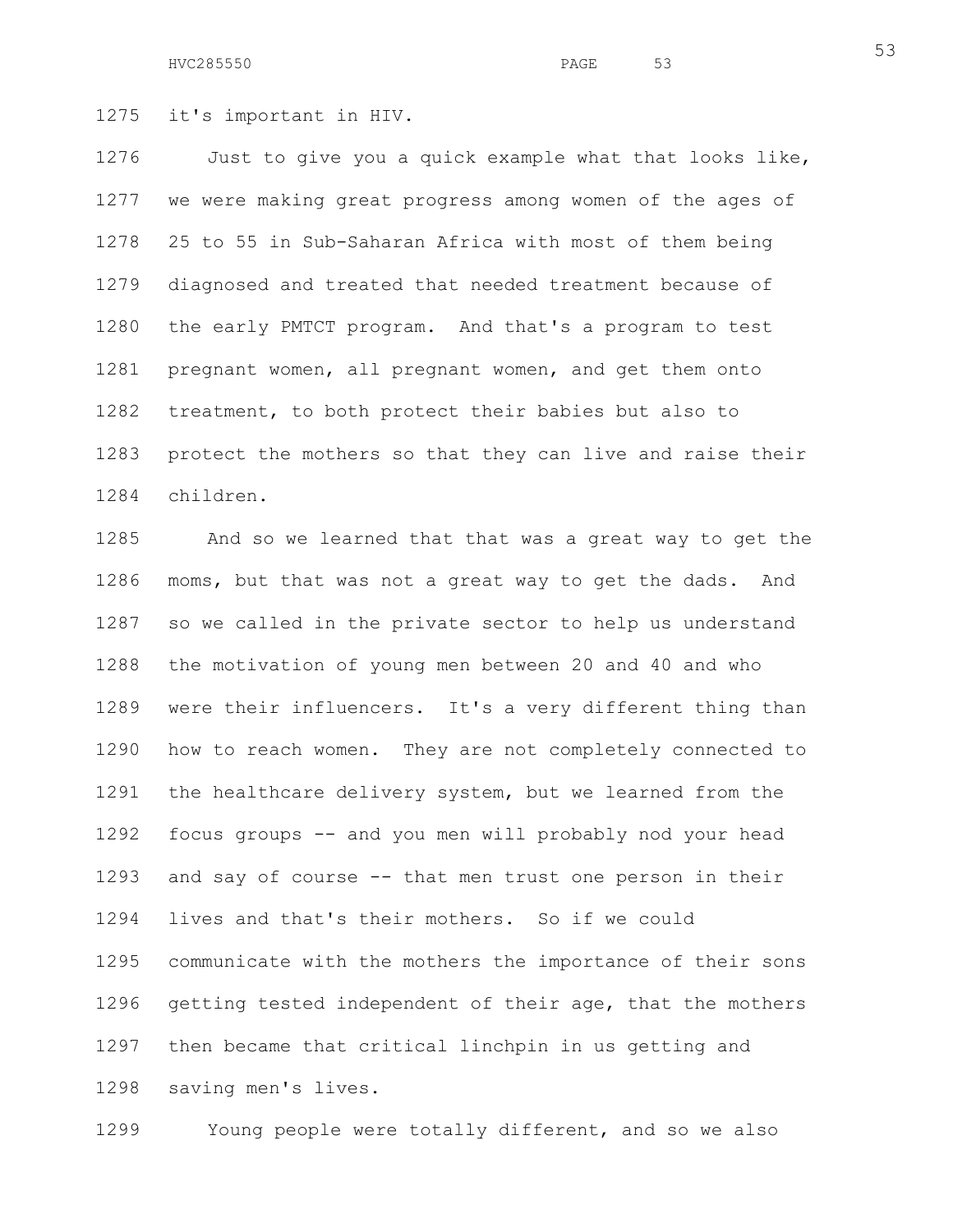it's important in HIV.

Just to give you a quick example what that looks like, we were making great progress among women of the ages of 25 to 55 in Sub-Saharan Africa with most of them being diagnosed and treated that needed treatment because of the early PMTCT program. And that's a program to test pregnant women, all pregnant women, and get them onto treatment, to both protect their babies but also to protect the mothers so that they can live and raise their children.

And so we learned that that was a great way to get the moms, but that was not a great way to get the dads. And so we called in the private sector to help us understand the motivation of young men between 20 and 40 and who were their influencers. It's a very different thing than how to reach women. They are not completely connected to the healthcare delivery system, but we learned from the focus groups -- and you men will probably nod your head and say of course -- that men trust one person in their lives and that's their mothers. So if we could communicate with the mothers the importance of their sons getting tested independent of their age, that the mothers then became that critical linchpin in us getting and saving men's lives.

Young people were totally different, and so we also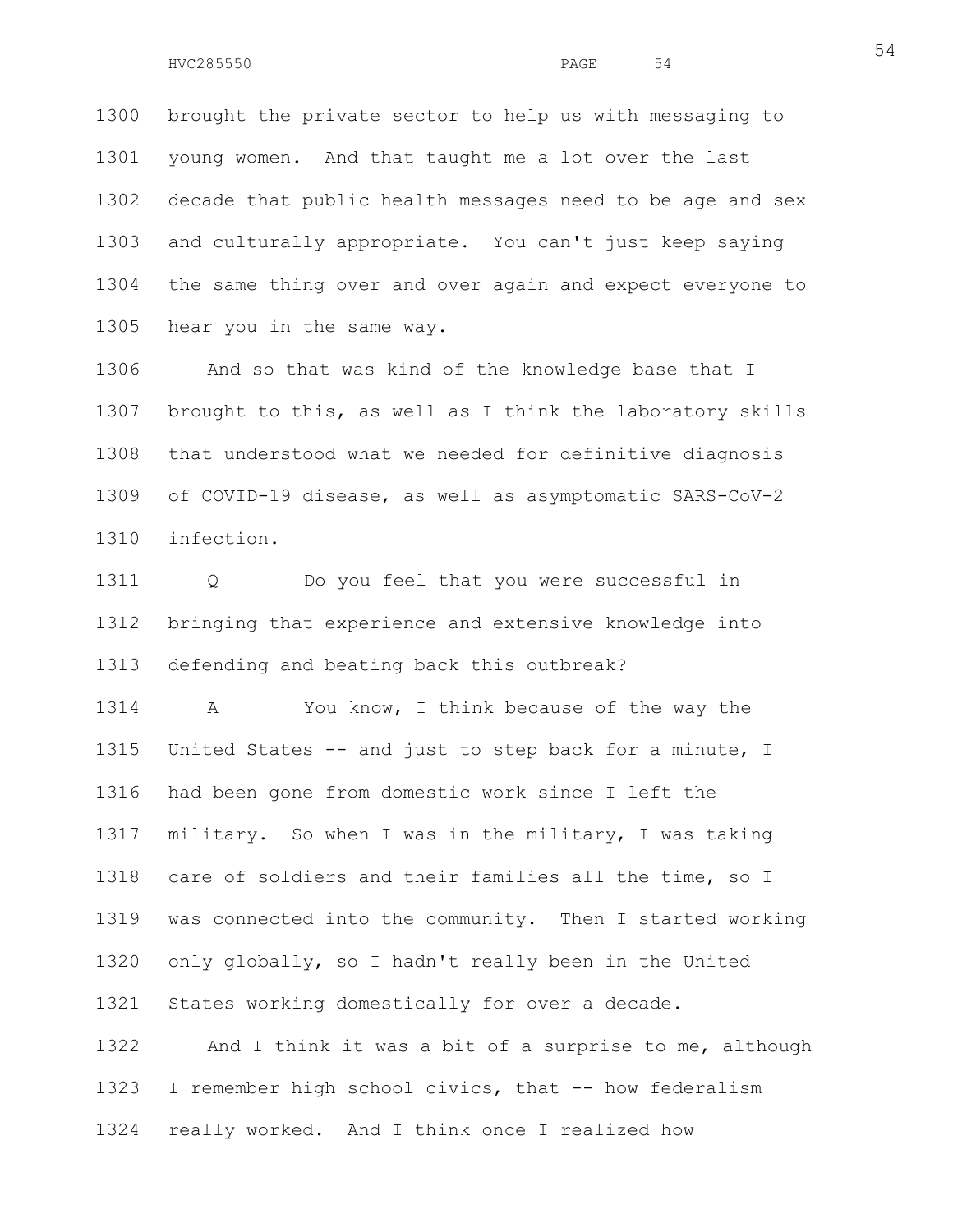brought the private sector to help us with messaging to young women. And that taught me a lot over the last decade that public health messages need to be age and sex and culturally appropriate. You can't just keep saying the same thing over and over again and expect everyone to hear you in the same way.

And so that was kind of the knowledge base that I brought to this, as well as I think the laboratory skills that understood what we needed for definitive diagnosis of COVID-19 disease, as well as asymptomatic SARS-CoV-2 infection.

Q Do you feel that you were successful in bringing that experience and extensive knowledge into defending and beating back this outbreak?

A You know, I think because of the way the United States -- and just to step back for a minute, I had been gone from domestic work since I left the military. So when I was in the military, I was taking care of soldiers and their families all the time, so I was connected into the community. Then I started working only globally, so I hadn't really been in the United States working domestically for over a decade.

And I think it was a bit of a surprise to me, although I remember high school civics, that -- how federalism really worked. And I think once I realized how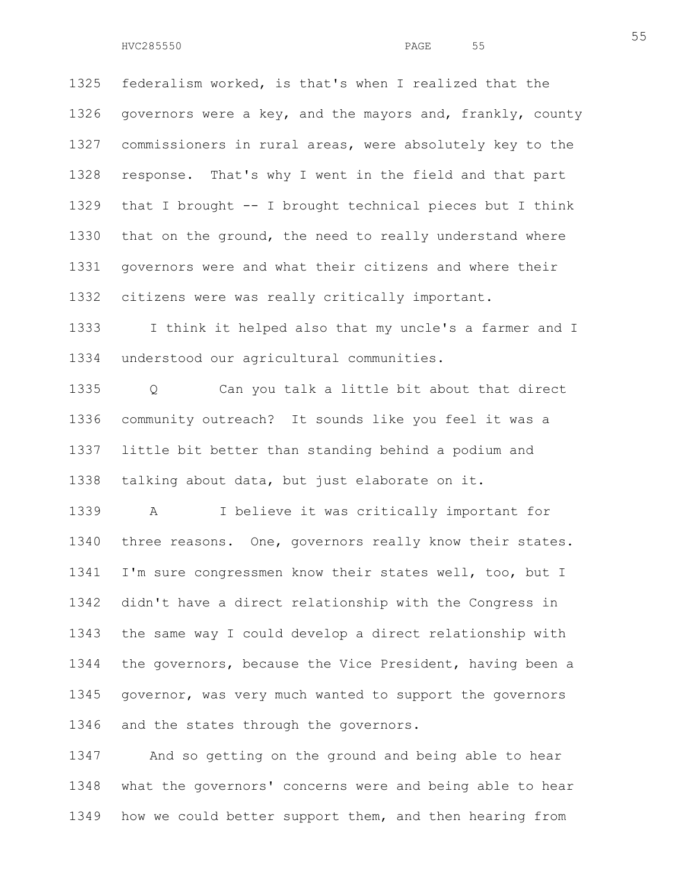federalism worked, is that's when I realized that the governors were a key, and the mayors and, frankly, county commissioners in rural areas, were absolutely key to the response. That's why I went in the field and that part that I brought -- I brought technical pieces but I think that on the ground, the need to really understand where governors were and what their citizens and where their citizens were was really critically important.

I think it helped also that my uncle's a farmer and I understood our agricultural communities.

Q Can you talk a little bit about that direct community outreach? It sounds like you feel it was a little bit better than standing behind a podium and talking about data, but just elaborate on it.

A I believe it was critically important for three reasons. One, governors really know their states. I'm sure congressmen know their states well, too, but I didn't have a direct relationship with the Congress in the same way I could develop a direct relationship with the governors, because the Vice President, having been a governor, was very much wanted to support the governors and the states through the governors.

And so getting on the ground and being able to hear what the governors' concerns were and being able to hear how we could better support them, and then hearing from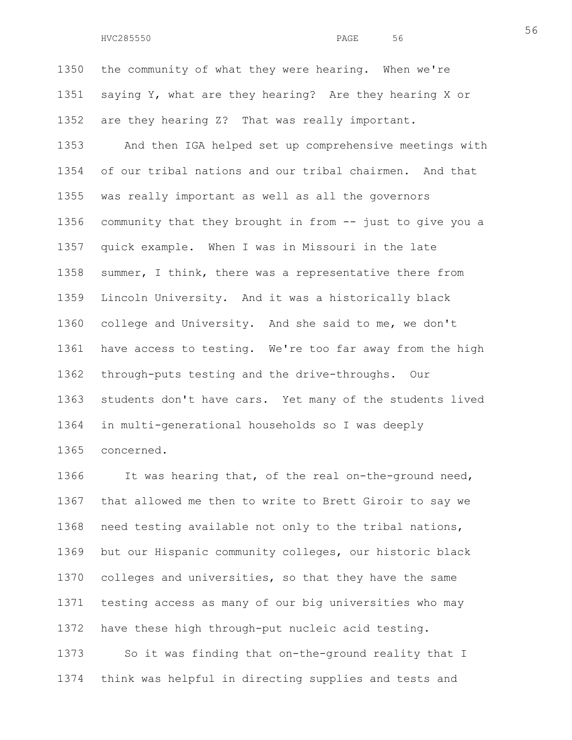the community of what they were hearing. When we're saying Y, what are they hearing? Are they hearing X or are they hearing Z? That was really important.

And then IGA helped set up comprehensive meetings with of our tribal nations and our tribal chairmen. And that was really important as well as all the governors community that they brought in from -- just to give you a quick example. When I was in Missouri in the late summer, I think, there was a representative there from Lincoln University. And it was a historically black college and University. And she said to me, we don't have access to testing. We're too far away from the high through-puts testing and the drive-throughs. Our students don't have cars. Yet many of the students lived in multi-generational households so I was deeply concerned.

It was hearing that, of the real on-the-ground need, that allowed me then to write to Brett Giroir to say we need testing available not only to the tribal nations, but our Hispanic community colleges, our historic black colleges and universities, so that they have the same testing access as many of our big universities who may have these high through-put nucleic acid testing.

So it was finding that on-the-ground reality that I think was helpful in directing supplies and tests and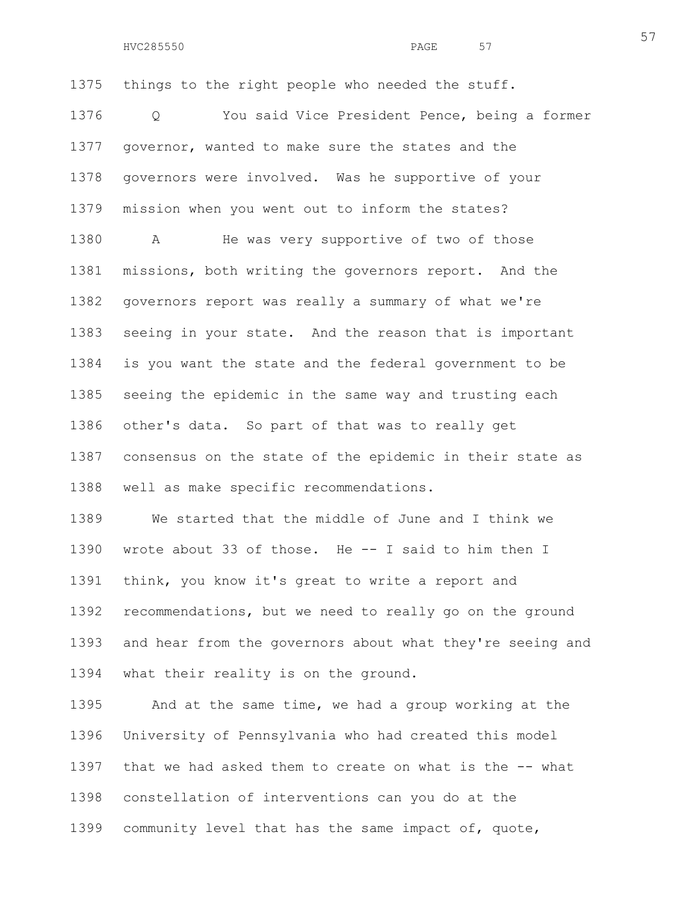things to the right people who needed the stuff.

Q You said Vice President Pence, being a former governor, wanted to make sure the states and the governors were involved. Was he supportive of your mission when you went out to inform the states?

A He was very supportive of two of those missions, both writing the governors report. And the governors report was really a summary of what we're seeing in your state. And the reason that is important is you want the state and the federal government to be seeing the epidemic in the same way and trusting each other's data. So part of that was to really get consensus on the state of the epidemic in their state as well as make specific recommendations.

We started that the middle of June and I think we wrote about 33 of those. He -- I said to him then I think, you know it's great to write a report and recommendations, but we need to really go on the ground and hear from the governors about what they're seeing and what their reality is on the ground.

And at the same time, we had a group working at the University of Pennsylvania who had created this model that we had asked them to create on what is the -- what constellation of interventions can you do at the community level that has the same impact of, quote,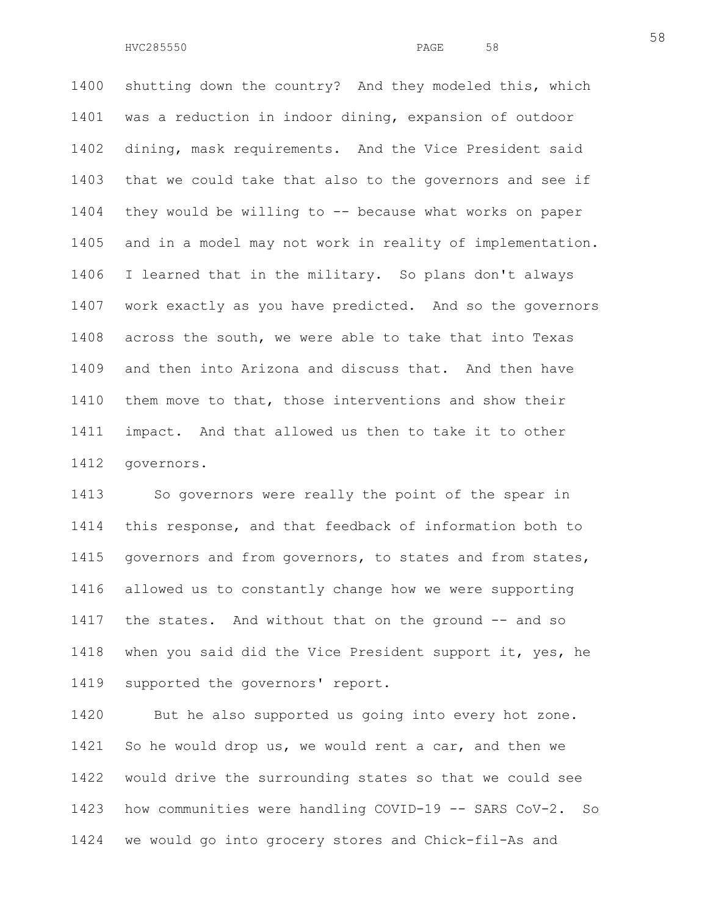shutting down the country? And they modeled this, which was a reduction in indoor dining, expansion of outdoor dining, mask requirements. And the Vice President said that we could take that also to the governors and see if they would be willing to -- because what works on paper and in a model may not work in reality of implementation. I learned that in the military. So plans don't always work exactly as you have predicted. And so the governors across the south, we were able to take that into Texas and then into Arizona and discuss that. And then have them move to that, those interventions and show their impact. And that allowed us then to take it to other governors.

So governors were really the point of the spear in this response, and that feedback of information both to governors and from governors, to states and from states, allowed us to constantly change how we were supporting the states. And without that on the ground -- and so when you said did the Vice President support it, yes, he supported the governors' report.

But he also supported us going into every hot zone. So he would drop us, we would rent a car, and then we would drive the surrounding states so that we could see how communities were handling COVID-19 -- SARS CoV-2. So we would go into grocery stores and Chick-fil-As and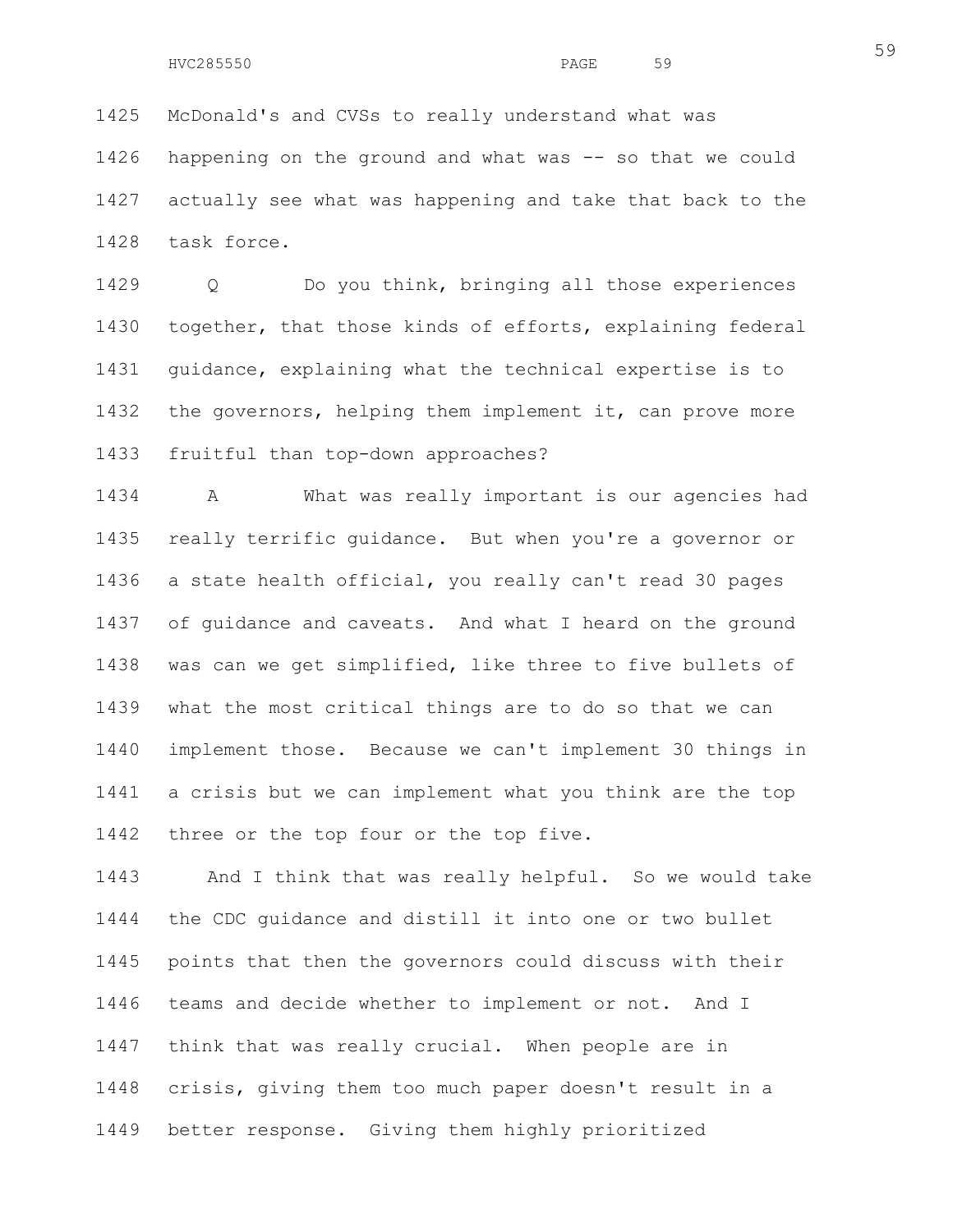McDonald's and CVSs to really understand what was happening on the ground and what was -- so that we could actually see what was happening and take that back to the task force.

Q Do you think, bringing all those experiences together, that those kinds of efforts, explaining federal guidance, explaining what the technical expertise is to the governors, helping them implement it, can prove more fruitful than top-down approaches?

A What was really important is our agencies had really terrific guidance. But when you're a governor or a state health official, you really can't read 30 pages of guidance and caveats. And what I heard on the ground was can we get simplified, like three to five bullets of what the most critical things are to do so that we can implement those. Because we can't implement 30 things in a crisis but we can implement what you think are the top three or the top four or the top five.

And I think that was really helpful. So we would take the CDC guidance and distill it into one or two bullet points that then the governors could discuss with their teams and decide whether to implement or not. And I think that was really crucial. When people are in crisis, giving them too much paper doesn't result in a better response. Giving them highly prioritized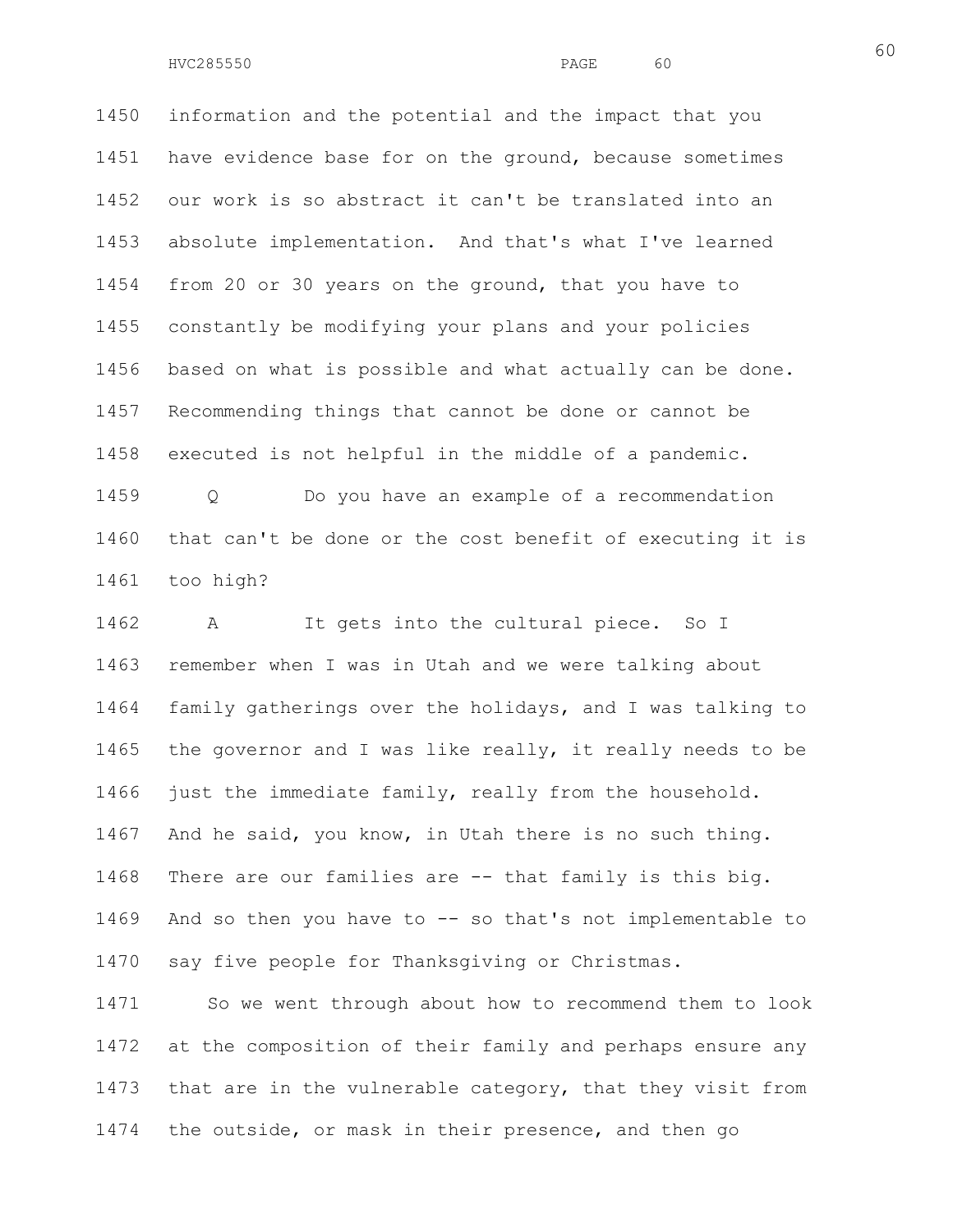1450 information and the potential and the impact that you
1451 have evidence base for on the ground, because sometimes
1452 our work is so abstract it can't be translated into an
1453 absolute implementation. And that's what I've learned
1454 from 20 or 30 years on the ground, that you have to
1455 constantly be modifying your plans and your policies
1456 based on what is possible and what actually can be done.
1457 Recommending things that cannot be done or cannot be
1458 executed is not helpful in the middle of a pandemic.

1459 Q Do you have an example of a recommendation
1460 that can't be done or the cost benefit of executing it is
1461 too high?

1462 A It gets into the cultural piece. So I
1463 remember when I was in Utah and we were talking about
1464 family gatherings over the holidays, and I was talking to
1465 the governor and I was like really, it really needs to be
1466 just the immediate family, really from the household.
1467 And he said, you know, in Utah there is no such thing.
1468 There are our families are -- that family is this big.
1469 And so then you have to -- so that's not implementable to
1470 say five people for Thanksgiving or Christmas.

1471 So we went through about how to recommend them to look
1472 at the composition of their family and perhaps ensure any
1473 that are in the vulnerable category, that they visit from
1474 the outside, or mask in their presence, and then go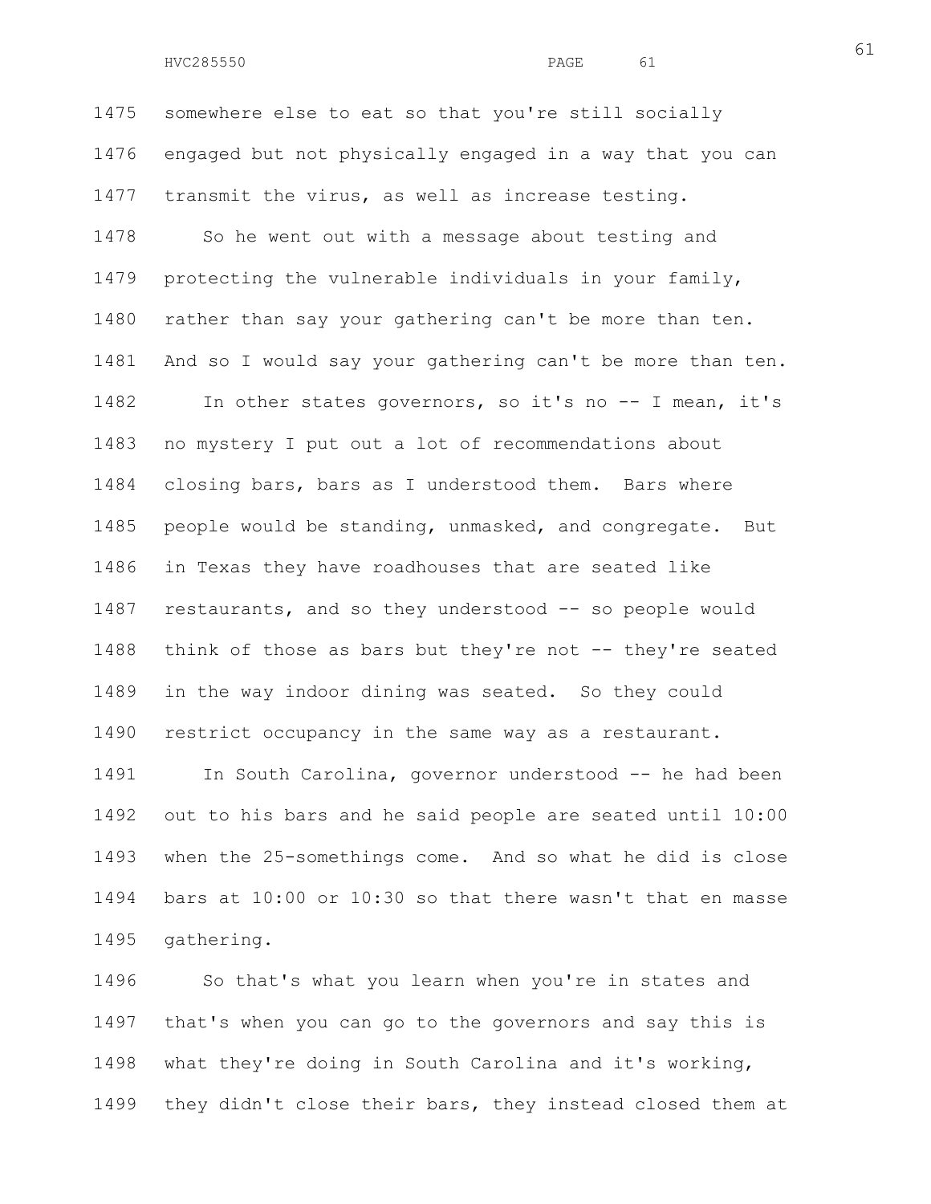somewhere else to eat so that you're still socially engaged but not physically engaged in a way that you can transmit the virus, as well as increase testing.

So he went out with a message about testing and protecting the vulnerable individuals in your family, rather than say your gathering can't be more than ten. And so I would say your gathering can't be more than ten.

In other states governors, so it's no -- I mean, it's no mystery I put out a lot of recommendations about closing bars, bars as I understood them. Bars where people would be standing, unmasked, and congregate. But in Texas they have roadhouses that are seated like restaurants, and so they understood -- so people would think of those as bars but they're not -- they're seated in the way indoor dining was seated. So they could restrict occupancy in the same way as a restaurant.

In South Carolina, governor understood -- he had been out to his bars and he said people are seated until 10:00 when the 25-somethings come. And so what he did is close bars at 10:00 or 10:30 so that there wasn't that en masse gathering.

So that's what you learn when you're in states and that's when you can go to the governors and say this is what they're doing in South Carolina and it's working, they didn't close their bars, they instead closed them at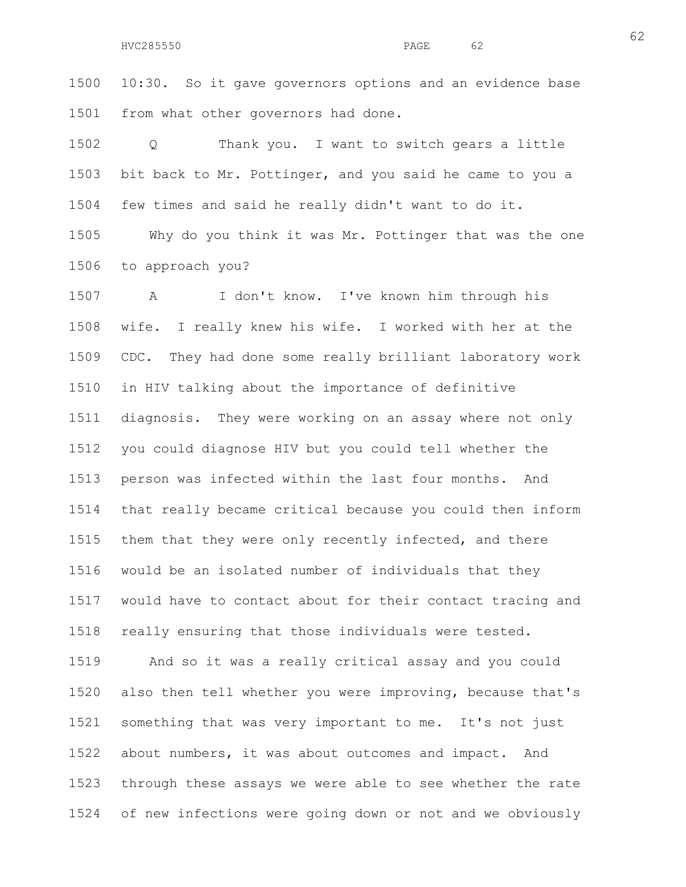10:30. So it gave governors options and an evidence base from what other governors had done.

Q Thank you. I want to switch gears a little bit back to Mr. Pottinger, and you said he came to you a few times and said he really didn't want to do it.

Why do you think it was Mr. Pottinger that was the one to approach you?

A I don't know. I've known him through his wife. I really knew his wife. I worked with her at the CDC. They had done some really brilliant laboratory work in HIV talking about the importance of definitive diagnosis. They were working on an assay where not only you could diagnose HIV but you could tell whether the person was infected within the last four months. And that really became critical because you could then inform them that they were only recently infected, and there would be an isolated number of individuals that they would have to contact about for their contact tracing and really ensuring that those individuals were tested.

And so it was a really critical assay and you could also then tell whether you were improving, because that's something that was very important to me. It's not just about numbers, it was about outcomes and impact. And through these assays we were able to see whether the rate of new infections were going down or not and we obviously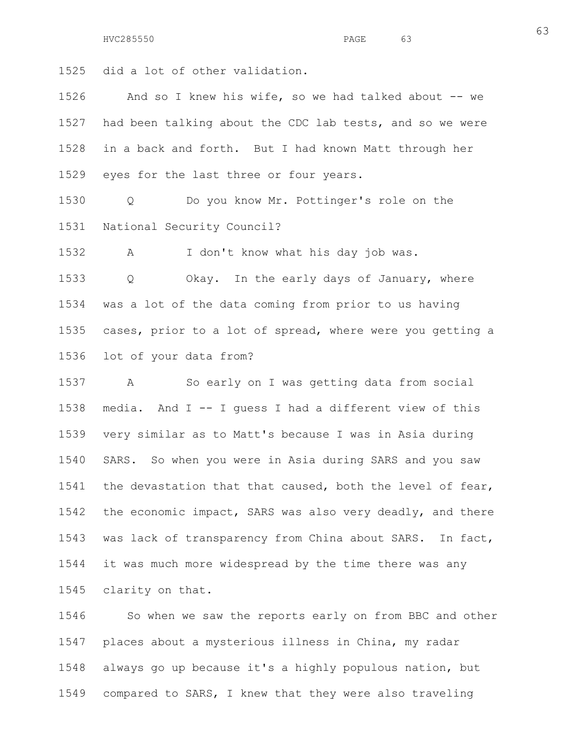1525 did a lot of other validation.

1526 And so I knew his wife, so we had talked about -- we
1527 had been talking about the CDC lab tests, and so we were
1528 in a back and forth. But I had known Matt through her
1529 eyes for the last three or four years.

1530 Q Do you know Mr. Pottinger's role on the
1531 National Security Council?

1532 A I don't know what his day job was.

1533 Q Okay. In the early days of January, where
1534 was a lot of the data coming from prior to us having
1535 cases, prior to a lot of spread, where were you getting a
1536 lot of your data from?

1537 A So early on I was getting data from social
1538 media. And I -- I guess I had a different view of this
1539 very similar as to Matt's because I was in Asia during
1540 SARS. So when you were in Asia during SARS and you saw
1541 the devastation that that caused, both the level of fear,
1542 the economic impact, SARS was also very deadly, and there
1543 was lack of transparency from China about SARS. In fact,
1544 it was much more widespread by the time there was any
1545 clarity on that.

1546 So when we saw the reports early on from BBC and other
1547 places about a mysterious illness in China, my radar
1548 always go up because it's a highly populous nation, but
1549 compared to SARS, I knew that they were also traveling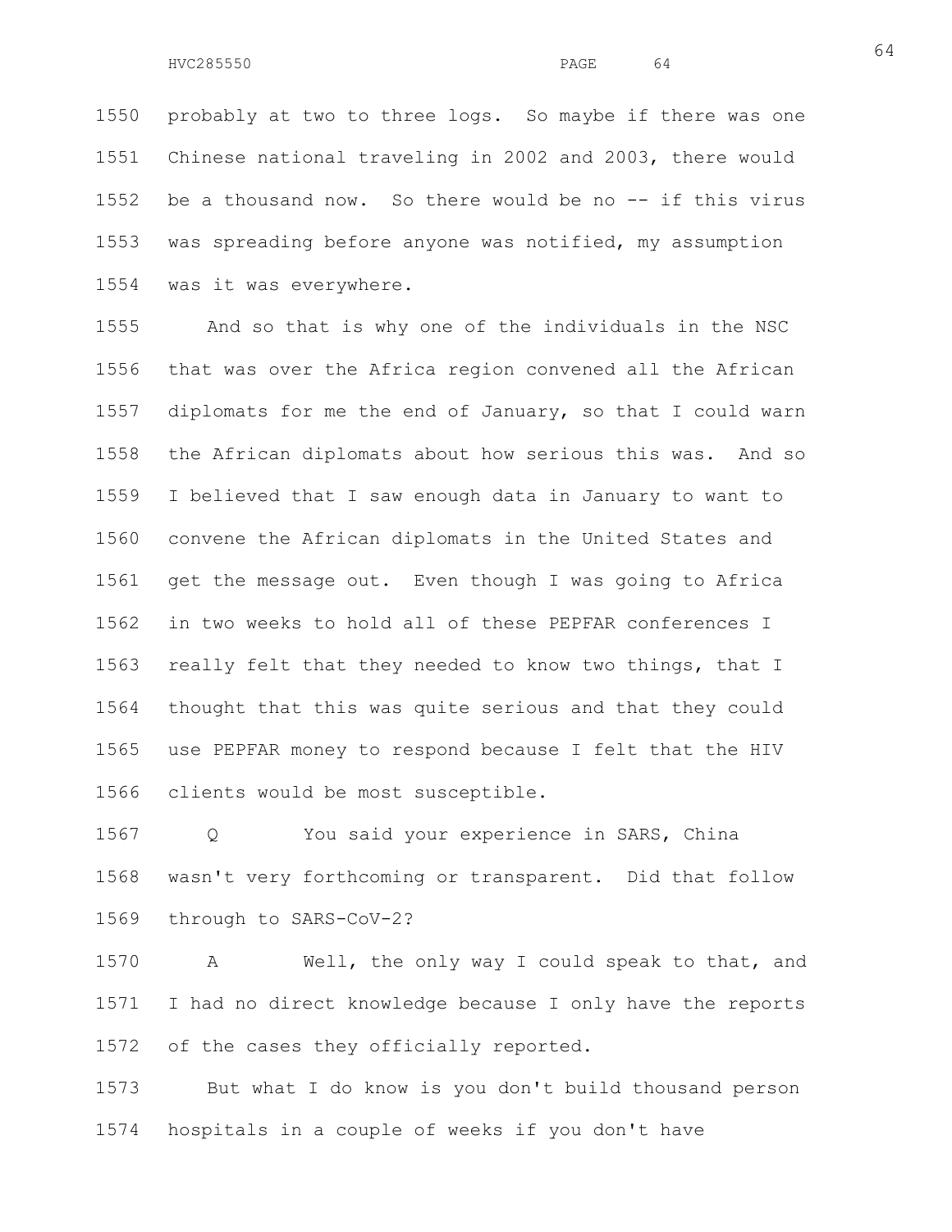probably at two to three logs. So maybe if there was one Chinese national traveling in 2002 and 2003, there would be a thousand now. So there would be no -- if this virus was spreading before anyone was notified, my assumption was it was everywhere.

And so that is why one of the individuals in the NSC that was over the Africa region convened all the African diplomats for me the end of January, so that I could warn the African diplomats about how serious this was. And so I believed that I saw enough data in January to want to convene the African diplomats in the United States and get the message out. Even though I was going to Africa in two weeks to hold all of these PEPFAR conferences I really felt that they needed to know two things, that I thought that this was quite serious and that they could use PEPFAR money to respond because I felt that the HIV clients would be most susceptible.

Q You said your experience in SARS, China wasn't very forthcoming or transparent. Did that follow through to SARS-CoV-2?

A Well, the only way I could speak to that, and I had no direct knowledge because I only have the reports of the cases they officially reported.

But what I do know is you don't build thousand person hospitals in a couple of weeks if you don't have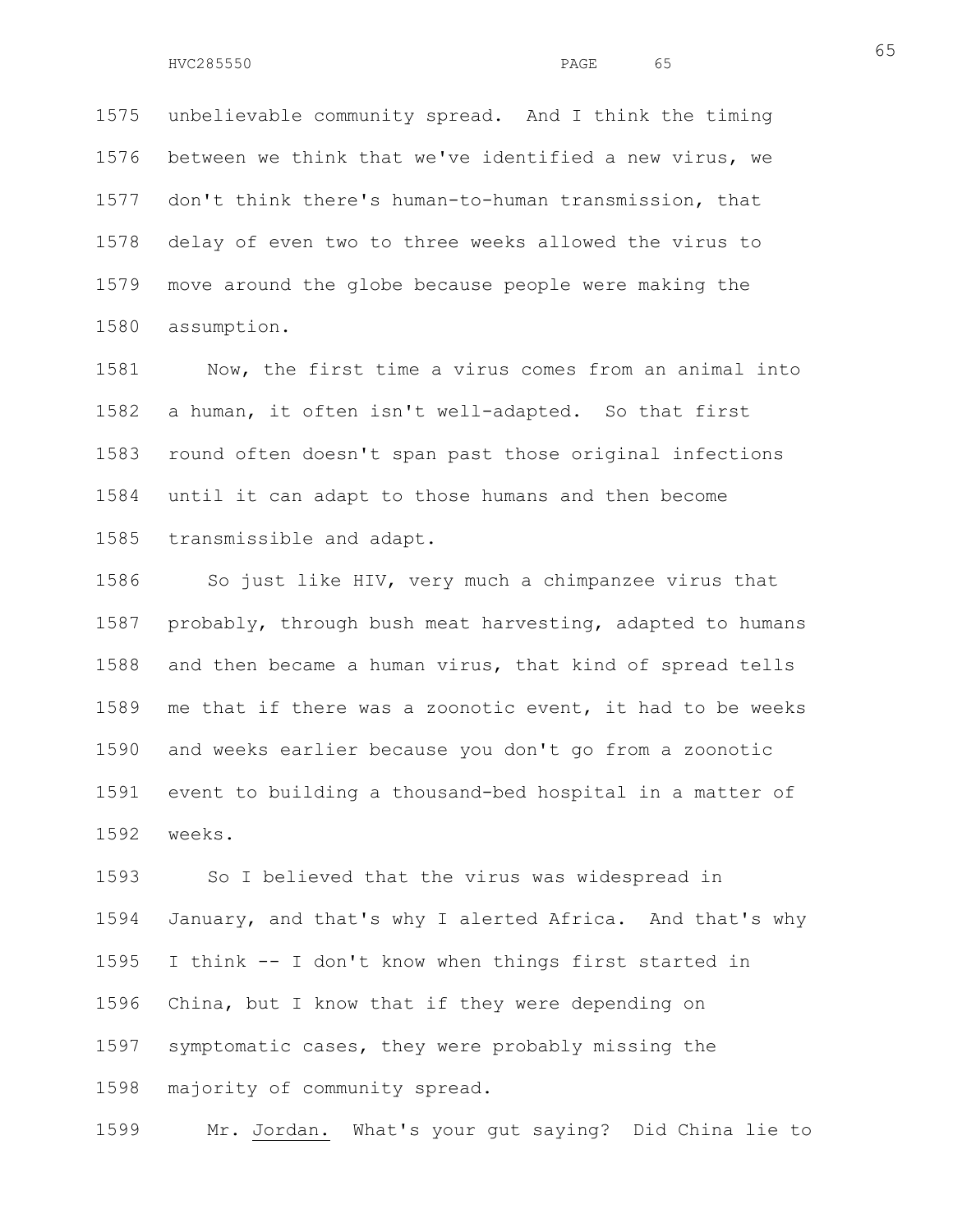unbelievable community spread. And I think the timing between we think that we've identified a new virus, we don't think there's human-to-human transmission, that delay of even two to three weeks allowed the virus to move around the globe because people were making the assumption.

Now, the first time a virus comes from an animal into a human, it often isn't well-adapted. So that first round often doesn't span past those original infections until it can adapt to those humans and then become transmissible and adapt.

So just like HIV, very much a chimpanzee virus that probably, through bush meat harvesting, adapted to humans and then became a human virus, that kind of spread tells me that if there was a zoonotic event, it had to be weeks and weeks earlier because you don't go from a zoonotic event to building a thousand-bed hospital in a matter of weeks.

So I believed that the virus was widespread in January, and that's why I alerted Africa. And that's why I think -- I don't know when things first started in China, but I know that if they were depending on symptomatic cases, they were probably missing the majority of community spread.

Mr. Jordan. What's your gut saying? Did China lie to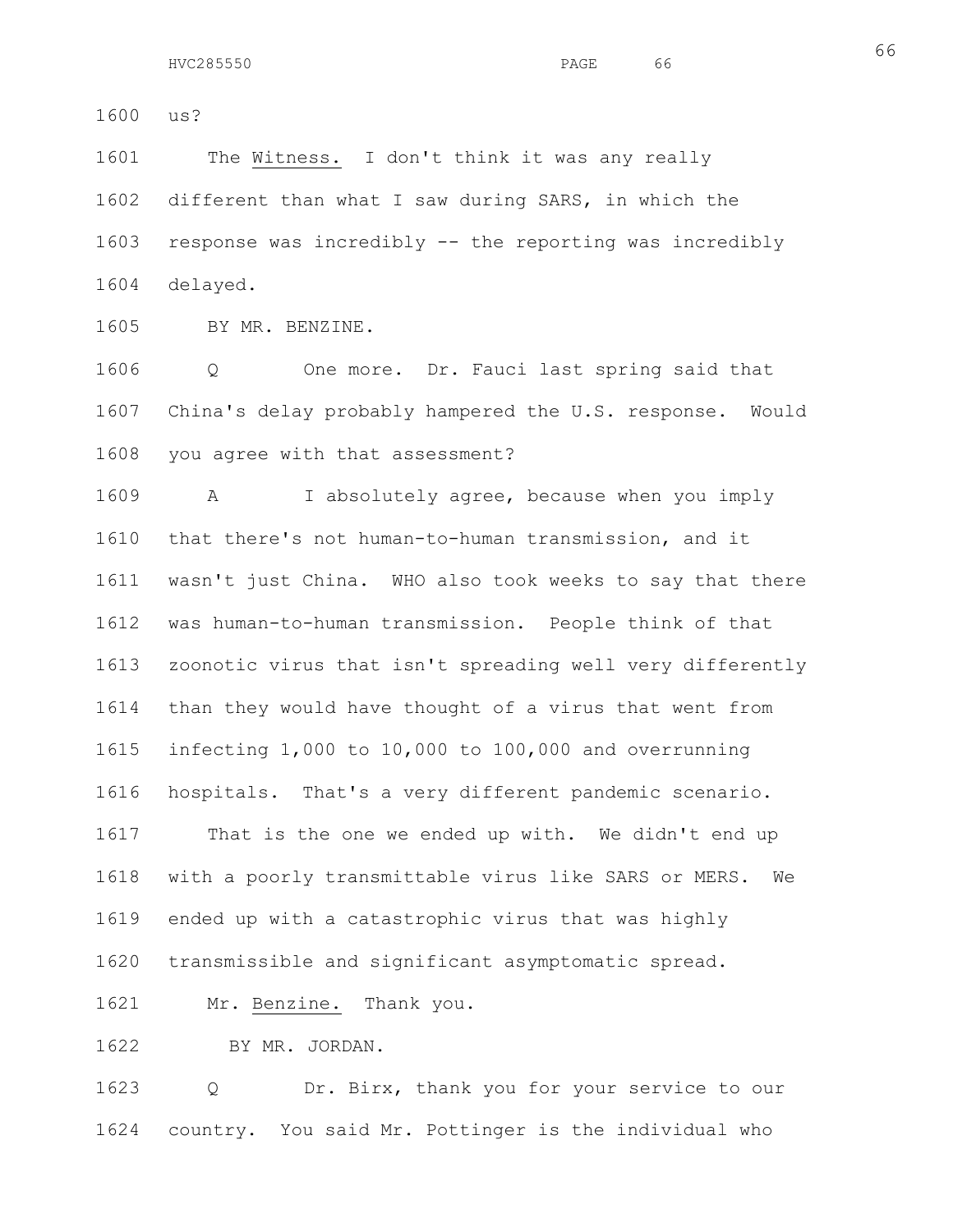1600 us?

1601 The Witness. I don't think it was any really
1602 different than what I saw during SARS, in which the
1603 response was incredibly -- the reporting was incredibly
1604 delayed.

1605 BY MR. BENZINE.

1606 Q One more. Dr. Fauci last spring said that
1607 China's delay probably hampered the U.S. response. Would
1608 you agree with that assessment?

1609 A I absolutely agree, because when you imply
1610 that there's not human-to-human transmission, and it
1611 wasn't just China. WHO also took weeks to say that there
1612 was human-to-human transmission. People think of that
1613 zoonotic virus that isn't spreading well very differently
1614 than they would have thought of a virus that went from
1615 infecting 1,000 to 10,000 to 100,000 and overrunning
1616 hospitals. That's a very different pandemic scenario.

1617 That is the one we ended up with. We didn't end up
1618 with a poorly transmittable virus like SARS or MERS. We
1619 ended up with a catastrophic virus that was highly
1620 transmissible and significant asymptomatic spread.

1621 Mr. Benzine. Thank you.

1622 BY MR. JORDAN.

1623 Q Dr. Birx, thank you for your service to our
1624 country. You said Mr. Pottinger is the individual who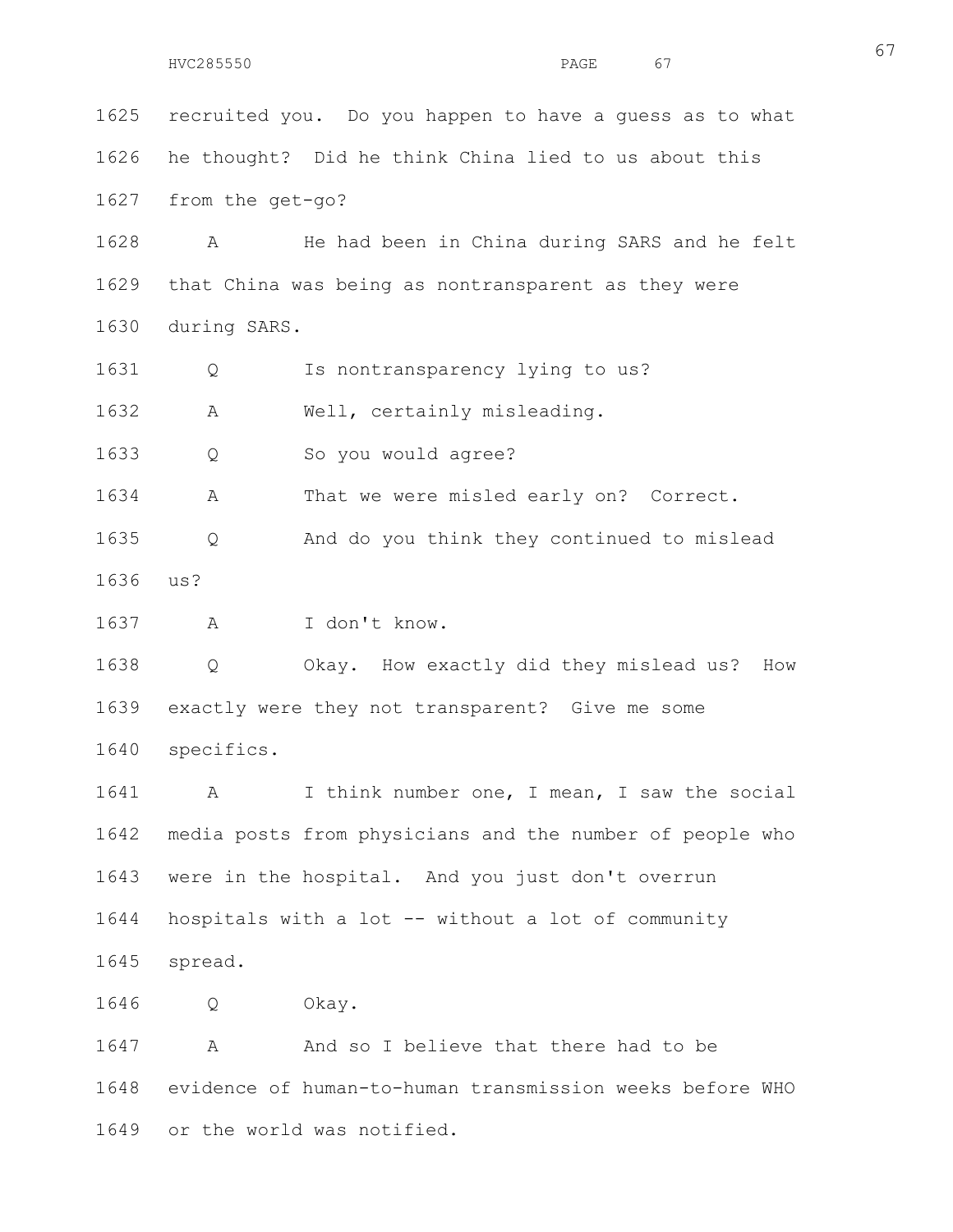1625 recruited you. Do you happen to have a guess as to what
1626 he thought? Did he think China lied to us about this
1627 from the get-go?

1628 A He had been in China during SARS and he felt
1629 that China was being as nontransparent as they were
1630 during SARS.

1631 Q Is nontransparency lying to us?

1632 A Well, certainly misleading.

1633 Q So you would agree?

1634 A That we were misled early on? Correct.

1635 Q And do you think they continued to mislead
1636 us?

1637 A I don't know.

1638 Q Okay. How exactly did they mislead us? How
1639 exactly were they not transparent? Give me some
1640 specifics.

1641 A I think number one, I mean, I saw the social
1642 media posts from physicians and the number of people who
1643 were in the hospital. And you just don't overrun
1644 hospitals with a lot -- without a lot of community
1645 spread.

1646 Q Okay.

1647 A And so I believe that there had to be
1648 evidence of human-to-human transmission weeks before WHO
1649 or the world was notified.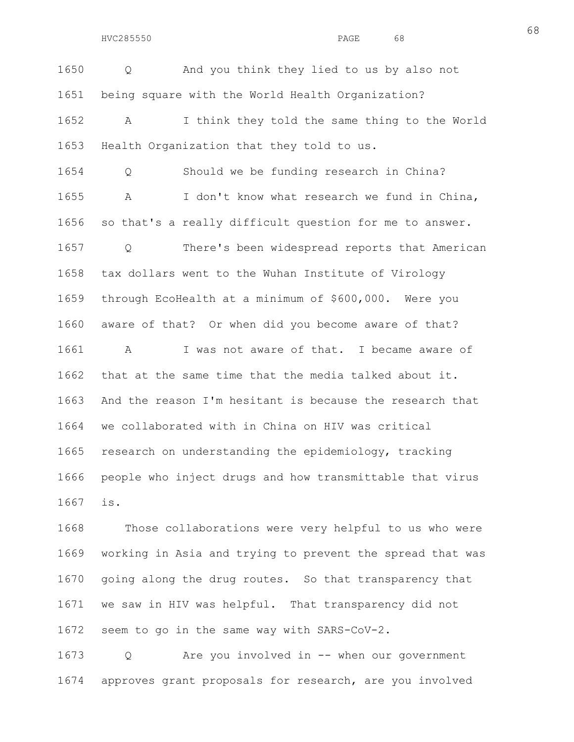Q And you think they lied to us by also not being square with the World Health Organization?

A I think they told the same thing to the World Health Organization that they told to us.

Q Should we be funding research in China?

A I don't know what research we fund in China, so that's a really difficult question for me to answer.

Q There's been widespread reports that American tax dollars went to the Wuhan Institute of Virology through EcoHealth at a minimum of $600,000. Were you aware of that? Or when did you become aware of that?

A I was not aware of that. I became aware of that at the same time that the media talked about it. And the reason I'm hesitant is because the research that we collaborated with in China on HIV was critical research on understanding the epidemiology, tracking people who inject drugs and how transmittable that virus is.

Those collaborations were very helpful to us who were working in Asia and trying to prevent the spread that was going along the drug routes. So that transparency that we saw in HIV was helpful. That transparency did not seem to go in the same way with SARS-CoV-2.

Q Are you involved in -- when our government approves grant proposals for research, are you involved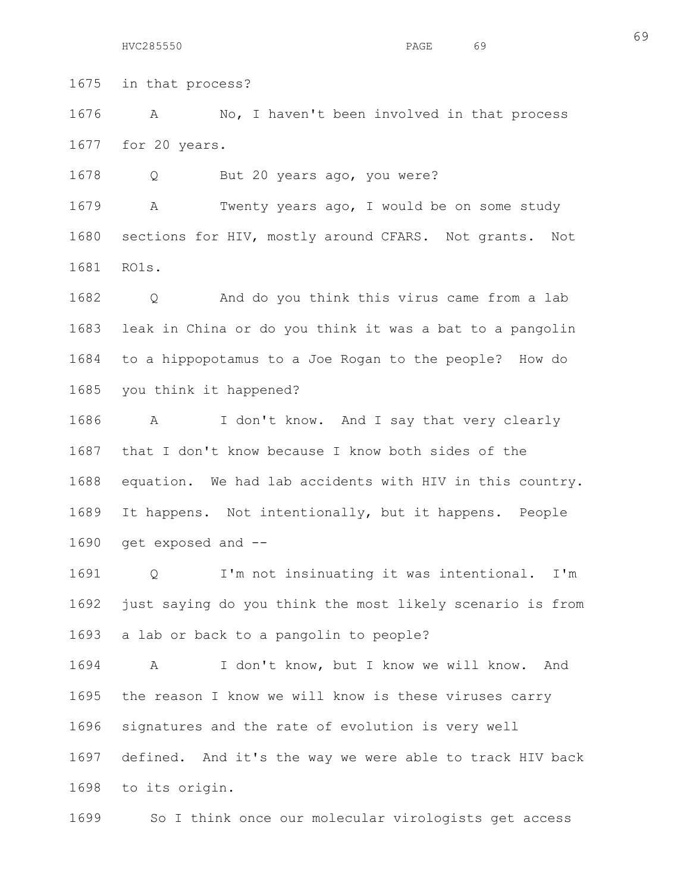1675 in that process?

1676 A No, I haven't been involved in that process

1677 for 20 years.

1678 Q But 20 years ago, you were?

1679 A Twenty years ago, I would be on some study

1680 sections for HIV, mostly around CFARS. Not grants. Not

1681 RO1s.

1682 Q And do you think this virus came from a lab

1683 leak in China or do you think it was a bat to a pangolin

1684 to a hippopotamus to a Joe Rogan to the people? How do

1685 you think it happened?

1686 A I don't know. And I say that very clearly

1687 that I don't know because I know both sides of the

1688 equation. We had lab accidents with HIV in this country.

1689 It happens. Not intentionally, but it happens. People

1690 get exposed and --

1691 Q I'm not insinuating it was intentional. I'm

1692 just saying do you think the most likely scenario is from

1693 a lab or back to a pangolin to people?

1694 A I don't know, but I know we will know. And

1695 the reason I know we will know is these viruses carry

1696 signatures and the rate of evolution is very well

1697 defined. And it's the way we were able to track HIV back

1698 to its origin.

1699 So I think once our molecular virologists get access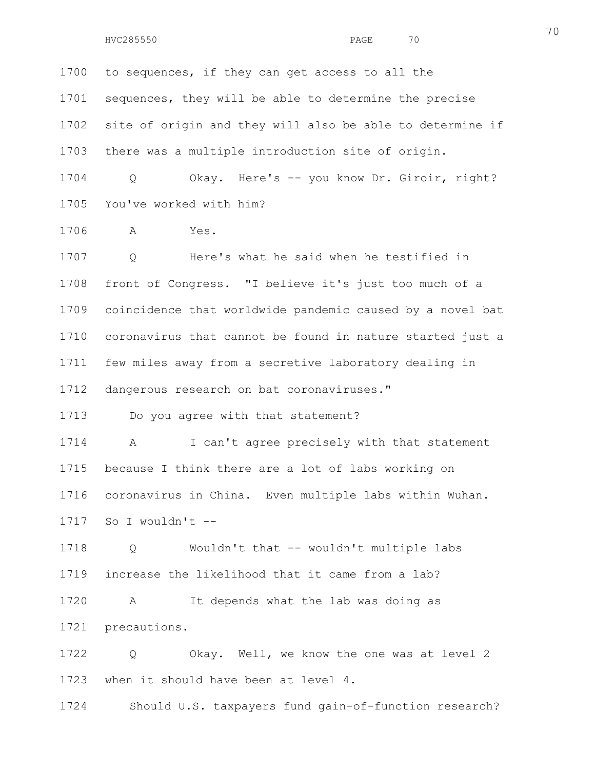1700 to sequences, if they can get access to all the

1701 sequences, they will be able to determine the precise

1702 site of origin and they will also be able to determine if

1703 there was a multiple introduction site of origin.

1704 Q Okay. Here's -- you know Dr. Giroir, right?

1705 You've worked with him?

1706 A Yes.

1707 Q Here's what he said when he testified in

1708 front of Congress. "I believe it's just too much of a

1709 coincidence that worldwide pandemic caused by a novel bat

1710 coronavirus that cannot be found in nature started just a

1711 few miles away from a secretive laboratory dealing in

1712 dangerous research on bat coronaviruses."

1713 Do you agree with that statement?

1714 A I can't agree precisely with that statement

1715 because I think there are a lot of labs working on

1716 coronavirus in China. Even multiple labs within Wuhan.

1717 So I wouldn't --

1718 Q Wouldn't that -- wouldn't multiple labs

1719 increase the likelihood that it came from a lab?

1720 A It depends what the lab was doing as

1721 precautions.

1722 Q Okay. Well, we know the one was at level 2

1723 when it should have been at level 4.

1724 Should U.S. taxpayers fund gain-of-function research?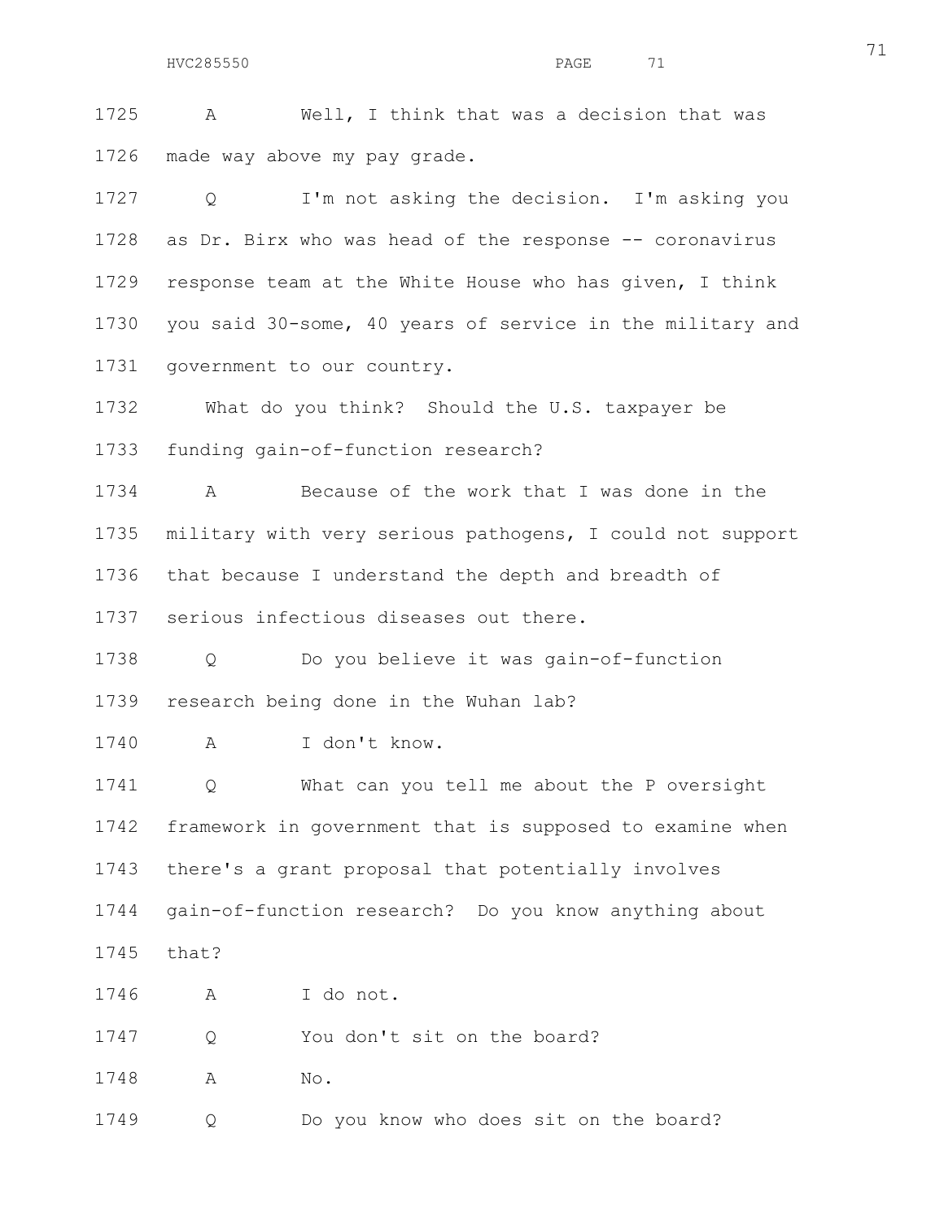1725 A Well, I think that was a decision that was
1726 made way above my pay grade.

1727 Q I'm not asking the decision. I'm asking you
1728 as Dr. Birx who was head of the response -- coronavirus
1729 response team at the White House who has given, I think
1730 you said 30-some, 40 years of service in the military and
1731 government to our country.

1732 What do you think? Should the U.S. taxpayer be
1733 funding gain-of-function research?

1734 A Because of the work that I was done in the
1735 military with very serious pathogens, I could not support
1736 that because I understand the depth and breadth of
1737 serious infectious diseases out there.

1738 Q Do you believe it was gain-of-function
1739 research being done in the Wuhan lab?

1740 A I don't know.

1741 Q What can you tell me about the P oversight
1742 framework in government that is supposed to examine when
1743 there's a grant proposal that potentially involves
1744 gain-of-function research? Do you know anything about
1745 that?

1746 A I do not.

1747 Q You don't sit on the board?

1748 A No.

1749 Q Do you know who does sit on the board?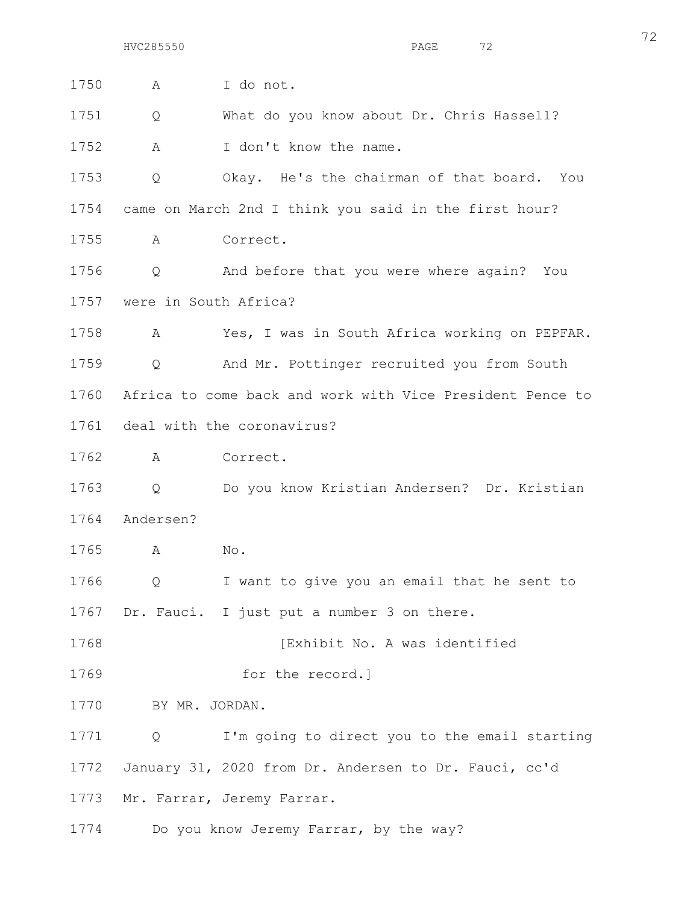1750 A I do not.

1751 Q What do you know about Dr. Chris Hassell?

1752 A I don't know the name.

1753 Q Okay. He's the chairman of that board. You

1754 came on March 2nd I think you said in the first hour?

1755 A Correct.

1756 Q And before that you were where again? You

1757 were in South Africa?

1758 A Yes, I was in South Africa working on PEPFAR.

1759 Q And Mr. Pottinger recruited you from South

1760 Africa to come back and work with Vice President Pence to

1761 deal with the coronavirus?

1762 A Correct.

1763 Q Do you know Kristian Andersen? Dr. Kristian

1764 Andersen?

1765 A No.

1766 Q I want to give you an email that he sent to

1767 Dr. Fauci. I just put a number 3 on there.

1768 [Exhibit No. A was identified

1769 for the record.]

1770 BY MR. JORDAN.

1771 Q I'm going to direct you to the email starting

1772 January 31, 2020 from Dr. Andersen to Dr. Fauci, cc'd

1773 Mr. Farrar, Jeremy Farrar.

1774 Do you know Jeremy Farrar, by the way?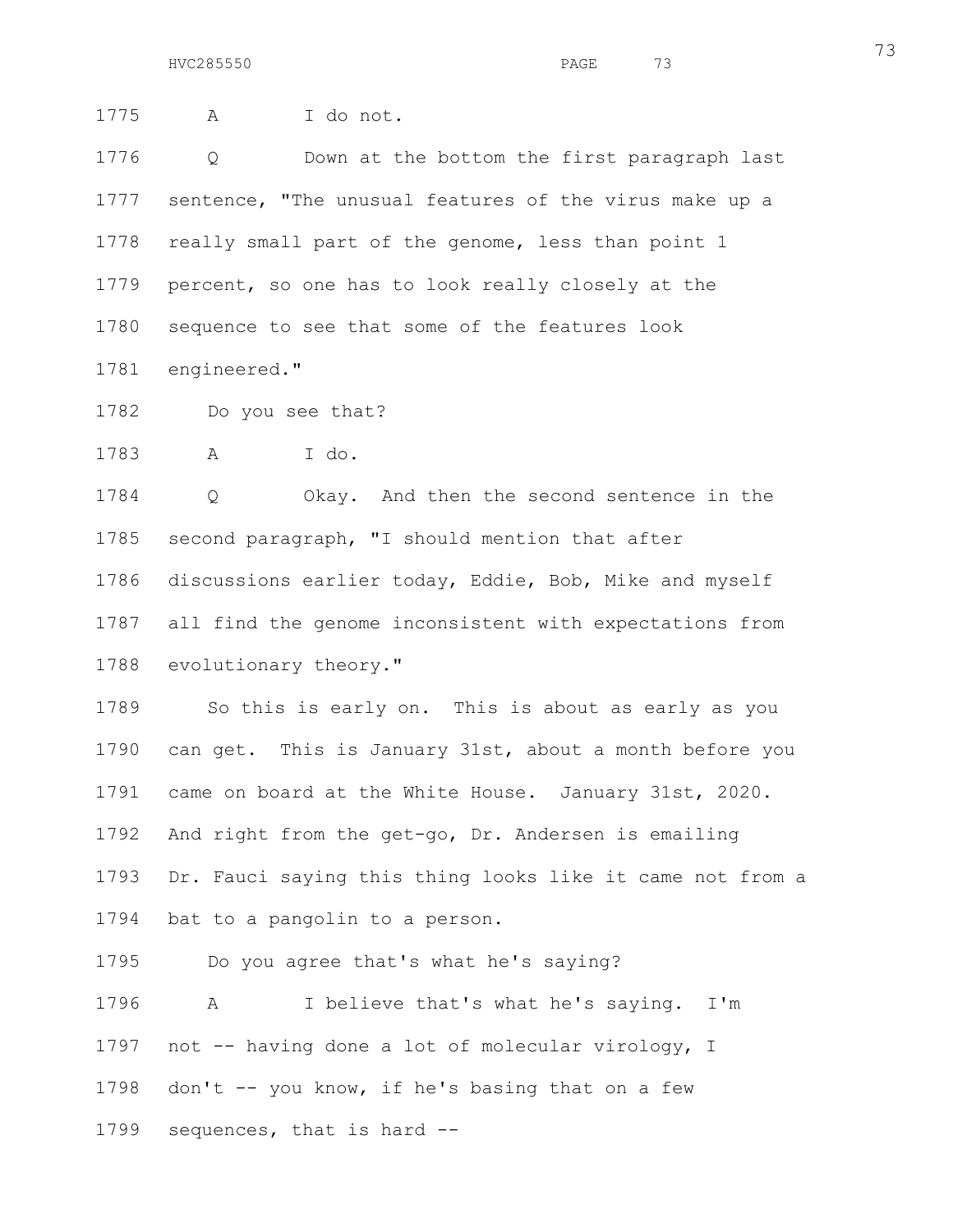1775 A I do not.

1776 Q Down at the bottom the first paragraph last
1777 sentence, "The unusual features of the virus make up a
1778 really small part of the genome, less than point 1
1779 percent, so one has to look really closely at the
1780 sequence to see that some of the features look
1781 engineered."

1782 Do you see that?

1783 A I do.

1784 Q Okay. And then the second sentence in the
1785 second paragraph, "I should mention that after
1786 discussions earlier today, Eddie, Bob, Mike and myself
1787 all find the genome inconsistent with expectations from
1788 evolutionary theory."

1789 So this is early on. This is about as early as you
1790 can get. This is January 31st, about a month before you
1791 came on board at the White House. January 31st, 2020.
1792 And right from the get-go, Dr. Andersen is emailing
1793 Dr. Fauci saying this thing looks like it came not from a
1794 bat to a pangolin to a person.

1795 Do you agree that's what he's saying?

1796 A I believe that's what he's saying. I'm
1797 not -- having done a lot of molecular virology, I
1798 don't -- you know, if he's basing that on a few
1799 sequences, that is hard --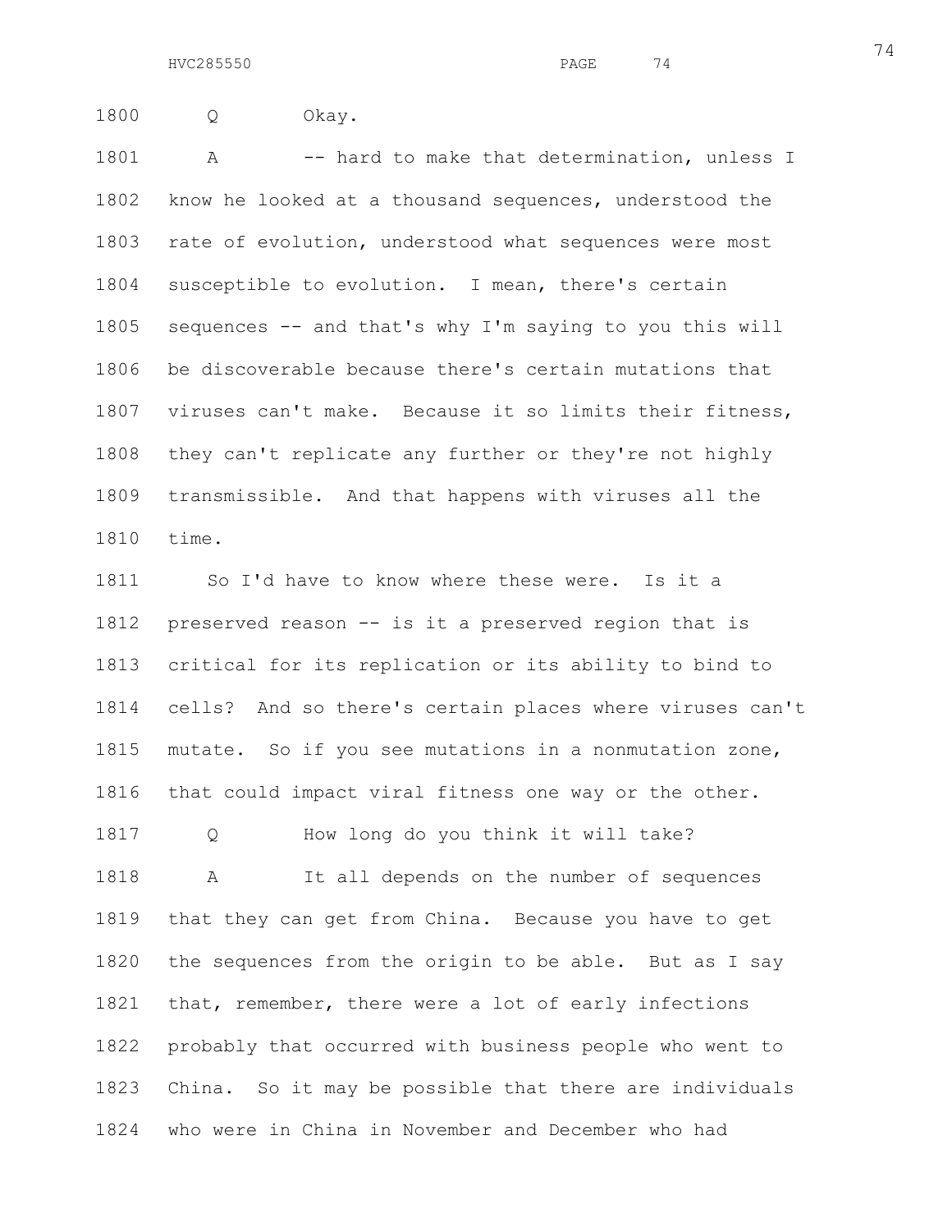Q Okay.

A -- hard to make that determination, unless I know he looked at a thousand sequences, understood the rate of evolution, understood what sequences were most susceptible to evolution. I mean, there's certain sequences -- and that's why I'm saying to you this will be discoverable because there's certain mutations that viruses can't make. Because it so limits their fitness, they can't replicate any further or they're not highly transmissible. And that happens with viruses all the time.

So I'd have to know where these were. Is it a preserved reason -- is it a preserved region that is critical for its replication or its ability to bind to cells? And so there's certain places where viruses can't mutate. So if you see mutations in a nonmutation zone, that could impact viral fitness one way or the other.

Q How long do you think it will take?

A It all depends on the number of sequences that they can get from China. Because you have to get the sequences from the origin to be able. But as I say that, remember, there were a lot of early infections probably that occurred with business people who went to China. So it may be possible that there are individuals who were in China in November and December who had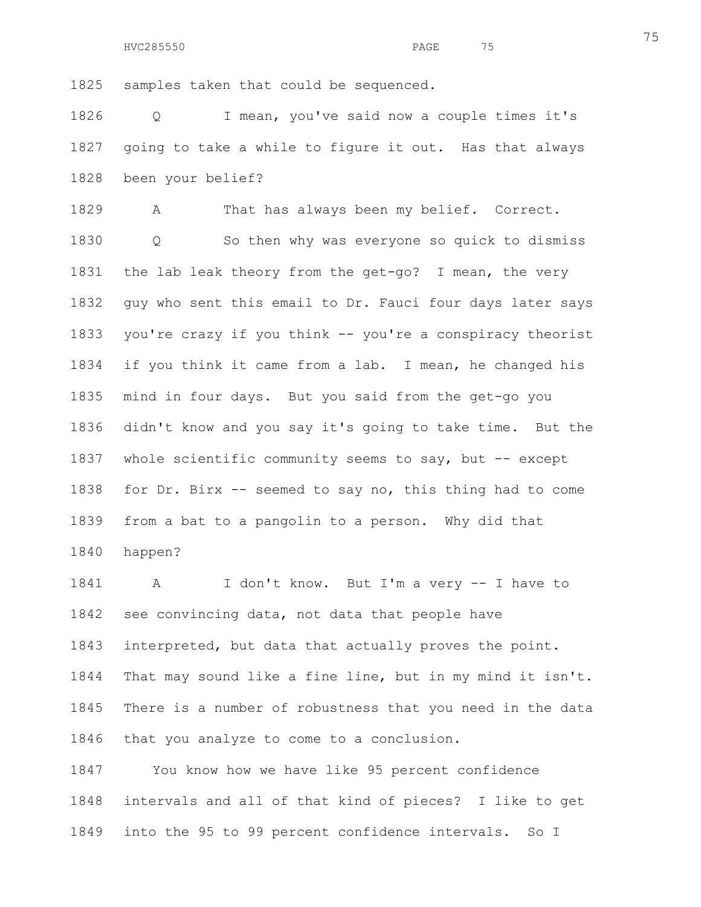1825 samples taken that could be sequenced.

1826 Q I mean, you've said now a couple times it's

1827 going to take a while to figure it out. Has that always

1828 been your belief?

1829 A That has always been my belief. Correct.

1830 Q So then why was everyone so quick to dismiss

1831 the lab leak theory from the get-go? I mean, the very

1832 guy who sent this email to Dr. Fauci four days later says

1833 you're crazy if you think -- you're a conspiracy theorist

1834 if you think it came from a lab. I mean, he changed his

1835 mind in four days. But you said from the get-go you

1836 didn't know and you say it's going to take time. But the

1837 whole scientific community seems to say, but -- except

1838 for Dr. Birx -- seemed to say no, this thing had to come

1839 from a bat to a pangolin to a person. Why did that

1840 happen?

1841 A I don't know. But I'm a very -- I have to

1842 see convincing data, not data that people have

1843 interpreted, but data that actually proves the point.

1844 That may sound like a fine line, but in my mind it isn't.

1845 There is a number of robustness that you need in the data

1846 that you analyze to come to a conclusion.

1847 You know how we have like 95 percent confidence

1848 intervals and all of that kind of pieces? I like to get

1849 into the 95 to 99 percent confidence intervals. So I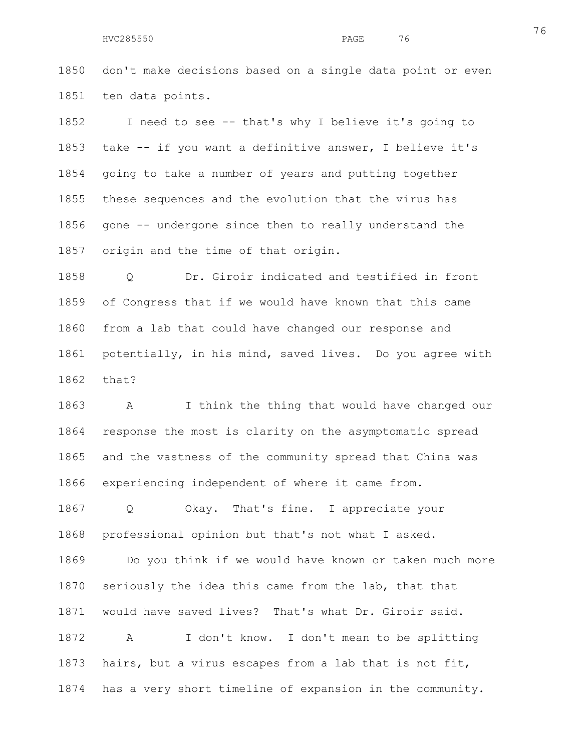don't make decisions based on a single data point or even ten data points.

I need to see -- that's why I believe it's going to take -- if you want a definitive answer, I believe it's going to take a number of years and putting together these sequences and the evolution that the virus has gone -- undergone since then to really understand the origin and the time of that origin.

Q Dr. Giroir indicated and testified in front of Congress that if we would have known that this came from a lab that could have changed our response and potentially, in his mind, saved lives. Do you agree with that?

A I think the thing that would have changed our response the most is clarity on the asymptomatic spread and the vastness of the community spread that China was experiencing independent of where it came from.

Q Okay. That's fine. I appreciate your professional opinion but that's not what I asked.

Do you think if we would have known or taken much more seriously the idea this came from the lab, that that would have saved lives? That's what Dr. Giroir said.

A I don't know. I don't mean to be splitting hairs, but a virus escapes from a lab that is not fit, has a very short timeline of expansion in the community.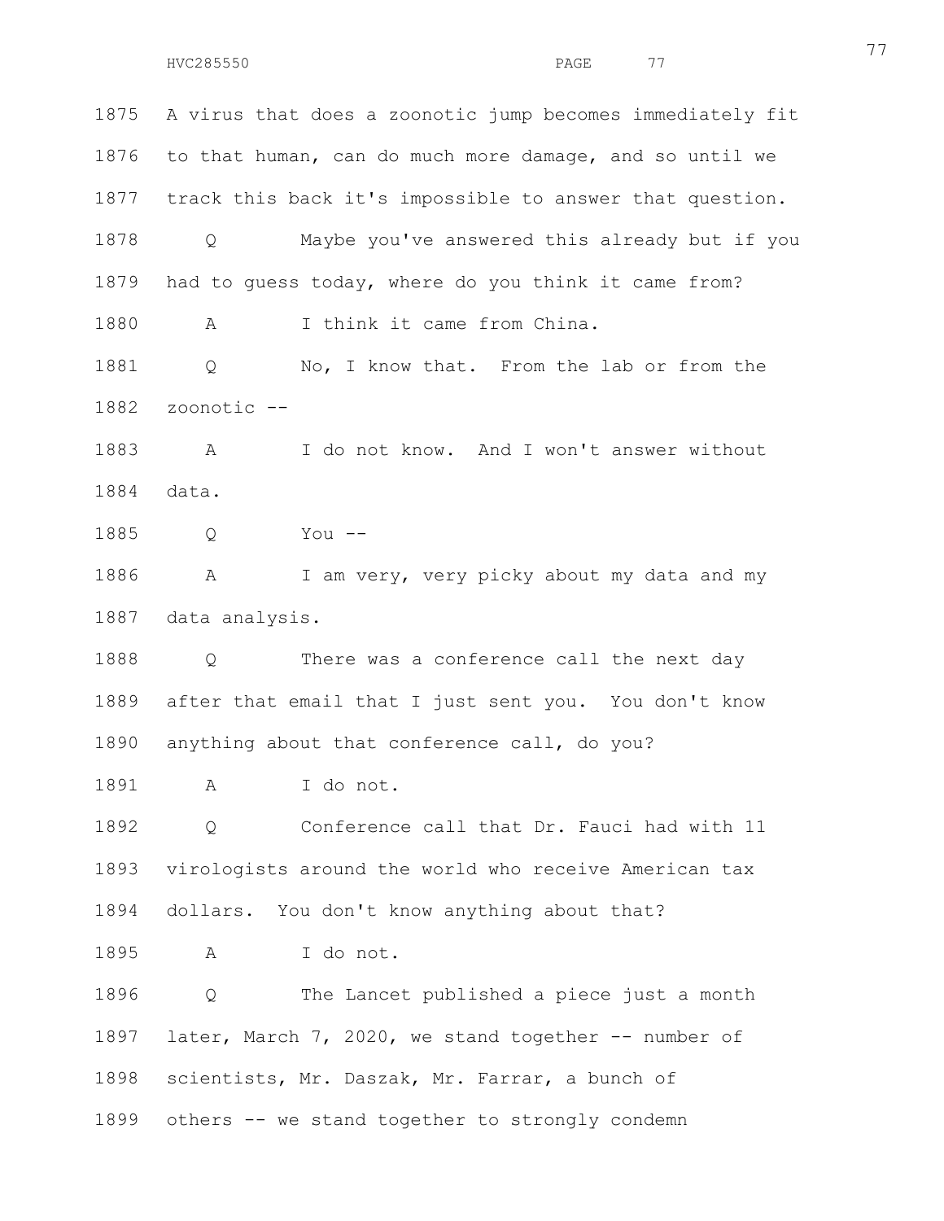1875 A virus that does a zoonotic jump becomes immediately fit

1876 to that human, can do much more damage, and so until we

1877 track this back it's impossible to answer that question.

1878 Q Maybe you've answered this already but if you

1879 had to guess today, where do you think it came from?

1880 A I think it came from China.

1881 Q No, I know that. From the lab or from the

1882 zoonotic --

1883 A I do not know. And I won't answer without

1884 data.

1885 Q You --

1886 A I am very, very picky about my data and my

1887 data analysis.

1888 Q There was a conference call the next day

1889 after that email that I just sent you. You don't know

1890 anything about that conference call, do you?

1891 A I do not.

1892 Q Conference call that Dr. Fauci had with 11

1893 virologists around the world who receive American tax

1894 dollars. You don't know anything about that?

1895 A I do not.

1896 Q The Lancet published a piece just a month

1897 later, March 7, 2020, we stand together -- number of

1898 scientists, Mr. Daszak, Mr. Farrar, a bunch of

1899 others -- we stand together to strongly condemn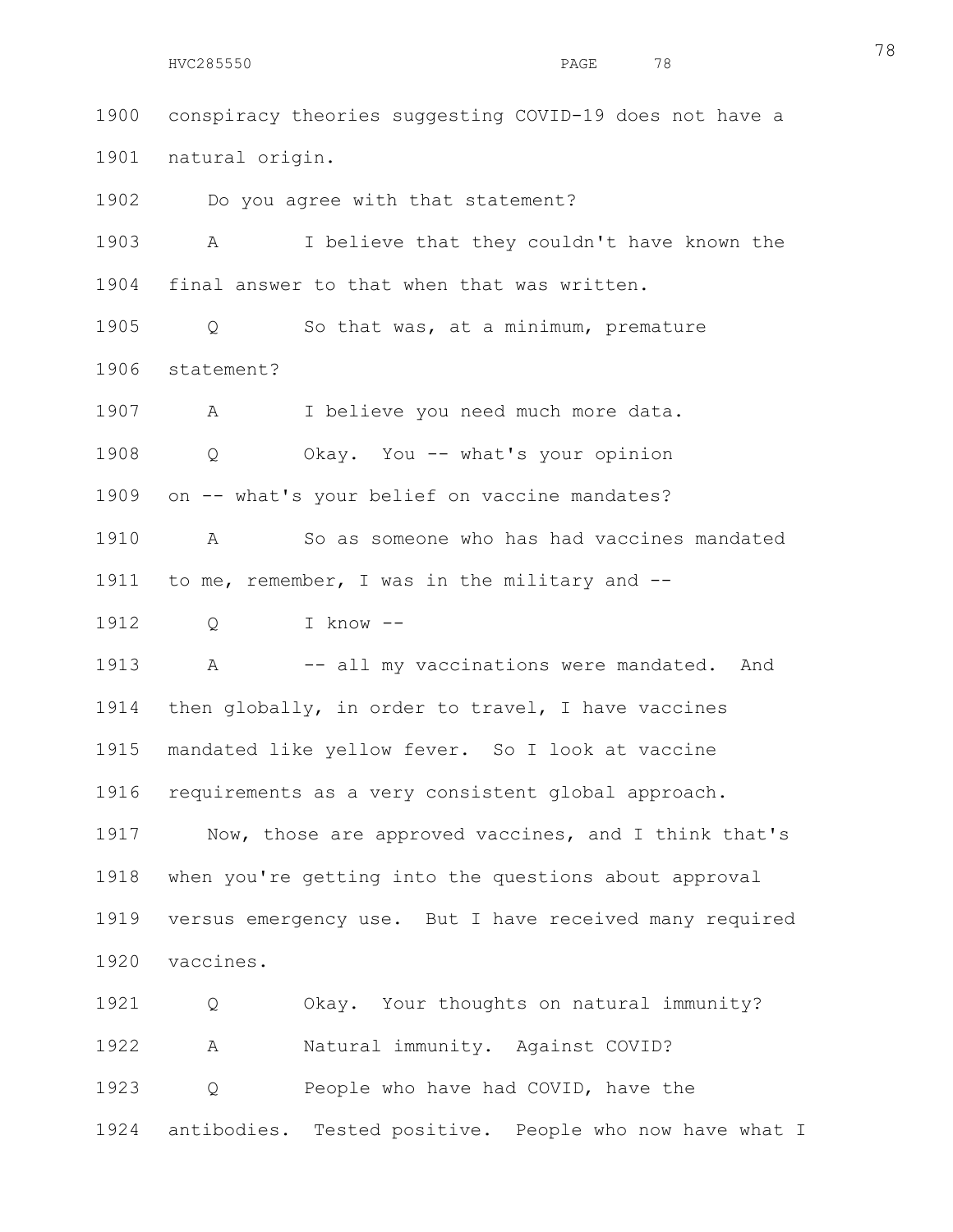conspiracy theories suggesting COVID-19 does not have a natural origin.

Do you agree with that statement?

A I believe that they couldn't have known the final answer to that when that was written.

Q So that was, at a minimum, premature statement?

A I believe you need much more data.

Q Okay. You -- what's your opinion on -- what's your belief on vaccine mandates?

A So as someone who has had vaccines mandated to me, remember, I was in the military and --

Q I know --

A -- all my vaccinations were mandated. And then globally, in order to travel, I have vaccines mandated like yellow fever. So I look at vaccine requirements as a very consistent global approach.

Now, those are approved vaccines, and I think that's when you're getting into the questions about approval versus emergency use. But I have received many required vaccines.

Q Okay. Your thoughts on natural immunity?

A Natural immunity. Against COVID?

Q People who have had COVID, have the antibodies. Tested positive. People who now have what I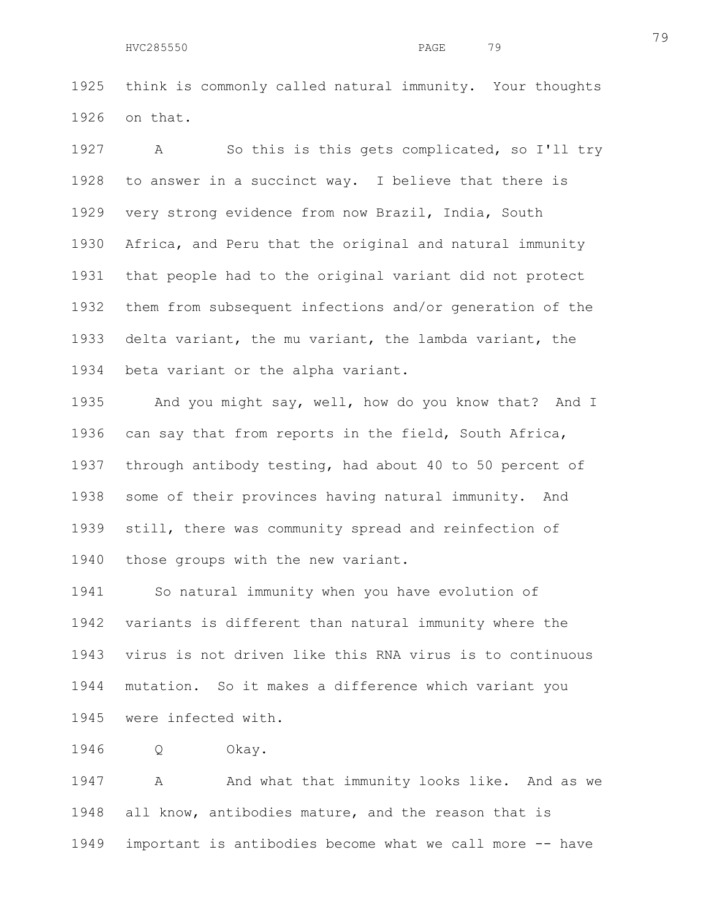think is commonly called natural immunity. Your thoughts on that.

A So this is this gets complicated, so I'll try to answer in a succinct way. I believe that there is very strong evidence from now Brazil, India, South Africa, and Peru that the original and natural immunity that people had to the original variant did not protect them from subsequent infections and/or generation of the delta variant, the mu variant, the lambda variant, the beta variant or the alpha variant.

And you might say, well, how do you know that? And I can say that from reports in the field, South Africa, through antibody testing, had about 40 to 50 percent of some of their provinces having natural immunity. And still, there was community spread and reinfection of those groups with the new variant.

So natural immunity when you have evolution of variants is different than natural immunity where the virus is not driven like this RNA virus is to continuous mutation. So it makes a difference which variant you were infected with.

Q Okay.

A And what that immunity looks like. And as we all know, antibodies mature, and the reason that is important is antibodies become what we call more -- have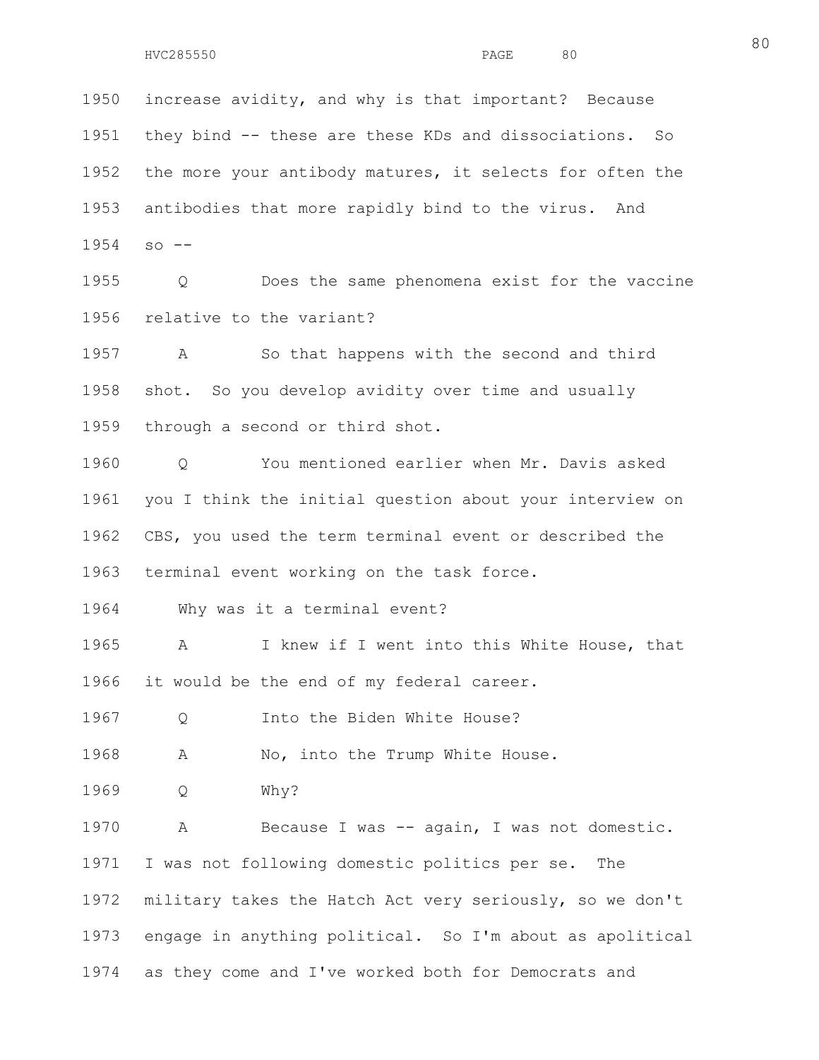1950 increase avidity, and why is that important? Because
1951 they bind -- these are these KDs and dissociations. So
1952 the more your antibody matures, it selects for often the
1953 antibodies that more rapidly bind to the virus. And
1954 so --

1955 Q Does the same phenomena exist for the vaccine
1956 relative to the variant?

1957 A So that happens with the second and third
1958 shot. So you develop avidity over time and usually
1959 through a second or third shot.

1960 Q You mentioned earlier when Mr. Davis asked
1961 you I think the initial question about your interview on
1962 CBS, you used the term terminal event or described the
1963 terminal event working on the task force.

1964 Why was it a terminal event?

1965 A I knew if I went into this White House, that
1966 it would be the end of my federal career.

1967 Q Into the Biden White House?

1968 A No, into the Trump White House.

1969 Q Why?

1970 A Because I was -- again, I was not domestic.
1971 I was not following domestic politics per se. The
1972 military takes the Hatch Act very seriously, so we don't
1973 engage in anything political. So I'm about as apolitical
1974 as they come and I've worked both for Democrats and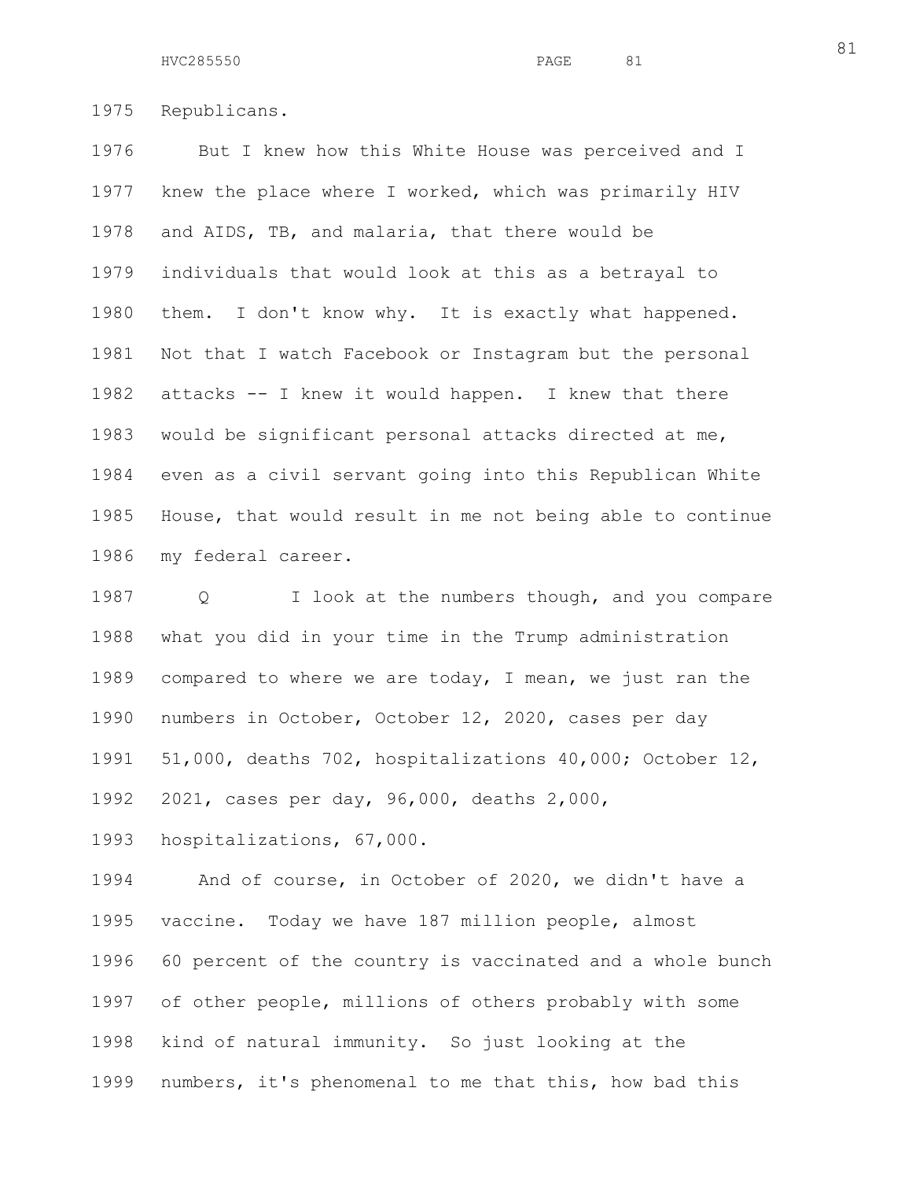Republicans.

But I knew how this White House was perceived and I knew the place where I worked, which was primarily HIV and AIDS, TB, and malaria, that there would be individuals that would look at this as a betrayal to them. I don't know why. It is exactly what happened. Not that I watch Facebook or Instagram but the personal attacks -- I knew it would happen. I knew that there would be significant personal attacks directed at me, even as a civil servant going into this Republican White House, that would result in me not being able to continue my federal career.

Q I look at the numbers though, and you compare what you did in your time in the Trump administration compared to where we are today, I mean, we just ran the numbers in October, October 12, 2020, cases per day 51,000, deaths 702, hospitalizations 40,000; October 12, 2021, cases per day, 96,000, deaths 2,000, hospitalizations, 67,000.

And of course, in October of 2020, we didn't have a vaccine. Today we have 187 million people, almost 60 percent of the country is vaccinated and a whole bunch of other people, millions of others probably with some kind of natural immunity. So just looking at the numbers, it's phenomenal to me that this, how bad this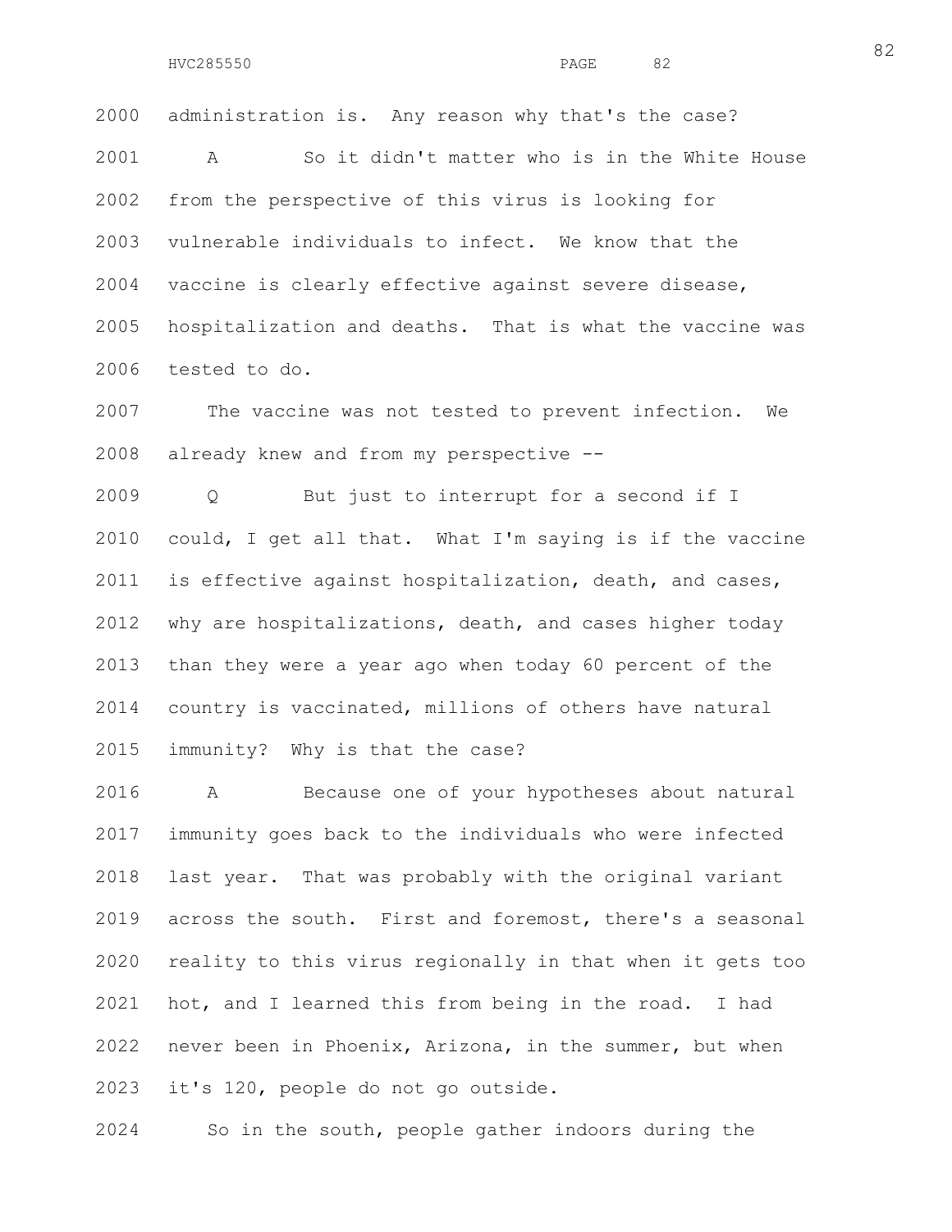2000 administration is. Any reason why that's the case?

2001 A So it didn't matter who is in the White House
2002 from the perspective of this virus is looking for
2003 vulnerable individuals to infect. We know that the
2004 vaccine is clearly effective against severe disease,
2005 hospitalization and deaths. That is what the vaccine was
2006 tested to do.

2007 The vaccine was not tested to prevent infection. We
2008 already knew and from my perspective --

2009 Q But just to interrupt for a second if I
2010 could, I get all that. What I'm saying is if the vaccine
2011 is effective against hospitalization, death, and cases,
2012 why are hospitalizations, death, and cases higher today
2013 than they were a year ago when today 60 percent of the
2014 country is vaccinated, millions of others have natural
2015 immunity? Why is that the case?

2016 A Because one of your hypotheses about natural
2017 immunity goes back to the individuals who were infected
2018 last year. That was probably with the original variant
2019 across the south. First and foremost, there's a seasonal
2020 reality to this virus regionally in that when it gets too
2021 hot, and I learned this from being in the road. I had
2022 never been in Phoenix, Arizona, in the summer, but when
2023 it's 120, people do not go outside.

2024 So in the south, people gather indoors during the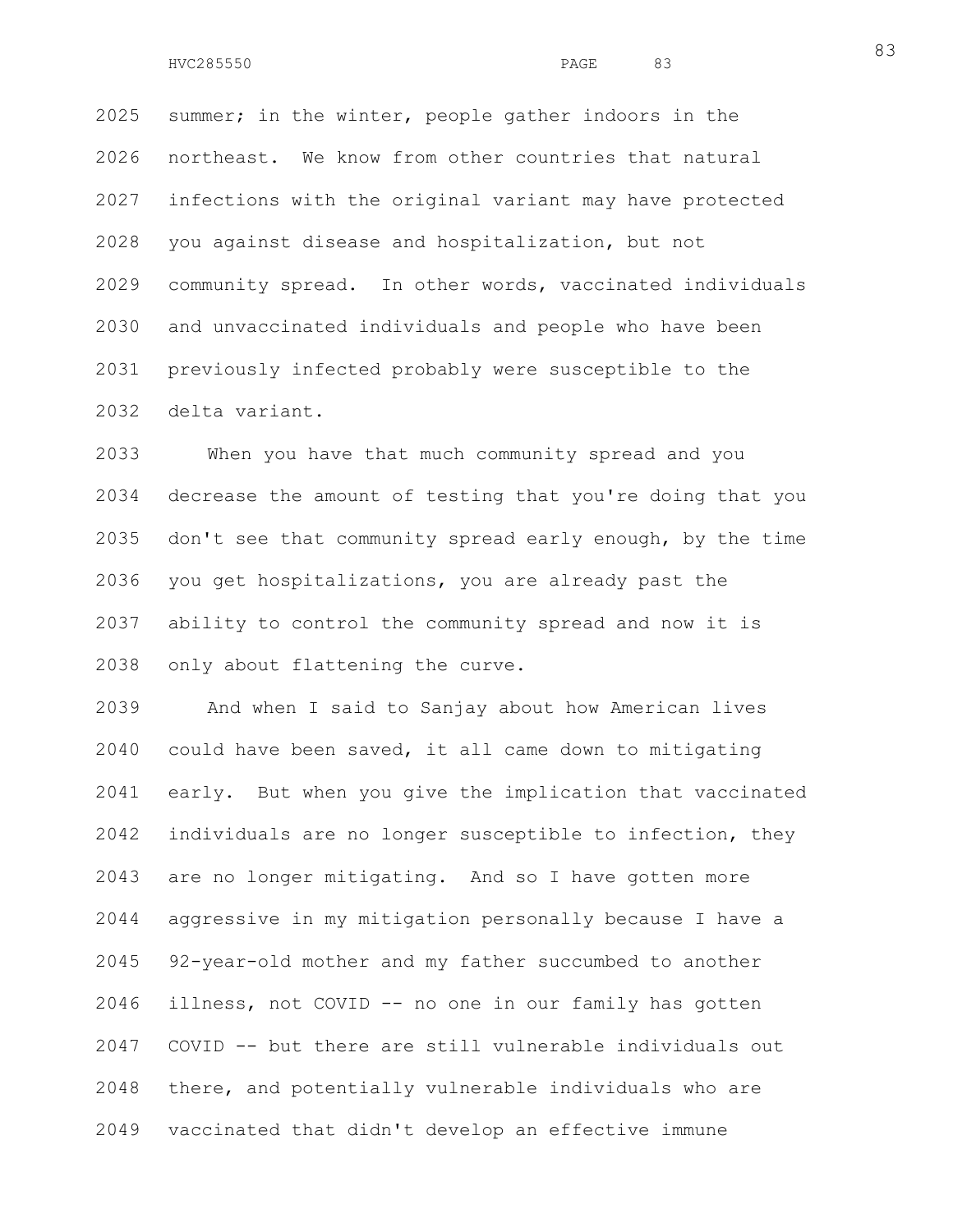summer; in the winter, people gather indoors in the northeast. We know from other countries that natural infections with the original variant may have protected you against disease and hospitalization, but not community spread. In other words, vaccinated individuals and unvaccinated individuals and people who have been previously infected probably were susceptible to the delta variant.

When you have that much community spread and you decrease the amount of testing that you're doing that you don't see that community spread early enough, by the time you get hospitalizations, you are already past the ability to control the community spread and now it is only about flattening the curve.

And when I said to Sanjay about how American lives could have been saved, it all came down to mitigating early. But when you give the implication that vaccinated individuals are no longer susceptible to infection, they are no longer mitigating. And so I have gotten more aggressive in my mitigation personally because I have a 92-year-old mother and my father succumbed to another illness, not COVID -- no one in our family has gotten COVID -- but there are still vulnerable individuals out there, and potentially vulnerable individuals who are vaccinated that didn't develop an effective immune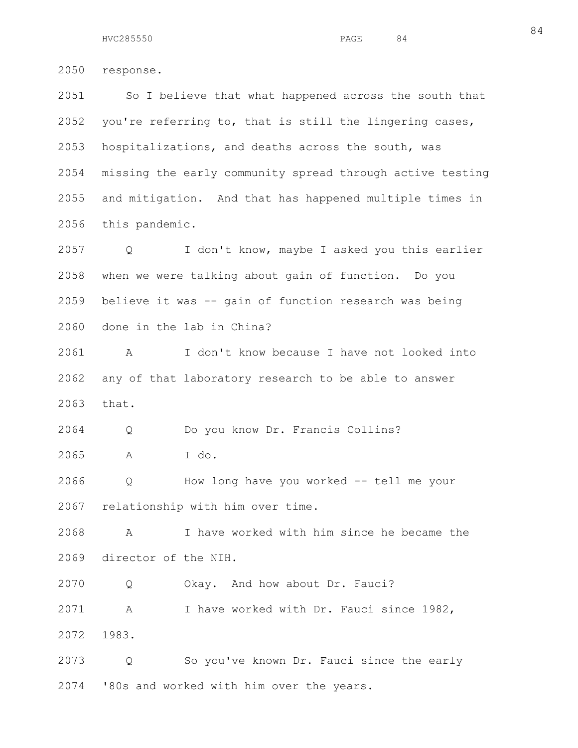2050 response.

2051 So I believe that what happened across the south that
2052 you're referring to, that is still the lingering cases,
2053 hospitalizations, and deaths across the south, was
2054 missing the early community spread through active testing
2055 and mitigation. And that has happened multiple times in
2056 this pandemic.

2057 Q I don't know, maybe I asked you this earlier
2058 when we were talking about gain of function. Do you
2059 believe it was -- gain of function research was being
2060 done in the lab in China?

2061 A I don't know because I have not looked into
2062 any of that laboratory research to be able to answer
2063 that.

2064 Q Do you know Dr. Francis Collins?

2065 A I do.

2066 Q How long have you worked -- tell me your
2067 relationship with him over time.

2068 A I have worked with him since he became the
2069 director of the NIH.

2070 Q Okay. And how about Dr. Fauci?

2071 A I have worked with Dr. Fauci since 1982,
2072 1983.

2073 Q So you've known Dr. Fauci since the early
2074 '80s and worked with him over the years.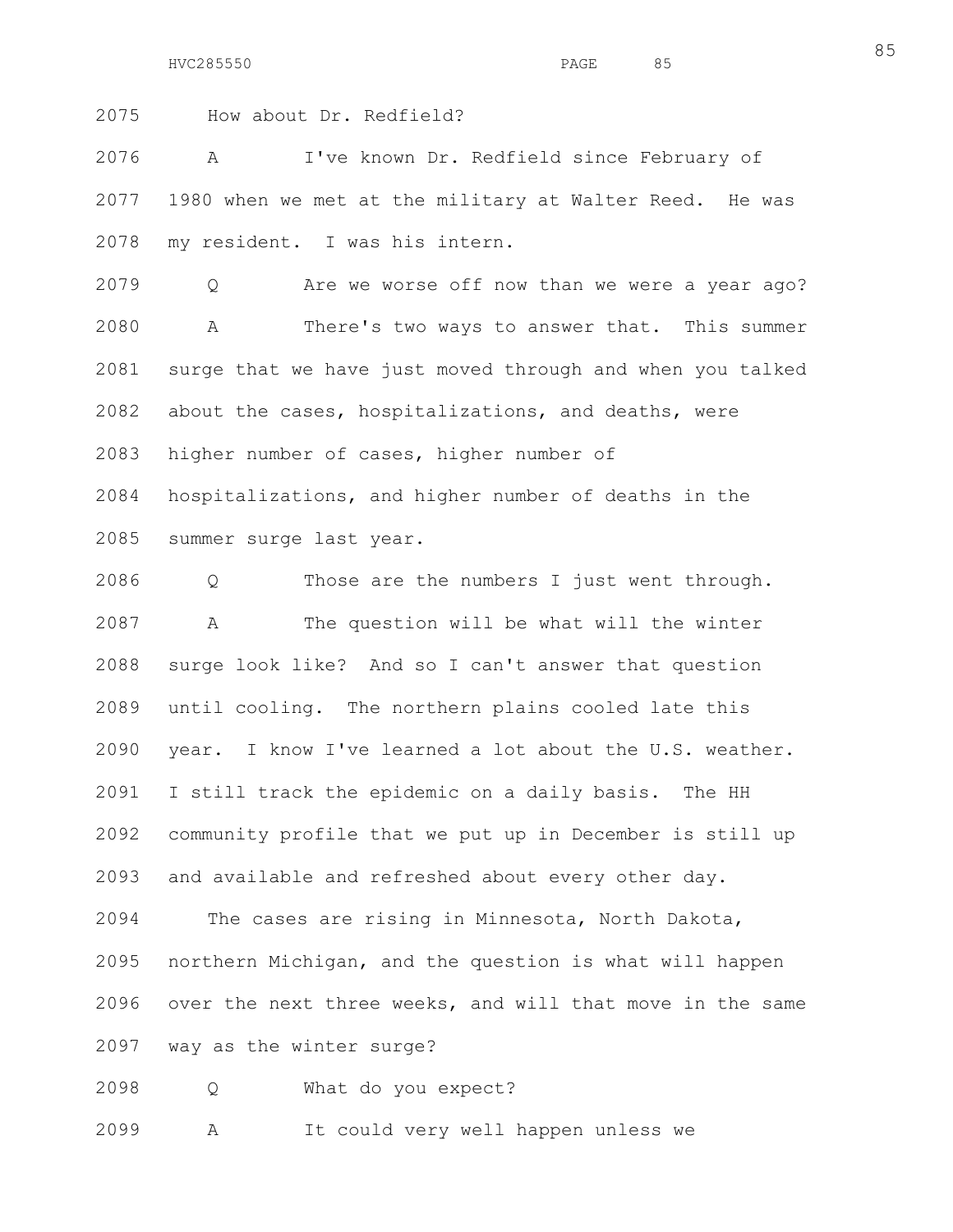2075 How about Dr. Redfield?

2076 A I've known Dr. Redfield since February of
2077 1980 when we met at the military at Walter Reed. He was
2078 my resident. I was his intern.

2079 Q Are we worse off now than we were a year ago?

2080 A There's two ways to answer that. This summer
2081 surge that we have just moved through and when you talked
2082 about the cases, hospitalizations, and deaths, were
2083 higher number of cases, higher number of
2084 hospitalizations, and higher number of deaths in the
2085 summer surge last year.

2086 Q Those are the numbers I just went through.

2087 A The question will be what will the winter
2088 surge look like? And so I can't answer that question
2089 until cooling. The northern plains cooled late this
2090 year. I know I've learned a lot about the U.S. weather.
2091 I still track the epidemic on a daily basis. The HH
2092 community profile that we put up in December is still up
2093 and available and refreshed about every other day.

2094 The cases are rising in Minnesota, North Dakota,
2095 northern Michigan, and the question is what will happen
2096 over the next three weeks, and will that move in the same
2097 way as the winter surge?

2098 Q What do you expect?

2099 A It could very well happen unless we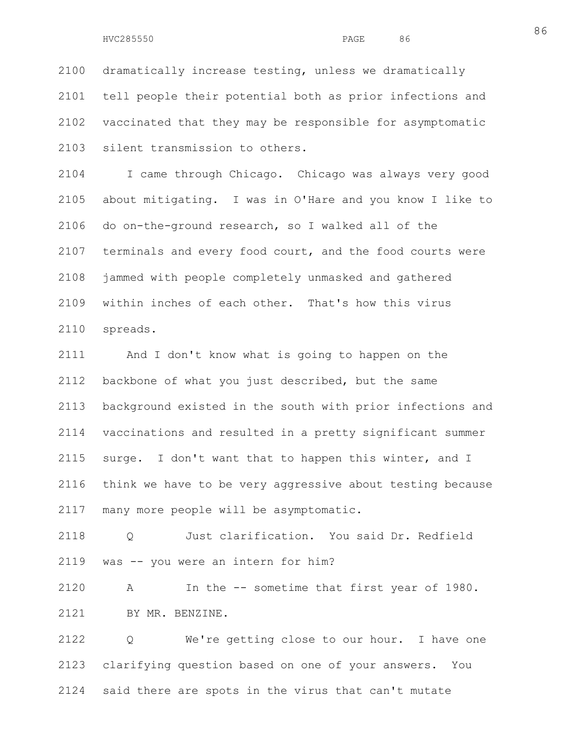dramatically increase testing, unless we dramatically tell people their potential both as prior infections and vaccinated that they may be responsible for asymptomatic silent transmission to others.

I came through Chicago. Chicago was always very good about mitigating. I was in O'Hare and you know I like to do on-the-ground research, so I walked all of the terminals and every food court, and the food courts were jammed with people completely unmasked and gathered within inches of each other. That's how this virus spreads.

And I don't know what is going to happen on the backbone of what you just described, but the same background existed in the south with prior infections and vaccinations and resulted in a pretty significant summer surge. I don't want that to happen this winter, and I think we have to be very aggressive about testing because many more people will be asymptomatic.

Q Just clarification. You said Dr. Redfield was -- you were an intern for him?

A In the -- sometime that first year of 1980.

BY MR. BENZINE.

Q We're getting close to our hour. I have one clarifying question based on one of your answers. You said there are spots in the virus that can't mutate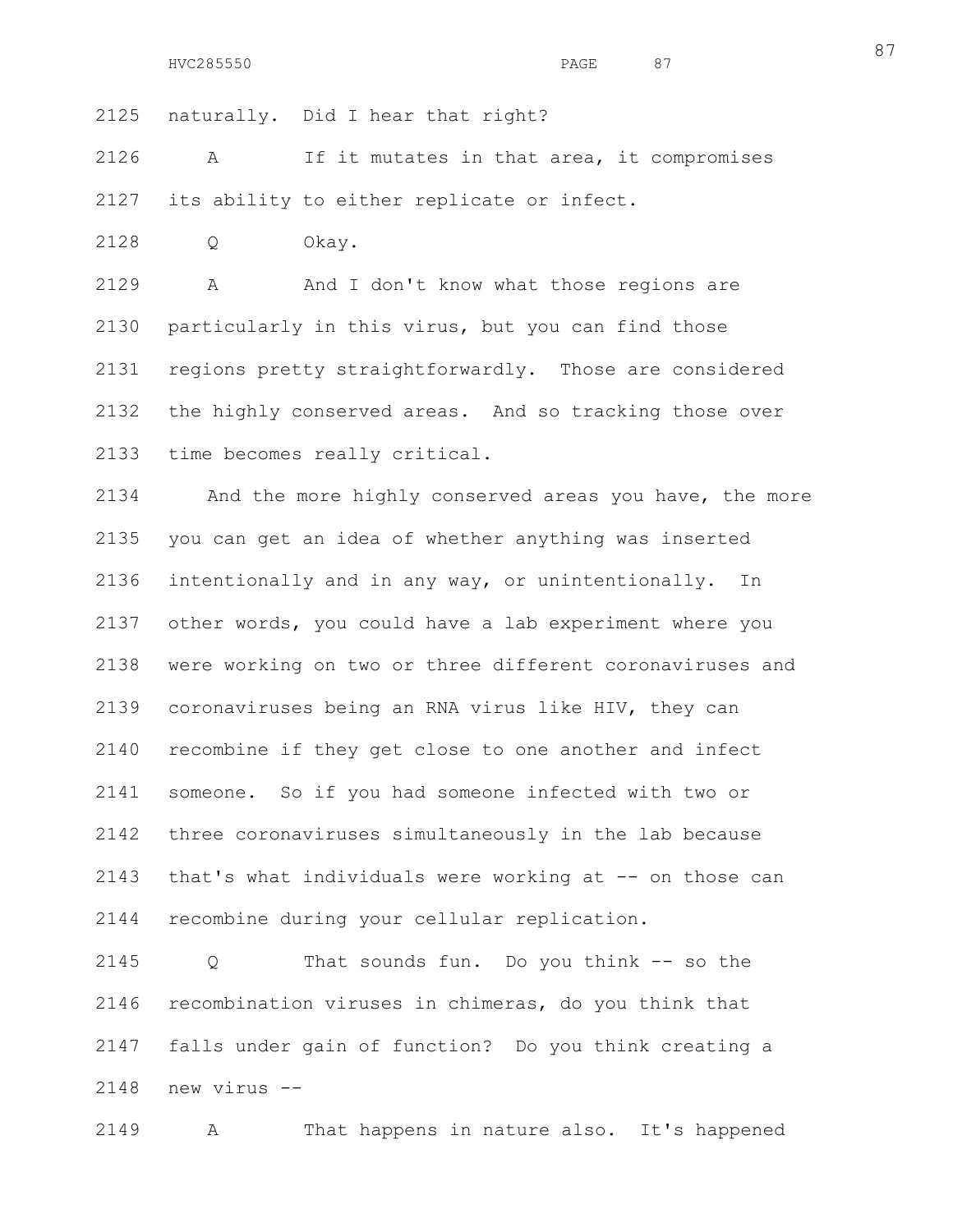2125 naturally. Did I hear that right?

2126 A If it mutates in that area, it compromises

2127 its ability to either replicate or infect.

2128 Q Okay.

2129 A And I don't know what those regions are

2130 particularly in this virus, but you can find those

2131 regions pretty straightforwardly. Those are considered

2132 the highly conserved areas. And so tracking those over

2133 time becomes really critical.

2134 And the more highly conserved areas you have, the more

2135 you can get an idea of whether anything was inserted

2136 intentionally and in any way, or unintentionally. In

2137 other words, you could have a lab experiment where you

2138 were working on two or three different coronaviruses and

2139 coronaviruses being an RNA virus like HIV, they can

2140 recombine if they get close to one another and infect

2141 someone. So if you had someone infected with two or

2142 three coronaviruses simultaneously in the lab because

2143 that's what individuals were working at -- on those can

2144 recombine during your cellular replication.

2145 Q That sounds fun. Do you think -- so the

2146 recombination viruses in chimeras, do you think that

2147 falls under gain of function? Do you think creating a

2148 new virus --

2149 A That happens in nature also. It's happened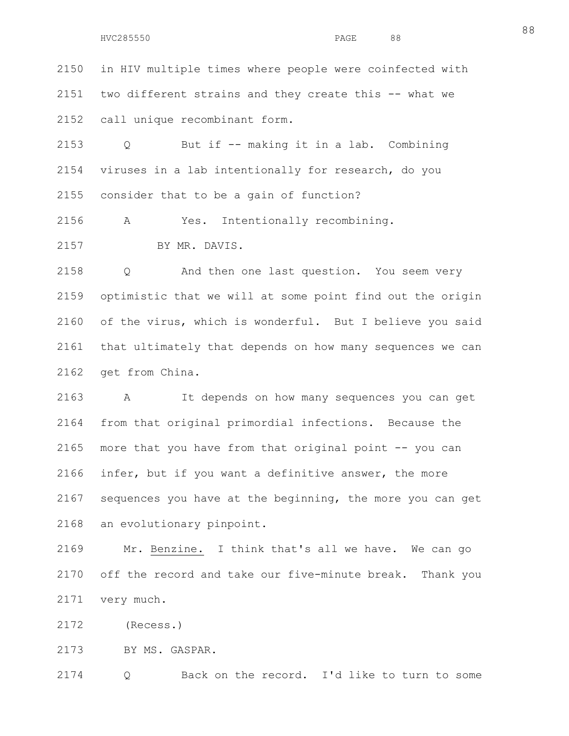2150 in HIV multiple times where people were coinfected with

2151 two different strains and they create this -- what we

2152 call unique recombinant form.

2153 Q But if -- making it in a lab. Combining

2154 viruses in a lab intentionally for research, do you

2155 consider that to be a gain of function?

2156 A Yes. Intentionally recombining.

2157 BY MR. DAVIS.

2158 Q And then one last question. You seem very

2159 optimistic that we will at some point find out the origin

2160 of the virus, which is wonderful. But I believe you said

2161 that ultimately that depends on how many sequences we can

2162 get from China.

2163 A It depends on how many sequences you can get

2164 from that original primordial infections. Because the

2165 more that you have from that original point -- you can

2166 infer, but if you want a definitive answer, the more

2167 sequences you have at the beginning, the more you can get

2168 an evolutionary pinpoint.

2169 Mr. Benzine. I think that's all we have. We can go

2170 off the record and take our five-minute break. Thank you

2171 very much.

2172 (Recess.)

2173 BY MS. GASPAR.

2174 Q Back on the record. I'd like to turn to some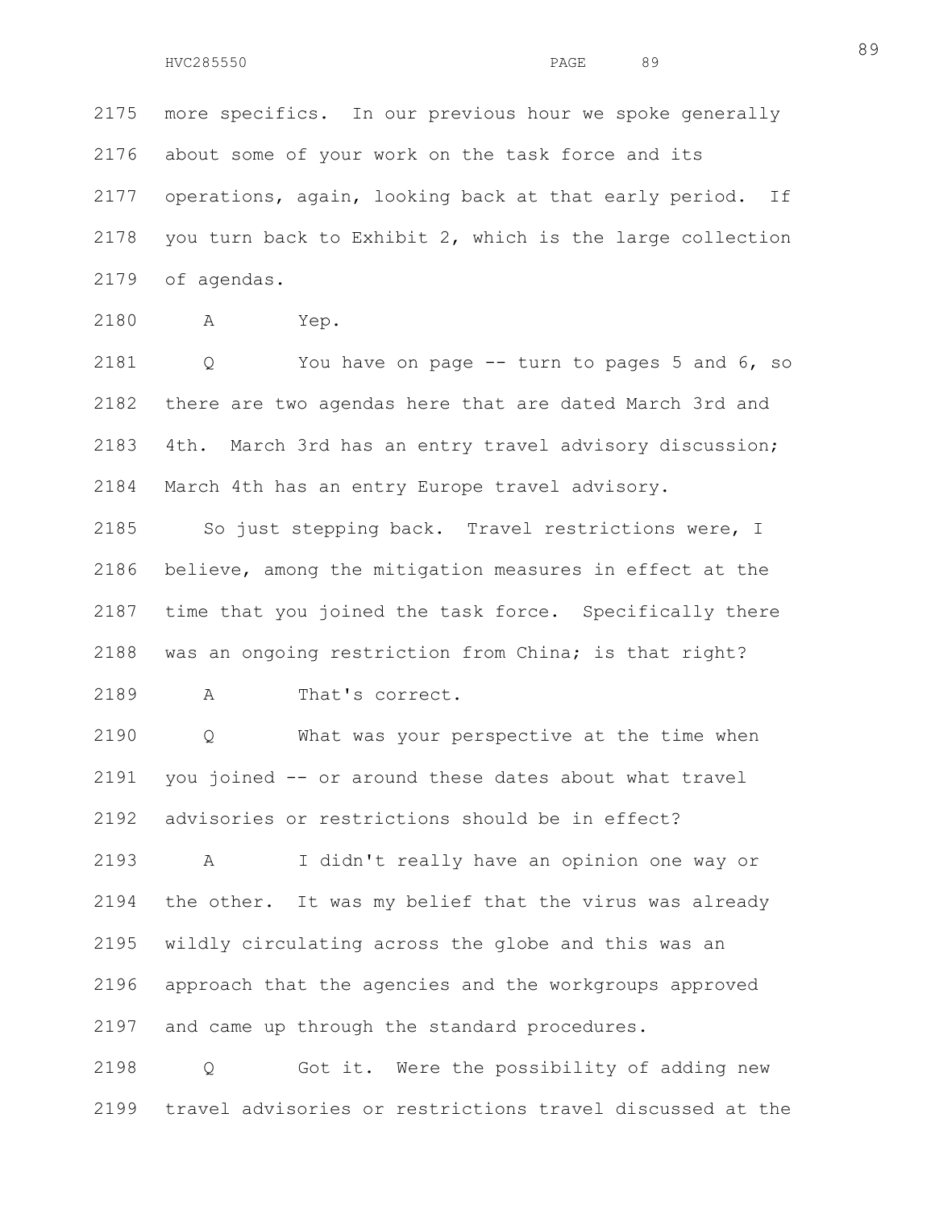more specifics. In our previous hour we spoke generally about some of your work on the task force and its operations, again, looking back at that early period. If you turn back to Exhibit 2, which is the large collection of agendas.

A Yep.

Q You have on page -- turn to pages 5 and 6, so there are two agendas here that are dated March 3rd and 4th. March 3rd has an entry travel advisory discussion; March 4th has an entry Europe travel advisory.

So just stepping back. Travel restrictions were, I believe, among the mitigation measures in effect at the time that you joined the task force. Specifically there was an ongoing restriction from China; is that right?

A That's correct.

Q What was your perspective at the time when you joined -- or around these dates about what travel advisories or restrictions should be in effect?

A I didn't really have an opinion one way or the other. It was my belief that the virus was already wildly circulating across the globe and this was an approach that the agencies and the workgroups approved and came up through the standard procedures.

Q Got it. Were the possibility of adding new travel advisories or restrictions travel discussed at the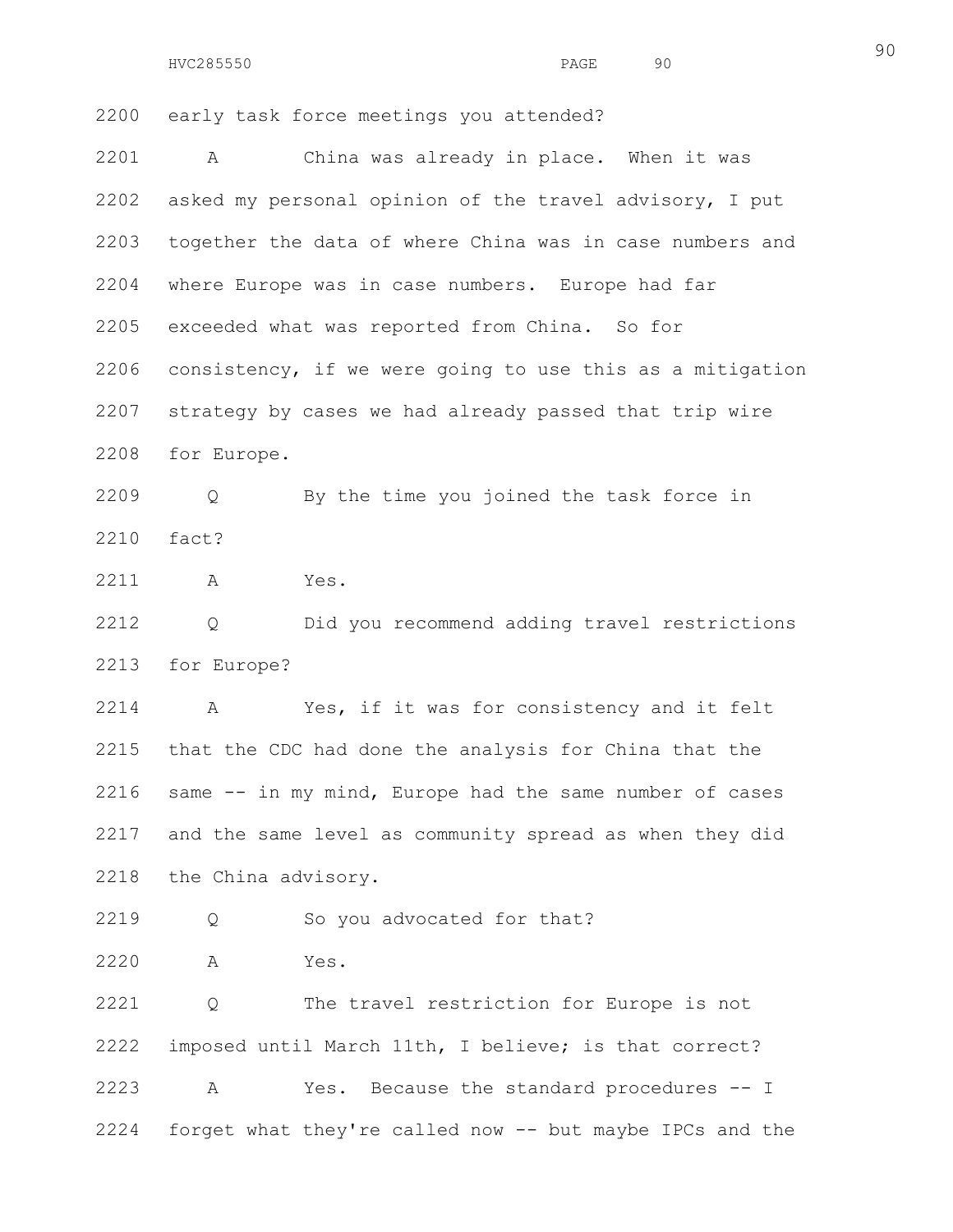early task force meetings you attended?

A China was already in place. When it was asked my personal opinion of the travel advisory, I put together the data of where China was in case numbers and where Europe was in case numbers. Europe had far exceeded what was reported from China. So for consistency, if we were going to use this as a mitigation strategy by cases we had already passed that trip wire for Europe.

Q By the time you joined the task force in fact?

A Yes.

Q Did you recommend adding travel restrictions for Europe?

A Yes, if it was for consistency and it felt that the CDC had done the analysis for China that the same -- in my mind, Europe had the same number of cases and the same level as community spread as when they did the China advisory.

Q So you advocated for that?

A Yes.

Q The travel restriction for Europe is not imposed until March 11th, I believe; is that correct?

A Yes. Because the standard procedures -- I forget what they're called now -- but maybe IPCs and the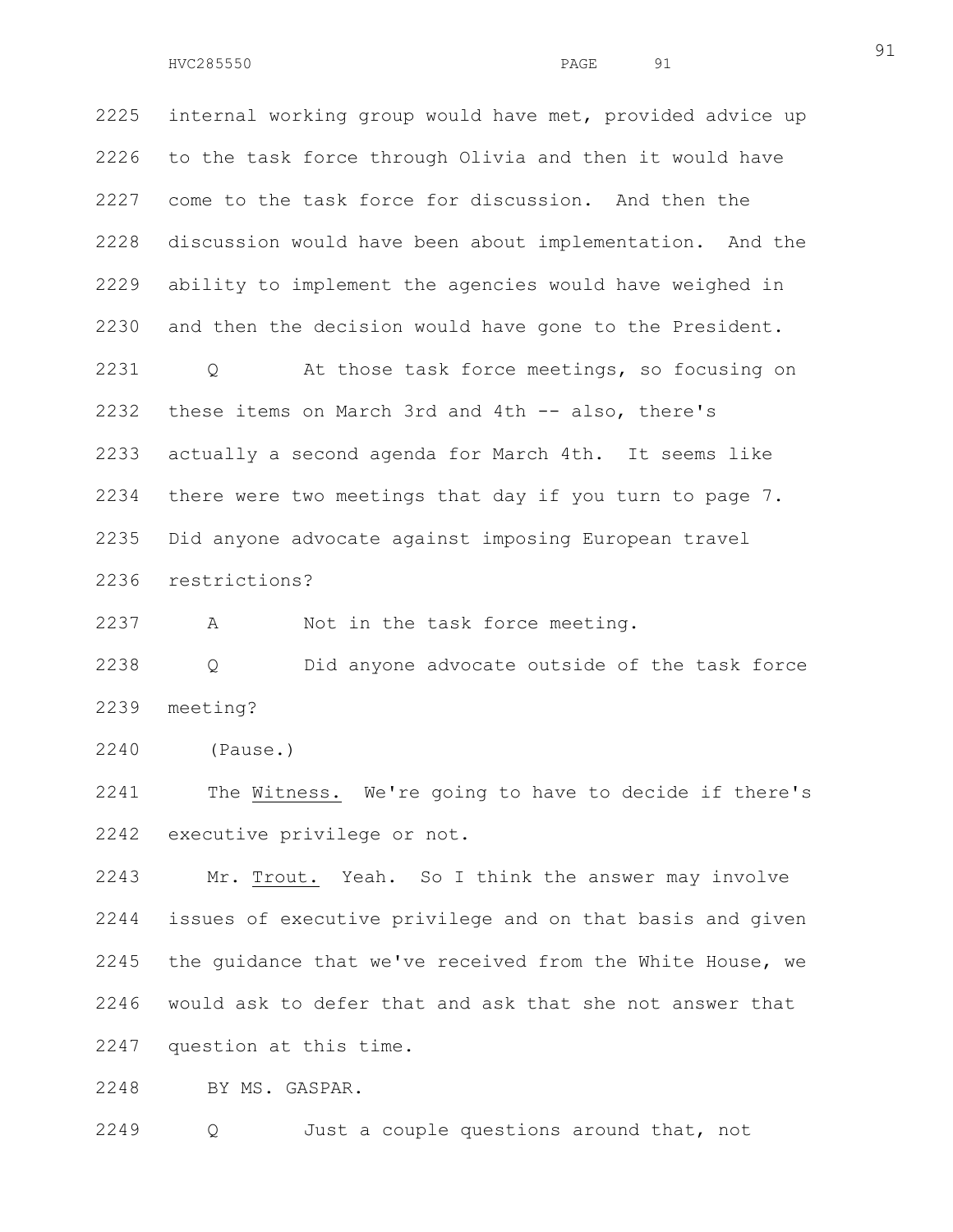2225 internal working group would have met, provided advice up
2226 to the task force through Olivia and then it would have
2227 come to the task force for discussion. And then the
2228 discussion would have been about implementation. And the
2229 ability to implement the agencies would have weighed in
2230 and then the decision would have gone to the President.

2231 Q At those task force meetings, so focusing on
2232 these items on March 3rd and 4th -- also, there's
2233 actually a second agenda for March 4th. It seems like
2234 there were two meetings that day if you turn to page 7.
2235 Did anyone advocate against imposing European travel
2236 restrictions?

2237 A Not in the task force meeting.

2238 Q Did anyone advocate outside of the task force
2239 meeting?

2240 (Pause.)

2241 The Witness. We're going to have to decide if there's
2242 executive privilege or not.

2243 Mr. Trout. Yeah. So I think the answer may involve
2244 issues of executive privilege and on that basis and given
2245 the guidance that we've received from the White House, we
2246 would ask to defer that and ask that she not answer that
2247 question at this time.

2248 BY MS. GASPAR.

2249 Q Just a couple questions around that, not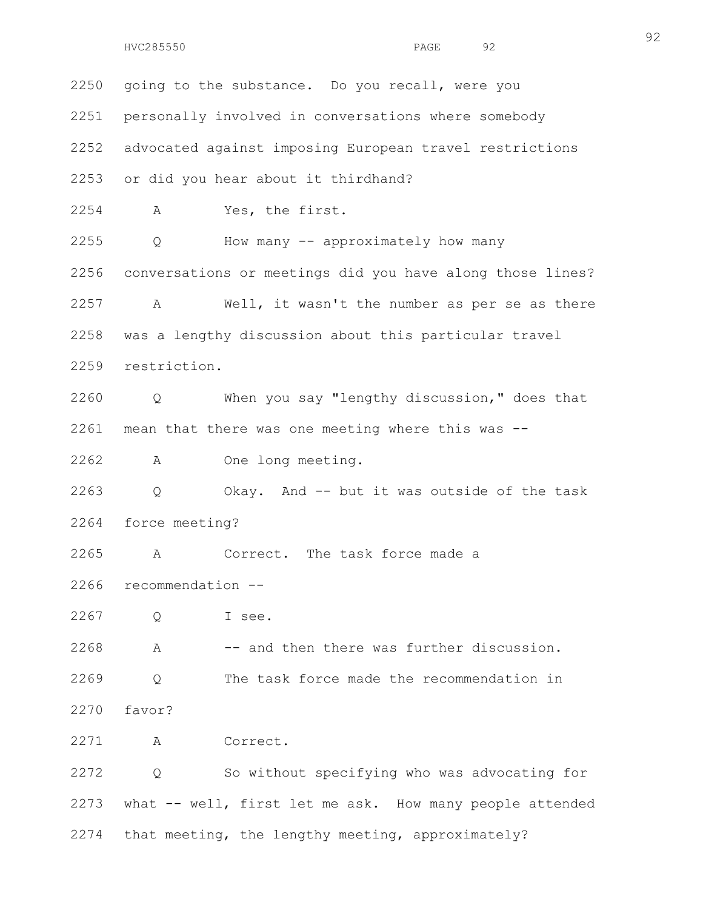2250 going to the substance. Do you recall, were you

2251 personally involved in conversations where somebody

2252 advocated against imposing European travel restrictions

2253 or did you hear about it thirdhand?

2254 A Yes, the first.

2255 Q How many -- approximately how many

2256 conversations or meetings did you have along those lines?

2257 A Well, it wasn't the number as per se as there

2258 was a lengthy discussion about this particular travel

2259 restriction.

2260 Q When you say "lengthy discussion," does that

2261 mean that there was one meeting where this was --

2262 A One long meeting.

2263 Q Okay. And -- but it was outside of the task

2264 force meeting?

2265 A Correct. The task force made a

2266 recommendation --

2267 Q I see.

2268 A -- and then there was further discussion.

2269 Q The task force made the recommendation in

2270 favor?

2271 A Correct.

2272 Q So without specifying who was advocating for

2273 what -- well, first let me ask. How many people attended

2274 that meeting, the lengthy meeting, approximately?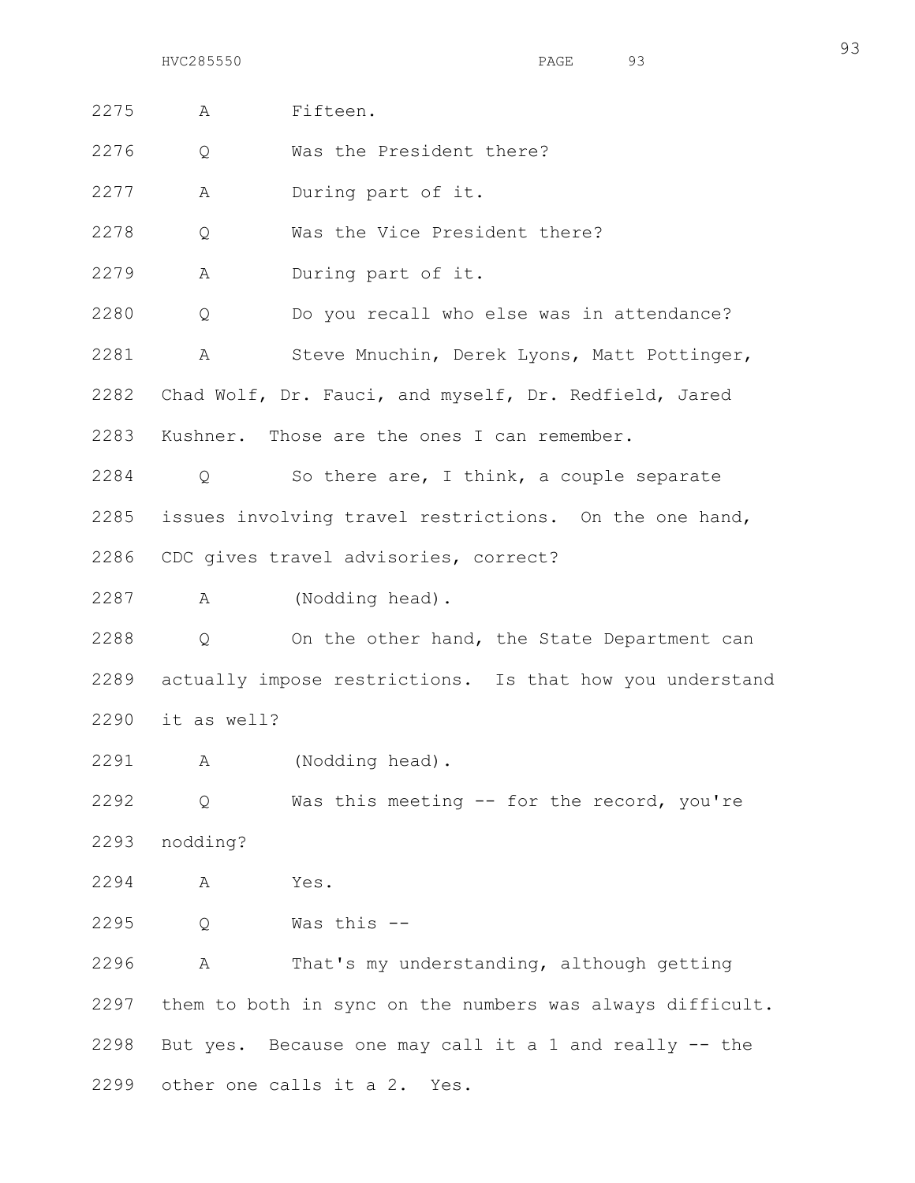2275 A Fifteen.

2276 Q Was the President there?

2277 A During part of it.

2278 Q Was the Vice President there?

2279 A During part of it.

2280 Q Do you recall who else was in attendance?

2281 A Steve Mnuchin, Derek Lyons, Matt Pottinger,

2282 Chad Wolf, Dr. Fauci, and myself, Dr. Redfield, Jared

2283 Kushner. Those are the ones I can remember.

2284 Q So there are, I think, a couple separate

2285 issues involving travel restrictions. On the one hand,

2286 CDC gives travel advisories, correct?

2287 A (Nodding head).

2288 Q On the other hand, the State Department can

2289 actually impose restrictions. Is that how you understand

2290 it as well?

2291 A (Nodding head).

2292 Q Was this meeting -- for the record, you're

2293 nodding?

2294 A Yes.

2295 Q Was this --

2296 A That's my understanding, although getting

2297 them to both in sync on the numbers was always difficult.

2298 But yes. Because one may call it a 1 and really -- the

2299 other one calls it a 2. Yes.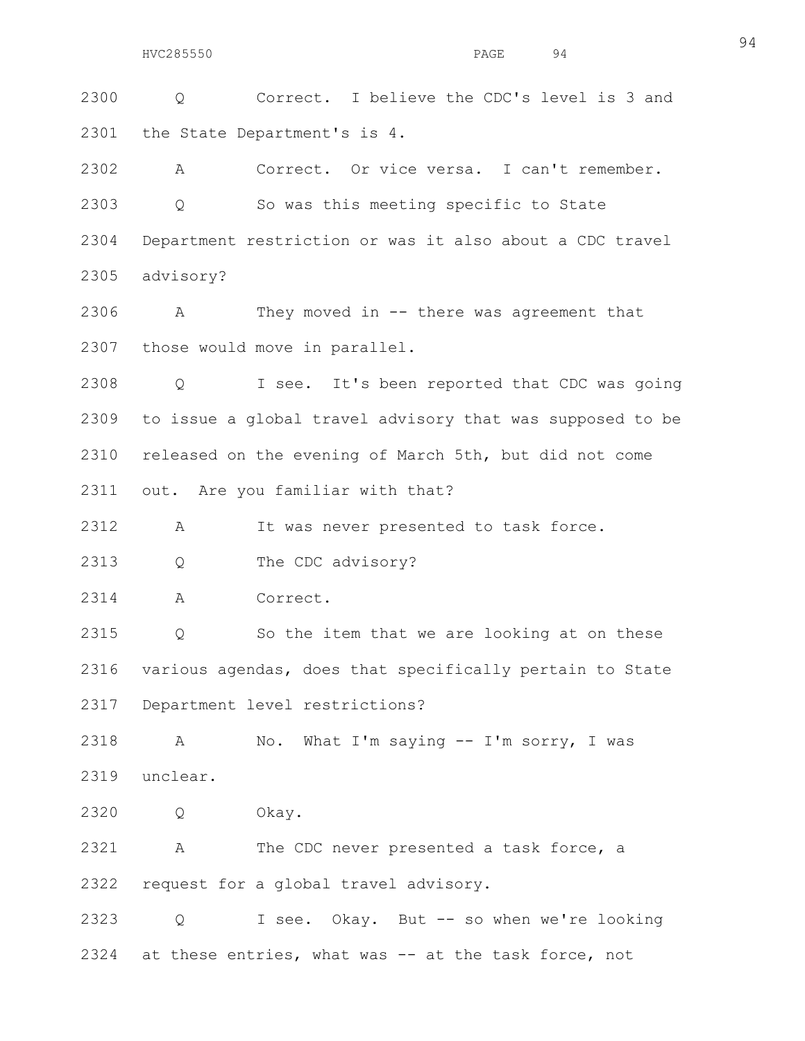2300 Q Correct. I believe the CDC's level is 3 and

2301 the State Department's is 4.

2302 A Correct. Or vice versa. I can't remember.

2303 Q So was this meeting specific to State

2304 Department restriction or was it also about a CDC travel

2305 advisory?

2306 A They moved in -- there was agreement that

2307 those would move in parallel.

2308 Q I see. It's been reported that CDC was going

2309 to issue a global travel advisory that was supposed to be

2310 released on the evening of March 5th, but did not come

2311 out. Are you familiar with that?

2312 A It was never presented to task force.

2313 Q The CDC advisory?

2314 A Correct.

2315 Q So the item that we are looking at on these

2316 various agendas, does that specifically pertain to State

2317 Department level restrictions?

2318 A No. What I'm saying -- I'm sorry, I was

2319 unclear.

2320 Q Okay.

2321 A The CDC never presented a task force, a

2322 request for a global travel advisory.

2323 Q I see. Okay. But -- so when we're looking

2324 at these entries, what was -- at the task force, not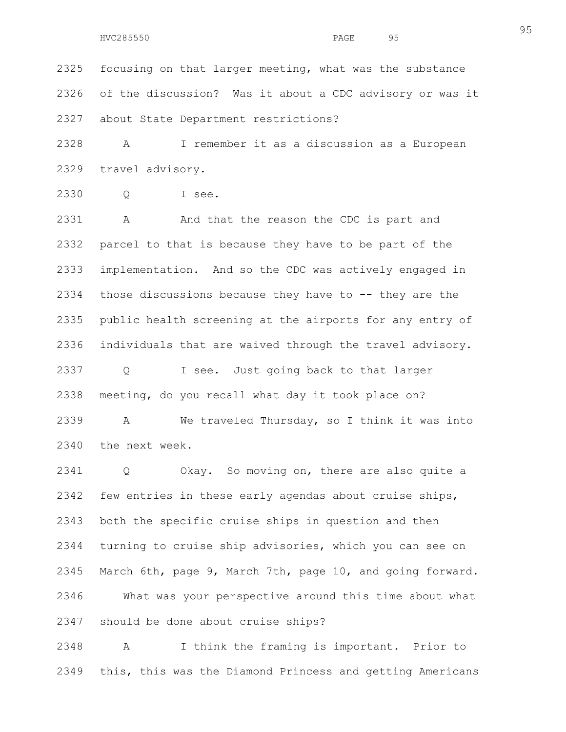focusing on that larger meeting, what was the substance of the discussion? Was it about a CDC advisory or was it about State Department restrictions?

A I remember it as a discussion as a European travel advisory.

Q I see.

A And that the reason the CDC is part and parcel to that is because they have to be part of the implementation. And so the CDC was actively engaged in those discussions because they have to -- they are the public health screening at the airports for any entry of individuals that are waived through the travel advisory.

Q I see. Just going back to that larger meeting, do you recall what day it took place on?

A We traveled Thursday, so I think it was into the next week.

Q Okay. So moving on, there are also quite a few entries in these early agendas about cruise ships, both the specific cruise ships in question and then turning to cruise ship advisories, which you can see on March 6th, page 9, March 7th, page 10, and going forward.

What was your perspective around this time about what should be done about cruise ships?

A I think the framing is important. Prior to this, this was the Diamond Princess and getting Americans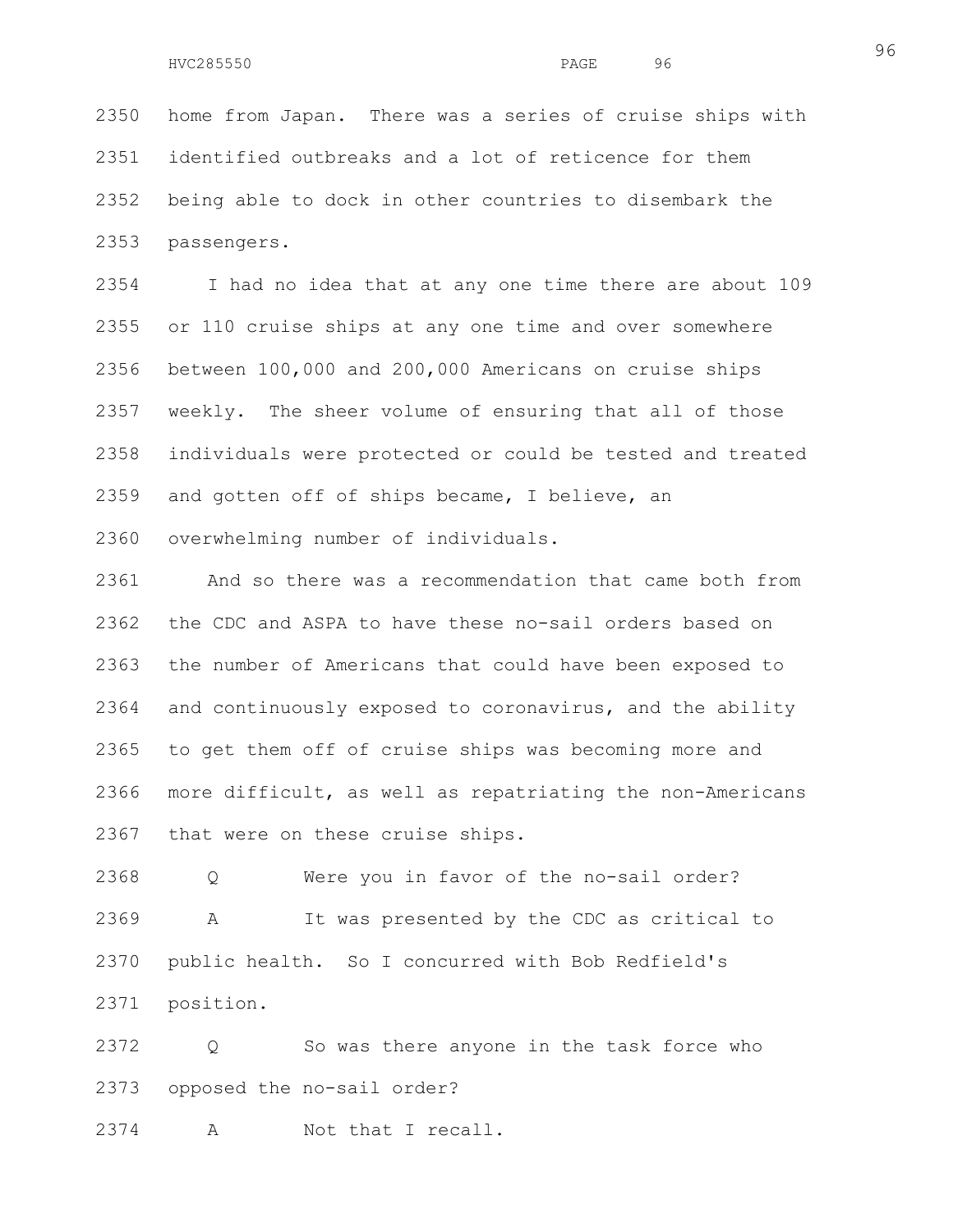home from Japan. There was a series of cruise ships with identified outbreaks and a lot of reticence for them being able to dock in other countries to disembark the passengers.

I had no idea that at any one time there are about 109 or 110 cruise ships at any one time and over somewhere between 100,000 and 200,000 Americans on cruise ships weekly. The sheer volume of ensuring that all of those individuals were protected or could be tested and treated and gotten off of ships became, I believe, an overwhelming number of individuals.

And so there was a recommendation that came both from the CDC and ASPA to have these no-sail orders based on the number of Americans that could have been exposed to and continuously exposed to coronavirus, and the ability to get them off of cruise ships was becoming more and more difficult, as well as repatriating the non-Americans that were on these cruise ships.

Q Were you in favor of the no-sail order?

A It was presented by the CDC as critical to public health. So I concurred with Bob Redfield's position.

Q So was there anyone in the task force who opposed the no-sail order?

A Not that I recall.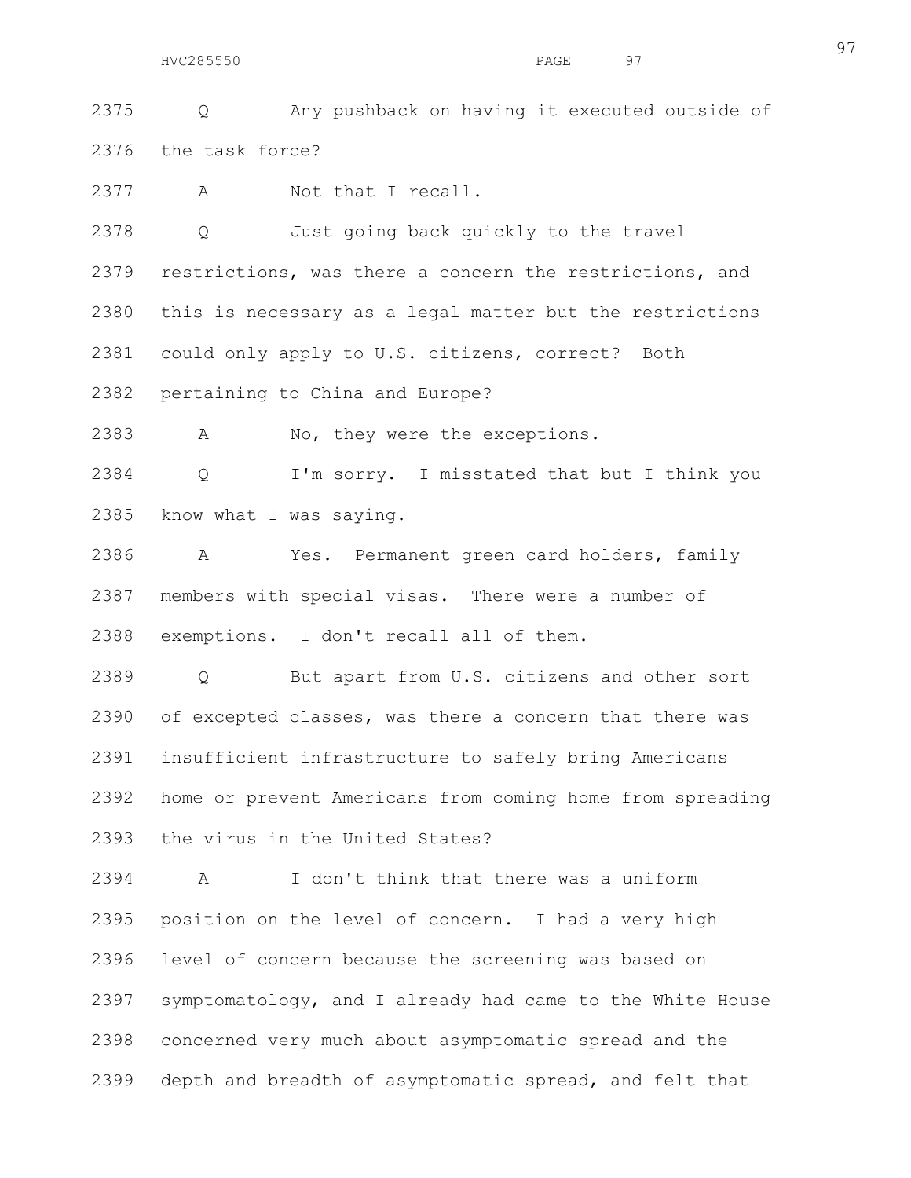2375 Q Any pushback on having it executed outside of
2376 the task force?

2377 A Not that I recall.

2378 Q Just going back quickly to the travel
2379 restrictions, was there a concern the restrictions, and
2380 this is necessary as a legal matter but the restrictions
2381 could only apply to U.S. citizens, correct? Both
2382 pertaining to China and Europe?

2383 A No, they were the exceptions.

2384 Q I'm sorry. I misstated that but I think you
2385 know what I was saying.

2386 A Yes. Permanent green card holders, family
2387 members with special visas. There were a number of
2388 exemptions. I don't recall all of them.

2389 Q But apart from U.S. citizens and other sort
2390 of excepted classes, was there a concern that there was
2391 insufficient infrastructure to safely bring Americans
2392 home or prevent Americans from coming home from spreading
2393 the virus in the United States?

2394 A I don't think that there was a uniform
2395 position on the level of concern. I had a very high
2396 level of concern because the screening was based on
2397 symptomatology, and I already had came to the White House
2398 concerned very much about asymptomatic spread and the
2399 depth and breadth of asymptomatic spread, and felt that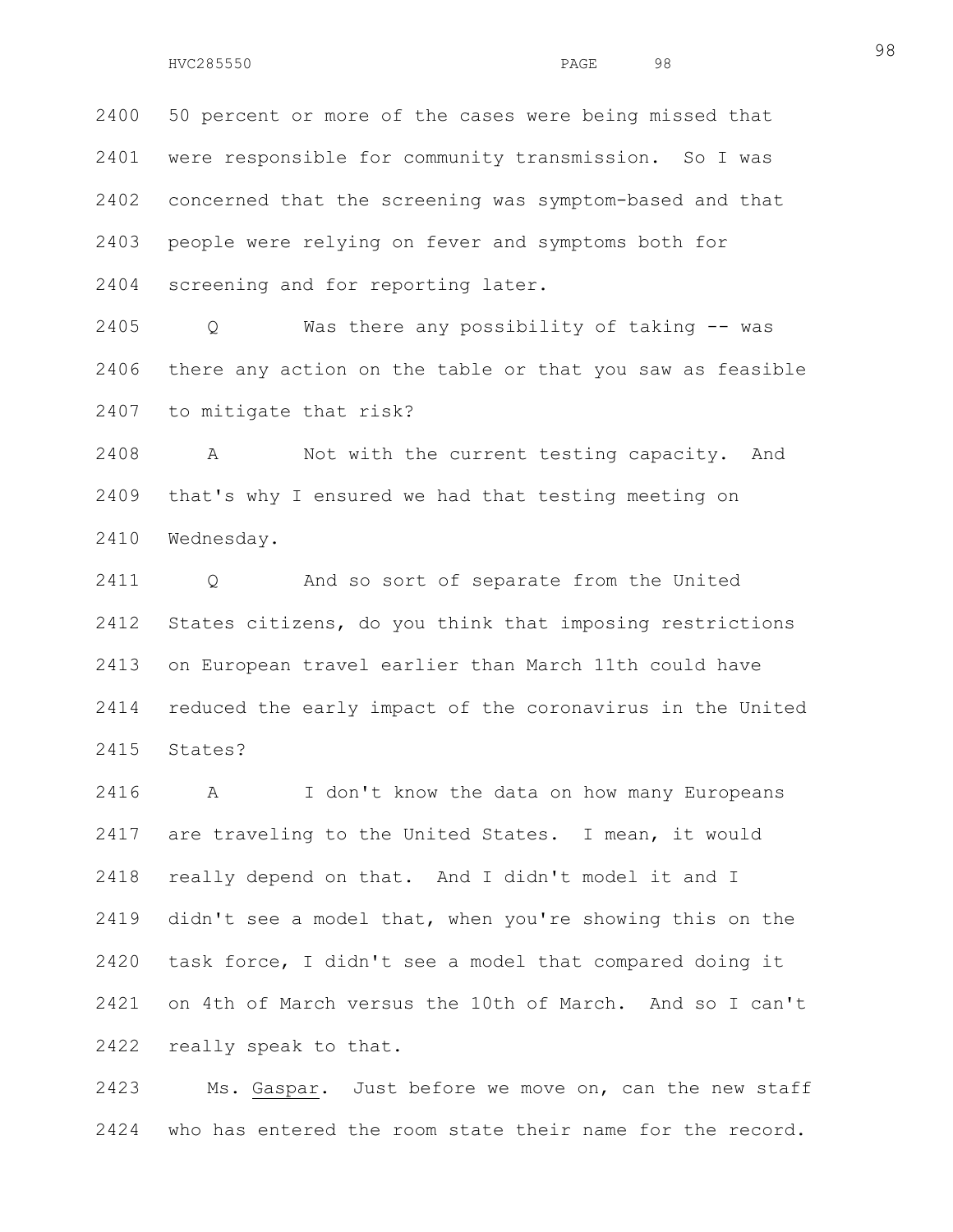2400 50 percent or more of the cases were being missed that
2401 were responsible for community transmission. So I was
2402 concerned that the screening was symptom-based and that
2403 people were relying on fever and symptoms both for
2404 screening and for reporting later.

2405 Q Was there any possibility of taking -- was
2406 there any action on the table or that you saw as feasible
2407 to mitigate that risk?

2408 A Not with the current testing capacity. And
2409 that's why I ensured we had that testing meeting on
2410 Wednesday.

2411 Q And so sort of separate from the United
2412 States citizens, do you think that imposing restrictions
2413 on European travel earlier than March 11th could have
2414 reduced the early impact of the coronavirus in the United
2415 States?

2416 A I don't know the data on how many Europeans
2417 are traveling to the United States. I mean, it would
2418 really depend on that. And I didn't model it and I
2419 didn't see a model that, when you're showing this on the
2420 task force, I didn't see a model that compared doing it
2421 on 4th of March versus the 10th of March. And so I can't
2422 really speak to that.

2423 Ms. Gaspar. Just before we move on, can the new staff
2424 who has entered the room state their name for the record.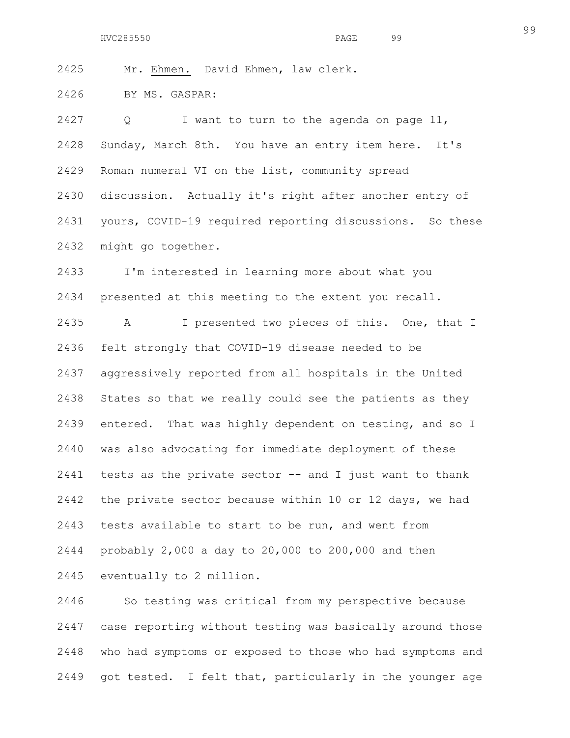Mr. Ehmen. David Ehmen, law clerk.

BY MS. GASPAR:

Q I want to turn to the agenda on page 11, Sunday, March 8th. You have an entry item here. It's Roman numeral VI on the list, community spread discussion. Actually it's right after another entry of yours, COVID-19 required reporting discussions. So these might go together.

I'm interested in learning more about what you presented at this meeting to the extent you recall.

A I presented two pieces of this. One, that I felt strongly that COVID-19 disease needed to be aggressively reported from all hospitals in the United States so that we really could see the patients as they entered. That was highly dependent on testing, and so I was also advocating for immediate deployment of these tests as the private sector -- and I just want to thank the private sector because within 10 or 12 days, we had tests available to start to be run, and went from probably 2,000 a day to 20,000 to 200,000 and then eventually to 2 million.

So testing was critical from my perspective because case reporting without testing was basically around those who had symptoms or exposed to those who had symptoms and got tested. I felt that, particularly in the younger age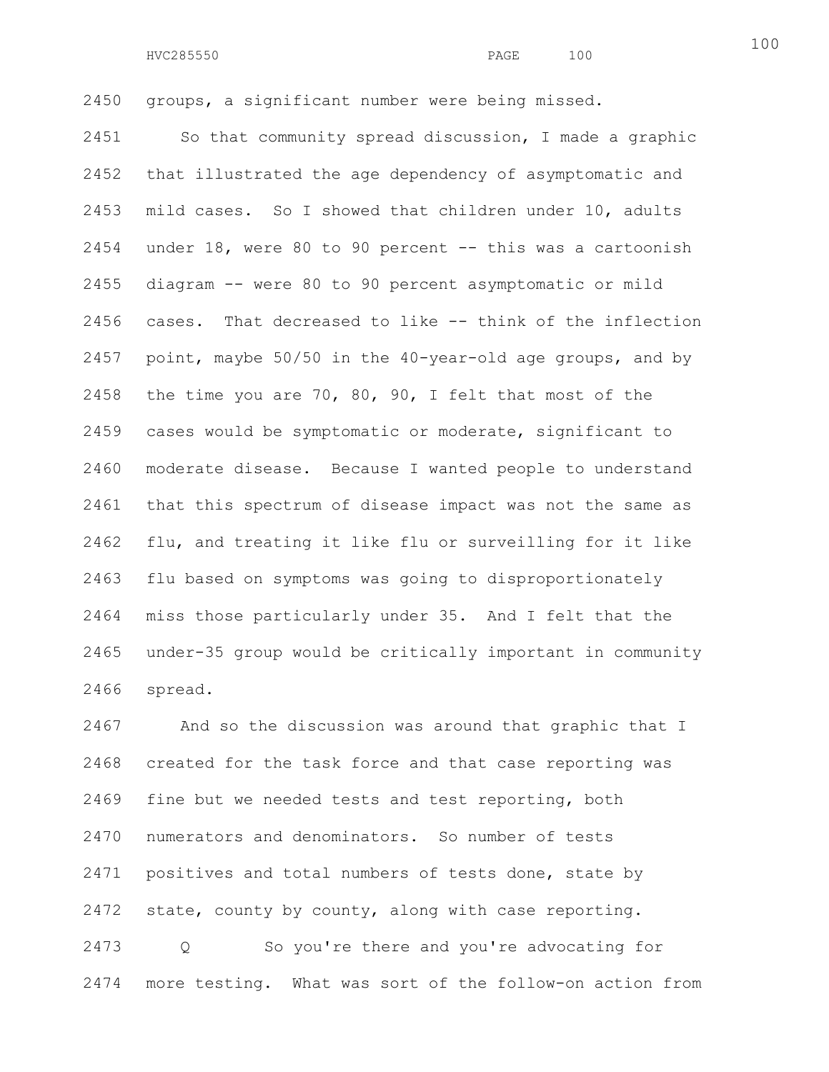groups, a significant number were being missed.

So that community spread discussion, I made a graphic that illustrated the age dependency of asymptomatic and mild cases. So I showed that children under 10, adults under 18, were 80 to 90 percent -- this was a cartoonish diagram -- were 80 to 90 percent asymptomatic or mild cases. That decreased to like -- think of the inflection point, maybe 50/50 in the 40-year-old age groups, and by the time you are 70, 80, 90, I felt that most of the cases would be symptomatic or moderate, significant to moderate disease. Because I wanted people to understand that this spectrum of disease impact was not the same as flu, and treating it like flu or surveilling for it like flu based on symptoms was going to disproportionately miss those particularly under 35. And I felt that the under-35 group would be critically important in community spread.

And so the discussion was around that graphic that I created for the task force and that case reporting was fine but we needed tests and test reporting, both numerators and denominators. So number of tests positives and total numbers of tests done, state by state, county by county, along with case reporting.

Q So you're there and you're advocating for more testing. What was sort of the follow-on action from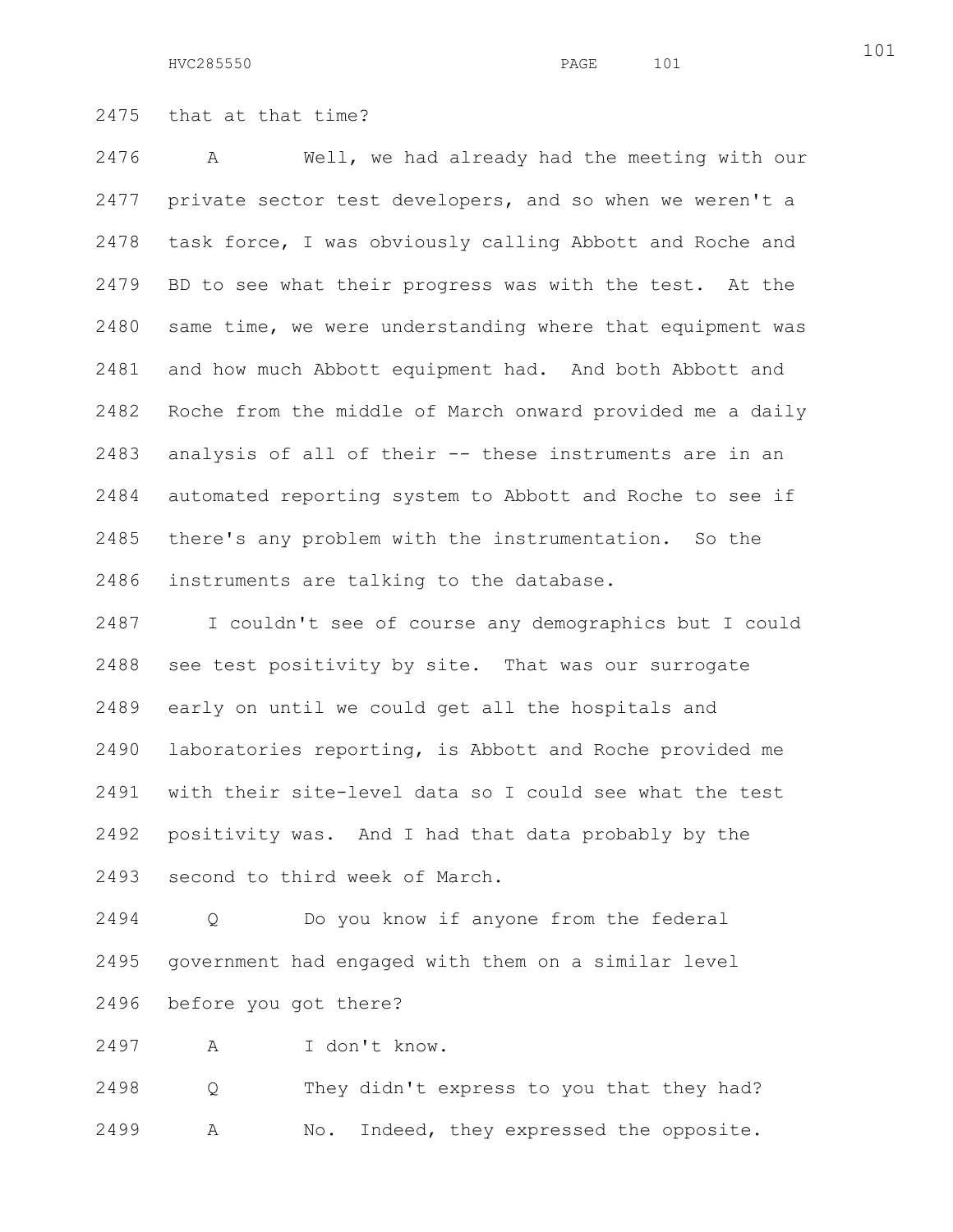2475 that at that time?

2476 A Well, we had already had the meeting with our
2477 private sector test developers, and so when we weren't a
2478 task force, I was obviously calling Abbott and Roche and
2479 BD to see what their progress was with the test. At the
2480 same time, we were understanding where that equipment was
2481 and how much Abbott equipment had. And both Abbott and
2482 Roche from the middle of March onward provided me a daily
2483 analysis of all of their -- these instruments are in an
2484 automated reporting system to Abbott and Roche to see if
2485 there's any problem with the instrumentation. So the
2486 instruments are talking to the database.

2487 I couldn't see of course any demographics but I could
2488 see test positivity by site. That was our surrogate
2489 early on until we could get all the hospitals and
2490 laboratories reporting, is Abbott and Roche provided me
2491 with their site-level data so I could see what the test
2492 positivity was. And I had that data probably by the
2493 second to third week of March.

2494 Q Do you know if anyone from the federal
2495 government had engaged with them on a similar level
2496 before you got there?

2497 A I don't know.

2498 Q They didn't express to you that they had?

2499 A No. Indeed, they expressed the opposite.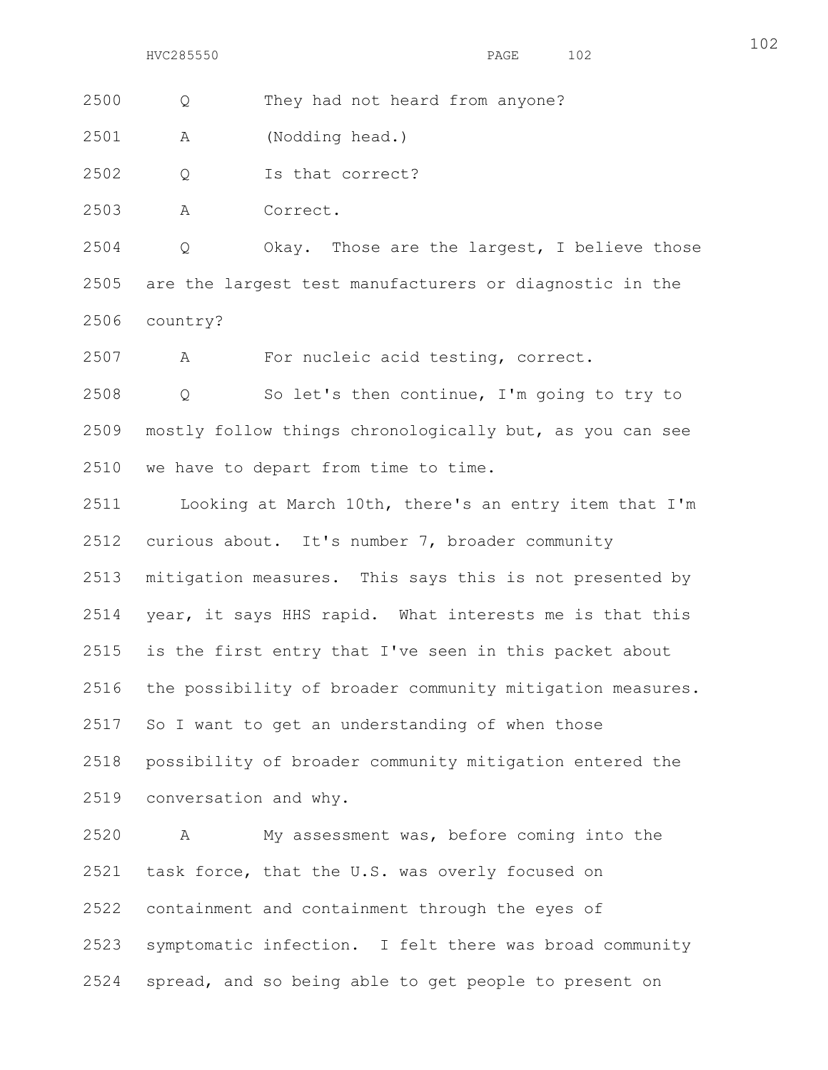2500 Q They had not heard from anyone?

2501 A (Nodding head.)

2502 Q Is that correct?

2503 A Correct.

2504 Q Okay. Those are the largest, I believe those
2505 are the largest test manufacturers or diagnostic in the
2506 country?

2507 A For nucleic acid testing, correct.

2508 Q So let's then continue, I'm going to try to
2509 mostly follow things chronologically but, as you can see
2510 we have to depart from time to time.

2511 Looking at March 10th, there's an entry item that I'm
2512 curious about. It's number 7, broader community
2513 mitigation measures. This says this is not presented by
2514 year, it says HHS rapid. What interests me is that this
2515 is the first entry that I've seen in this packet about
2516 the possibility of broader community mitigation measures.
2517 So I want to get an understanding of when those
2518 possibility of broader community mitigation entered the
2519 conversation and why.

2520 A My assessment was, before coming into the
2521 task force, that the U.S. was overly focused on
2522 containment and containment through the eyes of
2523 symptomatic infection. I felt there was broad community
2524 spread, and so being able to get people to present on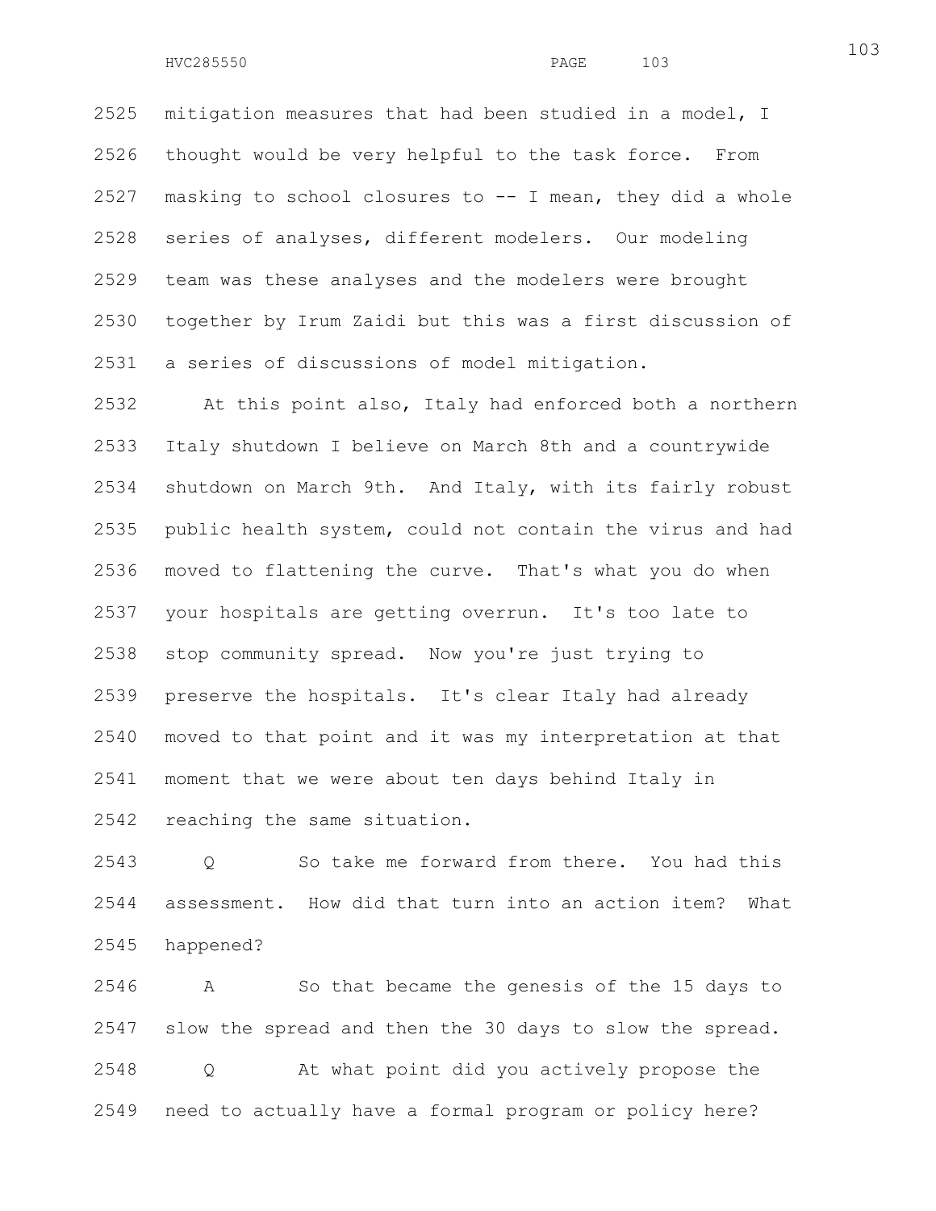2525 mitigation measures that had been studied in a model, I
2526 thought would be very helpful to the task force. From
2527 masking to school closures to -- I mean, they did a whole
2528 series of analyses, different modelers. Our modeling
2529 team was these analyses and the modelers were brought
2530 together by Irum Zaidi but this was a first discussion of
2531 a series of discussions of model mitigation.

2532 At this point also, Italy had enforced both a northern
2533 Italy shutdown I believe on March 8th and a countrywide
2534 shutdown on March 9th. And Italy, with its fairly robust
2535 public health system, could not contain the virus and had
2536 moved to flattening the curve. That's what you do when
2537 your hospitals are getting overrun. It's too late to
2538 stop community spread. Now you're just trying to
2539 preserve the hospitals. It's clear Italy had already
2540 moved to that point and it was my interpretation at that
2541 moment that we were about ten days behind Italy in
2542 reaching the same situation.

2543 Q So take me forward from there. You had this
2544 assessment. How did that turn into an action item? What
2545 happened?

2546 A So that became the genesis of the 15 days to
2547 slow the spread and then the 30 days to slow the spread.

2548 Q At what point did you actively propose the
2549 need to actually have a formal program or policy here?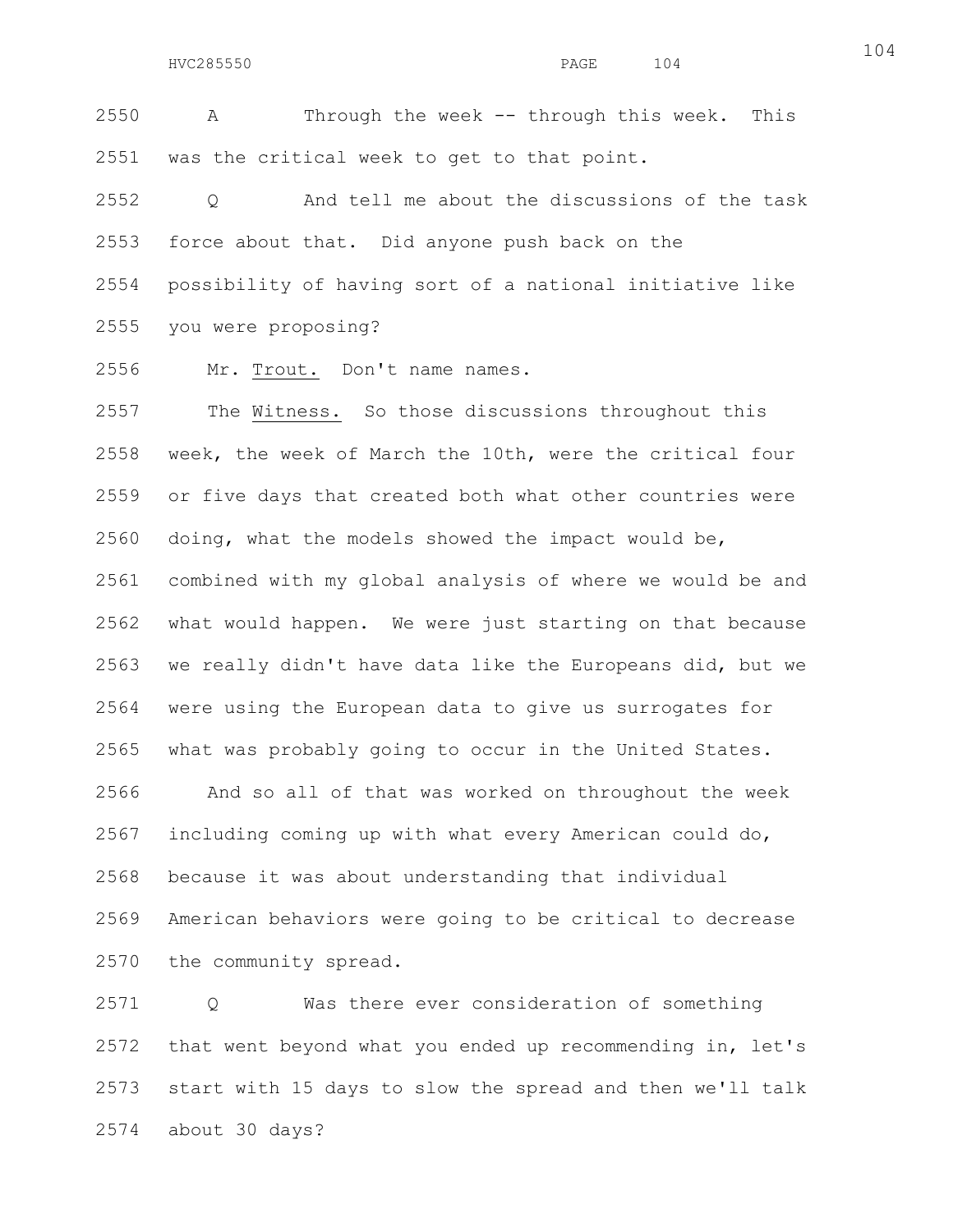2550 A Through the week -- through this week. This
2551 was the critical week to get to that point.

2552 Q And tell me about the discussions of the task
2553 force about that. Did anyone push back on the
2554 possibility of having sort of a national initiative like
2555 you were proposing?

2556 Mr. Trout. Don't name names.

2557 The Witness. So those discussions throughout this
2558 week, the week of March the 10th, were the critical four
2559 or five days that created both what other countries were
2560 doing, what the models showed the impact would be,
2561 combined with my global analysis of where we would be and
2562 what would happen. We were just starting on that because
2563 we really didn't have data like the Europeans did, but we
2564 were using the European data to give us surrogates for
2565 what was probably going to occur in the United States.

2566 And so all of that was worked on throughout the week
2567 including coming up with what every American could do,
2568 because it was about understanding that individual
2569 American behaviors were going to be critical to decrease
2570 the community spread.

2571 Q Was there ever consideration of something
2572 that went beyond what you ended up recommending in, let's
2573 start with 15 days to slow the spread and then we'll talk
2574 about 30 days?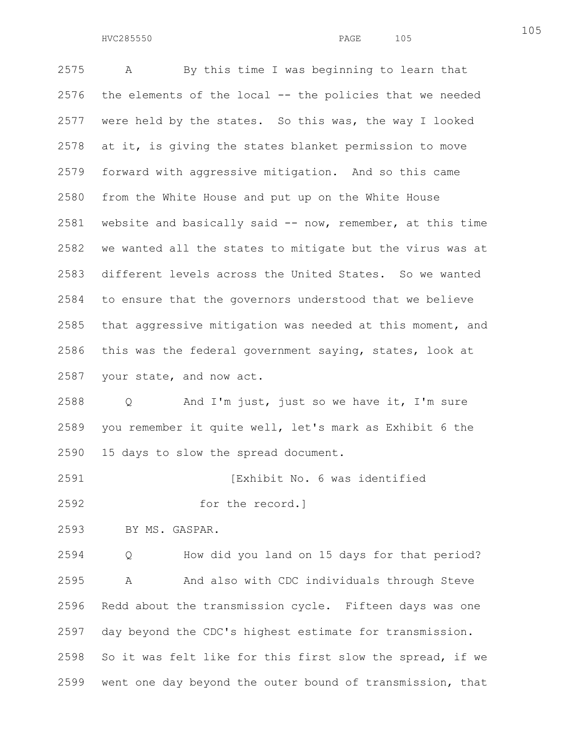A By this time I was beginning to learn that the elements of the local -- the policies that we needed were held by the states. So this was, the way I looked at it, is giving the states blanket permission to move forward with aggressive mitigation. And so this came from the White House and put up on the White House website and basically said -- now, remember, at this time we wanted all the states to mitigate but the virus was at different levels across the United States. So we wanted to ensure that the governors understood that we believe that aggressive mitigation was needed at this moment, and this was the federal government saying, states, look at your state, and now act.

Q And I'm just, just so we have it, I'm sure you remember it quite well, let's mark as Exhibit 6 the 15 days to slow the spread document.

[Exhibit No. 6 was identified for the record.]

BY MS. GASPAR.

Q How did you land on 15 days for that period?

A And also with CDC individuals through Steve Redd about the transmission cycle. Fifteen days was one day beyond the CDC's highest estimate for transmission. So it was felt like for this first slow the spread, if we went one day beyond the outer bound of transmission, that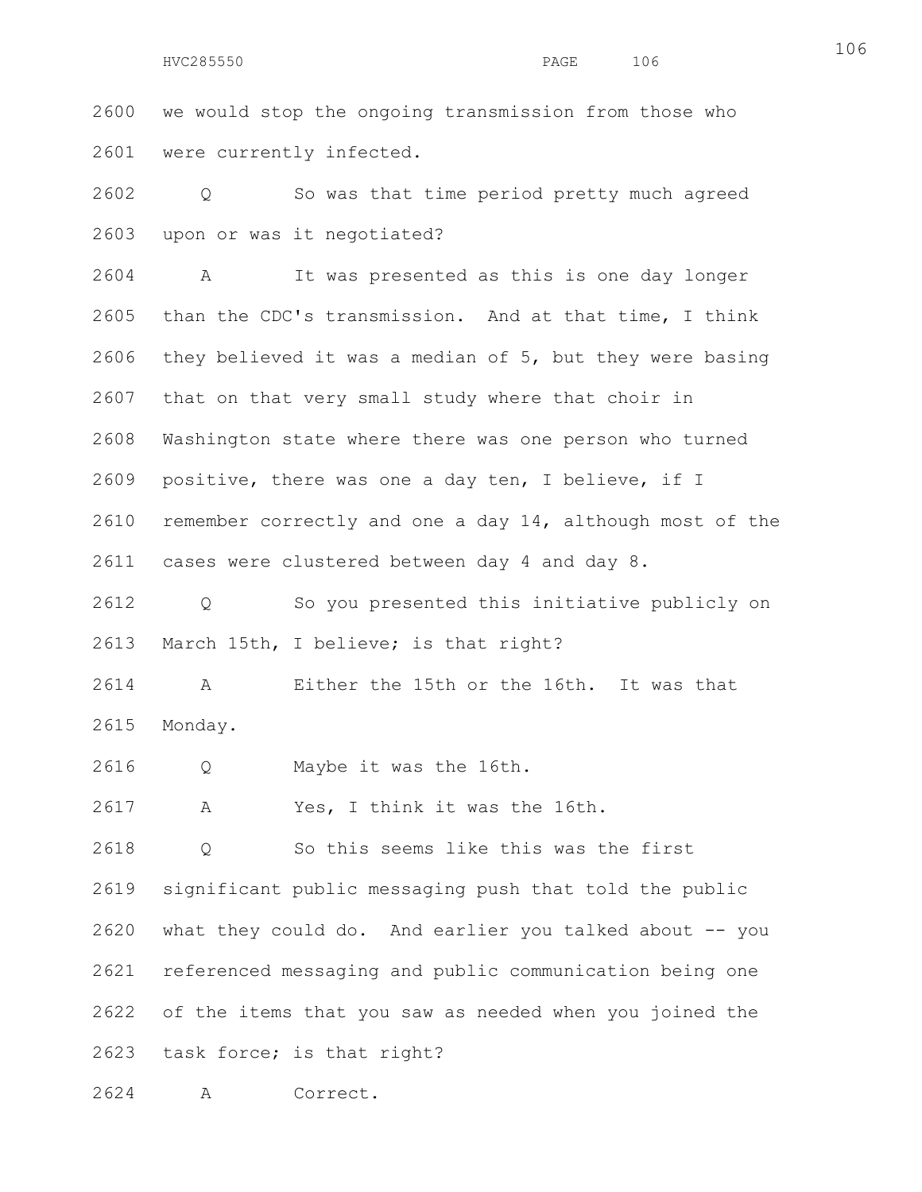2600 we would stop the ongoing transmission from those who
2601 were currently infected.

2602 Q So was that time period pretty much agreed
2603 upon or was it negotiated?

2604 A It was presented as this is one day longer
2605 than the CDC's transmission. And at that time, I think
2606 they believed it was a median of 5, but they were basing
2607 that on that very small study where that choir in
2608 Washington state where there was one person who turned
2609 positive, there was one a day ten, I believe, if I
2610 remember correctly and one a day 14, although most of the
2611 cases were clustered between day 4 and day 8.

2612 Q So you presented this initiative publicly on
2613 March 15th, I believe; is that right?

2614 A Either the 15th or the 16th. It was that
2615 Monday.

2616 Q Maybe it was the 16th.

2617 A Yes, I think it was the 16th.

2618 Q So this seems like this was the first
2619 significant public messaging push that told the public
2620 what they could do. And earlier you talked about -- you
2621 referenced messaging and public communication being one
2622 of the items that you saw as needed when you joined the
2623 task force; is that right?

2624 A Correct.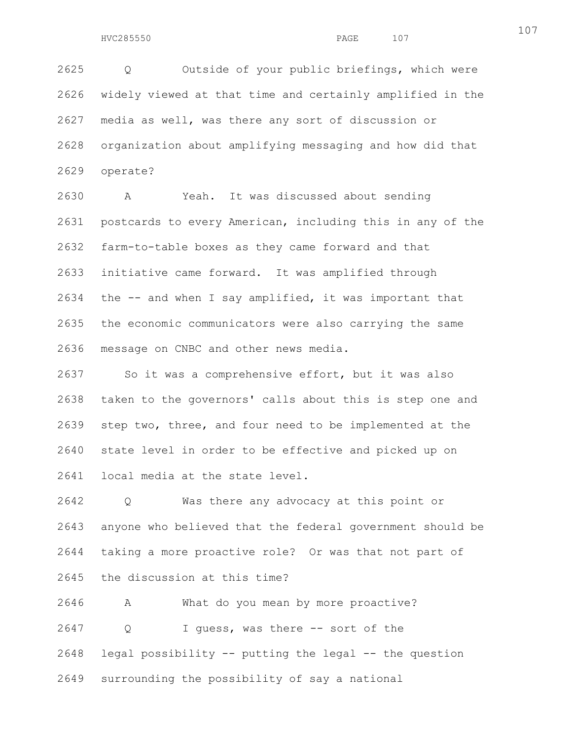2625 Q Outside of your public briefings, which were
2626 widely viewed at that time and certainly amplified in the
2627 media as well, was there any sort of discussion or
2628 organization about amplifying messaging and how did that
2629 operate?

2630 A Yeah. It was discussed about sending
2631 postcards to every American, including this in any of the
2632 farm-to-table boxes as they came forward and that
2633 initiative came forward. It was amplified through
2634 the -- and when I say amplified, it was important that
2635 the economic communicators were also carrying the same
2636 message on CNBC and other news media.

2637 So it was a comprehensive effort, but it was also
2638 taken to the governors' calls about this is step one and
2639 step two, three, and four need to be implemented at the
2640 state level in order to be effective and picked up on
2641 local media at the state level.

2642 Q Was there any advocacy at this point or
2643 anyone who believed that the federal government should be
2644 taking a more proactive role? Or was that not part of
2645 the discussion at this time?

2646 A What do you mean by more proactive?

2647 Q I guess, was there -- sort of the
2648 legal possibility -- putting the legal -- the question
2649 surrounding the possibility of say a national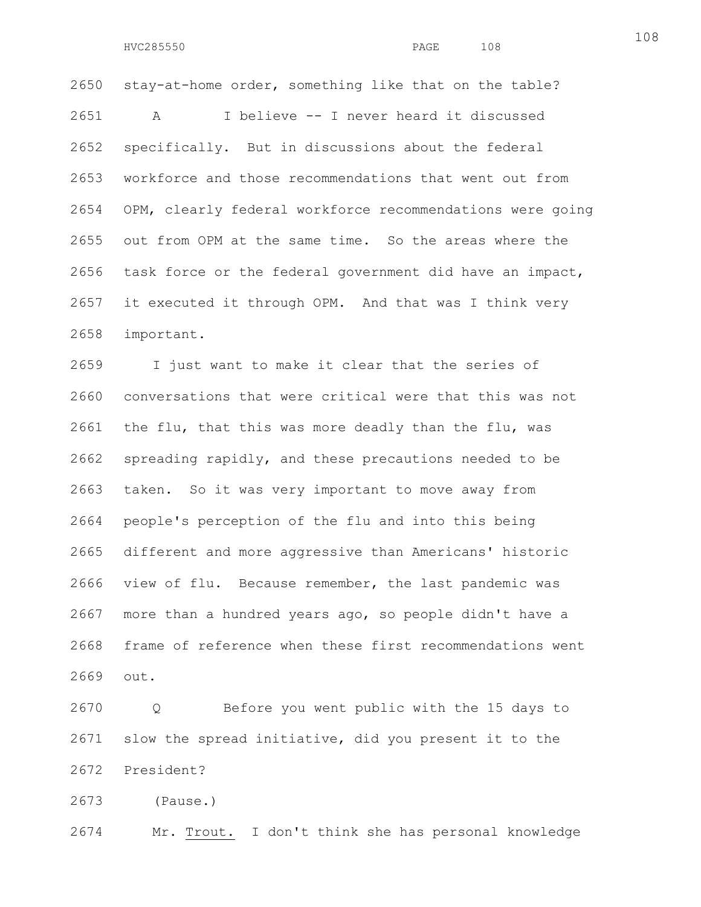2650 stay-at-home order, something like that on the table?

2651 A I believe -- I never heard it discussed

2652 specifically. But in discussions about the federal

2653 workforce and those recommendations that went out from

2654 OPM, clearly federal workforce recommendations were going

2655 out from OPM at the same time. So the areas where the

2656 task force or the federal government did have an impact,

2657 it executed it through OPM. And that was I think very

2658 important.

2659 I just want to make it clear that the series of

2660 conversations that were critical were that this was not

2661 the flu, that this was more deadly than the flu, was

2662 spreading rapidly, and these precautions needed to be

2663 taken. So it was very important to move away from

2664 people's perception of the flu and into this being

2665 different and more aggressive than Americans' historic

2666 view of flu. Because remember, the last pandemic was

2667 more than a hundred years ago, so people didn't have a

2668 frame of reference when these first recommendations went

2669 out.

2670 Q Before you went public with the 15 days to

2671 slow the spread initiative, did you present it to the

2672 President?

2673 (Pause.)

2674 Mr. Trout. I don't think she has personal knowledge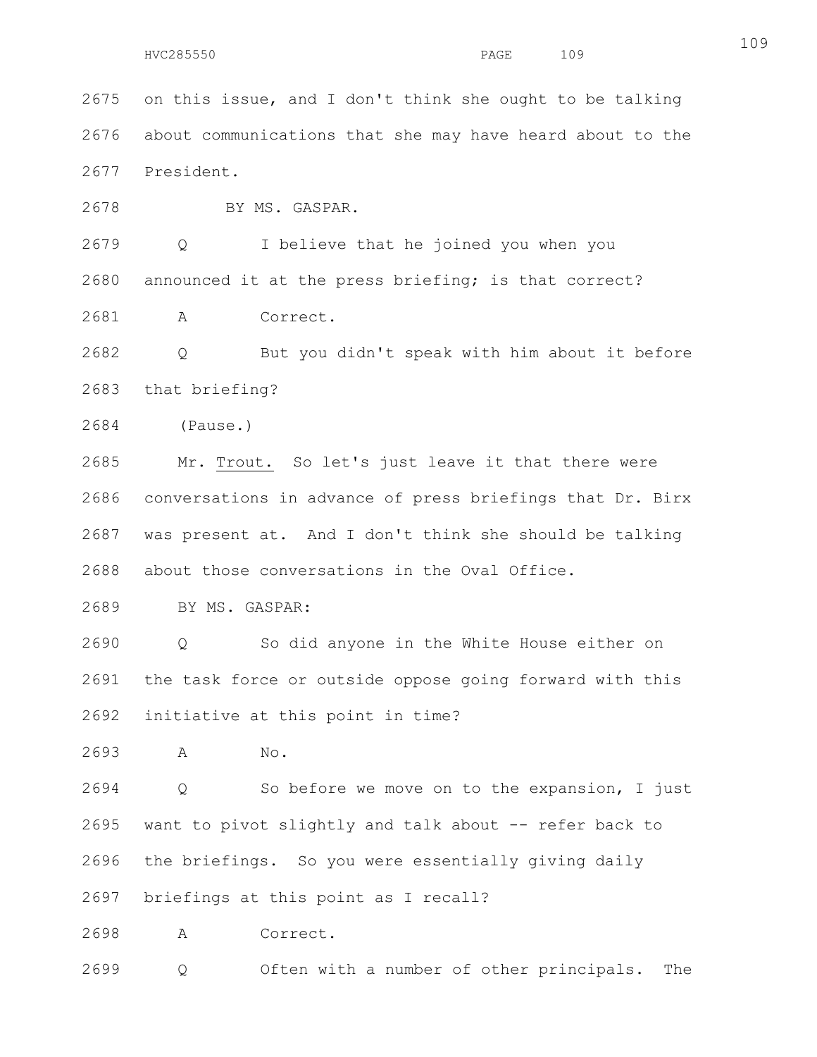2675 on this issue, and I don't think she ought to be talking

2676 about communications that she may have heard about to the

2677 President.

2678 BY MS. GASPAR.

2679 Q I believe that he joined you when you

2680 announced it at the press briefing; is that correct?

2681 A Correct.

2682 Q But you didn't speak with him about it before

2683 that briefing?

2684 (Pause.)

2685 Mr. Trout. So let's just leave it that there were

2686 conversations in advance of press briefings that Dr. Birx

2687 was present at. And I don't think she should be talking

2688 about those conversations in the Oval Office.

2689 BY MS. GASPAR:

2690 Q So did anyone in the White House either on

2691 the task force or outside oppose going forward with this

2692 initiative at this point in time?

2693 A No.

2694 Q So before we move on to the expansion, I just

2695 want to pivot slightly and talk about -- refer back to

2696 the briefings. So you were essentially giving daily

2697 briefings at this point as I recall?

2698 A Correct.

2699 Q Often with a number of other principals. The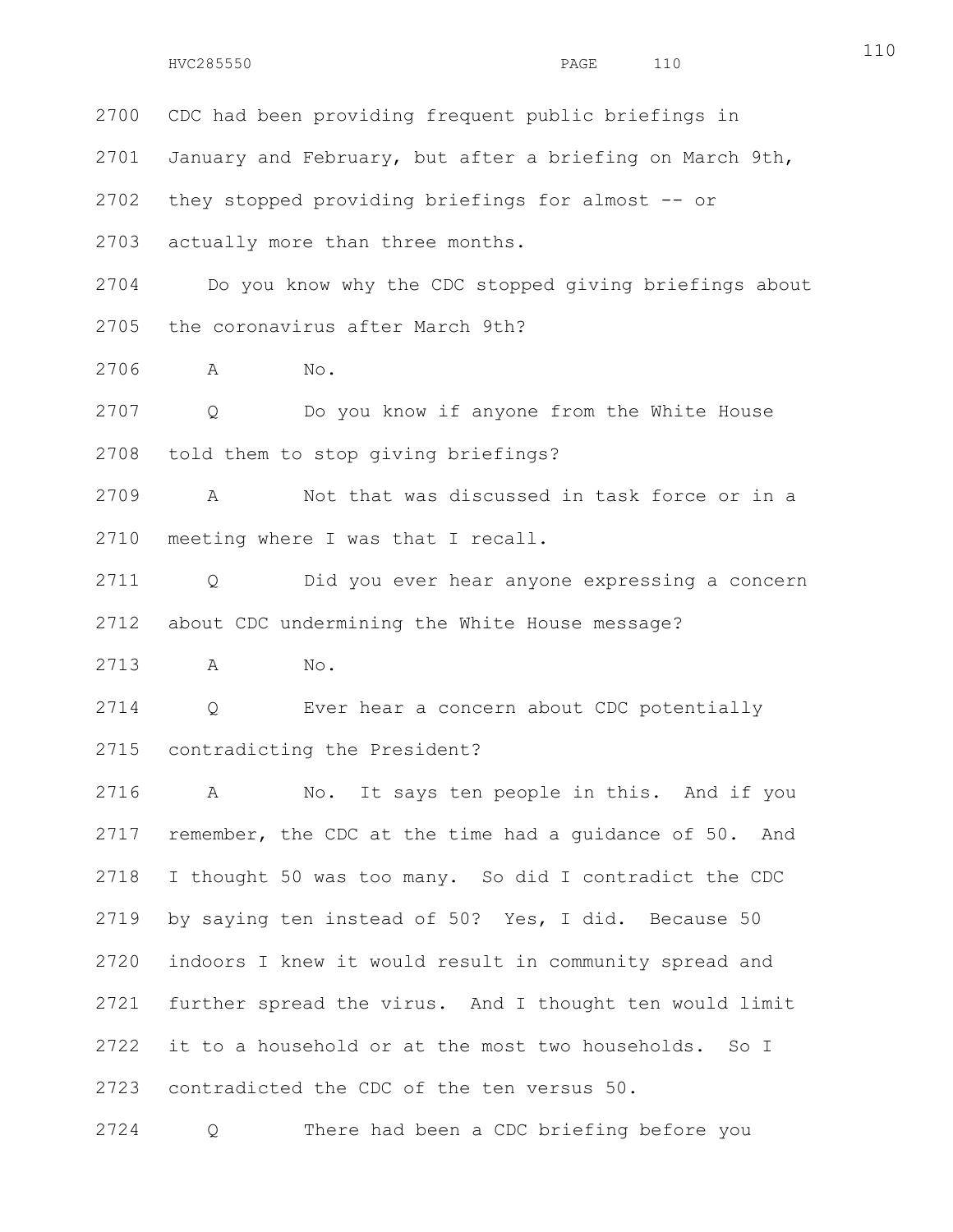2700 CDC had been providing frequent public briefings in
2701 January and February, but after a briefing on March 9th,
2702 they stopped providing briefings for almost -- or
2703 actually more than three months.

2704 Do you know why the CDC stopped giving briefings about
2705 the coronavirus after March 9th?

2706 A No.

2707 Q Do you know if anyone from the White House
2708 told them to stop giving briefings?

2709 A Not that was discussed in task force or in a
2710 meeting where I was that I recall.

2711 Q Did you ever hear anyone expressing a concern
2712 about CDC undermining the White House message?

2713 A No.

2714 Q Ever hear a concern about CDC potentially
2715 contradicting the President?

2716 A No. It says ten people in this. And if you
2717 remember, the CDC at the time had a guidance of 50. And
2718 I thought 50 was too many. So did I contradict the CDC
2719 by saying ten instead of 50? Yes, I did. Because 50
2720 indoors I knew it would result in community spread and
2721 further spread the virus. And I thought ten would limit
2722 it to a household or at the most two households. So I
2723 contradicted the CDC of the ten versus 50.

2724 Q There had been a CDC briefing before you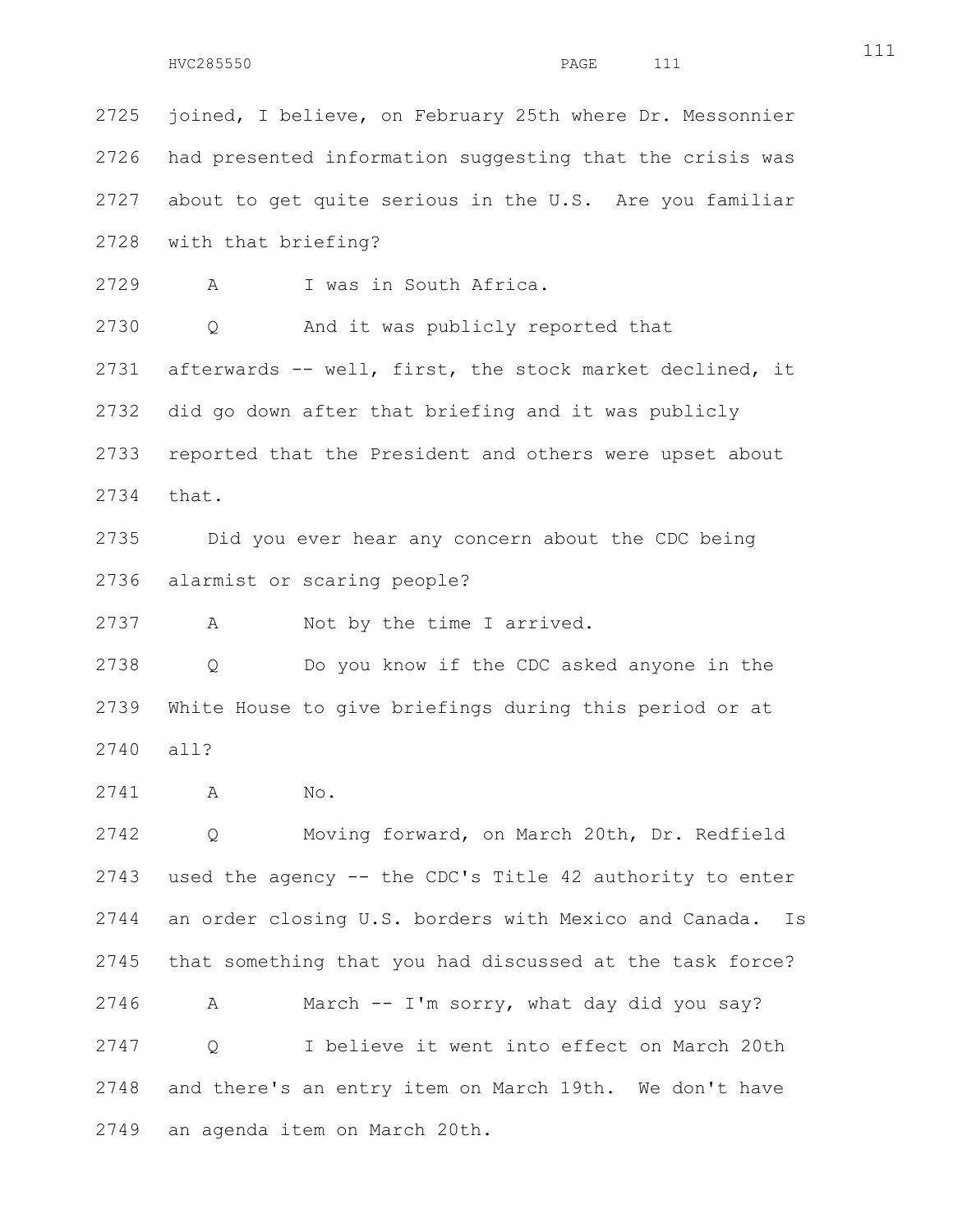joined, I believe, on February 25th where Dr. Messonnier had presented information suggesting that the crisis was about to get quite serious in the U.S. Are you familiar with that briefing?

A I was in South Africa.

Q And it was publicly reported that afterwards -- well, first, the stock market declined, it did go down after that briefing and it was publicly reported that the President and others were upset about that.

Did you ever hear any concern about the CDC being alarmist or scaring people?

A Not by the time I arrived.

Q Do you know if the CDC asked anyone in the White House to give briefings during this period or at all?

A No.

Q Moving forward, on March 20th, Dr. Redfield used the agency -- the CDC's Title 42 authority to enter an order closing U.S. borders with Mexico and Canada. Is that something that you had discussed at the task force?

A March -- I'm sorry, what day did you say?

Q I believe it went into effect on March 20th and there's an entry item on March 19th. We don't have an agenda item on March 20th.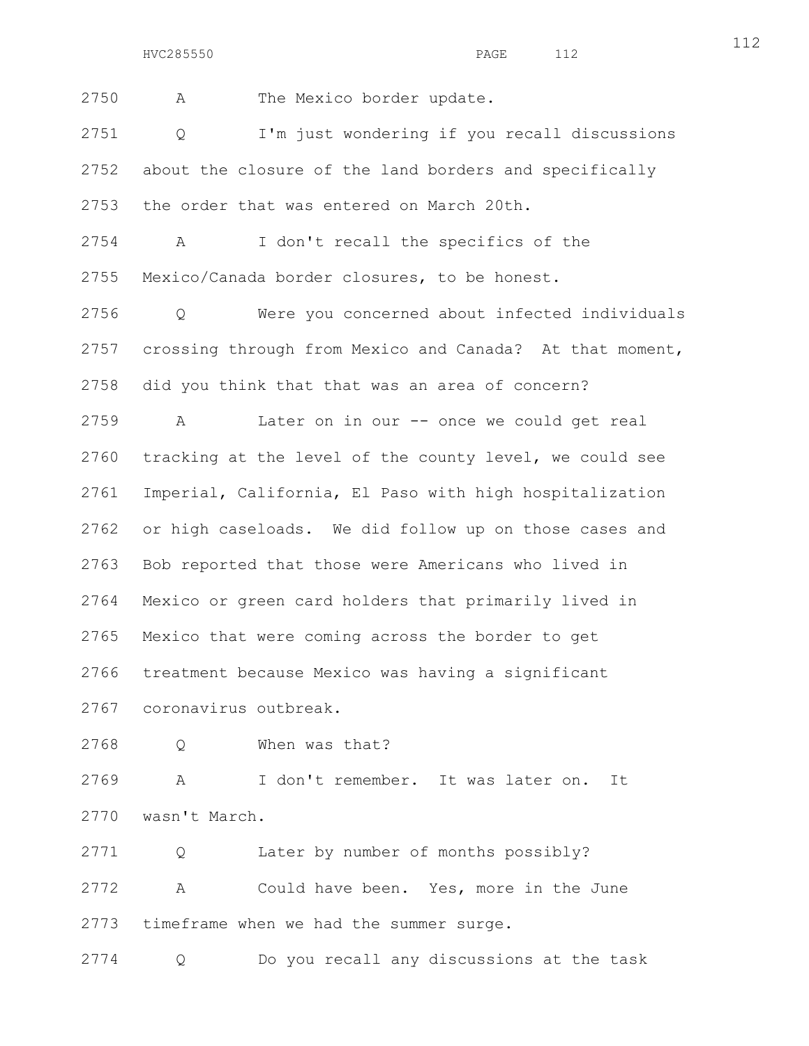2750 A The Mexico border update.

2751 Q I'm just wondering if you recall discussions

2752 about the closure of the land borders and specifically

2753 the order that was entered on March 20th.

2754 A I don't recall the specifics of the

2755 Mexico/Canada border closures, to be honest.

2756 Q Were you concerned about infected individuals

2757 crossing through from Mexico and Canada? At that moment,

2758 did you think that that was an area of concern?

2759 A Later on in our -- once we could get real

2760 tracking at the level of the county level, we could see

2761 Imperial, California, El Paso with high hospitalization

2762 or high caseloads. We did follow up on those cases and

2763 Bob reported that those were Americans who lived in

2764 Mexico or green card holders that primarily lived in

2765 Mexico that were coming across the border to get

2766 treatment because Mexico was having a significant

2767 coronavirus outbreak.

2768 Q When was that?

2769 A I don't remember. It was later on. It

2770 wasn't March.

2771 Q Later by number of months possibly?

2772 A Could have been. Yes, more in the June

2773 timeframe when we had the summer surge.

2774 Q Do you recall any discussions at the task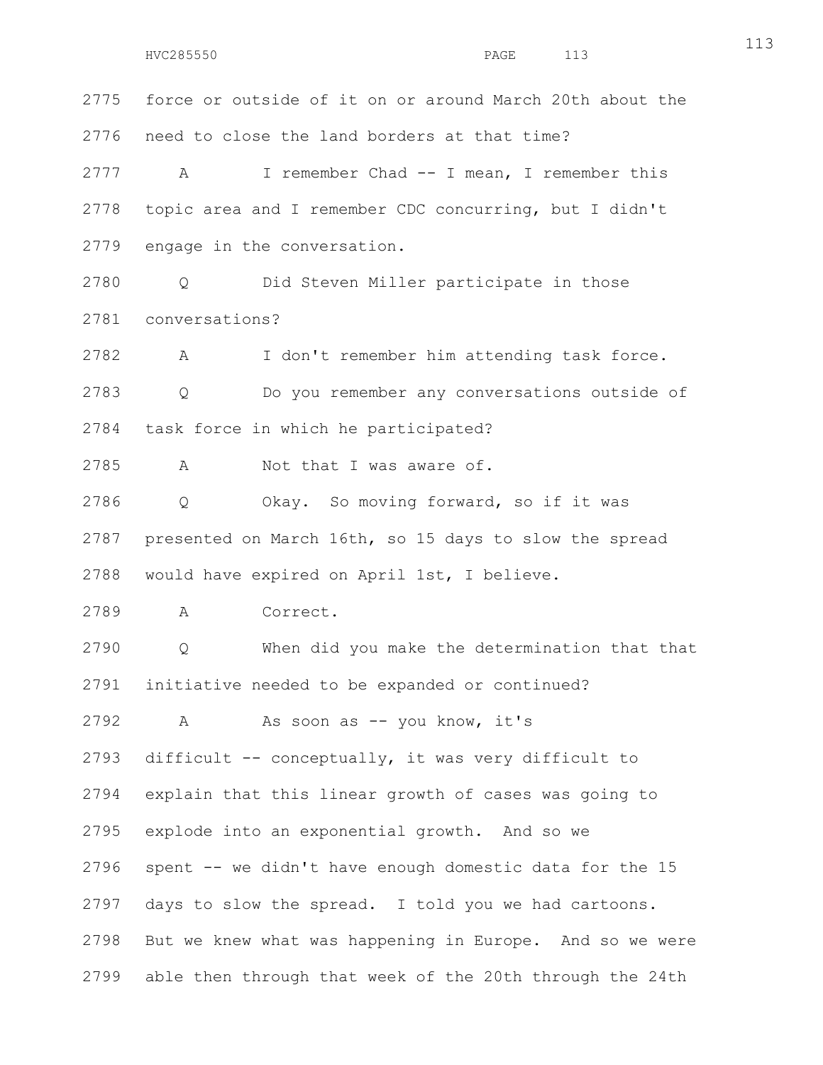2775 force or outside of it on or around March 20th about the

2776 need to close the land borders at that time?

2777 A I remember Chad -- I mean, I remember this

2778 topic area and I remember CDC concurring, but I didn't

2779 engage in the conversation.

2780 Q Did Steven Miller participate in those

2781 conversations?

2782 A I don't remember him attending task force.

2783 Q Do you remember any conversations outside of

2784 task force in which he participated?

2785 A Not that I was aware of.

2786 Q Okay. So moving forward, so if it was

2787 presented on March 16th, so 15 days to slow the spread

2788 would have expired on April 1st, I believe.

2789 A Correct.

2790 Q When did you make the determination that that

2791 initiative needed to be expanded or continued?

2792 A As soon as -- you know, it's

2793 difficult -- conceptually, it was very difficult to

2794 explain that this linear growth of cases was going to

2795 explode into an exponential growth. And so we

2796 spent -- we didn't have enough domestic data for the 15

2797 days to slow the spread. I told you we had cartoons.

2798 But we knew what was happening in Europe. And so we were

2799 able then through that week of the 20th through the 24th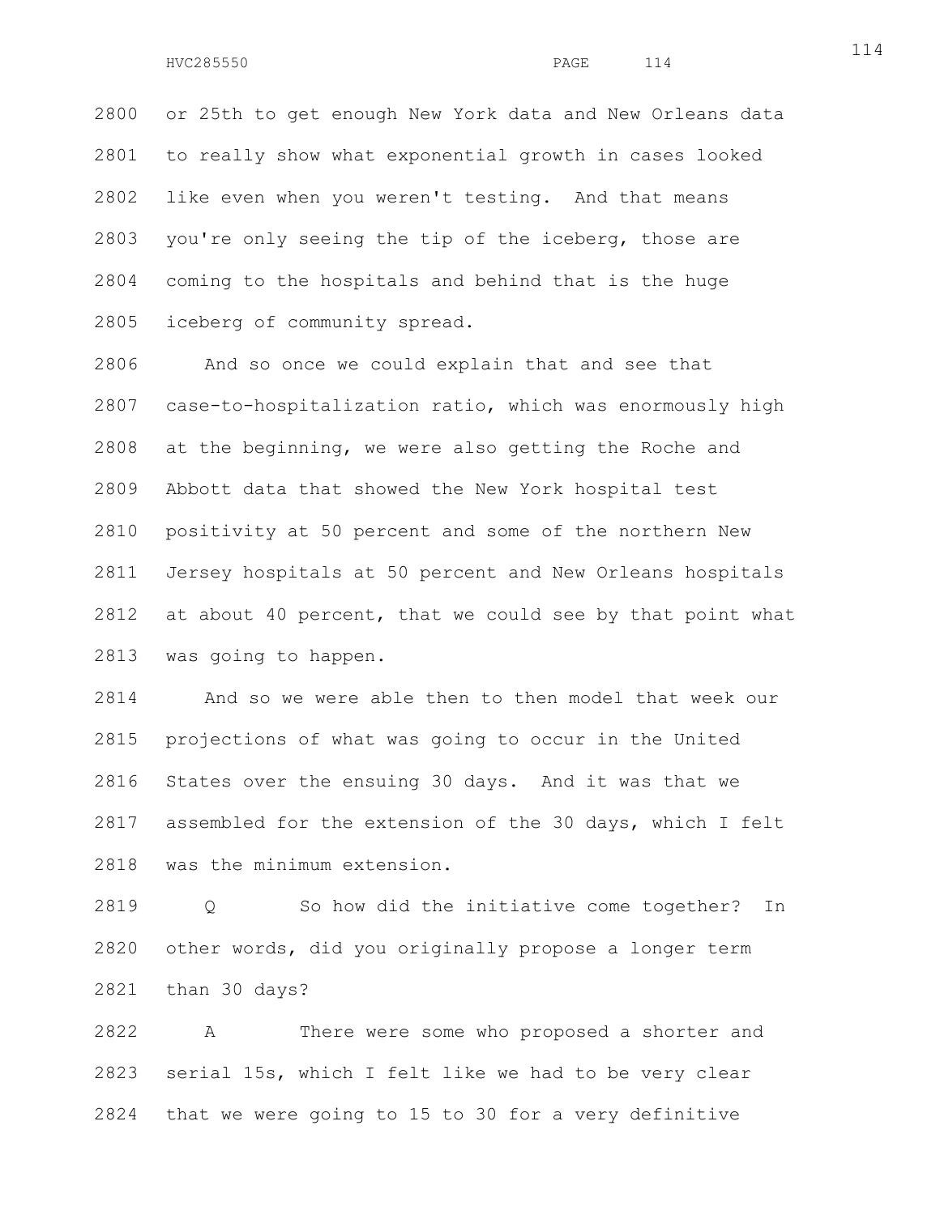2800 or 25th to get enough New York data and New Orleans data
2801 to really show what exponential growth in cases looked
2802 like even when you weren't testing. And that means
2803 you're only seeing the tip of the iceberg, those are
2804 coming to the hospitals and behind that is the huge
2805 iceberg of community spread.

2806 And so once we could explain that and see that
2807 case-to-hospitalization ratio, which was enormously high
2808 at the beginning, we were also getting the Roche and
2809 Abbott data that showed the New York hospital test
2810 positivity at 50 percent and some of the northern New
2811 Jersey hospitals at 50 percent and New Orleans hospitals
2812 at about 40 percent, that we could see by that point what
2813 was going to happen.

2814 And so we were able then to then model that week our
2815 projections of what was going to occur in the United
2816 States over the ensuing 30 days. And it was that we
2817 assembled for the extension of the 30 days, which I felt
2818 was the minimum extension.

2819 Q So how did the initiative come together? In
2820 other words, did you originally propose a longer term
2821 than 30 days?

2822 A There were some who proposed a shorter and
2823 serial 15s, which I felt like we had to be very clear
2824 that we were going to 15 to 30 for a very definitive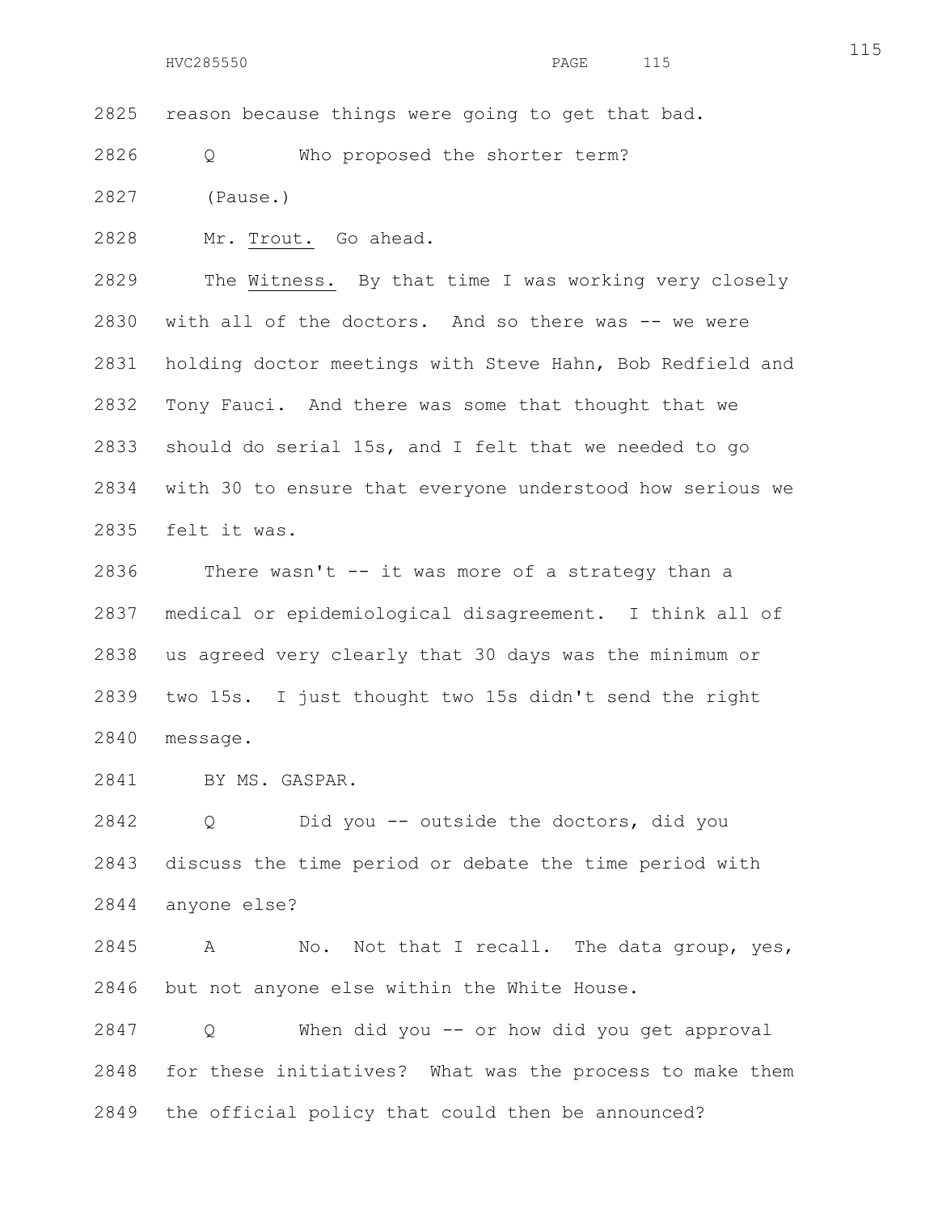reason because things were going to get that bad.

Q Who proposed the shorter term?

(Pause.)

Mr. Trout. Go ahead.

The Witness. By that time I was working very closely with all of the doctors. And so there was -- we were holding doctor meetings with Steve Hahn, Bob Redfield and Tony Fauci. And there was some that thought that we should do serial 15s, and I felt that we needed to go with 30 to ensure that everyone understood how serious we felt it was.

There wasn't -- it was more of a strategy than a medical or epidemiological disagreement. I think all of us agreed very clearly that 30 days was the minimum or two 15s. I just thought two 15s didn't send the right message.

BY MS. GASPAR.

Q Did you -- outside the doctors, did you discuss the time period or debate the time period with anyone else?

A No. Not that I recall. The data group, yes, but not anyone else within the White House.

Q When did you -- or how did you get approval for these initiatives? What was the process to make them the official policy that could then be announced?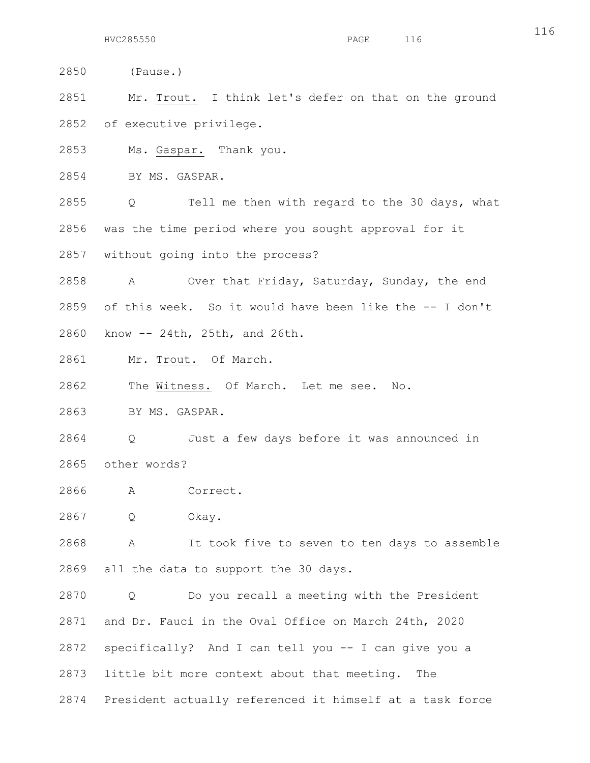2850 (Pause.)

2851 Mr. Trout. I think let's defer on that on the ground
2852 of executive privilege.

2853 Ms. Gaspar. Thank you.

2854 BY MS. GASPAR.

2855 Q Tell me then with regard to the 30 days, what
2856 was the time period where you sought approval for it
2857 without going into the process?

2858 A Over that Friday, Saturday, Sunday, the end
2859 of this week. So it would have been like the -- I don't
2860 know -- 24th, 25th, and 26th.

2861 Mr. Trout. Of March.

2862 The Witness. Of March. Let me see. No.

2863 BY MS. GASPAR.

2864 Q Just a few days before it was announced in
2865 other words?

2866 A Correct.

2867 Q Okay.

2868 A It took five to seven to ten days to assemble
2869 all the data to support the 30 days.

2870 Q Do you recall a meeting with the President
2871 and Dr. Fauci in the Oval Office on March 24th, 2020
2872 specifically? And I can tell you -- I can give you a
2873 little bit more context about that meeting. The
2874 President actually referenced it himself at a task force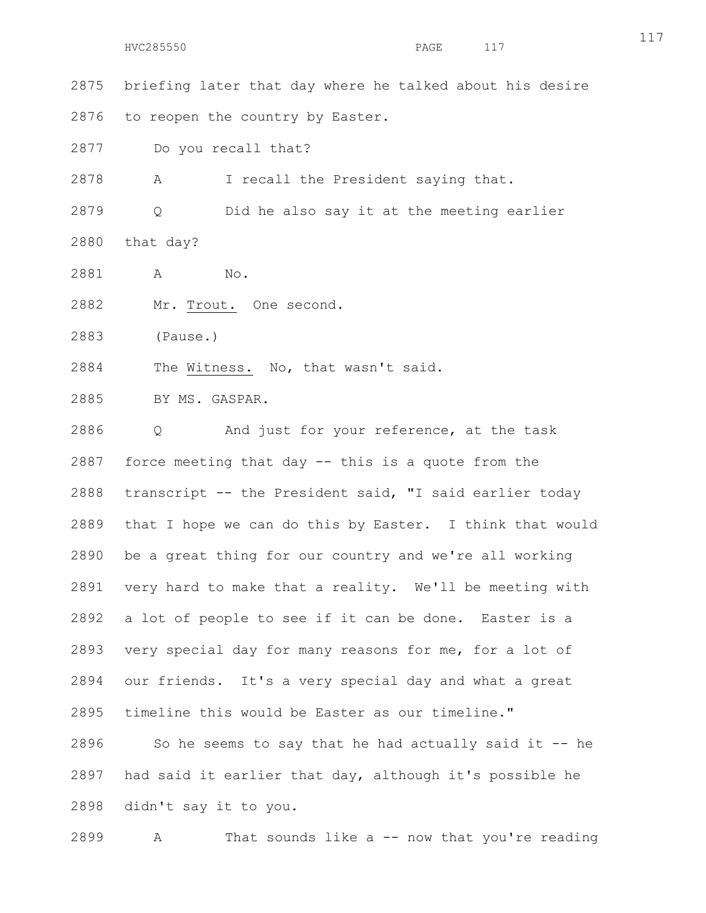2875 briefing later that day where he talked about his desire

2876 to reopen the country by Easter.

2877 Do you recall that?

2878 A I recall the President saying that.

2879 Q Did he also say it at the meeting earlier

2880 that day?

2881 A No.

2882 Mr. Trout. One second.

2883 (Pause.)

2884 The Witness. No, that wasn't said.

2885 BY MS. GASPAR.

2886 Q And just for your reference, at the task

2887 force meeting that day -- this is a quote from the

2888 transcript -- the President said, "I said earlier today

2889 that I hope we can do this by Easter. I think that would

2890 be a great thing for our country and we're all working

2891 very hard to make that a reality. We'll be meeting with

2892 a lot of people to see if it can be done. Easter is a

2893 very special day for many reasons for me, for a lot of

2894 our friends. It's a very special day and what a great

2895 timeline this would be Easter as our timeline."

2896 So he seems to say that he had actually said it -- he

2897 had said it earlier that day, although it's possible he

2898 didn't say it to you.

2899 A That sounds like a -- now that you're reading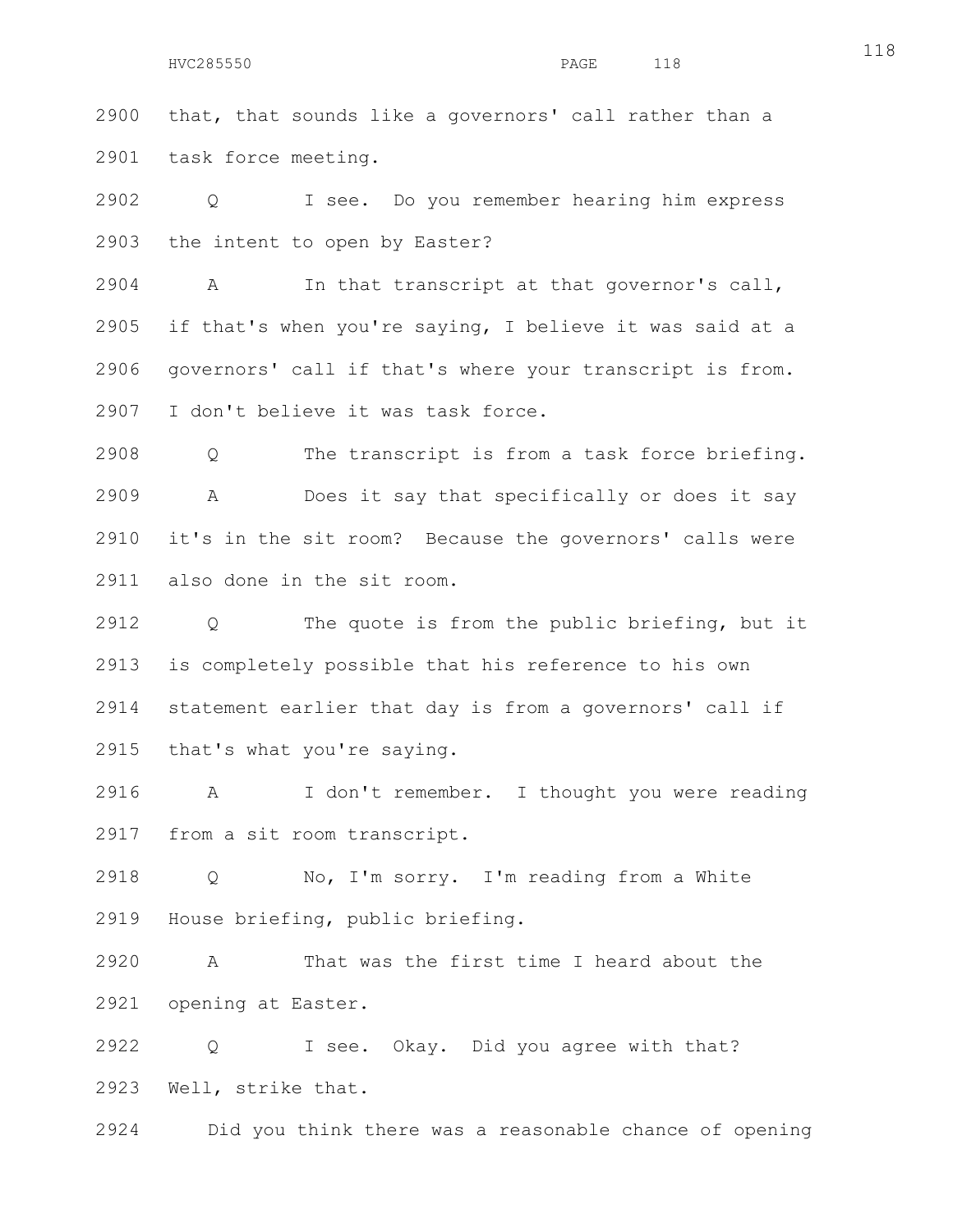2900 that, that sounds like a governors' call rather than a
2901 task force meeting.

2902 Q I see. Do you remember hearing him express
2903 the intent to open by Easter?

2904 A In that transcript at that governor's call,
2905 if that's when you're saying, I believe it was said at a
2906 governors' call if that's where your transcript is from.
2907 I don't believe it was task force.

2908 Q The transcript is from a task force briefing.

2909 A Does it say that specifically or does it say
2910 it's in the sit room? Because the governors' calls were
2911 also done in the sit room.

2912 Q The quote is from the public briefing, but it
2913 is completely possible that his reference to his own
2914 statement earlier that day is from a governors' call if
2915 that's what you're saying.

2916 A I don't remember. I thought you were reading
2917 from a sit room transcript.

2918 Q No, I'm sorry. I'm reading from a White
2919 House briefing, public briefing.

2920 A That was the first time I heard about the
2921 opening at Easter.

2922 Q I see. Okay. Did you agree with that?
2923 Well, strike that.

2924 Did you think there was a reasonable chance of opening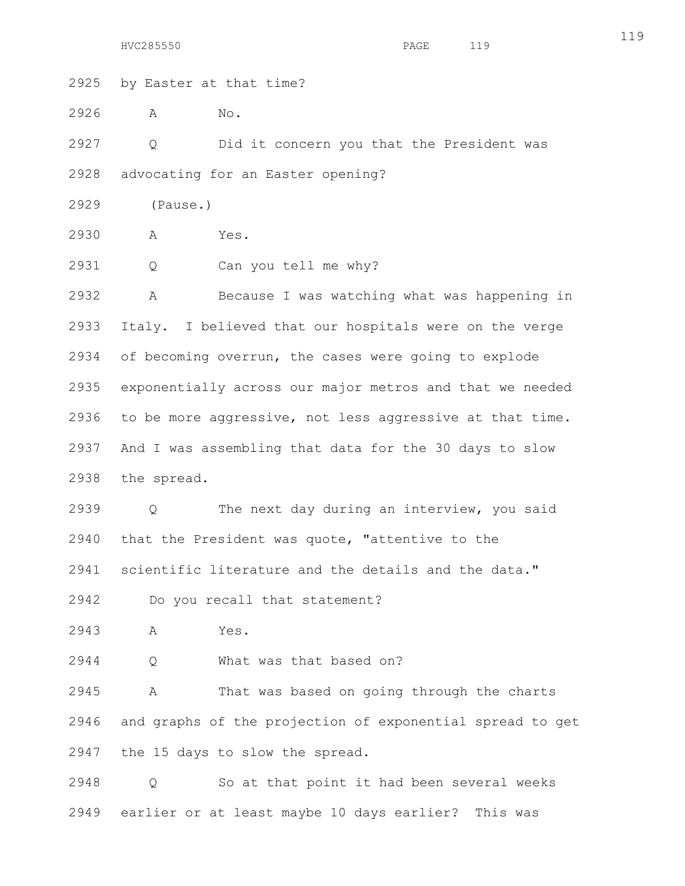2925 by Easter at that time?

2926 A No.

2927 Q Did it concern you that the President was

2928 advocating for an Easter opening?

2929 (Pause.)

2930 A Yes.

2931 Q Can you tell me why?

2932 A Because I was watching what was happening in

2933 Italy. I believed that our hospitals were on the verge

2934 of becoming overrun, the cases were going to explode

2935 exponentially across our major metros and that we needed

2936 to be more aggressive, not less aggressive at that time.

2937 And I was assembling that data for the 30 days to slow

2938 the spread.

2939 Q The next day during an interview, you said

2940 that the President was quote, "attentive to the

2941 scientific literature and the details and the data."

2942 Do you recall that statement?

2943 A Yes.

2944 Q What was that based on?

2945 A That was based on going through the charts

2946 and graphs of the projection of exponential spread to get

2947 the 15 days to slow the spread.

2948 Q So at that point it had been several weeks

2949 earlier or at least maybe 10 days earlier? This was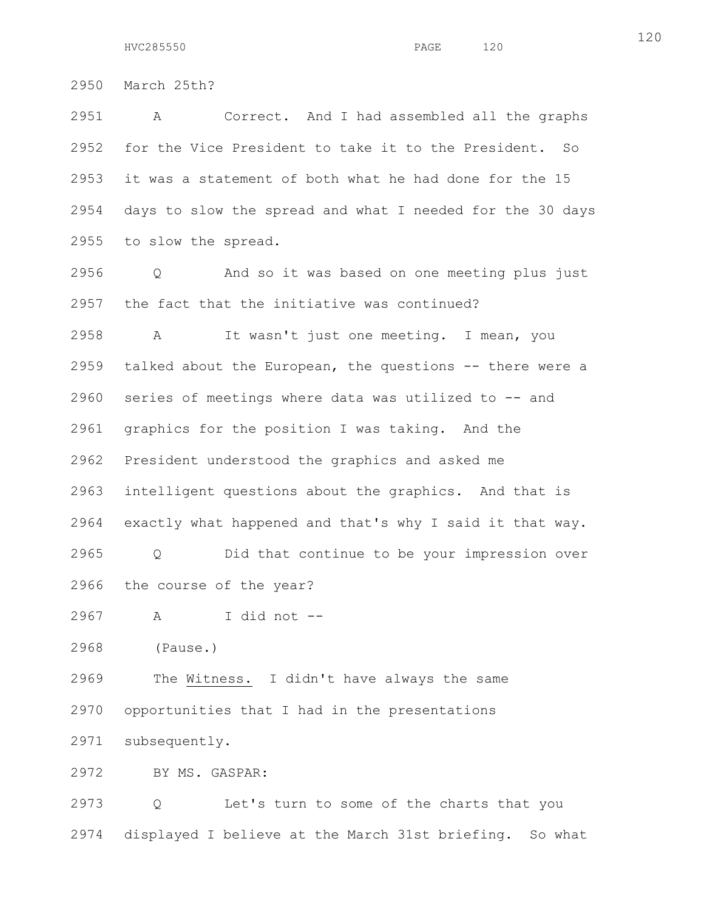2950 March 25th?

2951 A Correct. And I had assembled all the graphs

2952 for the Vice President to take it to the President. So

2953 it was a statement of both what he had done for the 15

2954 days to slow the spread and what I needed for the 30 days

2955 to slow the spread.

2956 Q And so it was based on one meeting plus just

2957 the fact that the initiative was continued?

2958 A It wasn't just one meeting. I mean, you

2959 talked about the European, the questions -- there were a

2960 series of meetings where data was utilized to -- and

2961 graphics for the position I was taking. And the

2962 President understood the graphics and asked me

2963 intelligent questions about the graphics. And that is

2964 exactly what happened and that's why I said it that way.

2965 Q Did that continue to be your impression over

2966 the course of the year?

2967 A I did not --

2968 (Pause.)

2969 The Witness. I didn't have always the same

2970 opportunities that I had in the presentations

2971 subsequently.

2972 BY MS. GASPAR:

2973 Q Let's turn to some of the charts that you

2974 displayed I believe at the March 31st briefing. So what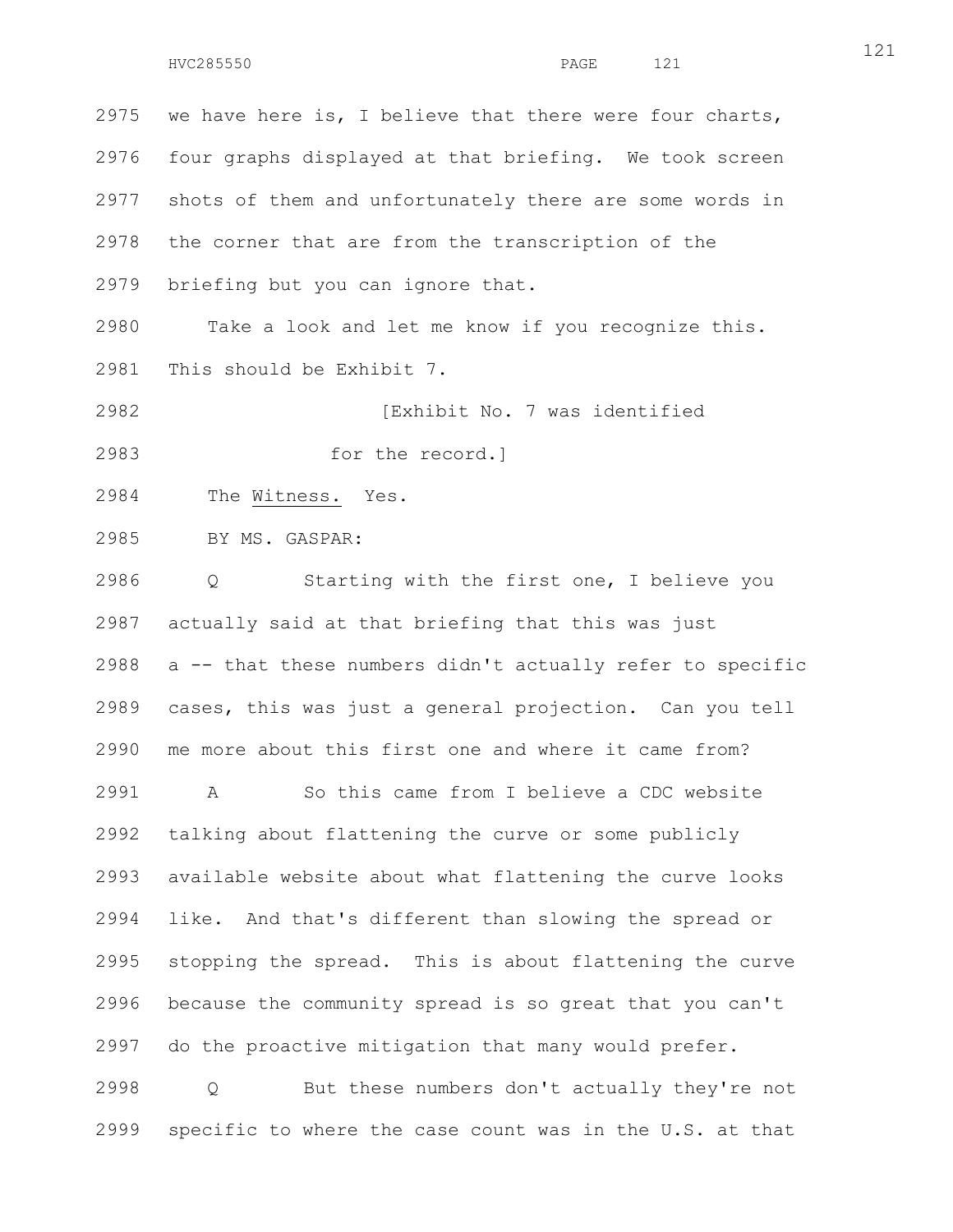we have here is, I believe that there were four charts, four graphs displayed at that briefing. We took screen shots of them and unfortunately there are some words in the corner that are from the transcription of the briefing but you can ignore that.

Take a look and let me know if you recognize this. This should be Exhibit 7.

[Exhibit No. 7 was identified for the record.]

The Witness. Yes.

BY MS. GASPAR:

Q Starting with the first one, I believe you actually said at that briefing that this was just a -- that these numbers didn't actually refer to specific cases, this was just a general projection. Can you tell me more about this first one and where it came from?

A So this came from I believe a CDC website talking about flattening the curve or some publicly available website about what flattening the curve looks like. And that's different than slowing the spread or stopping the spread. This is about flattening the curve because the community spread is so great that you can't do the proactive mitigation that many would prefer.

Q But these numbers don't actually they're not specific to where the case count was in the U.S. at that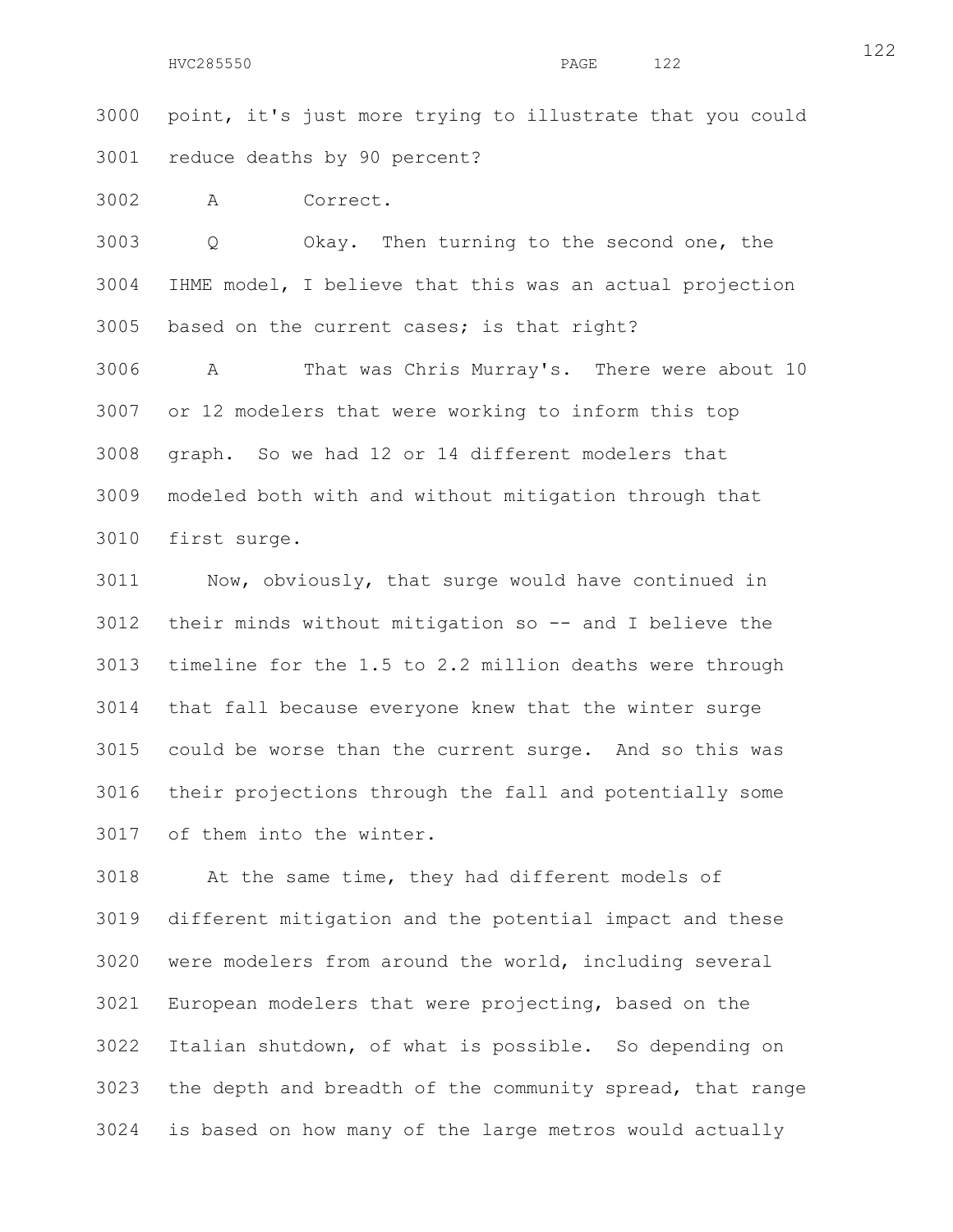point, it's just more trying to illustrate that you could reduce deaths by 90 percent?

A Correct.

Q Okay. Then turning to the second one, the IHME model, I believe that this was an actual projection based on the current cases; is that right?

A That was Chris Murray's. There were about 10 or 12 modelers that were working to inform this top graph. So we had 12 or 14 different modelers that modeled both with and without mitigation through that first surge.

Now, obviously, that surge would have continued in their minds without mitigation so -- and I believe the timeline for the 1.5 to 2.2 million deaths were through that fall because everyone knew that the winter surge could be worse than the current surge. And so this was their projections through the fall and potentially some of them into the winter.

At the same time, they had different models of different mitigation and the potential impact and these were modelers from around the world, including several European modelers that were projecting, based on the Italian shutdown, of what is possible. So depending on the depth and breadth of the community spread, that range is based on how many of the large metros would actually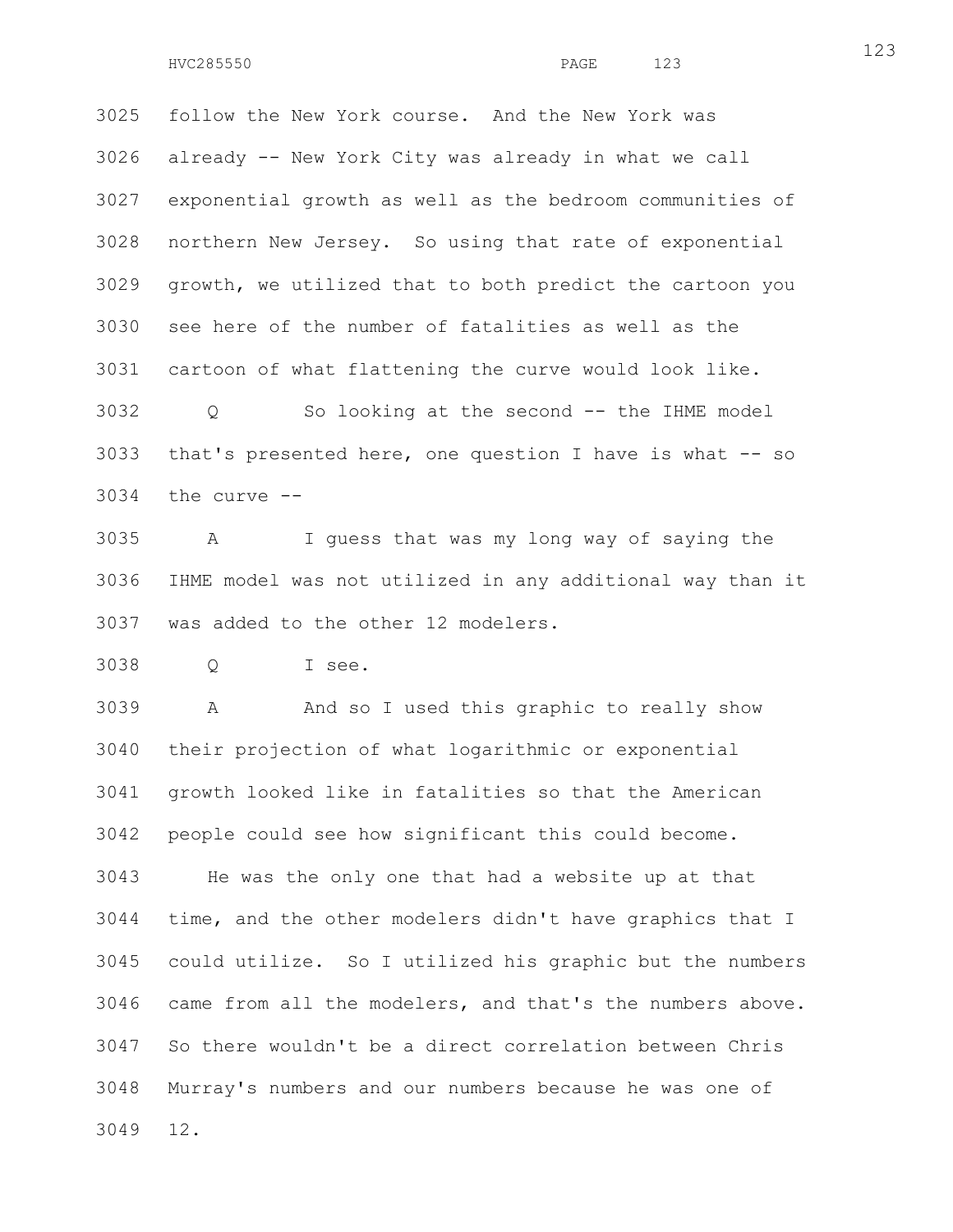follow the New York course. And the New York was already -- New York City was already in what we call exponential growth as well as the bedroom communities of northern New Jersey. So using that rate of exponential growth, we utilized that to both predict the cartoon you see here of the number of fatalities as well as the cartoon of what flattening the curve would look like.

Q So looking at the second -- the IHME model that's presented here, one question I have is what -- so the curve --

A I guess that was my long way of saying the IHME model was not utilized in any additional way than it was added to the other 12 modelers.

Q I see.

A And so I used this graphic to really show their projection of what logarithmic or exponential growth looked like in fatalities so that the American people could see how significant this could become.

He was the only one that had a website up at that time, and the other modelers didn't have graphics that I could utilize. So I utilized his graphic but the numbers came from all the modelers, and that's the numbers above. So there wouldn't be a direct correlation between Chris Murray's numbers and our numbers because he was one of 12.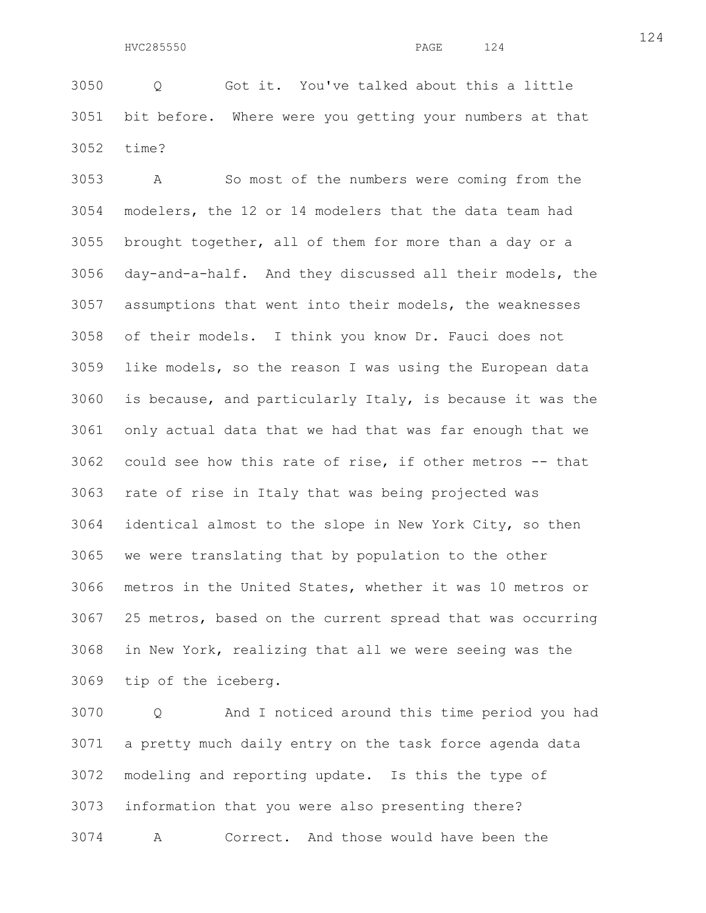3050 Q Got it. You've talked about this a little
3051 bit before. Where were you getting your numbers at that
3052 time?

3053 A So most of the numbers were coming from the
3054 modelers, the 12 or 14 modelers that the data team had
3055 brought together, all of them for more than a day or a
3056 day-and-a-half. And they discussed all their models, the
3057 assumptions that went into their models, the weaknesses
3058 of their models. I think you know Dr. Fauci does not
3059 like models, so the reason I was using the European data
3060 is because, and particularly Italy, is because it was the
3061 only actual data that we had that was far enough that we
3062 could see how this rate of rise, if other metros -- that
3063 rate of rise in Italy that was being projected was
3064 identical almost to the slope in New York City, so then
3065 we were translating that by population to the other
3066 metros in the United States, whether it was 10 metros or
3067 25 metros, based on the current spread that was occurring
3068 in New York, realizing that all we were seeing was the
3069 tip of the iceberg.

3070 Q And I noticed around this time period you had
3071 a pretty much daily entry on the task force agenda data
3072 modeling and reporting update. Is this the type of
3073 information that you were also presenting there?

3074 A Correct. And those would have been the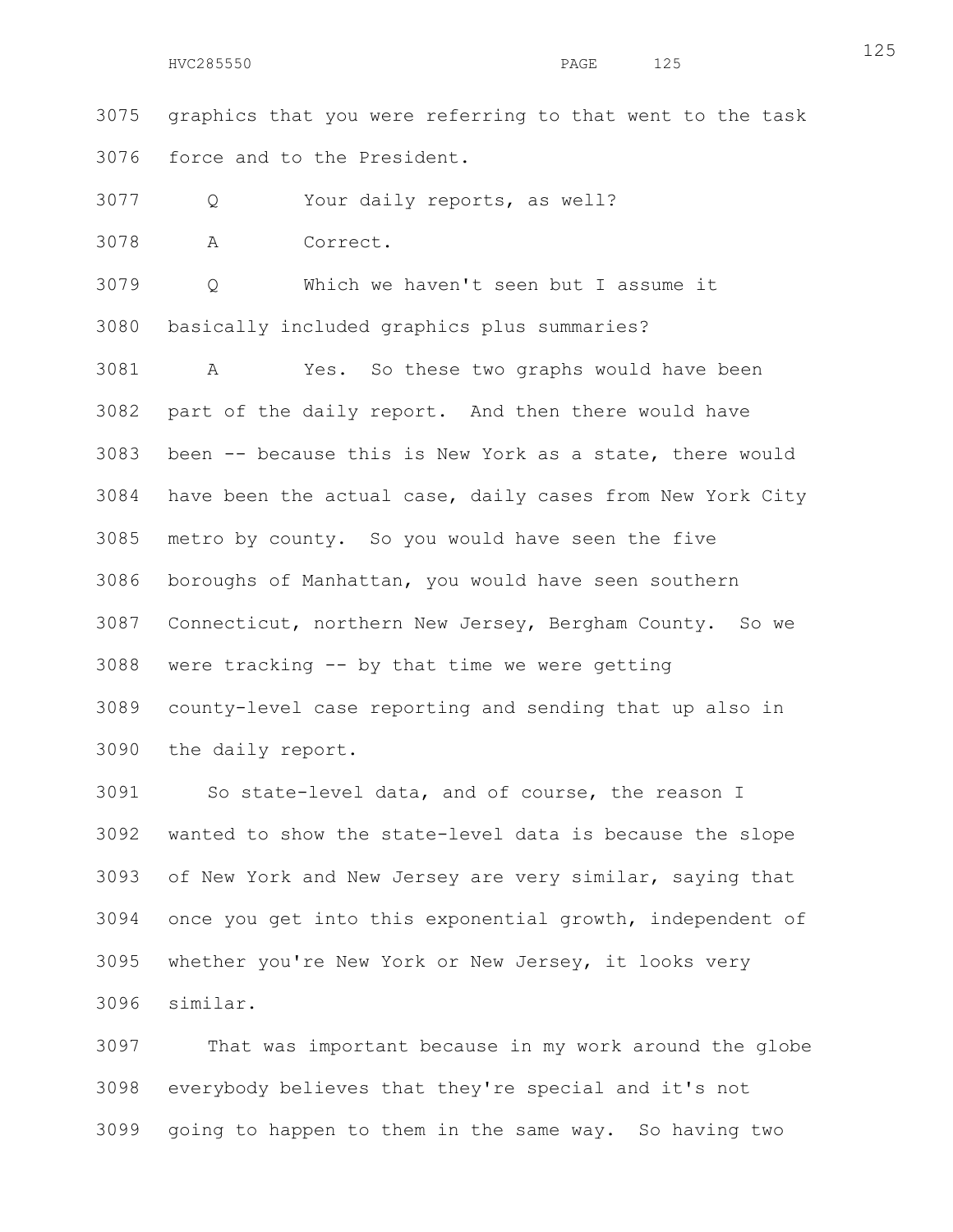3075 graphics that you were referring to that went to the task
3076 force and to the President.

3077 Q Your daily reports, as well?

3078 A Correct.

3079 Q Which we haven't seen but I assume it
3080 basically included graphics plus summaries?

3081 A Yes. So these two graphs would have been
3082 part of the daily report. And then there would have
3083 been -- because this is New York as a state, there would
3084 have been the actual case, daily cases from New York City
3085 metro by county. So you would have seen the five
3086 boroughs of Manhattan, you would have seen southern
3087 Connecticut, northern New Jersey, Bergham County. So we
3088 were tracking -- by that time we were getting
3089 county-level case reporting and sending that up also in
3090 the daily report.

3091 So state-level data, and of course, the reason I
3092 wanted to show the state-level data is because the slope
3093 of New York and New Jersey are very similar, saying that
3094 once you get into this exponential growth, independent of
3095 whether you're New York or New Jersey, it looks very
3096 similar.

3097 That was important because in my work around the globe
3098 everybody believes that they're special and it's not
3099 going to happen to them in the same way. So having two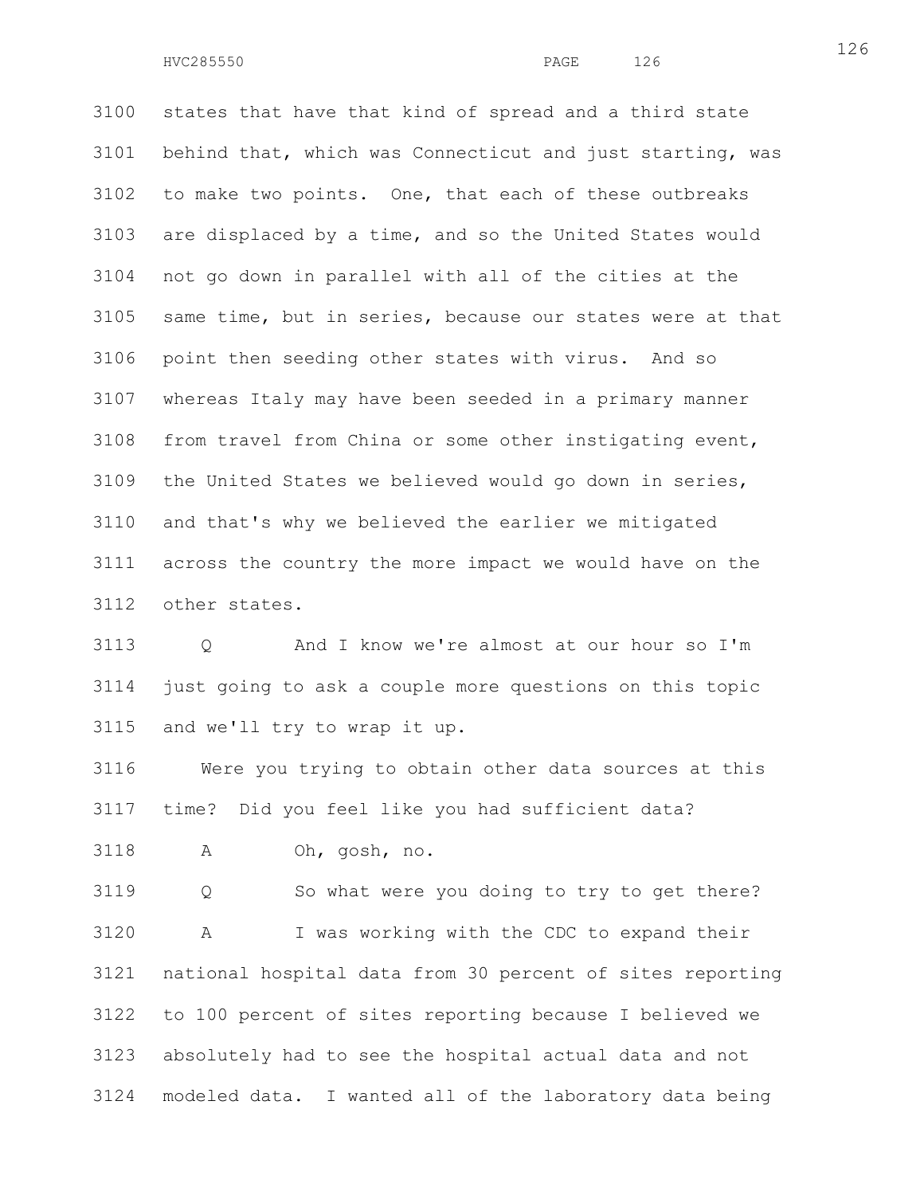states that have that kind of spread and a third state behind that, which was Connecticut and just starting, was to make two points. One, that each of these outbreaks are displaced by a time, and so the United States would not go down in parallel with all of the cities at the same time, but in series, because our states were at that point then seeding other states with virus. And so whereas Italy may have been seeded in a primary manner from travel from China or some other instigating event, the United States we believed would go down in series, and that's why we believed the earlier we mitigated across the country the more impact we would have on the other states.

Q And I know we're almost at our hour so I'm just going to ask a couple more questions on this topic and we'll try to wrap it up.

Were you trying to obtain other data sources at this time? Did you feel like you had sufficient data?

A Oh, gosh, no.

Q So what were you doing to try to get there?

A I was working with the CDC to expand their national hospital data from 30 percent of sites reporting to 100 percent of sites reporting because I believed we absolutely had to see the hospital actual data and not modeled data. I wanted all of the laboratory data being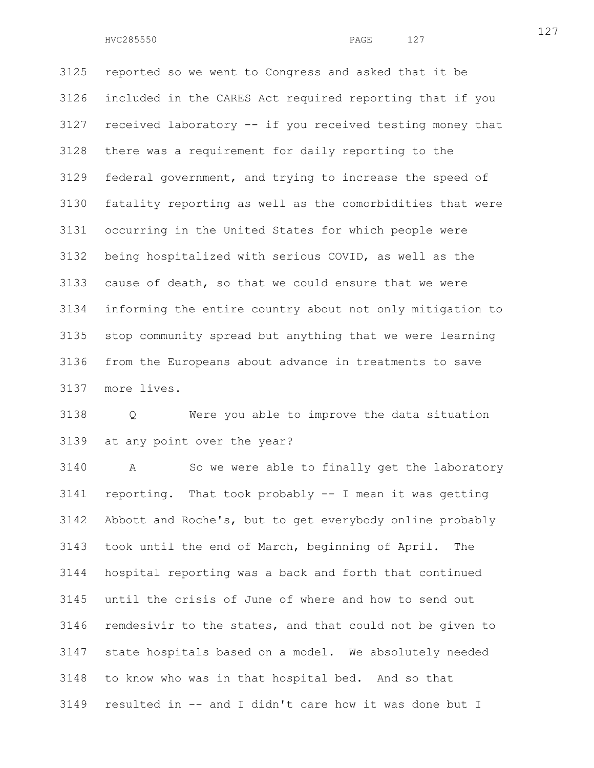3125 reported so we went to Congress and asked that it be
3126 included in the CARES Act required reporting that if you
3127 received laboratory -- if you received testing money that
3128 there was a requirement for daily reporting to the
3129 federal government, and trying to increase the speed of
3130 fatality reporting as well as the comorbidities that were
3131 occurring in the United States for which people were
3132 being hospitalized with serious COVID, as well as the
3133 cause of death, so that we could ensure that we were
3134 informing the entire country about not only mitigation to
3135 stop community spread but anything that we were learning
3136 from the Europeans about advance in treatments to save
3137 more lives.

3138 Q Were you able to improve the data situation
3139 at any point over the year?

3140 A So we were able to finally get the laboratory
3141 reporting. That took probably -- I mean it was getting
3142 Abbott and Roche's, but to get everybody online probably
3143 took until the end of March, beginning of April. The
3144 hospital reporting was a back and forth that continued
3145 until the crisis of June of where and how to send out
3146 remdesivir to the states, and that could not be given to
3147 state hospitals based on a model. We absolutely needed
3148 to know who was in that hospital bed. And so that
3149 resulted in -- and I didn't care how it was done but I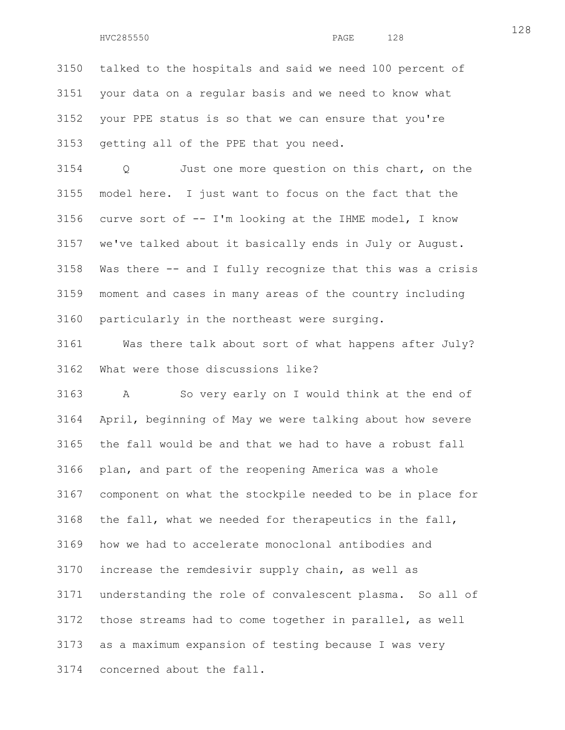talked to the hospitals and said we need 100 percent of your data on a regular basis and we need to know what your PPE status is so that we can ensure that you're getting all of the PPE that you need.

Q Just one more question on this chart, on the model here. I just want to focus on the fact that the curve sort of -- I'm looking at the IHME model, I know we've talked about it basically ends in July or August. Was there -- and I fully recognize that this was a crisis moment and cases in many areas of the country including particularly in the northeast were surging.

Was there talk about sort of what happens after July? What were those discussions like?

A So very early on I would think at the end of April, beginning of May we were talking about how severe the fall would be and that we had to have a robust fall plan, and part of the reopening America was a whole component on what the stockpile needed to be in place for the fall, what we needed for therapeutics in the fall, how we had to accelerate monoclonal antibodies and increase the remdesivir supply chain, as well as understanding the role of convalescent plasma. So all of those streams had to come together in parallel, as well as a maximum expansion of testing because I was very concerned about the fall.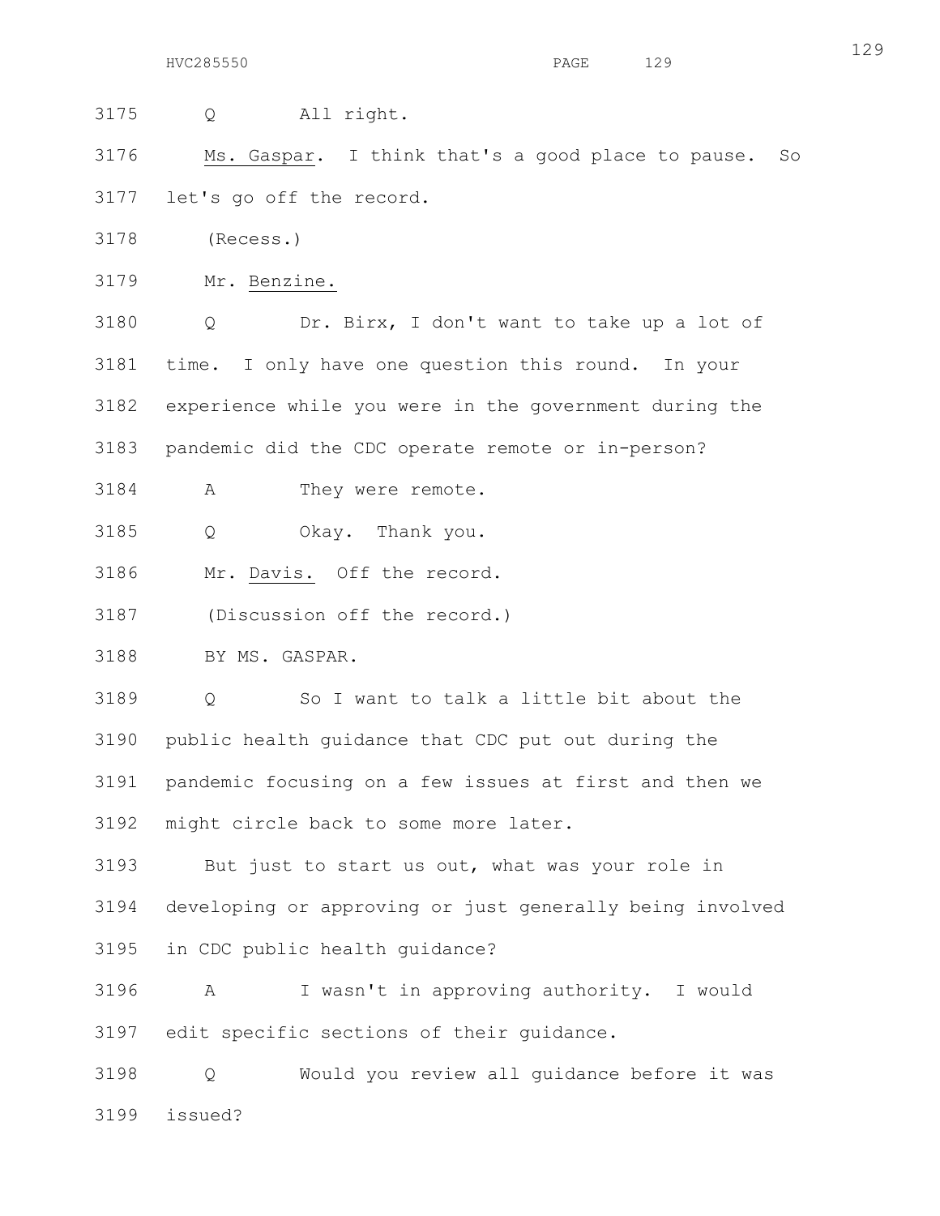3175 Q All right.

3176 Ms. Gaspar. I think that's a good place to pause. So
3177 let's go off the record.

3178 (Recess.)

3179 Mr. Benzine.

3180 Q Dr. Birx, I don't want to take up a lot of
3181 time. I only have one question this round. In your
3182 experience while you were in the government during the
3183 pandemic did the CDC operate remote or in-person?

3184 A They were remote.

3185 Q Okay. Thank you.

3186 Mr. Davis. Off the record.

3187 (Discussion off the record.)

3188 BY MS. GASPAR.

3189 Q So I want to talk a little bit about the
3190 public health guidance that CDC put out during the
3191 pandemic focusing on a few issues at first and then we
3192 might circle back to some more later.

3193 But just to start us out, what was your role in
3194 developing or approving or just generally being involved
3195 in CDC public health guidance?

3196 A I wasn't in approving authority. I would
3197 edit specific sections of their guidance.

3198 Q Would you review all guidance before it was
3199 issued?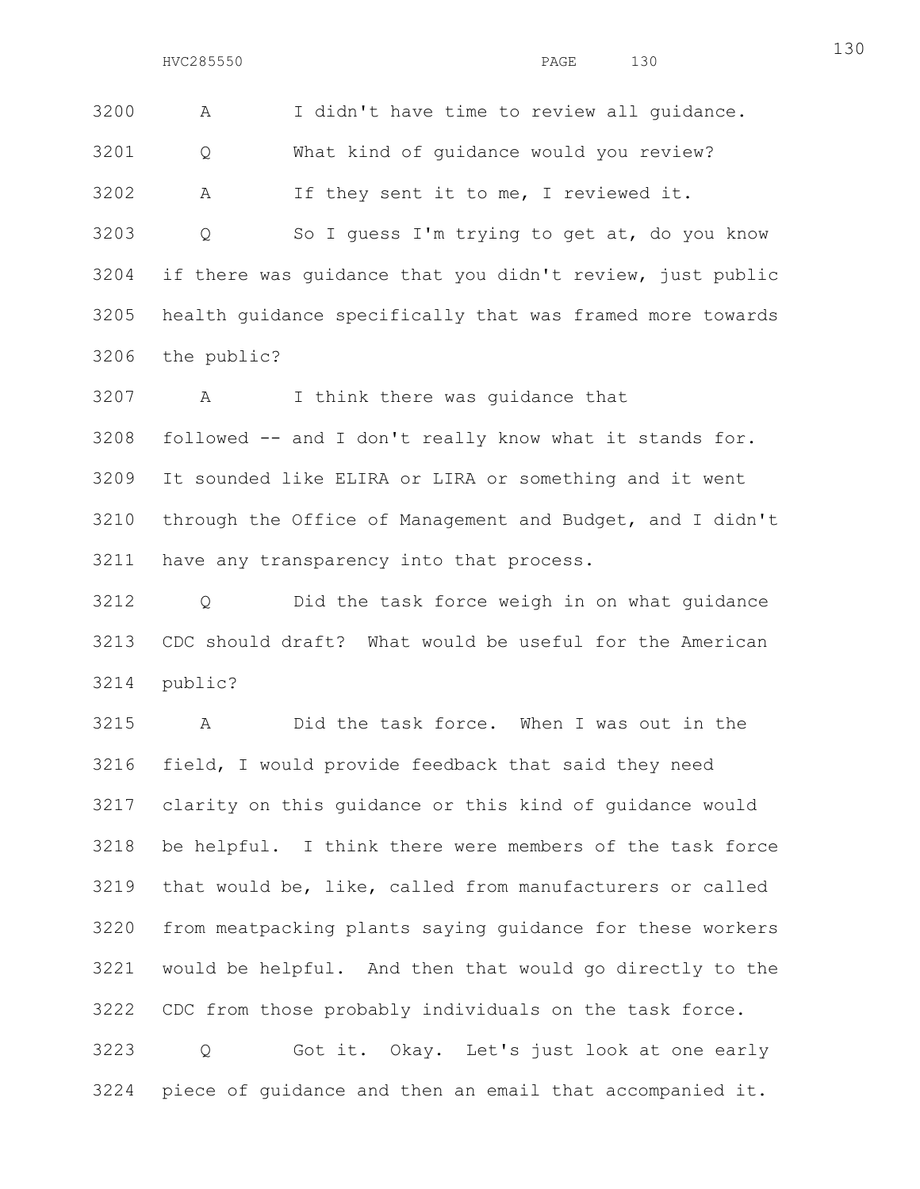3200 A I didn't have time to review all guidance.

3201 Q What kind of guidance would you review?

3202 A If they sent it to me, I reviewed it.

3203 Q So I guess I'm trying to get at, do you know
3204 if there was guidance that you didn't review, just public
3205 health guidance specifically that was framed more towards
3206 the public?

3207 A I think there was guidance that
3208 followed -- and I don't really know what it stands for.
3209 It sounded like ELIRA or LIRA or something and it went
3210 through the Office of Management and Budget, and I didn't
3211 have any transparency into that process.

3212 Q Did the task force weigh in on what guidance
3213 CDC should draft? What would be useful for the American
3214 public?

3215 A Did the task force. When I was out in the
3216 field, I would provide feedback that said they need
3217 clarity on this guidance or this kind of guidance would
3218 be helpful. I think there were members of the task force
3219 that would be, like, called from manufacturers or called
3220 from meatpacking plants saying guidance for these workers
3221 would be helpful. And then that would go directly to the
3222 CDC from those probably individuals on the task force.

3223 Q Got it. Okay. Let's just look at one early
3224 piece of guidance and then an email that accompanied it.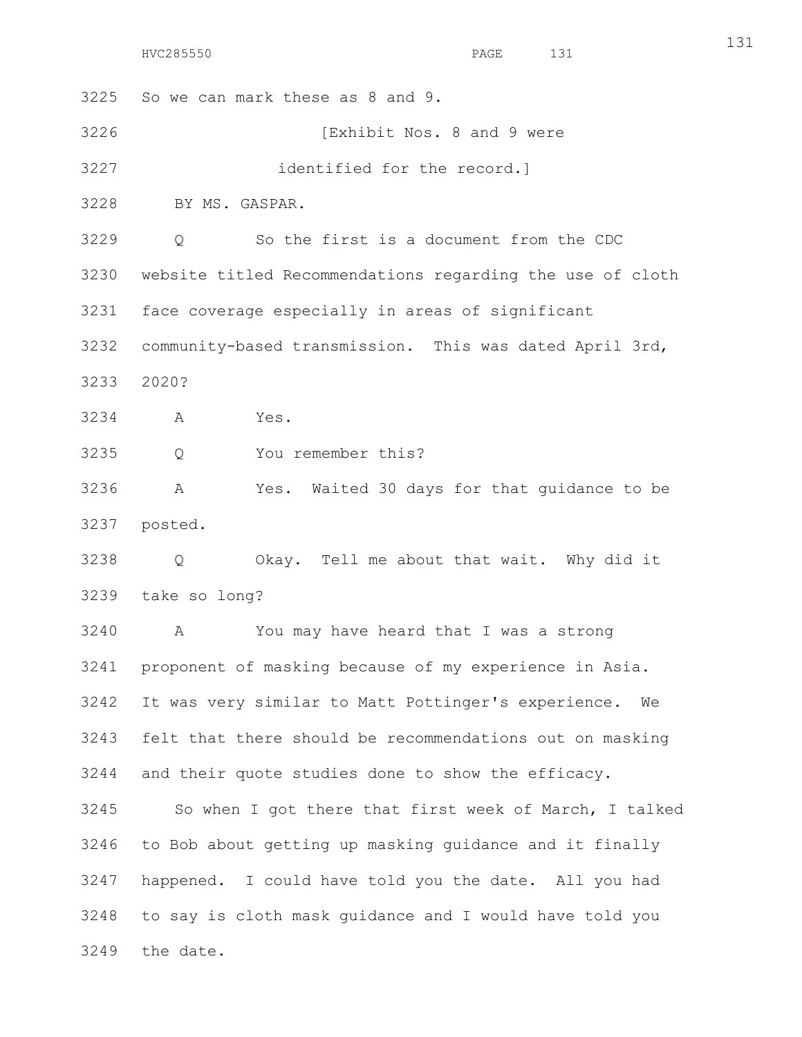So we can mark these as 8 and 9.

[Exhibit Nos. 8 and 9 were identified for the record.]

BY MS. GASPAR.

Q So the first is a document from the CDC website titled Recommendations regarding the use of cloth face coverage especially in areas of significant community-based transmission. This was dated April 3rd, 2020?

A Yes.

Q You remember this?

A Yes. Waited 30 days for that guidance to be posted.

Q Okay. Tell me about that wait. Why did it take so long?

A You may have heard that I was a strong proponent of masking because of my experience in Asia. It was very similar to Matt Pottinger's experience. We felt that there should be recommendations out on masking and their quote studies done to show the efficacy.

So when I got there that first week of March, I talked to Bob about getting up masking guidance and it finally happened. I could have told you the date. All you had to say is cloth mask guidance and I would have told you the date.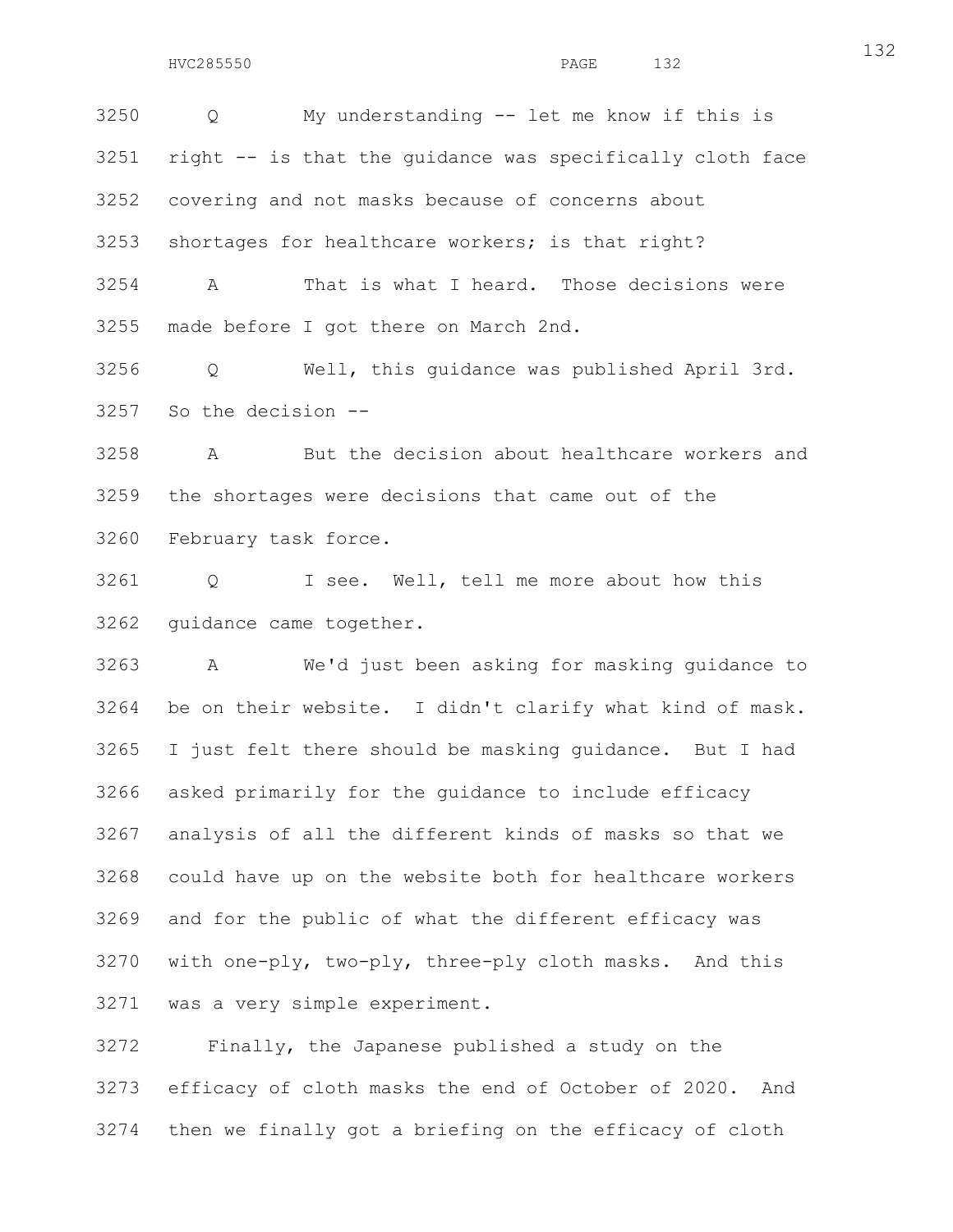3250 Q My understanding -- let me know if this is
3251 right -- is that the guidance was specifically cloth face
3252 covering and not masks because of concerns about
3253 shortages for healthcare workers; is that right?

3254 A That is what I heard. Those decisions were
3255 made before I got there on March 2nd.

3256 Q Well, this guidance was published April 3rd.
3257 So the decision --

3258 A But the decision about healthcare workers and
3259 the shortages were decisions that came out of the
3260 February task force.

3261 Q I see. Well, tell me more about how this
3262 guidance came together.

3263 A We'd just been asking for masking guidance to
3264 be on their website. I didn't clarify what kind of mask.
3265 I just felt there should be masking guidance. But I had
3266 asked primarily for the guidance to include efficacy
3267 analysis of all the different kinds of masks so that we
3268 could have up on the website both for healthcare workers
3269 and for the public of what the different efficacy was
3270 with one-ply, two-ply, three-ply cloth masks. And this
3271 was a very simple experiment.

3272 Finally, the Japanese published a study on the
3273 efficacy of cloth masks the end of October of 2020. And
3274 then we finally got a briefing on the efficacy of cloth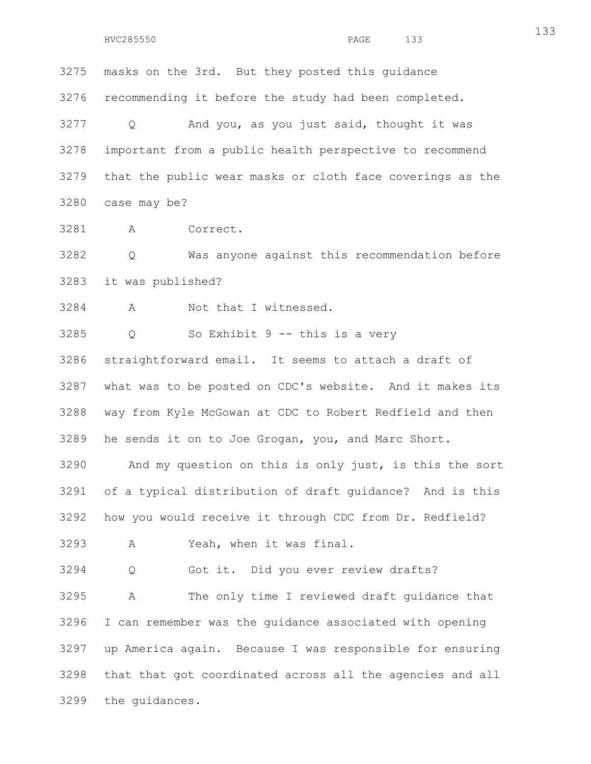3275 masks on the 3rd. But they posted this guidance

3276 recommending it before the study had been completed.

3277 Q And you, as you just said, thought it was

3278 important from a public health perspective to recommend

3279 that the public wear masks or cloth face coverings as the

3280 case may be?

3281 A Correct.

3282 Q Was anyone against this recommendation before

3283 it was published?

3284 A Not that I witnessed.

3285 Q So Exhibit 9 -- this is a very

3286 straightforward email. It seems to attach a draft of

3287 what was to be posted on CDC's website. And it makes its

3288 way from Kyle McGowan at CDC to Robert Redfield and then

3289 he sends it on to Joe Grogan, you, and Marc Short.

3290 And my question on this is only just, is this the sort

3291 of a typical distribution of draft guidance? And is this

3292 how you would receive it through CDC from Dr. Redfield?

3293 A Yeah, when it was final.

3294 Q Got it. Did you ever review drafts?

3295 A The only time I reviewed draft guidance that

3296 I can remember was the guidance associated with opening

3297 up America again. Because I was responsible for ensuring

3298 that that got coordinated across all the agencies and all

3299 the guidances.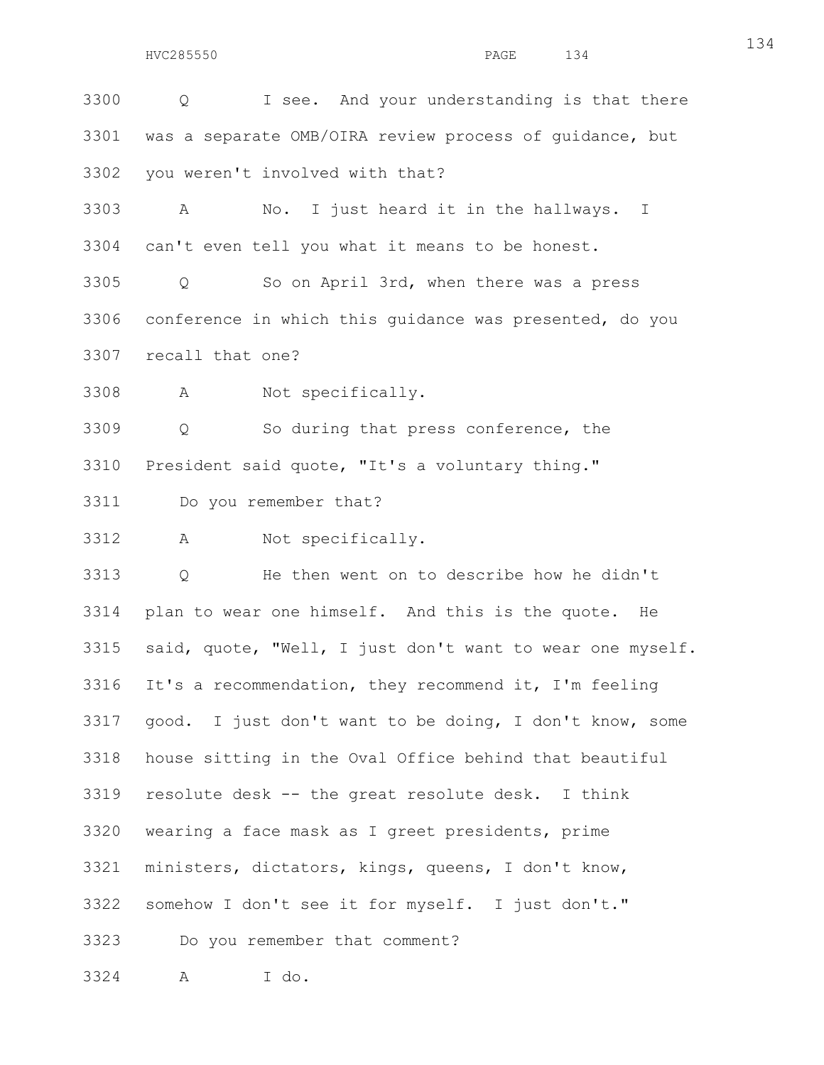3300 Q I see. And your understanding is that there
3301 was a separate OMB/OIRA review process of guidance, but
3302 you weren't involved with that?

3303 A No. I just heard it in the hallways. I
3304 can't even tell you what it means to be honest.

3305 Q So on April 3rd, when there was a press
3306 conference in which this guidance was presented, do you
3307 recall that one?

3308 A Not specifically.

3309 Q So during that press conference, the
3310 President said quote, "It's a voluntary thing."

3311 Do you remember that?

3312 A Not specifically.

3313 Q He then went on to describe how he didn't
3314 plan to wear one himself. And this is the quote. He
3315 said, quote, "Well, I just don't want to wear one myself.
3316 It's a recommendation, they recommend it, I'm feeling
3317 good. I just don't want to be doing, I don't know, some
3318 house sitting in the Oval Office behind that beautiful
3319 resolute desk -- the great resolute desk. I think
3320 wearing a face mask as I greet presidents, prime
3321 ministers, dictators, kings, queens, I don't know,
3322 somehow I don't see it for myself. I just don't."

3323 Do you remember that comment?

3324 A I do.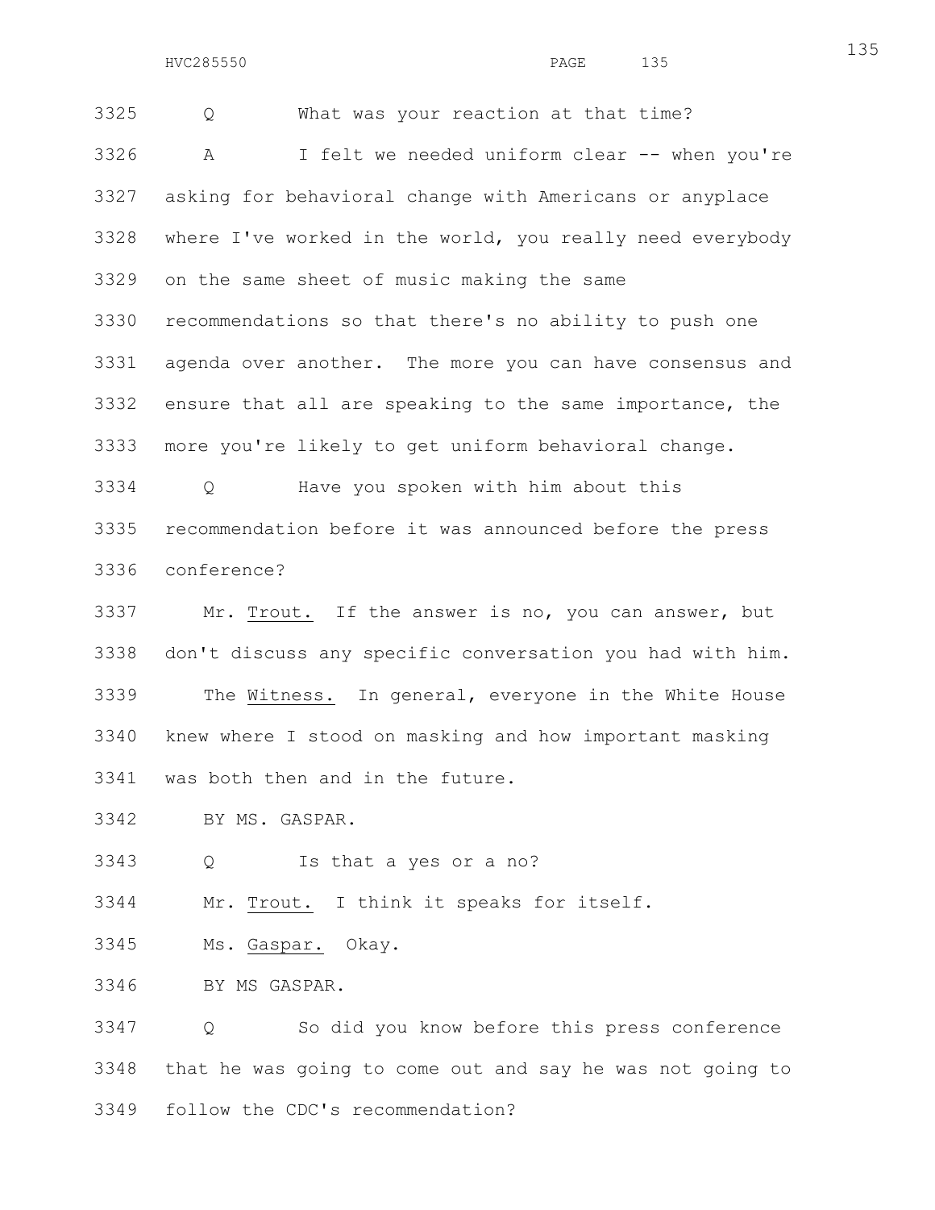3325 Q What was your reaction at that time?

3326 A I felt we needed uniform clear -- when you're
3327 asking for behavioral change with Americans or anyplace
3328 where I've worked in the world, you really need everybody
3329 on the same sheet of music making the same
3330 recommendations so that there's no ability to push one
3331 agenda over another. The more you can have consensus and
3332 ensure that all are speaking to the same importance, the
3333 more you're likely to get uniform behavioral change.

3334 Q Have you spoken with him about this
3335 recommendation before it was announced before the press
3336 conference?

3337 Mr. Trout. If the answer is no, you can answer, but
3338 don't discuss any specific conversation you had with him.

3339 The Witness. In general, everyone in the White House
3340 knew where I stood on masking and how important masking
3341 was both then and in the future.

3342 BY MS. GASPAR.

3343 Q Is that a yes or a no?

3344 Mr. Trout. I think it speaks for itself.

3345 Ms. Gaspar. Okay.

3346 BY MS GASPAR.

3347 Q So did you know before this press conference
3348 that he was going to come out and say he was not going to
3349 follow the CDC's recommendation?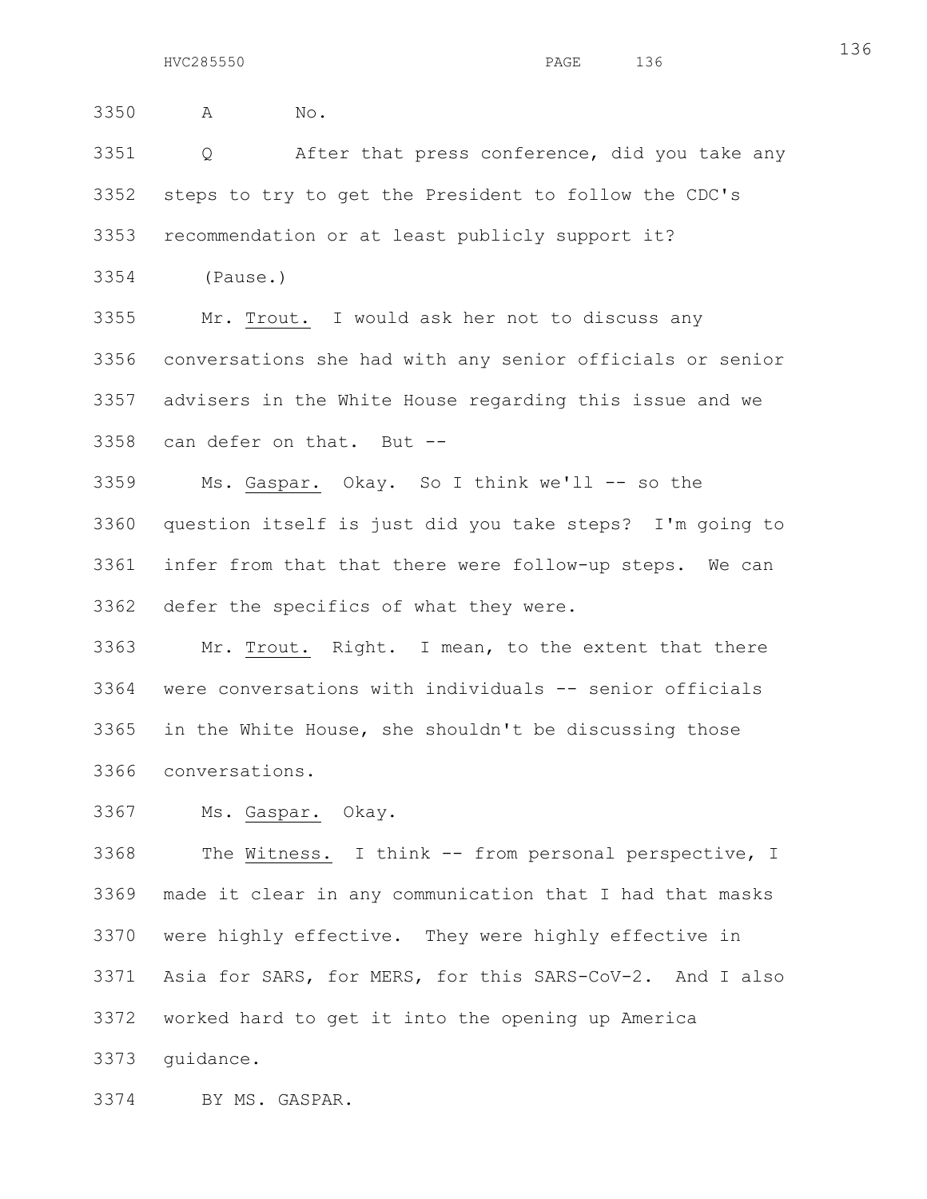A No.

Q After that press conference, did you take any steps to try to get the President to follow the CDC's recommendation or at least publicly support it?

(Pause.)

Mr. Trout. I would ask her not to discuss any conversations she had with any senior officials or senior advisers in the White House regarding this issue and we can defer on that. But --

Ms. Gaspar. Okay. So I think we'll -- so the question itself is just did you take steps? I'm going to infer from that that there were follow-up steps. We can defer the specifics of what they were.

Mr. Trout. Right. I mean, to the extent that there were conversations with individuals -- senior officials in the White House, she shouldn't be discussing those conversations.

Ms. Gaspar. Okay.

The Witness. I think -- from personal perspective, I made it clear in any communication that I had that masks were highly effective. They were highly effective in Asia for SARS, for MERS, for this SARS-CoV-2. And I also worked hard to get it into the opening up America guidance.

BY MS. GASPAR.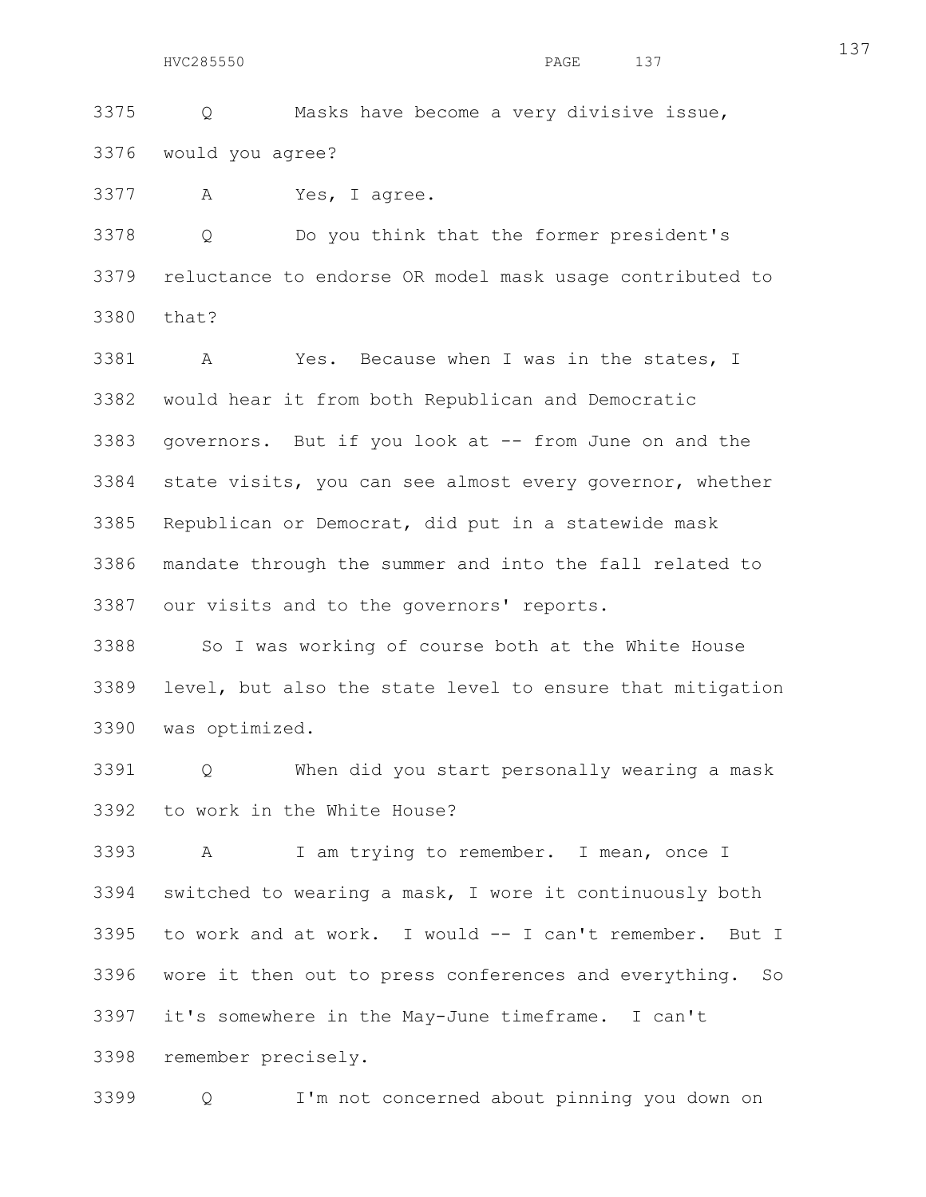3375 Q Masks have become a very divisive issue,
3376 would you agree?

3377 A Yes, I agree.

3378 Q Do you think that the former president's
3379 reluctance to endorse OR model mask usage contributed to
3380 that?

3381 A Yes. Because when I was in the states, I
3382 would hear it from both Republican and Democratic
3383 governors. But if you look at -- from June on and the
3384 state visits, you can see almost every governor, whether
3385 Republican or Democrat, did put in a statewide mask
3386 mandate through the summer and into the fall related to
3387 our visits and to the governors' reports.

3388 So I was working of course both at the White House
3389 level, but also the state level to ensure that mitigation
3390 was optimized.

3391 Q When did you start personally wearing a mask
3392 to work in the White House?

3393 A I am trying to remember. I mean, once I
3394 switched to wearing a mask, I wore it continuously both
3395 to work and at work. I would -- I can't remember. But I
3396 wore it then out to press conferences and everything. So
3397 it's somewhere in the May-June timeframe. I can't
3398 remember precisely.

3399 Q I'm not concerned about pinning you down on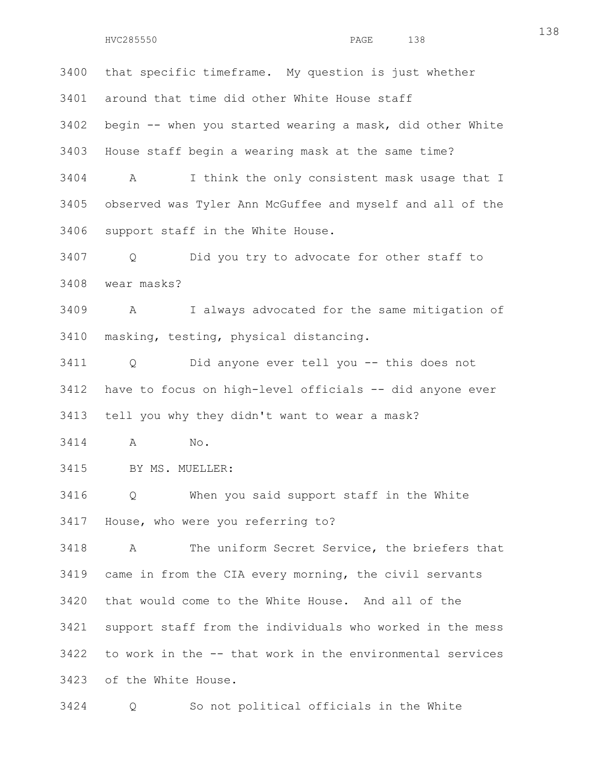3400 that specific timeframe. My question is just whether
3401 around that time did other White House staff
3402 begin -- when you started wearing a mask, did other White
3403 House staff begin a wearing mask at the same time?

3404 A I think the only consistent mask usage that I
3405 observed was Tyler Ann McGuffee and myself and all of the
3406 support staff in the White House.

3407 Q Did you try to advocate for other staff to
3408 wear masks?

3409 A I always advocated for the same mitigation of
3410 masking, testing, physical distancing.

3411 Q Did anyone ever tell you -- this does not
3412 have to focus on high-level officials -- did anyone ever
3413 tell you why they didn't want to wear a mask?

3414 A No.

3415 BY MS. MUELLER:

3416 Q When you said support staff in the White
3417 House, who were you referring to?

3418 A The uniform Secret Service, the briefers that
3419 came in from the CIA every morning, the civil servants
3420 that would come to the White House. And all of the
3421 support staff from the individuals who worked in the mess
3422 to work in the -- that work in the environmental services
3423 of the White House.

3424 Q So not political officials in the White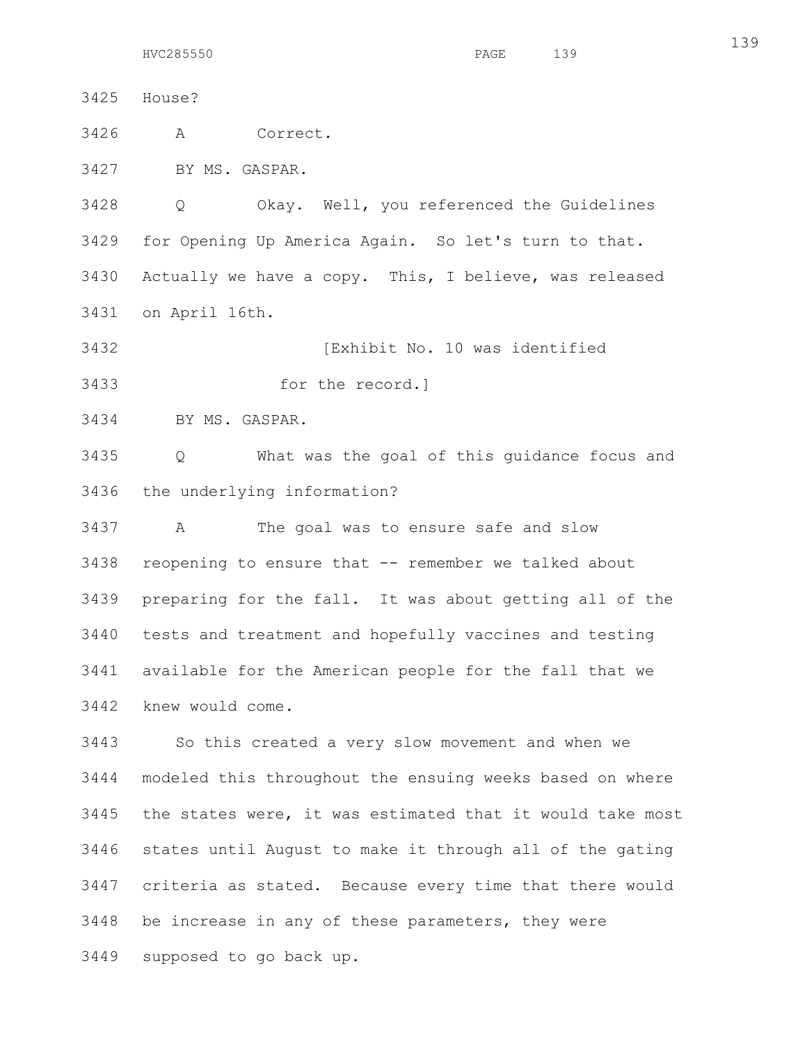House?

A Correct.

BY MS. GASPAR.

Q Okay. Well, you referenced the Guidelines for Opening Up America Again. So let's turn to that. Actually we have a copy. This, I believe, was released on April 16th.

[Exhibit No. 10 was identified for the record.]

BY MS. GASPAR.

Q What was the goal of this guidance focus and the underlying information?

A The goal was to ensure safe and slow reopening to ensure that -- remember we talked about preparing for the fall. It was about getting all of the tests and treatment and hopefully vaccines and testing available for the American people for the fall that we knew would come.

So this created a very slow movement and when we modeled this throughout the ensuing weeks based on where the states were, it was estimated that it would take most states until August to make it through all of the gating criteria as stated. Because every time that there would be increase in any of these parameters, they were supposed to go back up.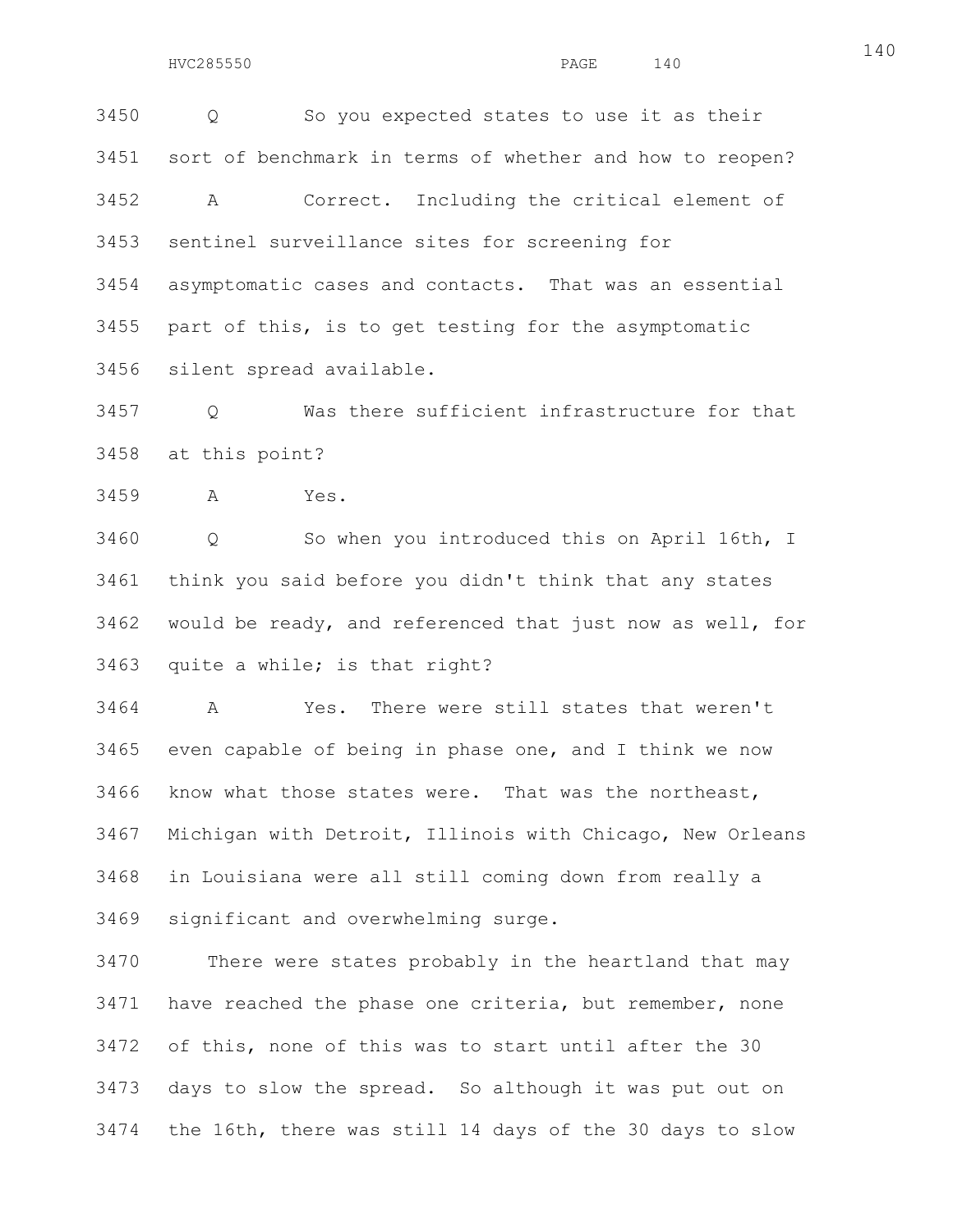Q So you expected states to use it as their sort of benchmark in terms of whether and how to reopen?

A Correct. Including the critical element of sentinel surveillance sites for screening for asymptomatic cases and contacts. That was an essential part of this, is to get testing for the asymptomatic silent spread available.

Q Was there sufficient infrastructure for that at this point?

A Yes.

Q So when you introduced this on April 16th, I think you said before you didn't think that any states would be ready, and referenced that just now as well, for quite a while; is that right?

A Yes. There were still states that weren't even capable of being in phase one, and I think we now know what those states were. That was the northeast, Michigan with Detroit, Illinois with Chicago, New Orleans in Louisiana were all still coming down from really a significant and overwhelming surge.

There were states probably in the heartland that may have reached the phase one criteria, but remember, none of this, none of this was to start until after the 30 days to slow the spread. So although it was put out on the 16th, there was still 14 days of the 30 days to slow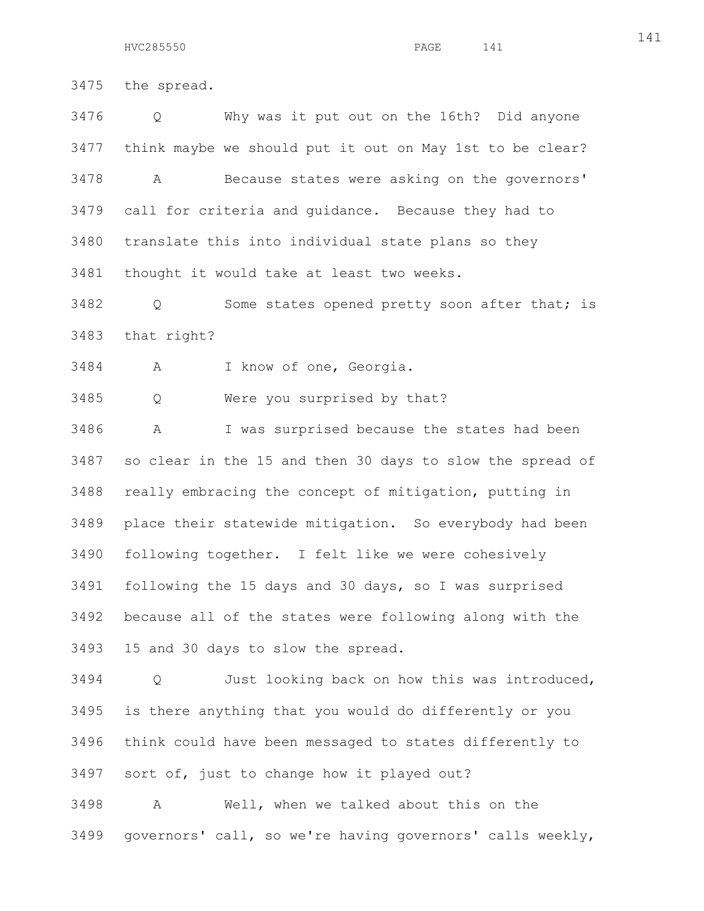3475 the spread.

3476 Q Why was it put out on the 16th? Did anyone

3477 think maybe we should put it out on May 1st to be clear?

3478 A Because states were asking on the governors'

3479 call for criteria and guidance. Because they had to

3480 translate this into individual state plans so they

3481 thought it would take at least two weeks.

3482 Q Some states opened pretty soon after that; is

3483 that right?

3484 A I know of one, Georgia.

3485 Q Were you surprised by that?

3486 A I was surprised because the states had been

3487 so clear in the 15 and then 30 days to slow the spread of

3488 really embracing the concept of mitigation, putting in

3489 place their statewide mitigation. So everybody had been

3490 following together. I felt like we were cohesively

3491 following the 15 days and 30 days, so I was surprised

3492 because all of the states were following along with the

3493 15 and 30 days to slow the spread.

3494 Q Just looking back on how this was introduced,

3495 is there anything that you would do differently or you

3496 think could have been messaged to states differently to

3497 sort of, just to change how it played out?

3498 A Well, when we talked about this on the

3499 governors' call, so we're having governors' calls weekly,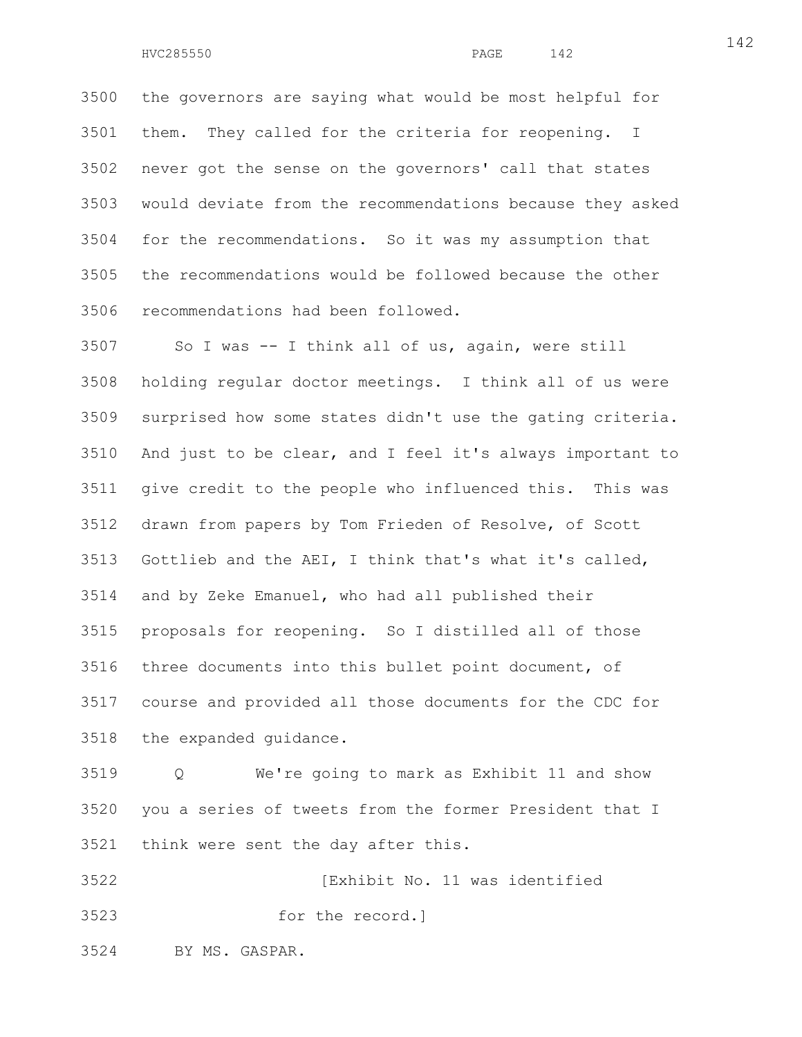the governors are saying what would be most helpful for them. They called for the criteria for reopening. I never got the sense on the governors' call that states would deviate from the recommendations because they asked for the recommendations. So it was my assumption that the recommendations would be followed because the other recommendations had been followed.

So I was -- I think all of us, again, were still holding regular doctor meetings. I think all of us were surprised how some states didn't use the gating criteria. And just to be clear, and I feel it's always important to give credit to the people who influenced this. This was drawn from papers by Tom Frieden of Resolve, of Scott Gottlieb and the AEI, I think that's what it's called, and by Zeke Emanuel, who had all published their proposals for reopening. So I distilled all of those three documents into this bullet point document, of course and provided all those documents for the CDC for the expanded guidance.

Q We're going to mark as Exhibit 11 and show you a series of tweets from the former President that I think were sent the day after this.

[Exhibit No. 11 was identified for the record.]

BY MS. GASPAR.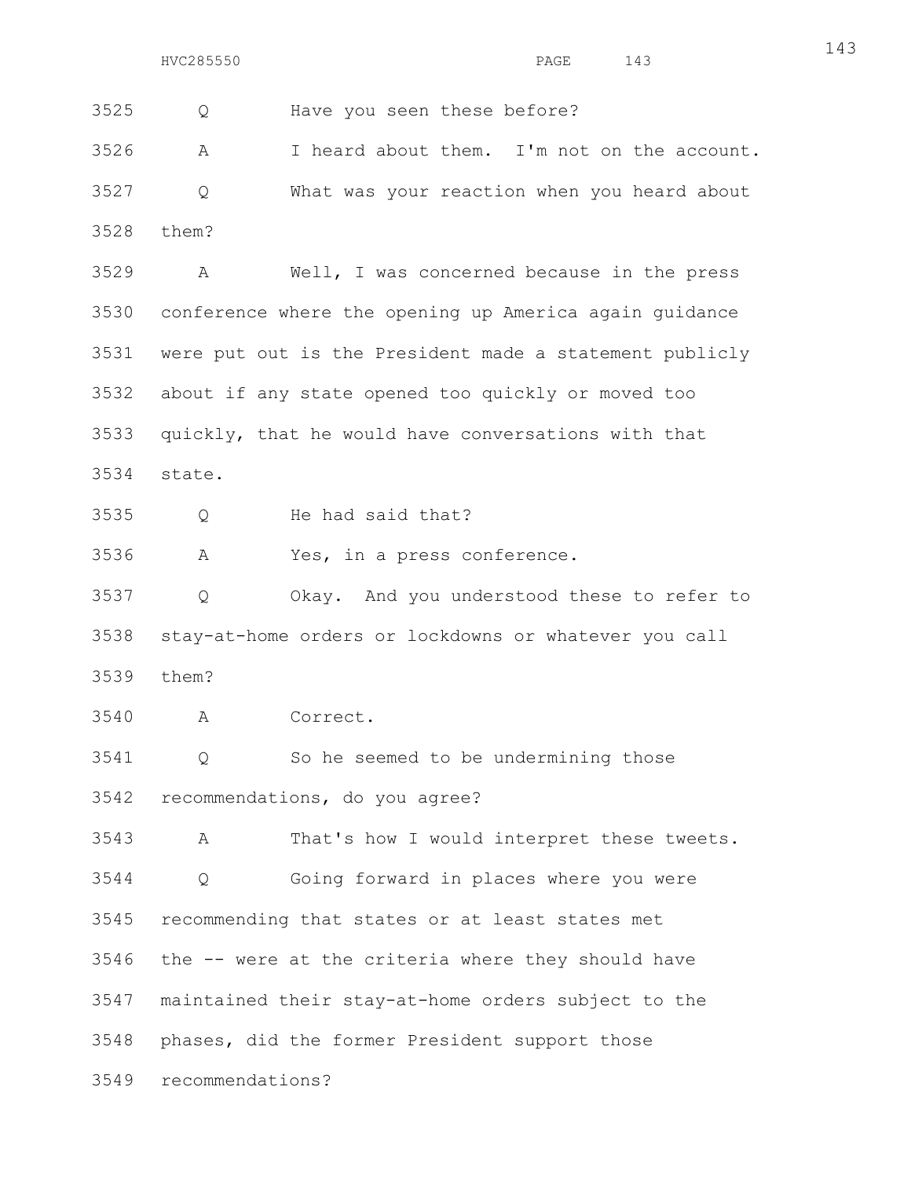3525 Q Have you seen these before?

3526 A I heard about them. I'm not on the account.

3527 Q What was your reaction when you heard about

3528 them?

3529 A Well, I was concerned because in the press

3530 conference where the opening up America again guidance

3531 were put out is the President made a statement publicly

3532 about if any state opened too quickly or moved too

3533 quickly, that he would have conversations with that

3534 state.

3535 Q He had said that?

3536 A Yes, in a press conference.

3537 Q Okay. And you understood these to refer to

3538 stay-at-home orders or lockdowns or whatever you call

3539 them?

3540 A Correct.

3541 Q So he seemed to be undermining those

3542 recommendations, do you agree?

3543 A That's how I would interpret these tweets.

3544 Q Going forward in places where you were

3545 recommending that states or at least states met

3546 the -- were at the criteria where they should have

3547 maintained their stay-at-home orders subject to the

3548 phases, did the former President support those

3549 recommendations?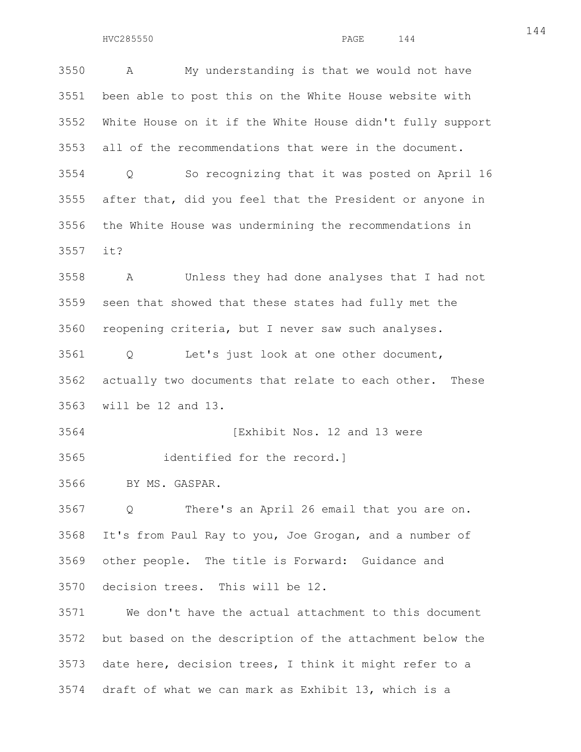3550 A My understanding is that we would not have
3551 been able to post this on the White House website with
3552 White House on it if the White House didn't fully support
3553 all of the recommendations that were in the document.

3554 Q So recognizing that it was posted on April 16
3555 after that, did you feel that the President or anyone in
3556 the White House was undermining the recommendations in
3557 it?

3558 A Unless they had done analyses that I had not
3559 seen that showed that these states had fully met the
3560 reopening criteria, but I never saw such analyses.

3561 Q Let's just look at one other document,
3562 actually two documents that relate to each other. These
3563 will be 12 and 13.

3564 [Exhibit Nos. 12 and 13 were
3565 identified for the record.]

3566 BY MS. GASPAR.

3567 Q There's an April 26 email that you are on.
3568 It's from Paul Ray to you, Joe Grogan, and a number of
3569 other people. The title is Forward: Guidance and
3570 decision trees. This will be 12.

3571 We don't have the actual attachment to this document
3572 but based on the description of the attachment below the
3573 date here, decision trees, I think it might refer to a
3574 draft of what we can mark as Exhibit 13, which is a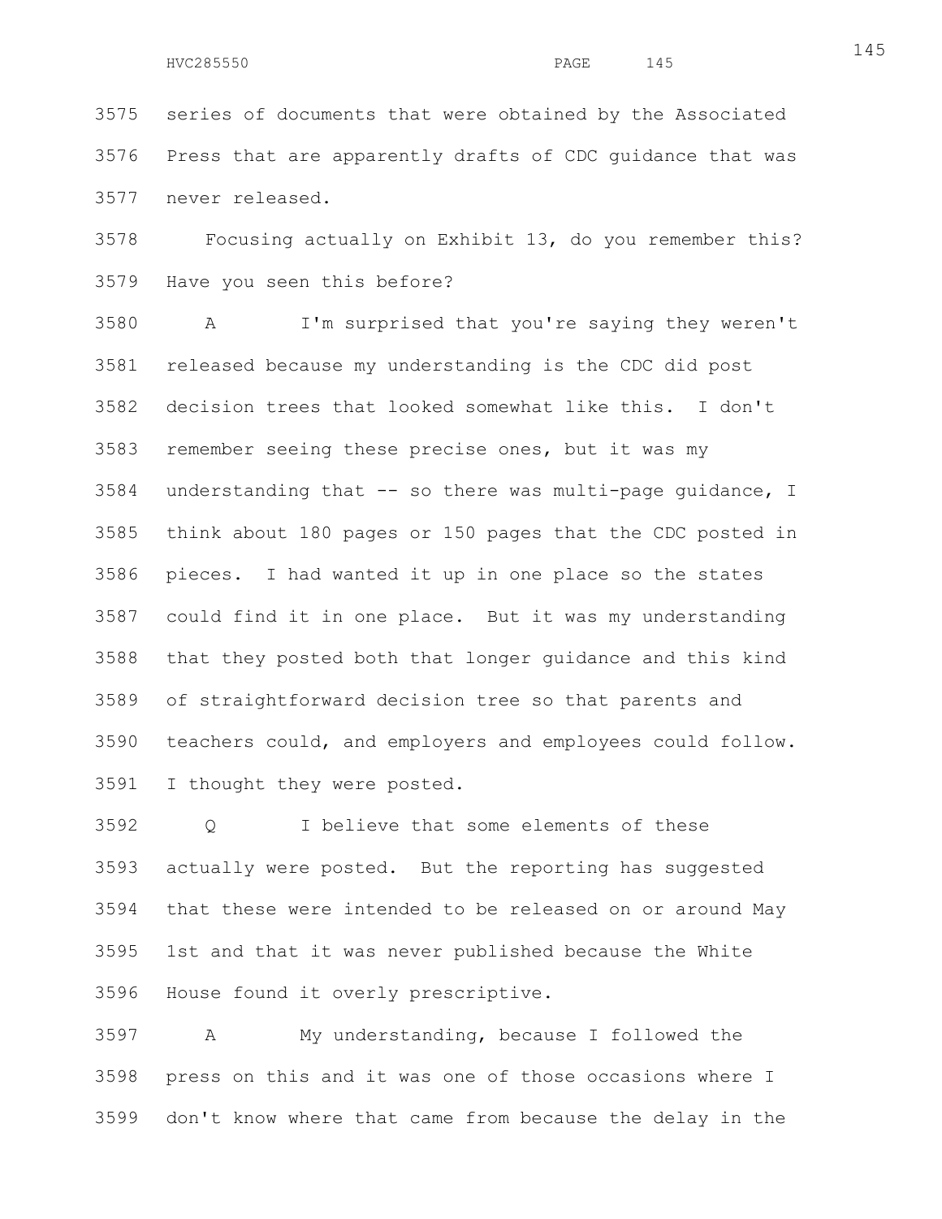3575 series of documents that were obtained by the Associated

3576 Press that are apparently drafts of CDC guidance that was

3577 never released.

3578 Focusing actually on Exhibit 13, do you remember this?

3579 Have you seen this before?

3580 A I'm surprised that you're saying they weren't

3581 released because my understanding is the CDC did post

3582 decision trees that looked somewhat like this. I don't

3583 remember seeing these precise ones, but it was my

3584 understanding that -- so there was multi-page guidance, I

3585 think about 180 pages or 150 pages that the CDC posted in

3586 pieces. I had wanted it up in one place so the states

3587 could find it in one place. But it was my understanding

3588 that they posted both that longer guidance and this kind

3589 of straightforward decision tree so that parents and

3590 teachers could, and employers and employees could follow.

3591 I thought they were posted.

3592 Q I believe that some elements of these

3593 actually were posted. But the reporting has suggested

3594 that these were intended to be released on or around May

3595 1st and that it was never published because the White

3596 House found it overly prescriptive.

3597 A My understanding, because I followed the

3598 press on this and it was one of those occasions where I

3599 don't know where that came from because the delay in the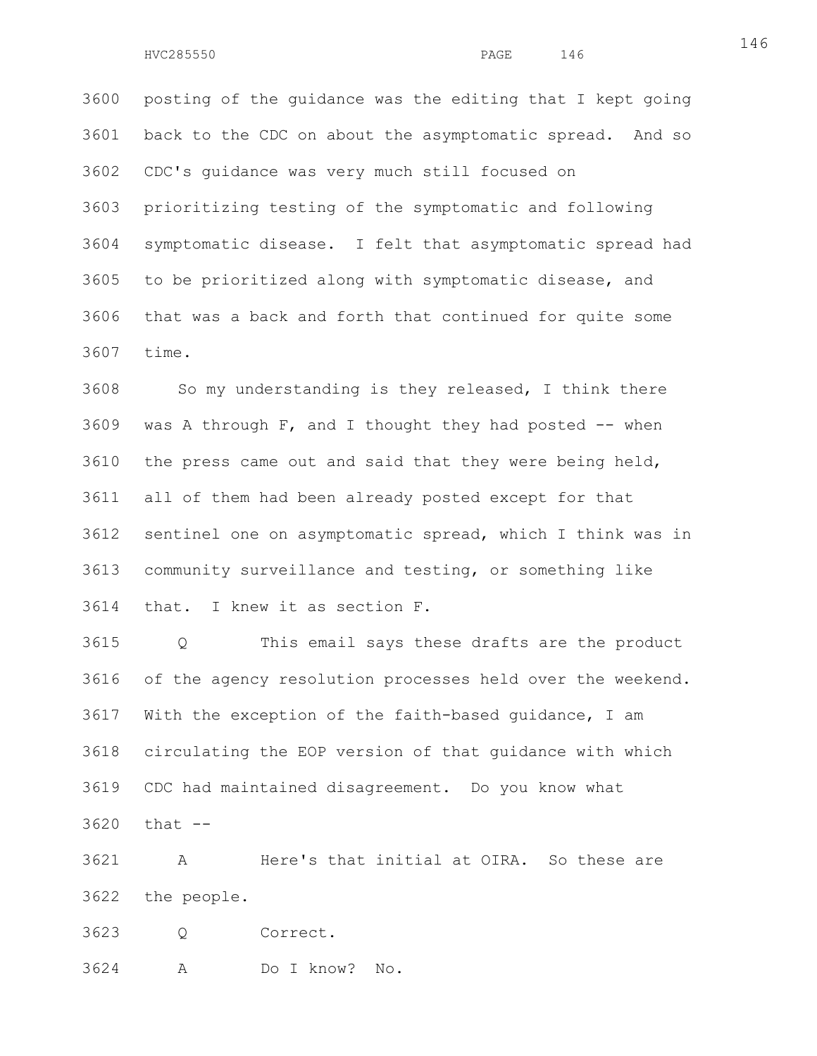3600 posting of the guidance was the editing that I kept going
3601 back to the CDC on about the asymptomatic spread. And so
3602 CDC's guidance was very much still focused on
3603 prioritizing testing of the symptomatic and following
3604 symptomatic disease. I felt that asymptomatic spread had
3605 to be prioritized along with symptomatic disease, and
3606 that was a back and forth that continued for quite some
3607 time.

3608 So my understanding is they released, I think there
3609 was A through F, and I thought they had posted -- when
3610 the press came out and said that they were being held,
3611 all of them had been already posted except for that
3612 sentinel one on asymptomatic spread, which I think was in
3613 community surveillance and testing, or something like
3614 that. I knew it as section F.

3615 Q This email says these drafts are the product
3616 of the agency resolution processes held over the weekend.
3617 With the exception of the faith-based guidance, I am
3618 circulating the EOP version of that guidance with which
3619 CDC had maintained disagreement. Do you know what
3620 that --

3621 A Here's that initial at OIRA. So these are
3622 the people.

3623 Q Correct.

3624 A Do I know? No.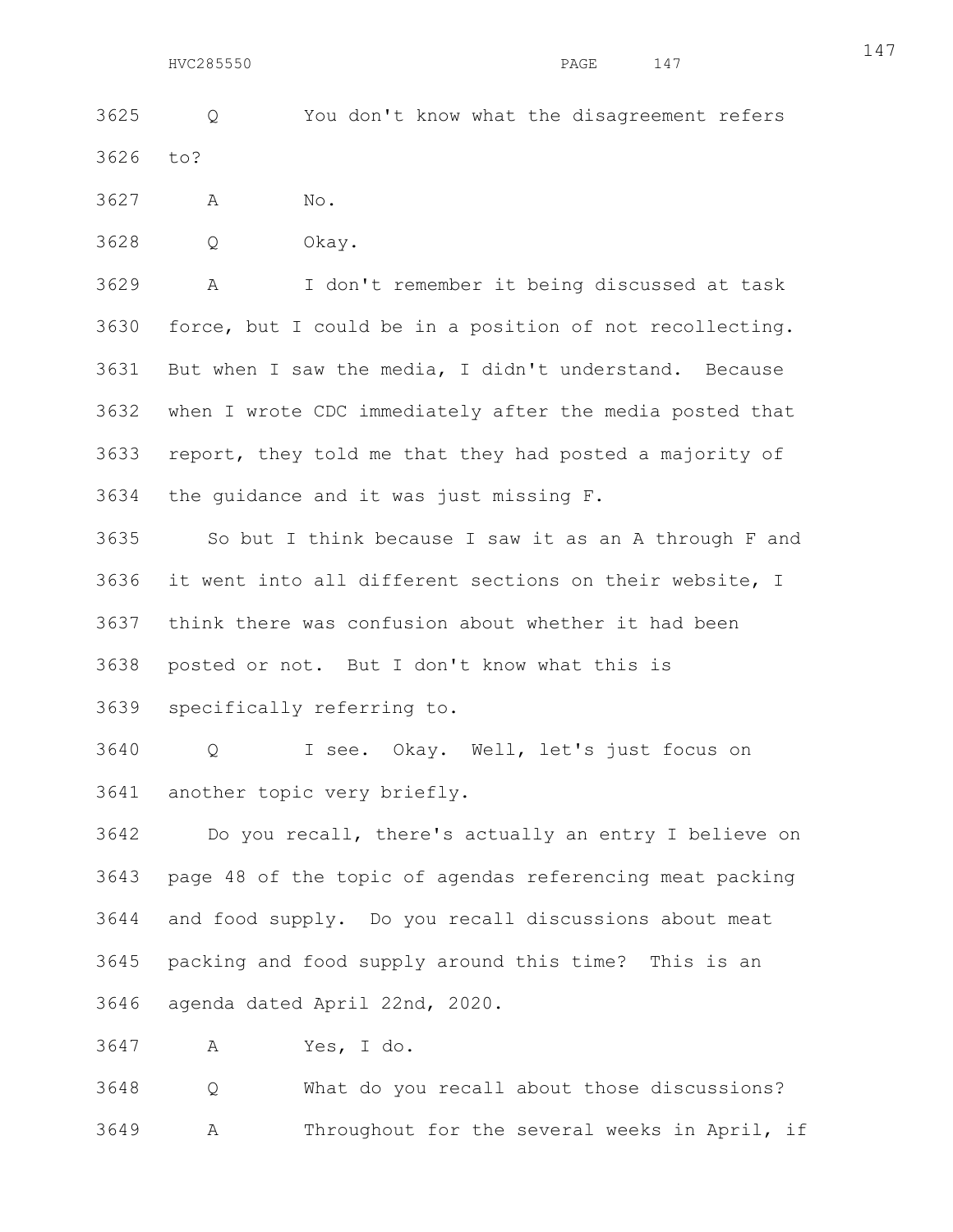3625 Q You don't know what the disagreement refers

3626 to?

3627 A No.

3628 Q Okay.

3629 A I don't remember it being discussed at task

3630 force, but I could be in a position of not recollecting.

3631 But when I saw the media, I didn't understand. Because

3632 when I wrote CDC immediately after the media posted that

3633 report, they told me that they had posted a majority of

3634 the guidance and it was just missing F.

3635 So but I think because I saw it as an A through F and

3636 it went into all different sections on their website, I

3637 think there was confusion about whether it had been

3638 posted or not. But I don't know what this is

3639 specifically referring to.

3640 Q I see. Okay. Well, let's just focus on

3641 another topic very briefly.

3642 Do you recall, there's actually an entry I believe on

3643 page 48 of the topic of agendas referencing meat packing

3644 and food supply. Do you recall discussions about meat

3645 packing and food supply around this time? This is an

3646 agenda dated April 22nd, 2020.

3647 A Yes, I do.

3648 Q What do you recall about those discussions?

3649 A Throughout for the several weeks in April, if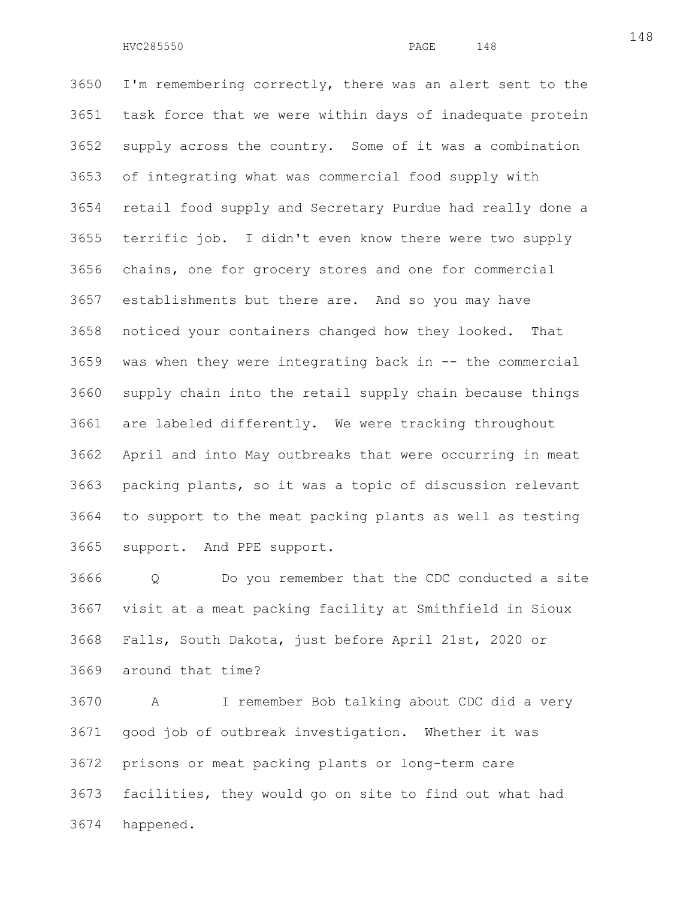3650 I'm remembering correctly, there was an alert sent to the
3651 task force that we were within days of inadequate protein
3652 supply across the country. Some of it was a combination
3653 of integrating what was commercial food supply with
3654 retail food supply and Secretary Purdue had really done a
3655 terrific job. I didn't even know there were two supply
3656 chains, one for grocery stores and one for commercial
3657 establishments but there are. And so you may have
3658 noticed your containers changed how they looked. That
3659 was when they were integrating back in -- the commercial
3660 supply chain into the retail supply chain because things
3661 are labeled differently. We were tracking throughout
3662 April and into May outbreaks that were occurring in meat
3663 packing plants, so it was a topic of discussion relevant
3664 to support to the meat packing plants as well as testing
3665 support. And PPE support.

3666 Q Do you remember that the CDC conducted a site
3667 visit at a meat packing facility at Smithfield in Sioux
3668 Falls, South Dakota, just before April 21st, 2020 or
3669 around that time?

3670 A I remember Bob talking about CDC did a very
3671 good job of outbreak investigation. Whether it was
3672 prisons or meat packing plants or long-term care
3673 facilities, they would go on site to find out what had
3674 happened.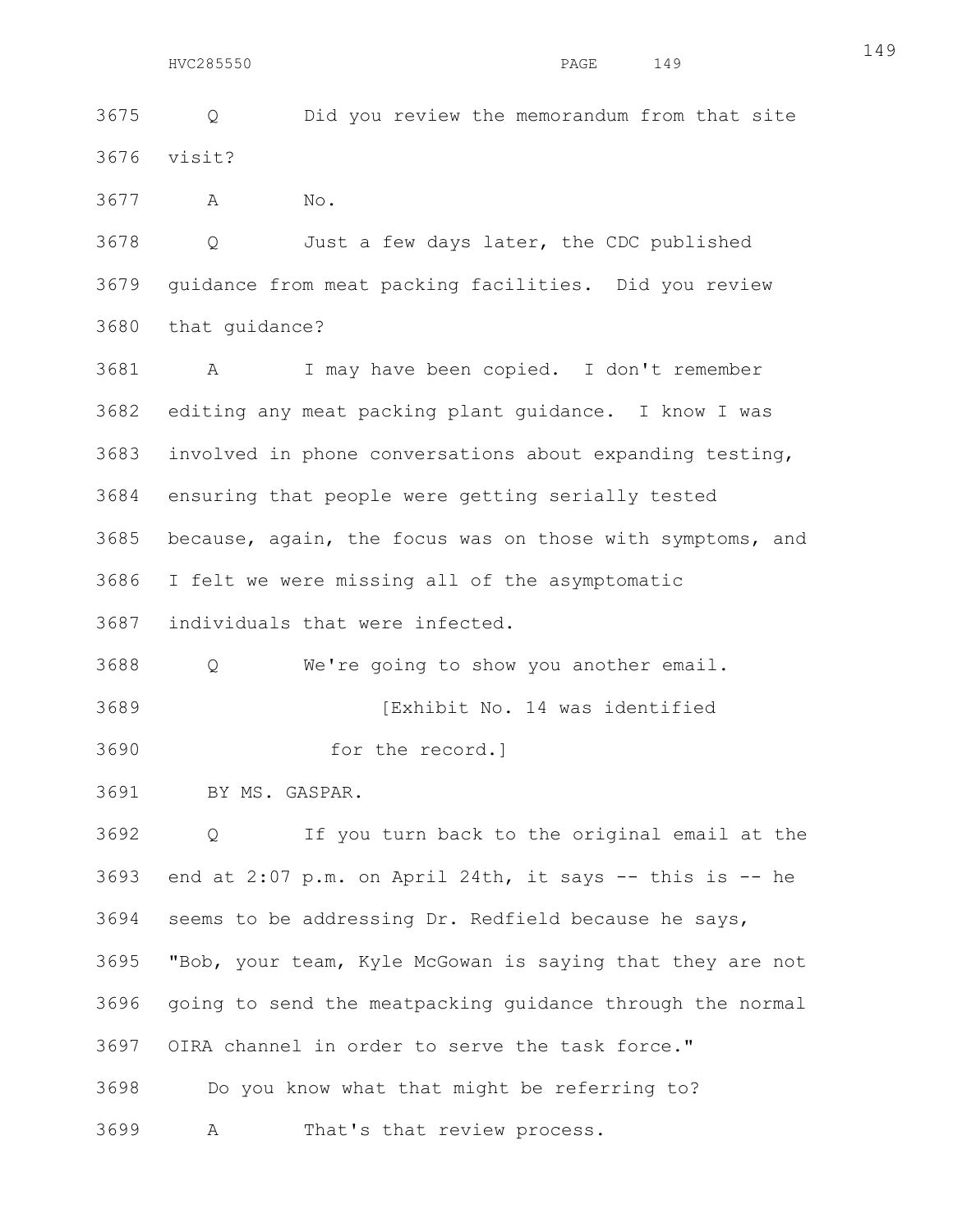3675 Q Did you review the memorandum from that site

3676 visit?

3677 A No.

3678 Q Just a few days later, the CDC published

3679 guidance from meat packing facilities. Did you review

3680 that guidance?

3681 A I may have been copied. I don't remember

3682 editing any meat packing plant guidance. I know I was

3683 involved in phone conversations about expanding testing,

3684 ensuring that people were getting serially tested

3685 because, again, the focus was on those with symptoms, and

3686 I felt we were missing all of the asymptomatic

3687 individuals that were infected.

3688 Q We're going to show you another email.

3689 [Exhibit No. 14 was identified

3690 for the record.]

3691 BY MS. GASPAR.

3692 Q If you turn back to the original email at the

3693 end at 2:07 p.m. on April 24th, it says -- this is -- he

3694 seems to be addressing Dr. Redfield because he says,

3695 "Bob, your team, Kyle McGowan is saying that they are not

3696 going to send the meatpacking guidance through the normal

3697 OIRA channel in order to serve the task force."

3698 Do you know what that might be referring to?

3699 A That's that review process.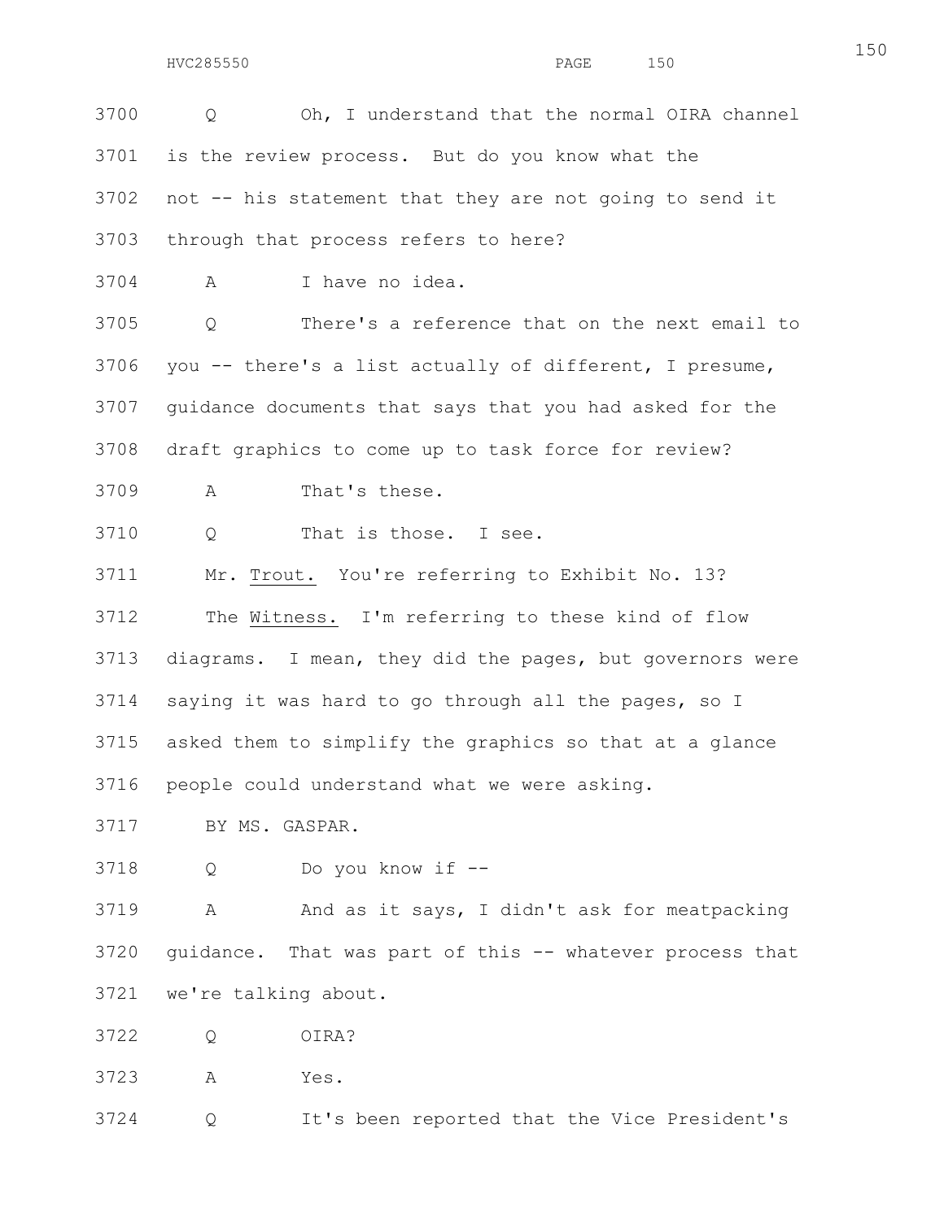3700 Q Oh, I understand that the normal OIRA channel
3701 is the review process. But do you know what the
3702 not -- his statement that they are not going to send it
3703 through that process refers to here?

3704 A I have no idea.

3705 Q There's a reference that on the next email to
3706 you -- there's a list actually of different, I presume,
3707 guidance documents that says that you had asked for the
3708 draft graphics to come up to task force for review?

3709 A That's these.

3710 Q That is those. I see.

3711 Mr. <u>Trout.</u> You're referring to Exhibit No. 13?

3712 The <u>Witness.</u> I'm referring to these kind of flow
3713 diagrams. I mean, they did the pages, but governors were
3714 saying it was hard to go through all the pages, so I
3715 asked them to simplify the graphics so that at a glance
3716 people could understand what we were asking.

3717 BY MS. GASPAR.

3718 Q Do you know if --

3719 A And as it says, I didn't ask for meatpacking
3720 guidance. That was part of this -- whatever process that
3721 we're talking about.

3722 Q OIRA?

3723 A Yes.

3724 Q It's been reported that the Vice President's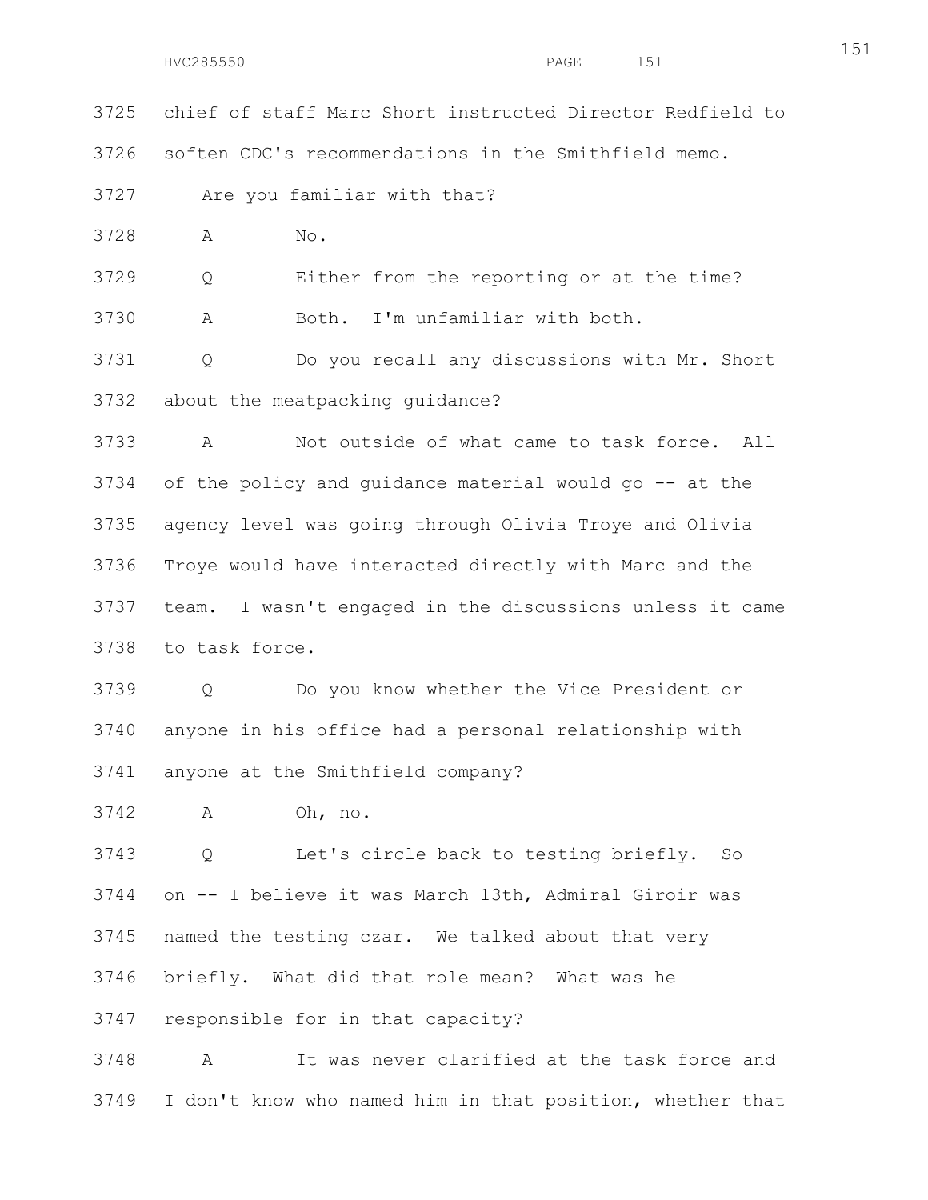3725 chief of staff Marc Short instructed Director Redfield to

3726 soften CDC's recommendations in the Smithfield memo.

3727 Are you familiar with that?

3728 A No.

3729 Q Either from the reporting or at the time?

3730 A Both. I'm unfamiliar with both.

3731 Q Do you recall any discussions with Mr. Short

3732 about the meatpacking guidance?

3733 A Not outside of what came to task force. All

3734 of the policy and guidance material would go -- at the

3735 agency level was going through Olivia Troye and Olivia

3736 Troye would have interacted directly with Marc and the

3737 team. I wasn't engaged in the discussions unless it came

3738 to task force.

3739 Q Do you know whether the Vice President or

3740 anyone in his office had a personal relationship with

3741 anyone at the Smithfield company?

3742 A Oh, no.

3743 Q Let's circle back to testing briefly. So

3744 on -- I believe it was March 13th, Admiral Giroir was

3745 named the testing czar. We talked about that very

3746 briefly. What did that role mean? What was he

3747 responsible for in that capacity?

3748 A It was never clarified at the task force and

3749 I don't know who named him in that position, whether that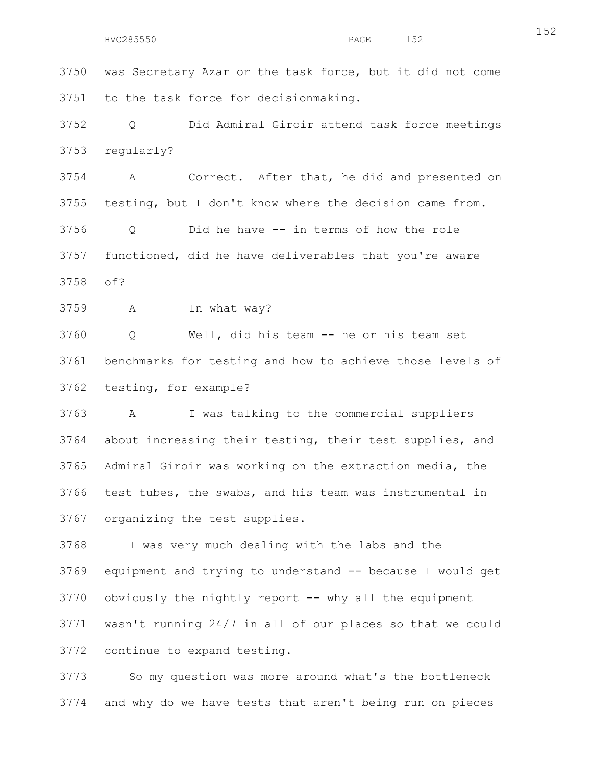3750 was Secretary Azar or the task force, but it did not come
3751 to the task force for decisionmaking.

3752 Q Did Admiral Giroir attend task force meetings
3753 regularly?

3754 A Correct. After that, he did and presented on
3755 testing, but I don't know where the decision came from.

3756 Q Did he have -- in terms of how the role
3757 functioned, did he have deliverables that you're aware
3758 of?

3759 A In what way?

3760 Q Well, did his team -- he or his team set
3761 benchmarks for testing and how to achieve those levels of
3762 testing, for example?

3763 A I was talking to the commercial suppliers
3764 about increasing their testing, their test supplies, and
3765 Admiral Giroir was working on the extraction media, the
3766 test tubes, the swabs, and his team was instrumental in
3767 organizing the test supplies.

3768 I was very much dealing with the labs and the
3769 equipment and trying to understand -- because I would get
3770 obviously the nightly report -- why all the equipment
3771 wasn't running 24/7 in all of our places so that we could
3772 continue to expand testing.

3773 So my question was more around what's the bottleneck
3774 and why do we have tests that aren't being run on pieces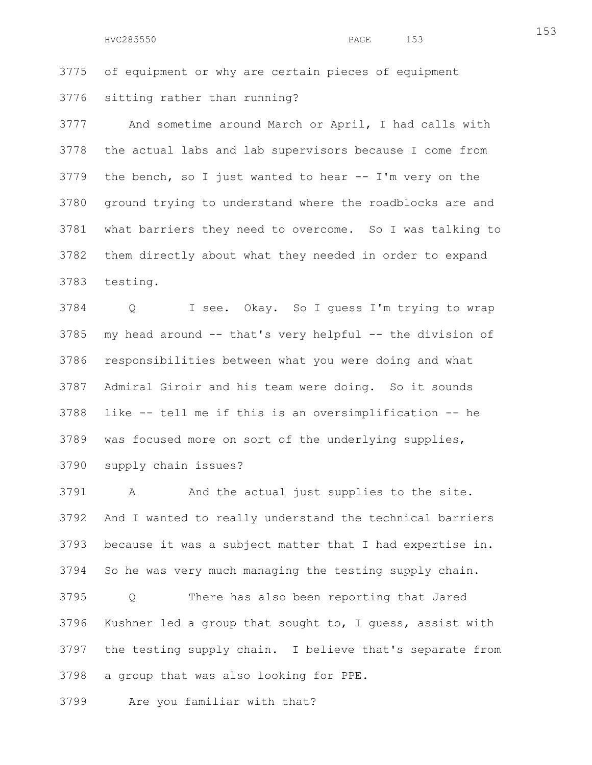of equipment or why are certain pieces of equipment sitting rather than running?

And sometime around March or April, I had calls with the actual labs and lab supervisors because I come from the bench, so I just wanted to hear -- I'm very on the ground trying to understand where the roadblocks are and what barriers they need to overcome. So I was talking to them directly about what they needed in order to expand testing.

Q I see. Okay. So I guess I'm trying to wrap my head around -- that's very helpful -- the division of responsibilities between what you were doing and what Admiral Giroir and his team were doing. So it sounds like -- tell me if this is an oversimplification -- he was focused more on sort of the underlying supplies, supply chain issues?

A And the actual just supplies to the site. And I wanted to really understand the technical barriers because it was a subject matter that I had expertise in. So he was very much managing the testing supply chain.

Q There has also been reporting that Jared Kushner led a group that sought to, I guess, assist with the testing supply chain. I believe that's separate from a group that was also looking for PPE.

Are you familiar with that?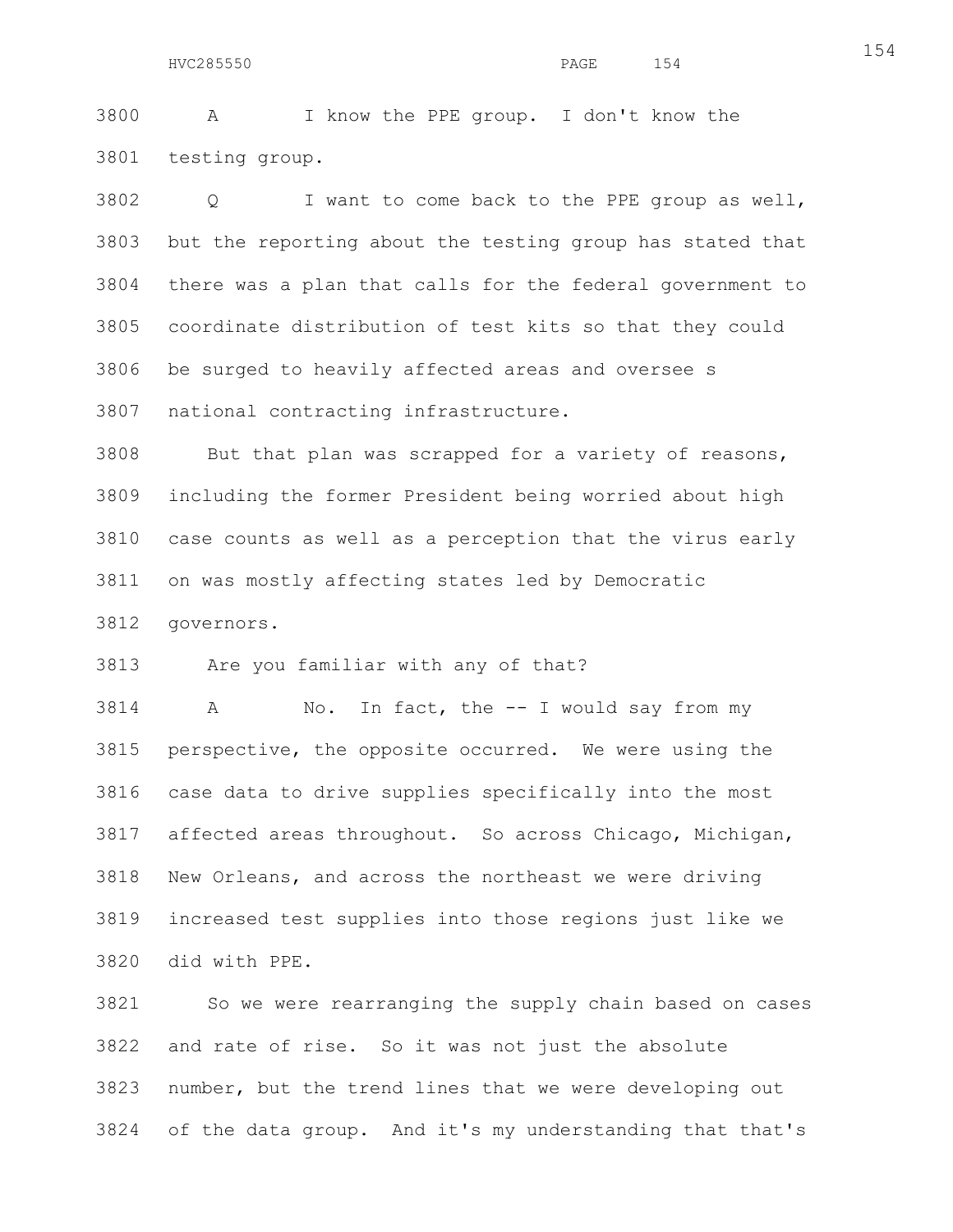3800 A I know the PPE group. I don't know the

3801 testing group.

3802 Q I want to come back to the PPE group as well,

3803 but the reporting about the testing group has stated that

3804 there was a plan that calls for the federal government to

3805 coordinate distribution of test kits so that they could

3806 be surged to heavily affected areas and oversee s

3807 national contracting infrastructure.

3808 But that plan was scrapped for a variety of reasons,

3809 including the former President being worried about high

3810 case counts as well as a perception that the virus early

3811 on was mostly affecting states led by Democratic

3812 governors.

3813 Are you familiar with any of that?

3814 A No. In fact, the -- I would say from my

3815 perspective, the opposite occurred. We were using the

3816 case data to drive supplies specifically into the most

3817 affected areas throughout. So across Chicago, Michigan,

3818 New Orleans, and across the northeast we were driving

3819 increased test supplies into those regions just like we

3820 did with PPE.

3821 So we were rearranging the supply chain based on cases

3822 and rate of rise. So it was not just the absolute

3823 number, but the trend lines that we were developing out

3824 of the data group. And it's my understanding that that's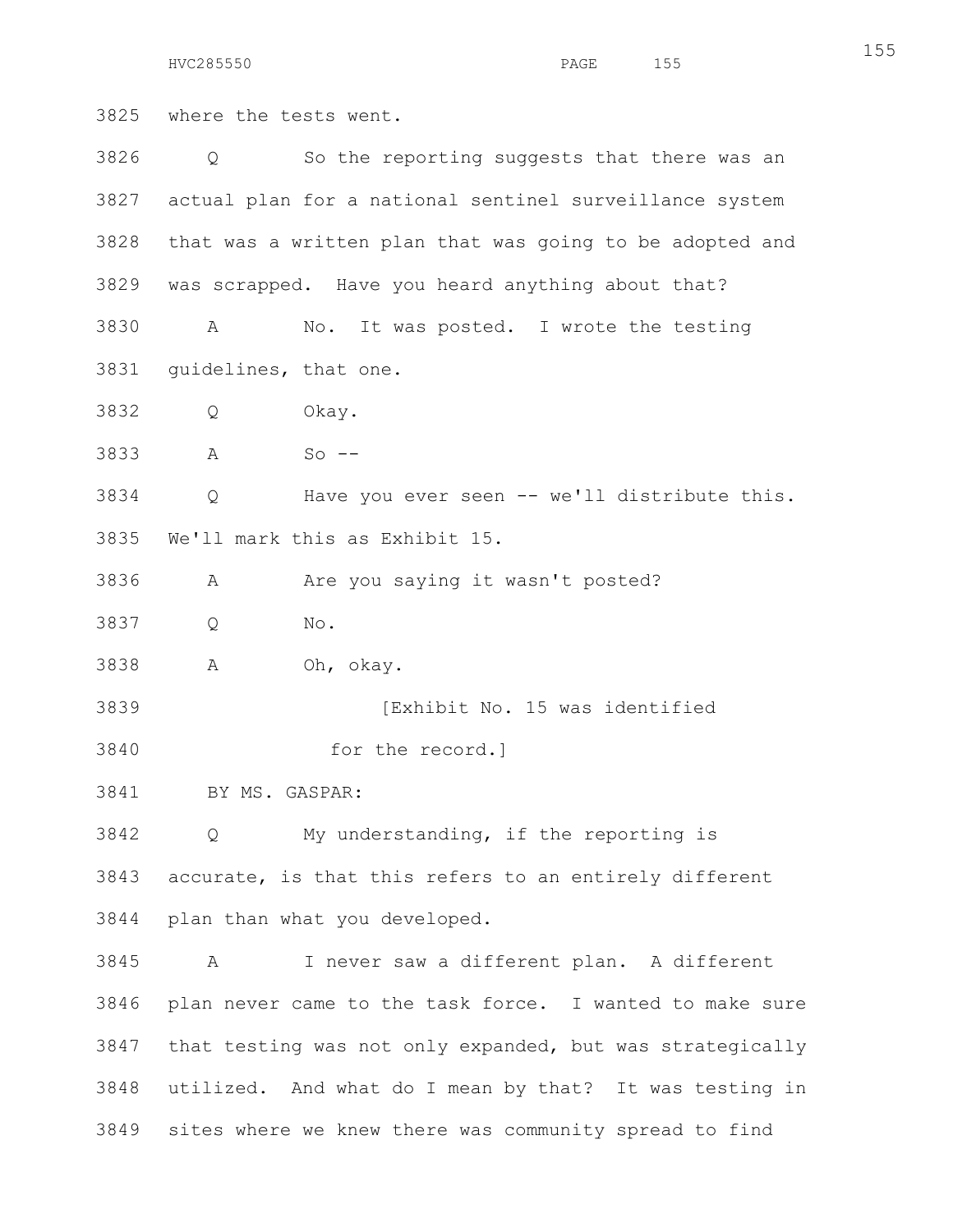3825 where the tests went.

3826 Q So the reporting suggests that there was an

3827 actual plan for a national sentinel surveillance system

3828 that was a written plan that was going to be adopted and

3829 was scrapped. Have you heard anything about that?

3830 A No. It was posted. I wrote the testing

3831 guidelines, that one.

3832 Q Okay.

3833 A So --

3834 Q Have you ever seen -- we'll distribute this.

3835 We'll mark this as Exhibit 15.

3836 A Are you saying it wasn't posted?

3837 Q No.

3838 A Oh, okay.

3839 [Exhibit No. 15 was identified

3840 for the record.]

3841 BY MS. GASPAR:

3842 Q My understanding, if the reporting is

3843 accurate, is that this refers to an entirely different

3844 plan than what you developed.

3845 A I never saw a different plan. A different

3846 plan never came to the task force. I wanted to make sure

3847 that testing was not only expanded, but was strategically

3848 utilized. And what do I mean by that? It was testing in

3849 sites where we knew there was community spread to find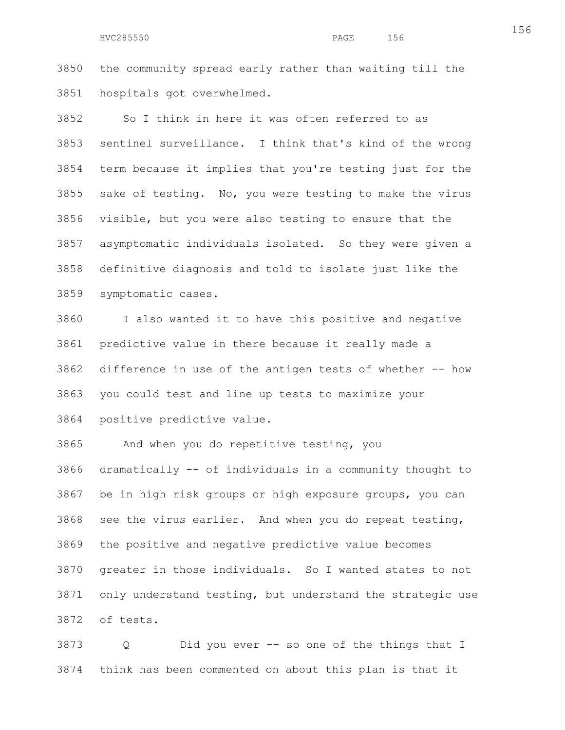the community spread early rather than waiting till the hospitals got overwhelmed.

So I think in here it was often referred to as sentinel surveillance. I think that's kind of the wrong term because it implies that you're testing just for the sake of testing. No, you were testing to make the virus visible, but you were also testing to ensure that the asymptomatic individuals isolated. So they were given a definitive diagnosis and told to isolate just like the symptomatic cases.

I also wanted it to have this positive and negative predictive value in there because it really made a difference in use of the antigen tests of whether -- how you could test and line up tests to maximize your positive predictive value.

And when you do repetitive testing, you dramatically -- of individuals in a community thought to be in high risk groups or high exposure groups, you can see the virus earlier. And when you do repeat testing, the positive and negative predictive value becomes greater in those individuals. So I wanted states to not only understand testing, but understand the strategic use of tests.

Q Did you ever -- so one of the things that I think has been commented on about this plan is that it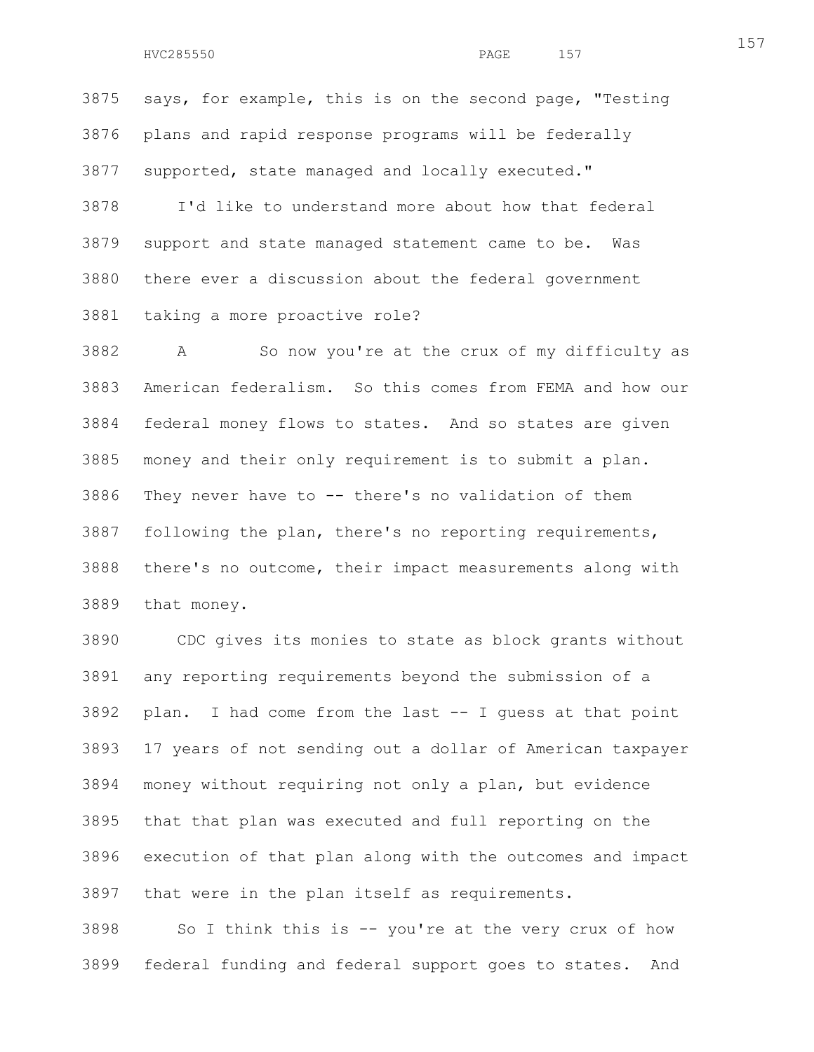says, for example, this is on the second page, "Testing plans and rapid response programs will be federally supported, state managed and locally executed."

I'd like to understand more about how that federal support and state managed statement came to be. Was there ever a discussion about the federal government taking a more proactive role?

A So now you're at the crux of my difficulty as American federalism. So this comes from FEMA and how our federal money flows to states. And so states are given money and their only requirement is to submit a plan. They never have to -- there's no validation of them following the plan, there's no reporting requirements, there's no outcome, their impact measurements along with that money.

CDC gives its monies to state as block grants without any reporting requirements beyond the submission of a plan. I had come from the last -- I guess at that point 17 years of not sending out a dollar of American taxpayer money without requiring not only a plan, but evidence that that plan was executed and full reporting on the execution of that plan along with the outcomes and impact that were in the plan itself as requirements.

So I think this is -- you're at the very crux of how federal funding and federal support goes to states. And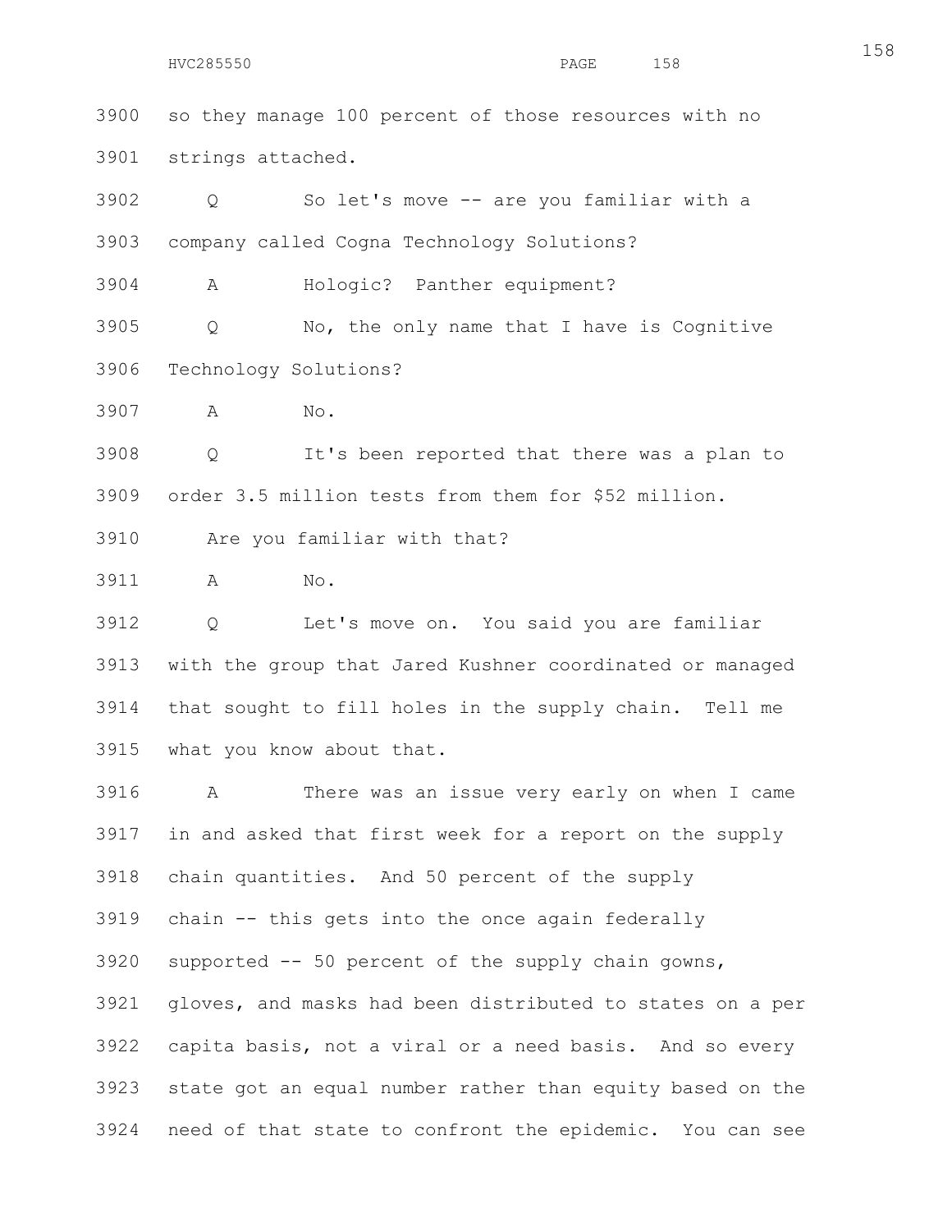3900 so they manage 100 percent of those resources with no
3901 strings attached.

3902 Q So let's move -- are you familiar with a
3903 company called Cogna Technology Solutions?

3904 A Hologic? Panther equipment?

3905 Q No, the only name that I have is Cognitive
3906 Technology Solutions?

3907 A No.

3908 Q It's been reported that there was a plan to
3909 order 3.5 million tests from them for $52 million.

3910 Are you familiar with that?

3911 A No.

3912 Q Let's move on. You said you are familiar
3913 with the group that Jared Kushner coordinated or managed
3914 that sought to fill holes in the supply chain. Tell me
3915 what you know about that.

3916 A There was an issue very early on when I came
3917 in and asked that first week for a report on the supply
3918 chain quantities. And 50 percent of the supply
3919 chain -- this gets into the once again federally
3920 supported -- 50 percent of the supply chain gowns,
3921 gloves, and masks had been distributed to states on a per
3922 capita basis, not a viral or a need basis. And so every
3923 state got an equal number rather than equity based on the
3924 need of that state to confront the epidemic. You can see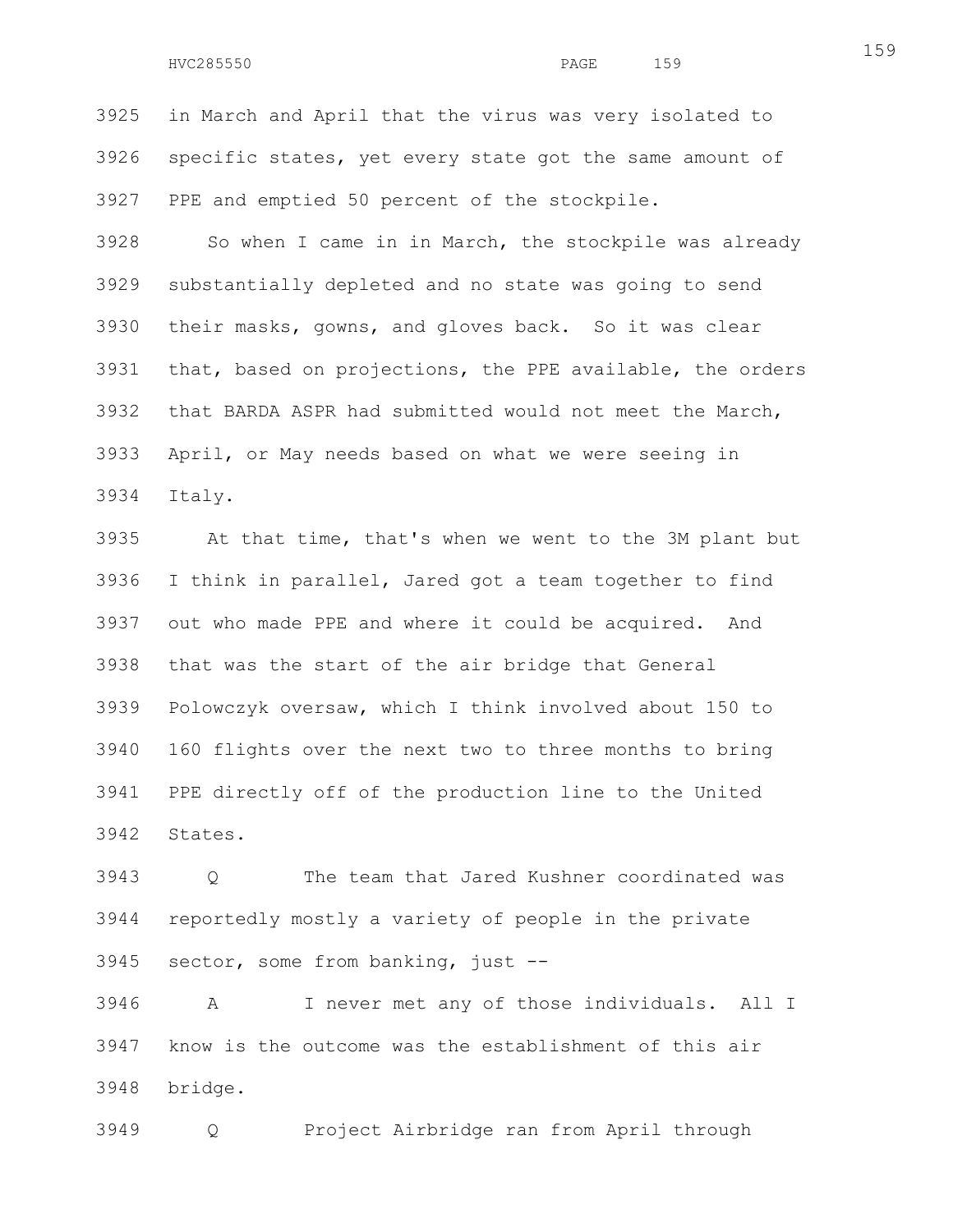in March and April that the virus was very isolated to specific states, yet every state got the same amount of PPE and emptied 50 percent of the stockpile.

So when I came in in March, the stockpile was already substantially depleted and no state was going to send their masks, gowns, and gloves back. So it was clear that, based on projections, the PPE available, the orders that BARDA ASPR had submitted would not meet the March, April, or May needs based on what we were seeing in Italy.

At that time, that's when we went to the 3M plant but I think in parallel, Jared got a team together to find out who made PPE and where it could be acquired. And that was the start of the air bridge that General Polowczyk oversaw, which I think involved about 150 to 160 flights over the next two to three months to bring PPE directly off of the production line to the United States.

Q The team that Jared Kushner coordinated was reportedly mostly a variety of people in the private sector, some from banking, just --

A I never met any of those individuals. All I know is the outcome was the establishment of this air bridge.

Q Project Airbridge ran from April through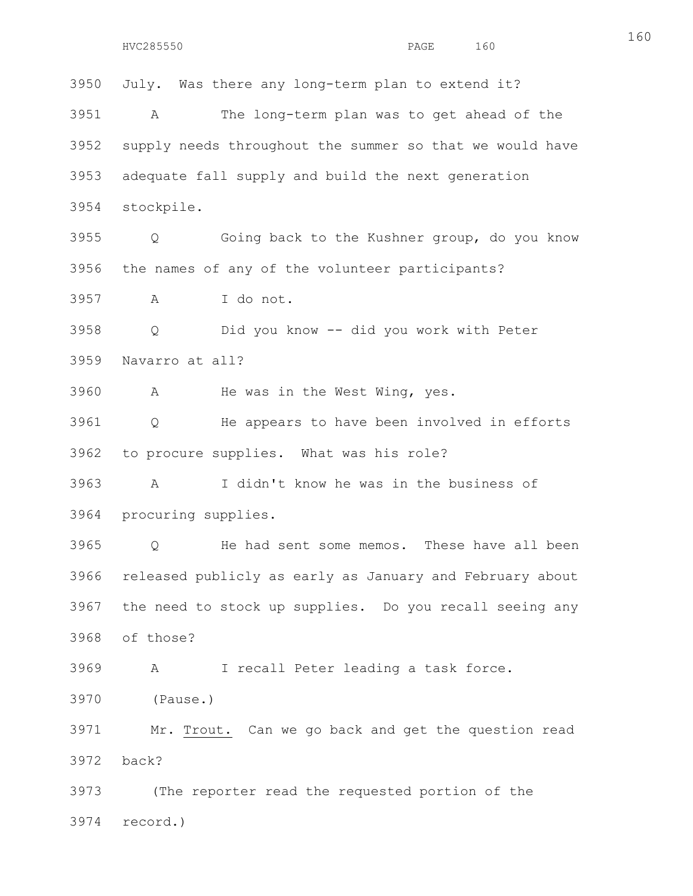July. Was there any long-term plan to extend it?

A The long-term plan was to get ahead of the supply needs throughout the summer so that we would have adequate fall supply and build the next generation stockpile.

Q Going back to the Kushner group, do you know the names of any of the volunteer participants?

A I do not.

Q Did you know -- did you work with Peter Navarro at all?

A He was in the West Wing, yes.

Q He appears to have been involved in efforts to procure supplies. What was his role?

A I didn't know he was in the business of procuring supplies.

Q He had sent some memos. These have all been released publicly as early as January and February about the need to stock up supplies. Do you recall seeing any of those?

A I recall Peter leading a task force.

(Pause.)

Mr. Trout. Can we go back and get the question read back?

(The reporter read the requested portion of the record.)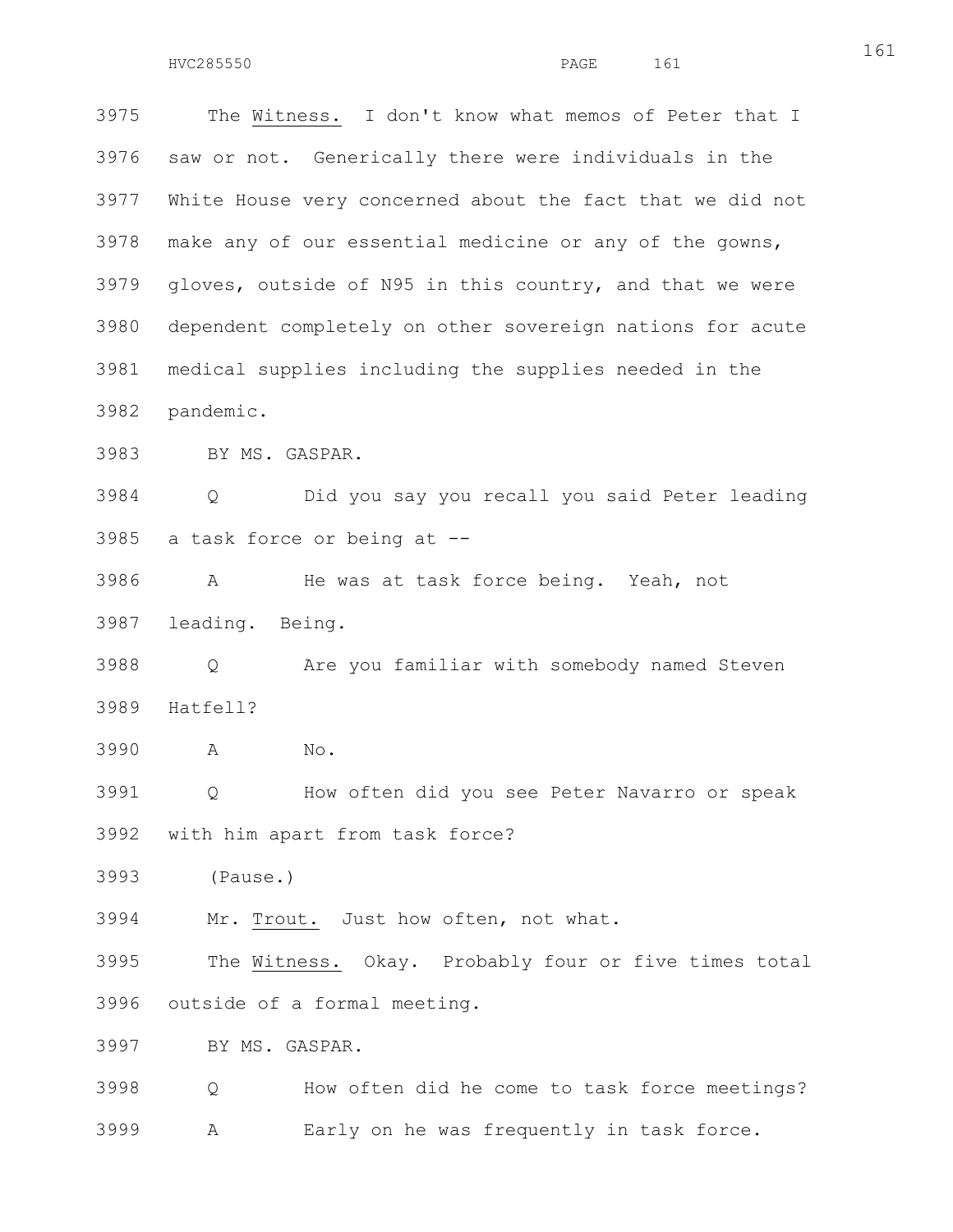3975 The Witness. I don't know what memos of Peter that I
3976 saw or not. Generically there were individuals in the
3977 White House very concerned about the fact that we did not
3978 make any of our essential medicine or any of the gowns,
3979 gloves, outside of N95 in this country, and that we were
3980 dependent completely on other sovereign nations for acute
3981 medical supplies including the supplies needed in the
3982 pandemic.

3983 BY MS. GASPAR.

3984 Q Did you say you recall you said Peter leading
3985 a task force or being at --

3986 A He was at task force being. Yeah, not
3987 leading. Being.

3988 Q Are you familiar with somebody named Steven
3989 Hatfell?

3990 A No.

3991 Q How often did you see Peter Navarro or speak
3992 with him apart from task force?

3993 (Pause.)

3994 Mr. Trout. Just how often, not what.

3995 The Witness. Okay. Probably four or five times total
3996 outside of a formal meeting.

3997 BY MS. GASPAR.

3998 Q How often did he come to task force meetings?

3999 A Early on he was frequently in task force.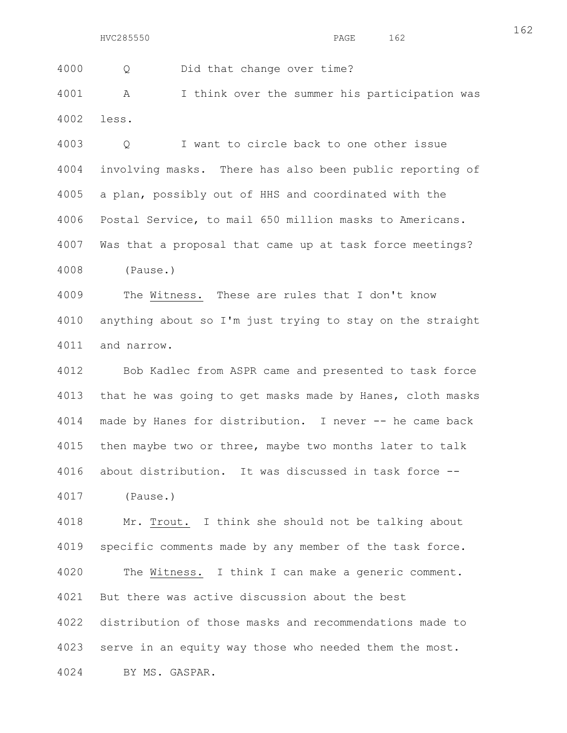4000 Q Did that change over time?

4001 A I think over the summer his participation was
4002 less.

4003 Q I want to circle back to one other issue
4004 involving masks. There has also been public reporting of
4005 a plan, possibly out of HHS and coordinated with the
4006 Postal Service, to mail 650 million masks to Americans.
4007 Was that a proposal that came up at task force meetings?

4008 (Pause.)

4009 The Witness. These are rules that I don't know
4010 anything about so I'm just trying to stay on the straight
4011 and narrow.

4012 Bob Kadlec from ASPR came and presented to task force
4013 that he was going to get masks made by Hanes, cloth masks
4014 made by Hanes for distribution. I never -- he came back
4015 then maybe two or three, maybe two months later to talk
4016 about distribution. It was discussed in task force --

4017 (Pause.)

4018 Mr. Trout. I think she should not be talking about
4019 specific comments made by any member of the task force.

4020 The Witness. I think I can make a generic comment.
4021 But there was active discussion about the best
4022 distribution of those masks and recommendations made to
4023 serve in an equity way those who needed them the most.

4024 BY MS. GASPAR.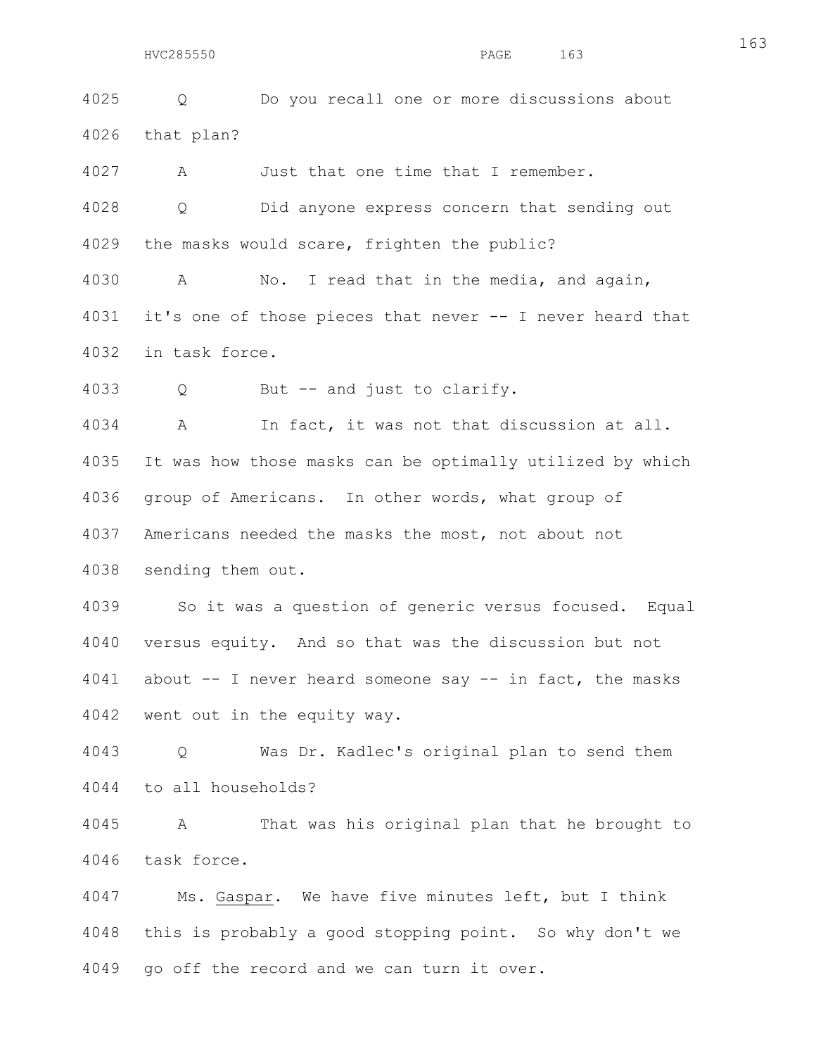Q Do you recall one or more discussions about that plan?

A Just that one time that I remember.

Q Did anyone express concern that sending out the masks would scare, frighten the public?

A No. I read that in the media, and again, it's one of those pieces that never -- I never heard that in task force.

Q But -- and just to clarify.

A In fact, it was not that discussion at all. It was how those masks can be optimally utilized by which group of Americans. In other words, what group of Americans needed the masks the most, not about not sending them out.

So it was a question of generic versus focused. Equal versus equity. And so that was the discussion but not about -- I never heard someone say -- in fact, the masks went out in the equity way.

Q Was Dr. Kadlec's original plan to send them to all households?

A That was his original plan that he brought to task force.

Ms. Gaspar. We have five minutes left, but I think this is probably a good stopping point. So why don't we go off the record and we can turn it over.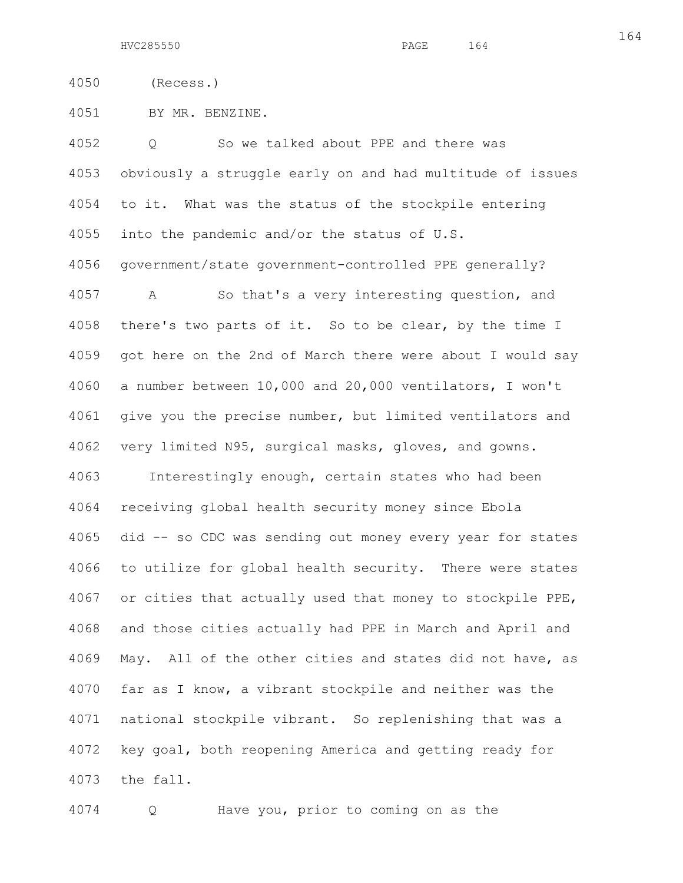(Recess.)

BY MR. BENZINE.

Q So we talked about PPE and there was obviously a struggle early on and had multitude of issues to it. What was the status of the stockpile entering into the pandemic and/or the status of U.S. government/state government-controlled PPE generally?

A So that's a very interesting question, and there's two parts of it. So to be clear, by the time I got here on the 2nd of March there were about I would say a number between 10,000 and 20,000 ventilators, I won't give you the precise number, but limited ventilators and very limited N95, surgical masks, gloves, and gowns.

Interestingly enough, certain states who had been receiving global health security money since Ebola did -- so CDC was sending out money every year for states to utilize for global health security. There were states or cities that actually used that money to stockpile PPE, and those cities actually had PPE in March and April and May. All of the other cities and states did not have, as far as I know, a vibrant stockpile and neither was the national stockpile vibrant. So replenishing that was a key goal, both reopening America and getting ready for the fall.

Q Have you, prior to coming on as the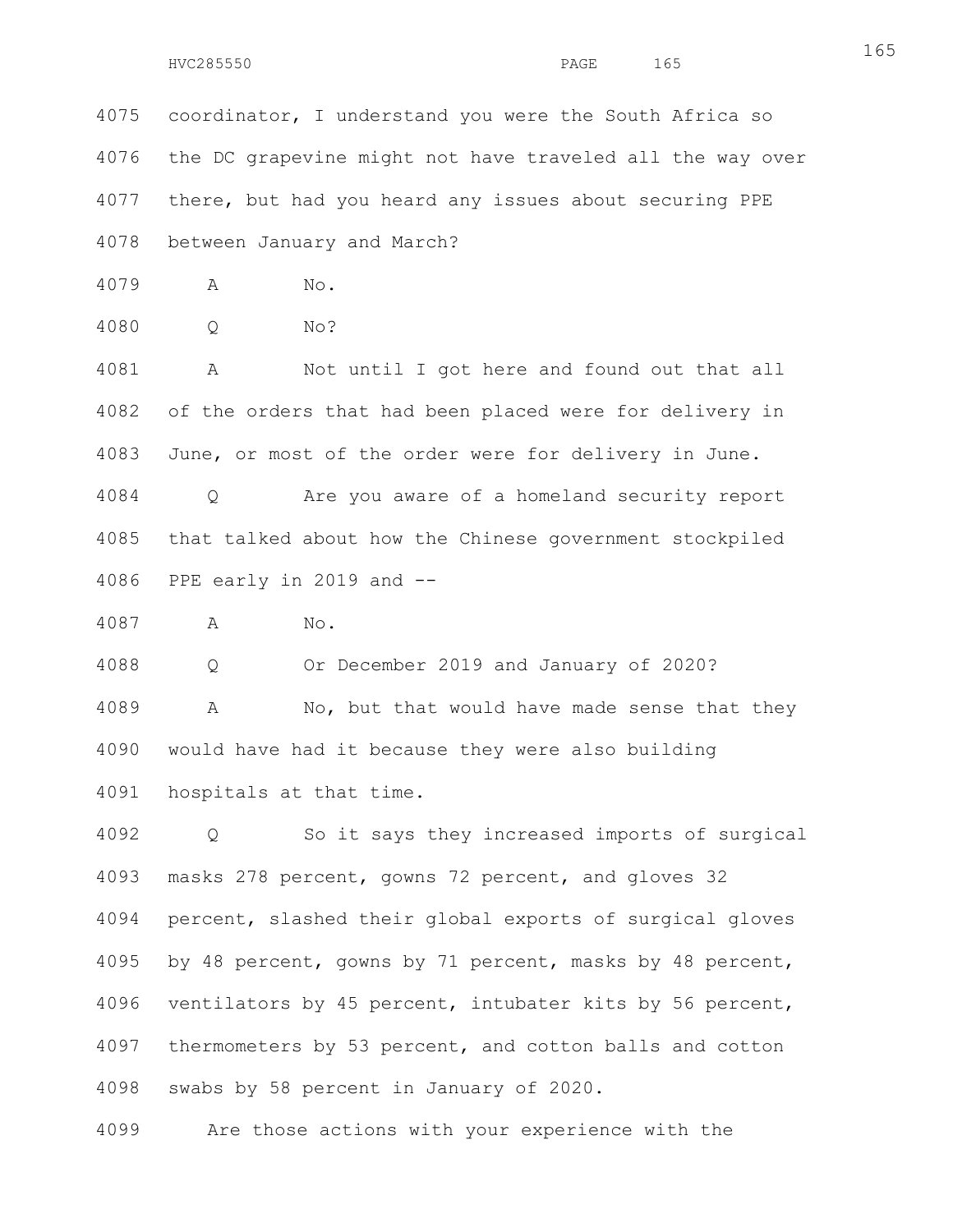4075 coordinator, I understand you were the South Africa so
4076 the DC grapevine might not have traveled all the way over
4077 there, but had you heard any issues about securing PPE
4078 between January and March?

4079 A No.

4080 Q No?

4081 A Not until I got here and found out that all
4082 of the orders that had been placed were for delivery in
4083 June, or most of the order were for delivery in June.

4084 Q Are you aware of a homeland security report
4085 that talked about how the Chinese government stockpiled
4086 PPE early in 2019 and --

4087 A No.

4088 Q Or December 2019 and January of 2020?

4089 A No, but that would have made sense that they
4090 would have had it because they were also building
4091 hospitals at that time.

4092 Q So it says they increased imports of surgical
4093 masks 278 percent, gowns 72 percent, and gloves 32
4094 percent, slashed their global exports of surgical gloves
4095 by 48 percent, gowns by 71 percent, masks by 48 percent,
4096 ventilators by 45 percent, intubater kits by 56 percent,
4097 thermometers by 53 percent, and cotton balls and cotton
4098 swabs by 58 percent in January of 2020.

4099 Are those actions with your experience with the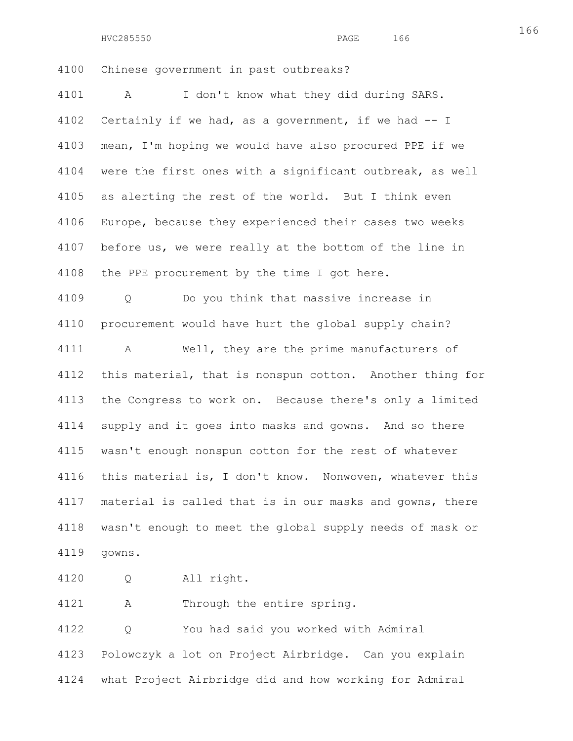4100 Chinese government in past outbreaks?

4101 A I don't know what they did during SARS.
4102 Certainly if we had, as a government, if we had -- I
4103 mean, I'm hoping we would have also procured PPE if we
4104 were the first ones with a significant outbreak, as well
4105 as alerting the rest of the world. But I think even
4106 Europe, because they experienced their cases two weeks
4107 before us, we were really at the bottom of the line in
4108 the PPE procurement by the time I got here.

4109 Q Do you think that massive increase in
4110 procurement would have hurt the global supply chain?

4111 A Well, they are the prime manufacturers of
4112 this material, that is nonspun cotton. Another thing for
4113 the Congress to work on. Because there's only a limited
4114 supply and it goes into masks and gowns. And so there
4115 wasn't enough nonspun cotton for the rest of whatever
4116 this material is, I don't know. Nonwoven, whatever this
4117 material is called that is in our masks and gowns, there
4118 wasn't enough to meet the global supply needs of mask or
4119 gowns.

4120 Q All right.

4121 A Through the entire spring.

4122 Q You had said you worked with Admiral
4123 Polowczyk a lot on Project Airbridge. Can you explain
4124 what Project Airbridge did and how working for Admiral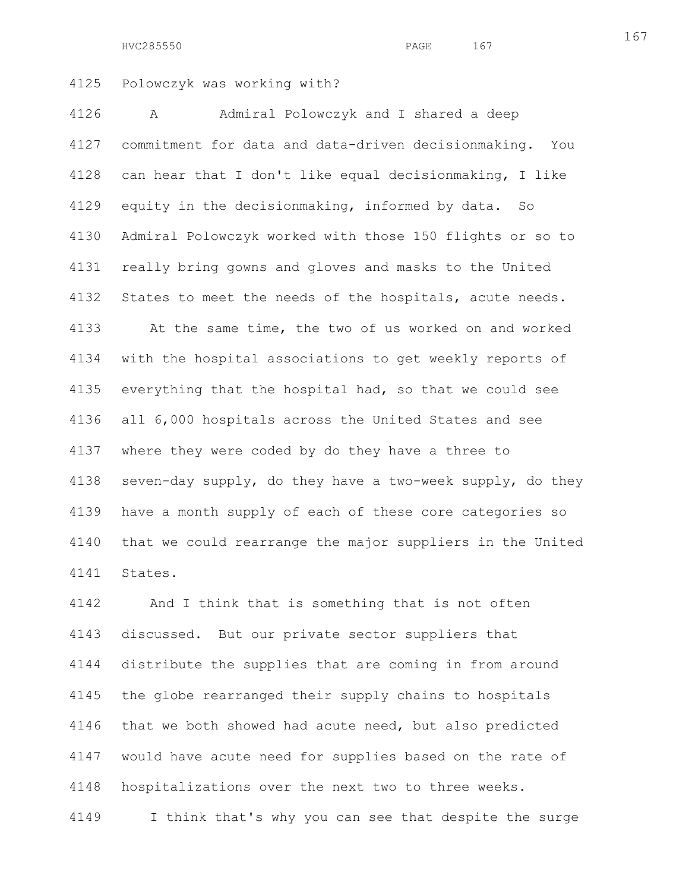Polowczyk was working with?

A Admiral Polowczyk and I shared a deep commitment for data and data-driven decisionmaking. You can hear that I don't like equal decisionmaking, I like equity in the decisionmaking, informed by data. So Admiral Polowczyk worked with those 150 flights or so to really bring gowns and gloves and masks to the United States to meet the needs of the hospitals, acute needs.

At the same time, the two of us worked on and worked with the hospital associations to get weekly reports of everything that the hospital had, so that we could see all 6,000 hospitals across the United States and see where they were coded by do they have a three to seven-day supply, do they have a two-week supply, do they have a month supply of each of these core categories so that we could rearrange the major suppliers in the United States.

And I think that is something that is not often discussed. But our private sector suppliers that distribute the supplies that are coming in from around the globe rearranged their supply chains to hospitals that we both showed had acute need, but also predicted would have acute need for supplies based on the rate of hospitalizations over the next two to three weeks.

I think that's why you can see that despite the surge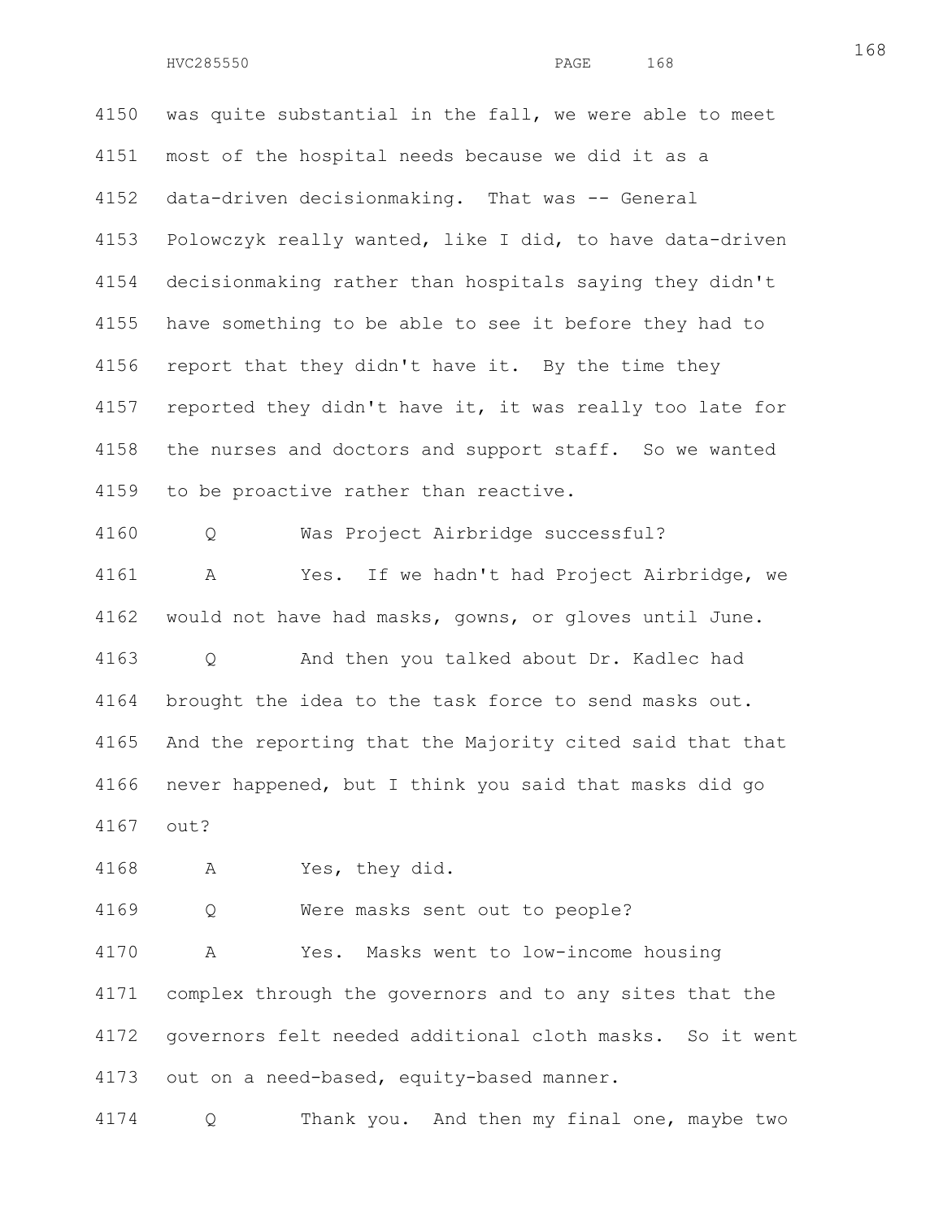4150 was quite substantial in the fall, we were able to meet
4151 most of the hospital needs because we did it as a
4152 data-driven decisionmaking. That was -- General
4153 Polowczyk really wanted, like I did, to have data-driven
4154 decisionmaking rather than hospitals saying they didn't
4155 have something to be able to see it before they had to
4156 report that they didn't have it. By the time they
4157 reported they didn't have it, it was really too late for
4158 the nurses and doctors and support staff. So we wanted
4159 to be proactive rather than reactive.

4160 Q Was Project Airbridge successful?

4161 A Yes. If we hadn't had Project Airbridge, we
4162 would not have had masks, gowns, or gloves until June.

4163 Q And then you talked about Dr. Kadlec had
4164 brought the idea to the task force to send masks out.
4165 And the reporting that the Majority cited said that that
4166 never happened, but I think you said that masks did go
4167 out?

4168 A Yes, they did.

4169 Q Were masks sent out to people?

4170 A Yes. Masks went to low-income housing
4171 complex through the governors and to any sites that the
4172 governors felt needed additional cloth masks. So it went
4173 out on a need-based, equity-based manner.

4174 Q Thank you. And then my final one, maybe two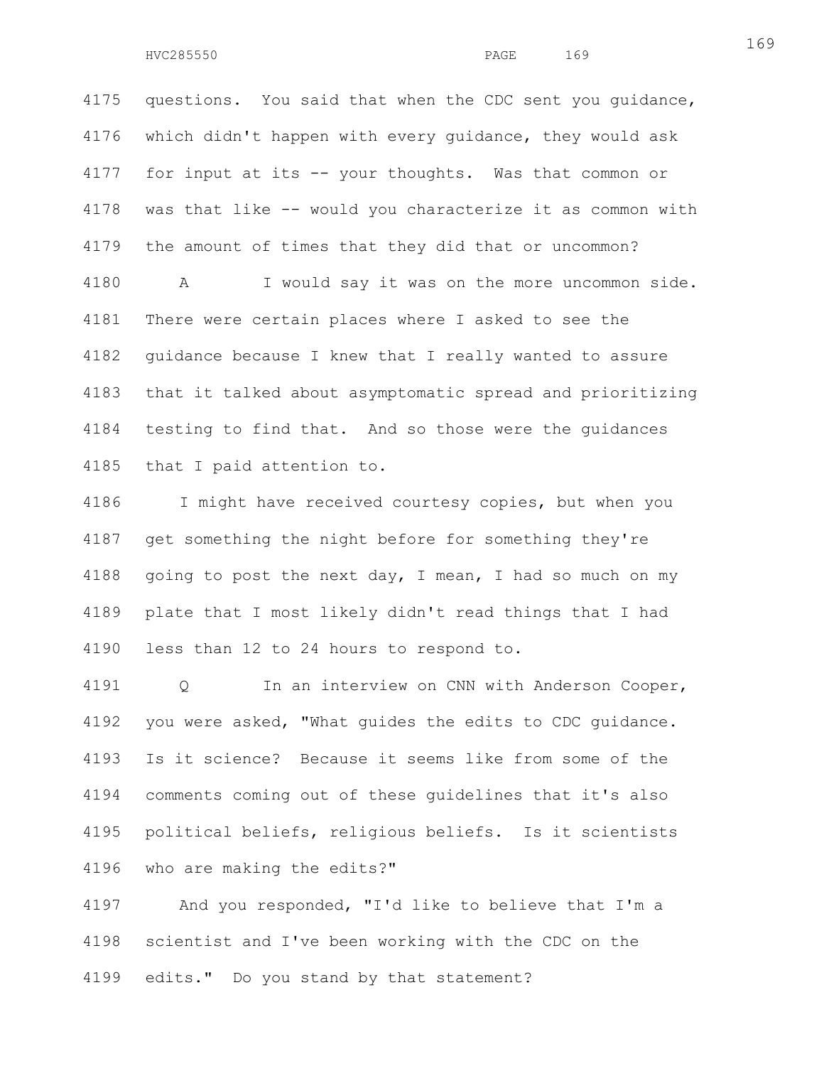questions. You said that when the CDC sent you guidance, which didn't happen with every guidance, they would ask for input at its -- your thoughts. Was that common or was that like -- would you characterize it as common with the amount of times that they did that or uncommon?

A I would say it was on the more uncommon side. There were certain places where I asked to see the guidance because I knew that I really wanted to assure that it talked about asymptomatic spread and prioritizing testing to find that. And so those were the guidances that I paid attention to.

I might have received courtesy copies, but when you get something the night before for something they're going to post the next day, I mean, I had so much on my plate that I most likely didn't read things that I had less than 12 to 24 hours to respond to.

Q In an interview on CNN with Anderson Cooper, you were asked, "What guides the edits to CDC guidance. Is it science? Because it seems like from some of the comments coming out of these guidelines that it's also political beliefs, religious beliefs. Is it scientists who are making the edits?"

And you responded, "I'd like to believe that I'm a scientist and I've been working with the CDC on the edits." Do you stand by that statement?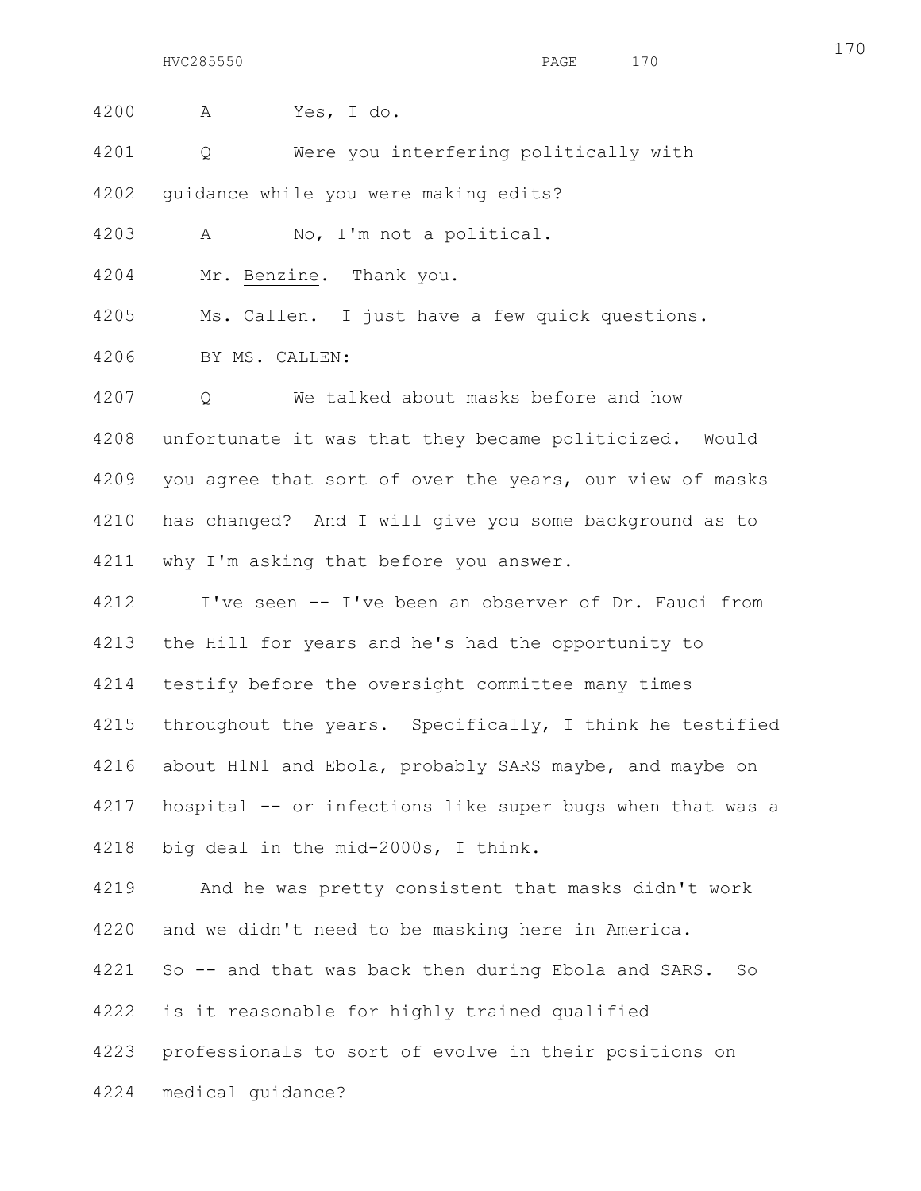4200 A Yes, I do.

4201 Q Were you interfering politically with

4202 guidance while you were making edits?

4203 A No, I'm not a political.

4204 Mr. Benzine. Thank you.

4205 Ms. Callen. I just have a few quick questions.

4206 BY MS. CALLEN:

4207 Q We talked about masks before and how

4208 unfortunate it was that they became politicized. Would

4209 you agree that sort of over the years, our view of masks

4210 has changed? And I will give you some background as to

4211 why I'm asking that before you answer.

4212 I've seen -- I've been an observer of Dr. Fauci from

4213 the Hill for years and he's had the opportunity to

4214 testify before the oversight committee many times

4215 throughout the years. Specifically, I think he testified

4216 about H1N1 and Ebola, probably SARS maybe, and maybe on

4217 hospital -- or infections like super bugs when that was a

4218 big deal in the mid-2000s, I think.

4219 And he was pretty consistent that masks didn't work

4220 and we didn't need to be masking here in America.

4221 So -- and that was back then during Ebola and SARS. So

4222 is it reasonable for highly trained qualified

4223 professionals to sort of evolve in their positions on

4224 medical guidance?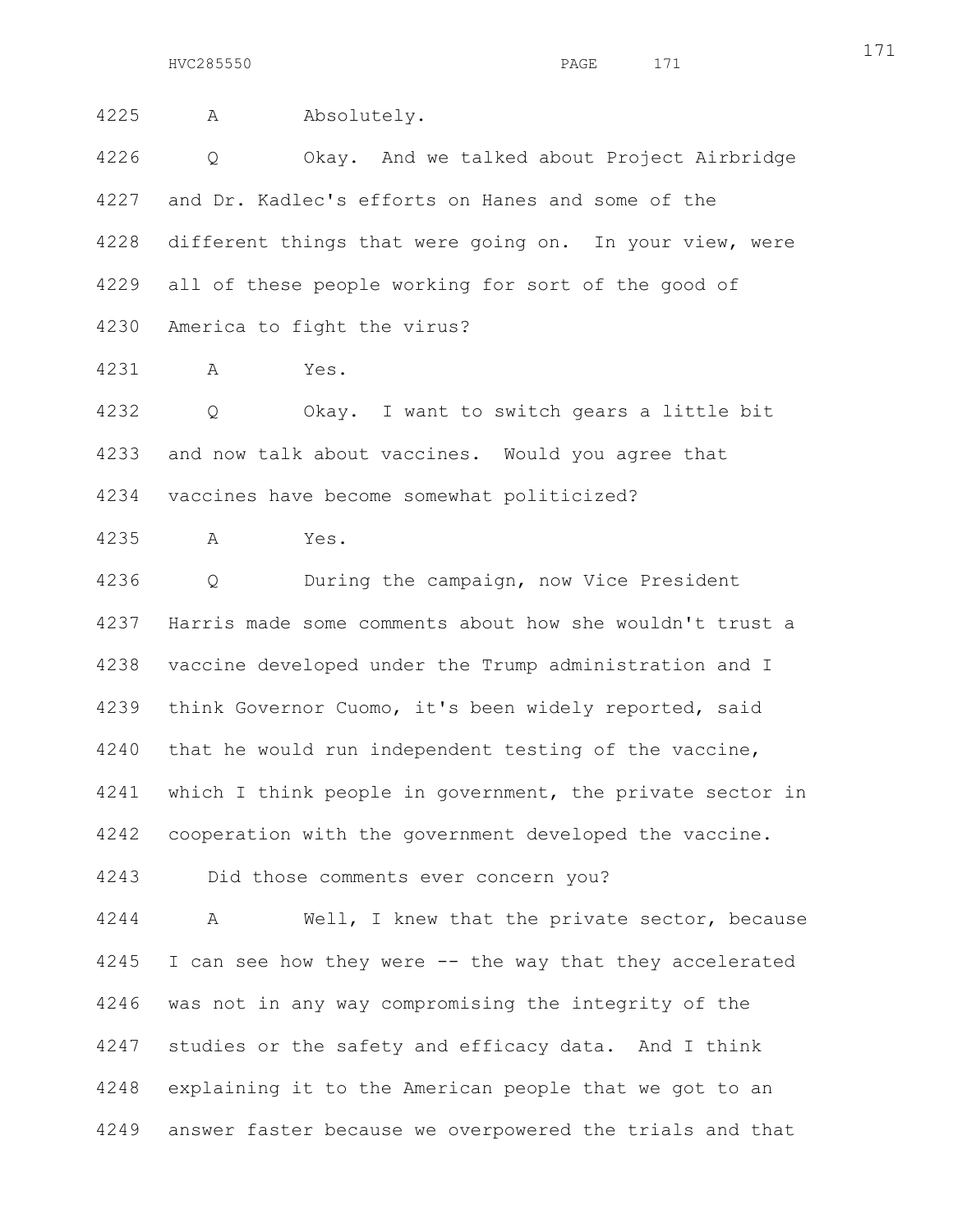4225 A Absolutely.

4226 Q Okay. And we talked about Project Airbridge
4227 and Dr. Kadlec's efforts on Hanes and some of the
4228 different things that were going on. In your view, were
4229 all of these people working for sort of the good of
4230 America to fight the virus?

4231 A Yes.

4232 Q Okay. I want to switch gears a little bit
4233 and now talk about vaccines. Would you agree that
4234 vaccines have become somewhat politicized?

4235 A Yes.

4236 Q During the campaign, now Vice President
4237 Harris made some comments about how she wouldn't trust a
4238 vaccine developed under the Trump administration and I
4239 think Governor Cuomo, it's been widely reported, said
4240 that he would run independent testing of the vaccine,
4241 which I think people in government, the private sector in
4242 cooperation with the government developed the vaccine.

4243 Did those comments ever concern you?

4244 A Well, I knew that the private sector, because
4245 I can see how they were -- the way that they accelerated
4246 was not in any way compromising the integrity of the
4247 studies or the safety and efficacy data. And I think
4248 explaining it to the American people that we got to an
4249 answer faster because we overpowered the trials and that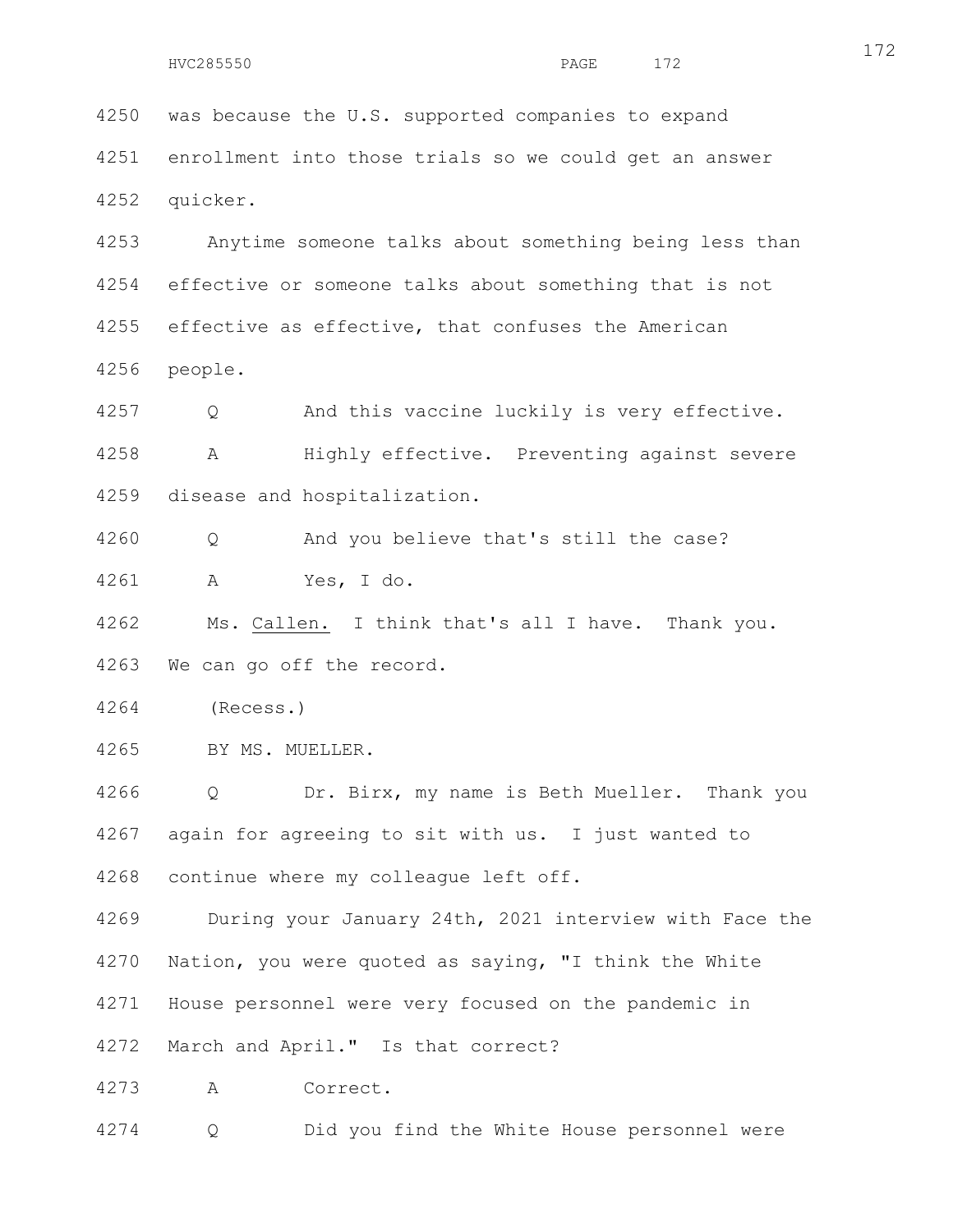4250 was because the U.S. supported companies to expand

4251 enrollment into those trials so we could get an answer

4252 quicker.

4253 Anytime someone talks about something being less than

4254 effective or someone talks about something that is not

4255 effective as effective, that confuses the American

4256 people.

4257 Q And this vaccine luckily is very effective.

4258 A Highly effective. Preventing against severe

4259 disease and hospitalization.

4260 Q And you believe that's still the case?

4261 A Yes, I do.

4262 Ms. Callen. I think that's all I have. Thank you.

4263 We can go off the record.

4264 (Recess.)

4265 BY MS. MUELLER.

4266 Q Dr. Birx, my name is Beth Mueller. Thank you

4267 again for agreeing to sit with us. I just wanted to

4268 continue where my colleague left off.

4269 During your January 24th, 2021 interview with Face the

4270 Nation, you were quoted as saying, "I think the White

4271 House personnel were very focused on the pandemic in

4272 March and April." Is that correct?

4273 A Correct.

4274 Q Did you find the White House personnel were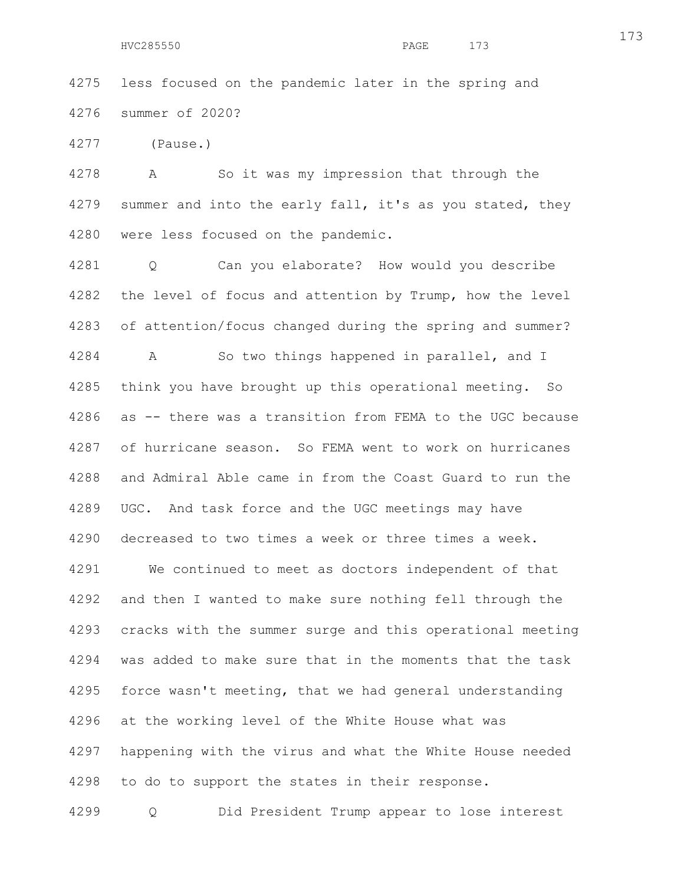4275 less focused on the pandemic later in the spring and
4276 summer of 2020?

4277 (Pause.)

4278 A So it was my impression that through the
4279 summer and into the early fall, it's as you stated, they
4280 were less focused on the pandemic.

4281 Q Can you elaborate? How would you describe
4282 the level of focus and attention by Trump, how the level
4283 of attention/focus changed during the spring and summer?

4284 A So two things happened in parallel, and I
4285 think you have brought up this operational meeting. So
4286 as -- there was a transition from FEMA to the UGC because
4287 of hurricane season. So FEMA went to work on hurricanes
4288 and Admiral Able came in from the Coast Guard to run the
4289 UGC. And task force and the UGC meetings may have
4290 decreased to two times a week or three times a week.

4291 We continued to meet as doctors independent of that
4292 and then I wanted to make sure nothing fell through the
4293 cracks with the summer surge and this operational meeting
4294 was added to make sure that in the moments that the task
4295 force wasn't meeting, that we had general understanding
4296 at the working level of the White House what was
4297 happening with the virus and what the White House needed
4298 to do to support the states in their response.

4299 Q Did President Trump appear to lose interest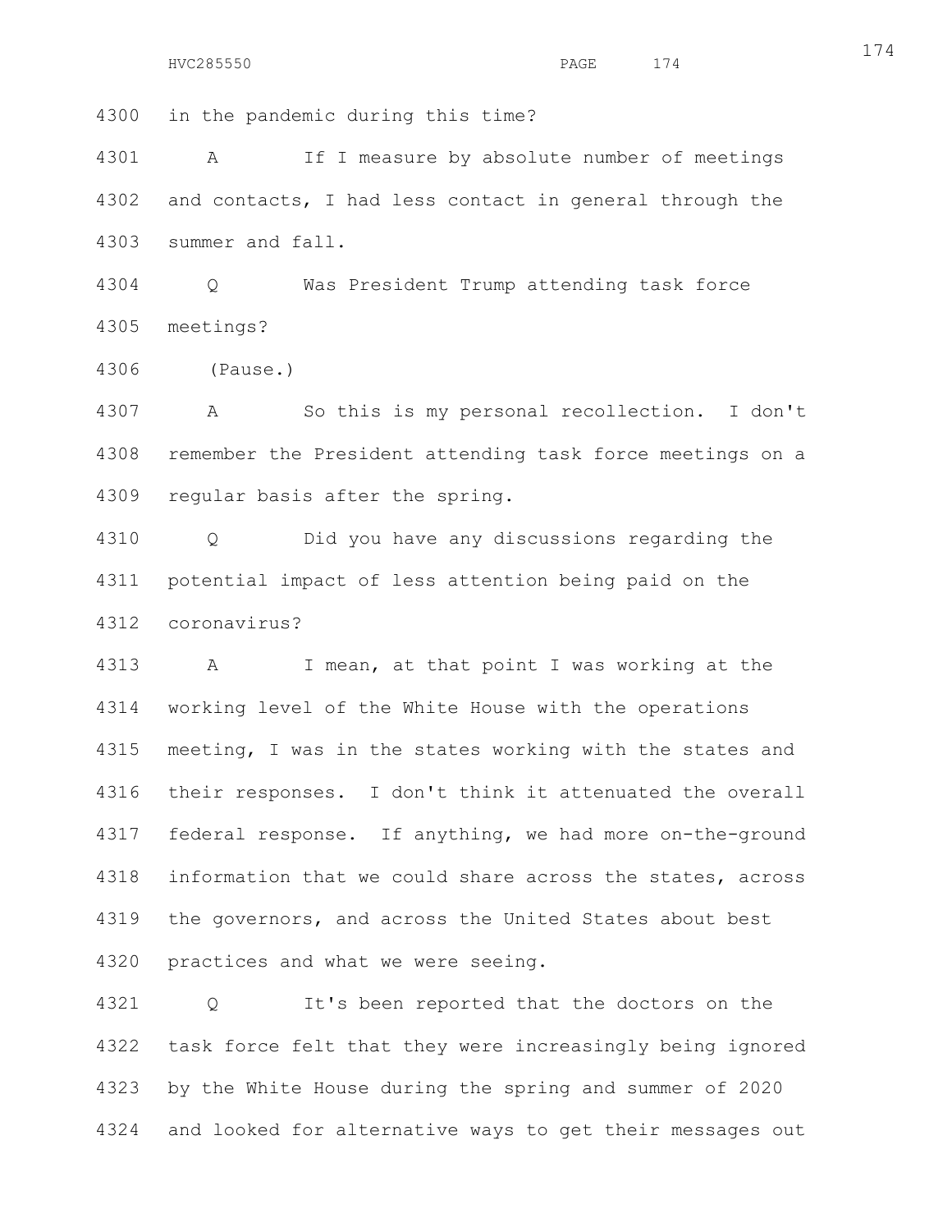in the pandemic during this time?

A If I measure by absolute number of meetings and contacts, I had less contact in general through the summer and fall.

Q Was President Trump attending task force meetings?

(Pause.)

A So this is my personal recollection. I don't remember the President attending task force meetings on a regular basis after the spring.

Q Did you have any discussions regarding the potential impact of less attention being paid on the coronavirus?

A I mean, at that point I was working at the working level of the White House with the operations meeting, I was in the states working with the states and their responses. I don't think it attenuated the overall federal response. If anything, we had more on-the-ground information that we could share across the states, across the governors, and across the United States about best practices and what we were seeing.

Q It's been reported that the doctors on the task force felt that they were increasingly being ignored by the White House during the spring and summer of 2020 and looked for alternative ways to get their messages out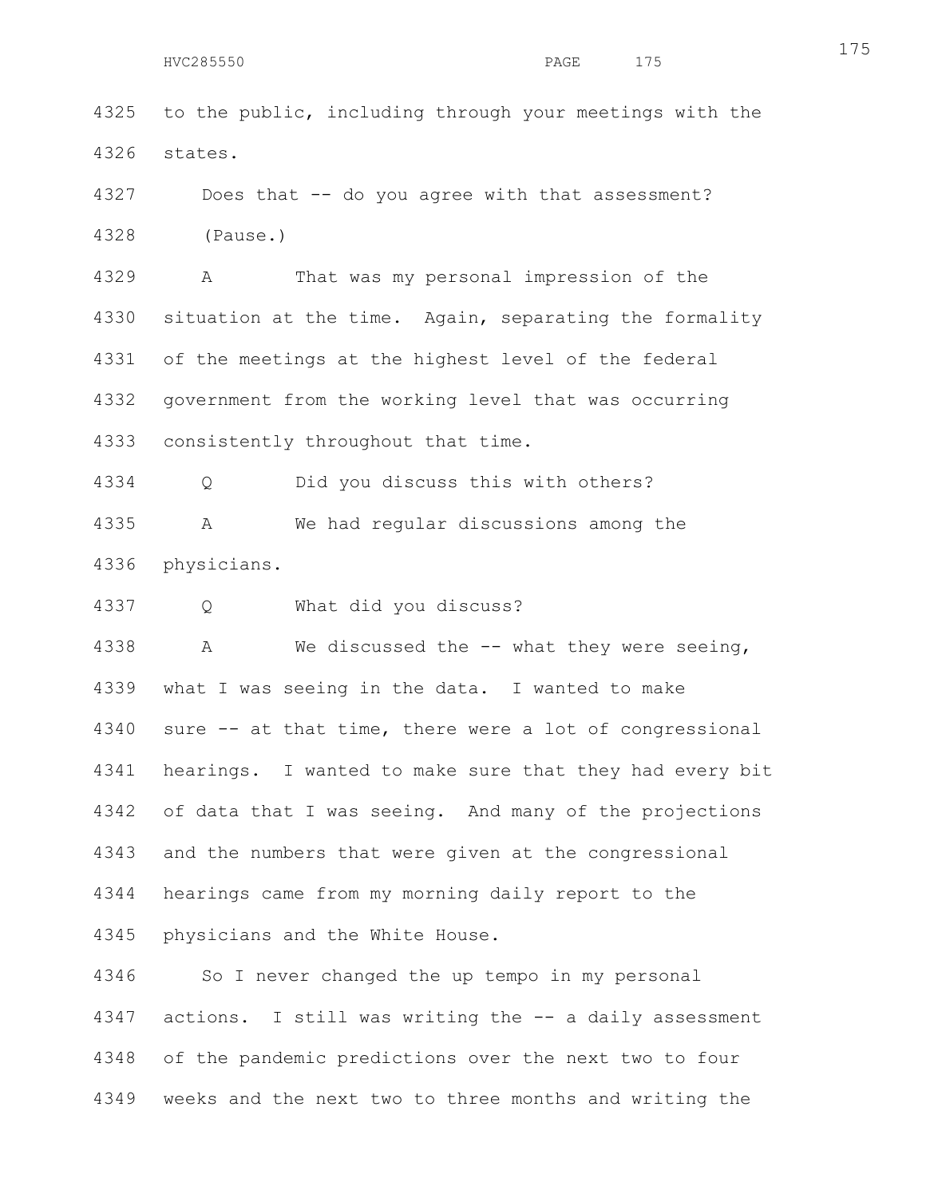to the public, including through your meetings with the states.

Does that -- do you agree with that assessment?

(Pause.)

A That was my personal impression of the situation at the time. Again, separating the formality of the meetings at the highest level of the federal government from the working level that was occurring consistently throughout that time.

Q Did you discuss this with others?

A We had regular discussions among the physicians.

Q What did you discuss?

A We discussed the -- what they were seeing, what I was seeing in the data. I wanted to make sure -- at that time, there were a lot of congressional hearings. I wanted to make sure that they had every bit of data that I was seeing. And many of the projections and the numbers that were given at the congressional hearings came from my morning daily report to the physicians and the White House.

So I never changed the up tempo in my personal actions. I still was writing the -- a daily assessment of the pandemic predictions over the next two to four weeks and the next two to three months and writing the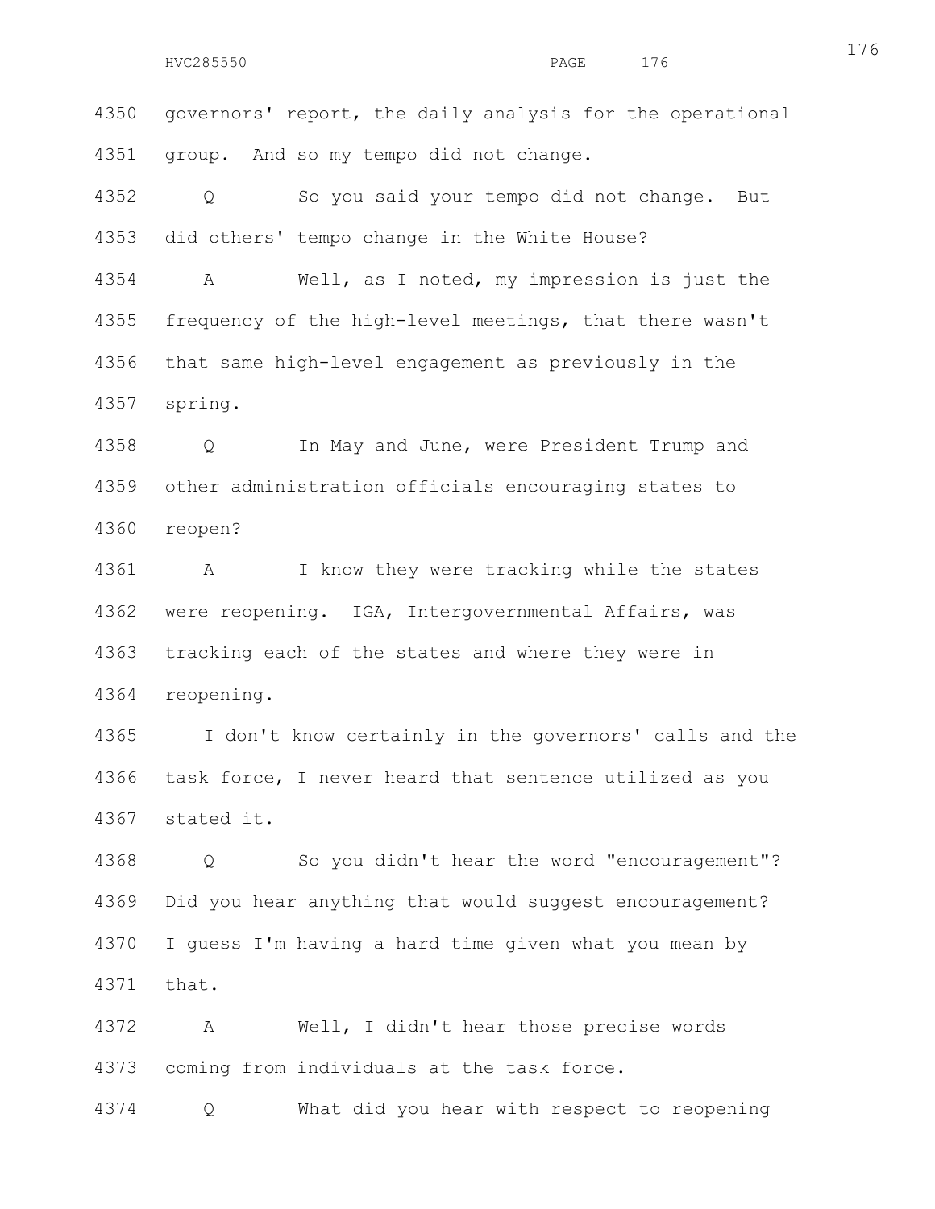governors' report, the daily analysis for the operational group. And so my tempo did not change.

Q So you said your tempo did not change. But did others' tempo change in the White House?

A Well, as I noted, my impression is just the frequency of the high-level meetings, that there wasn't that same high-level engagement as previously in the spring.

Q In May and June, were President Trump and other administration officials encouraging states to reopen?

A I know they were tracking while the states were reopening. IGA, Intergovernmental Affairs, was tracking each of the states and where they were in reopening.

I don't know certainly in the governors' calls and the task force, I never heard that sentence utilized as you stated it.

Q So you didn't hear the word "encouragement"? Did you hear anything that would suggest encouragement? I guess I'm having a hard time given what you mean by that.

A Well, I didn't hear those precise words coming from individuals at the task force.

Q What did you hear with respect to reopening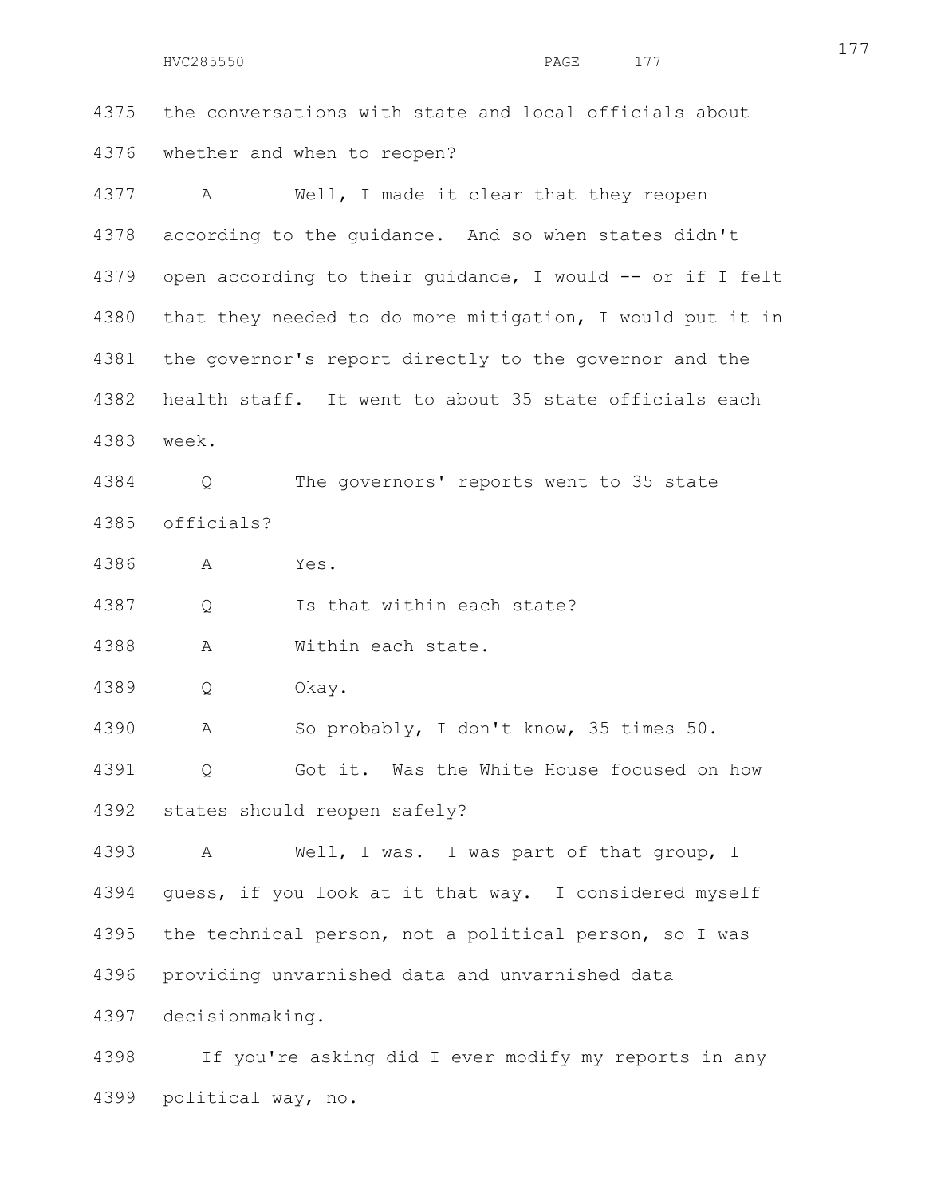4375 the conversations with state and local officials about

4376 whether and when to reopen?

4377 A Well, I made it clear that they reopen

4378 according to the guidance. And so when states didn't

4379 open according to their guidance, I would -- or if I felt

4380 that they needed to do more mitigation, I would put it in

4381 the governor's report directly to the governor and the

4382 health staff. It went to about 35 state officials each

4383 week.

4384 Q The governors' reports went to 35 state

4385 officials?

4386 A Yes.

4387 Q Is that within each state?

4388 A Within each state.

4389 Q Okay.

4390 A So probably, I don't know, 35 times 50.

4391 Q Got it. Was the White House focused on how

4392 states should reopen safely?

4393 A Well, I was. I was part of that group, I

4394 guess, if you look at it that way. I considered myself

4395 the technical person, not a political person, so I was

4396 providing unvarnished data and unvarnished data

4397 decisionmaking.

4398 If you're asking did I ever modify my reports in any

4399 political way, no.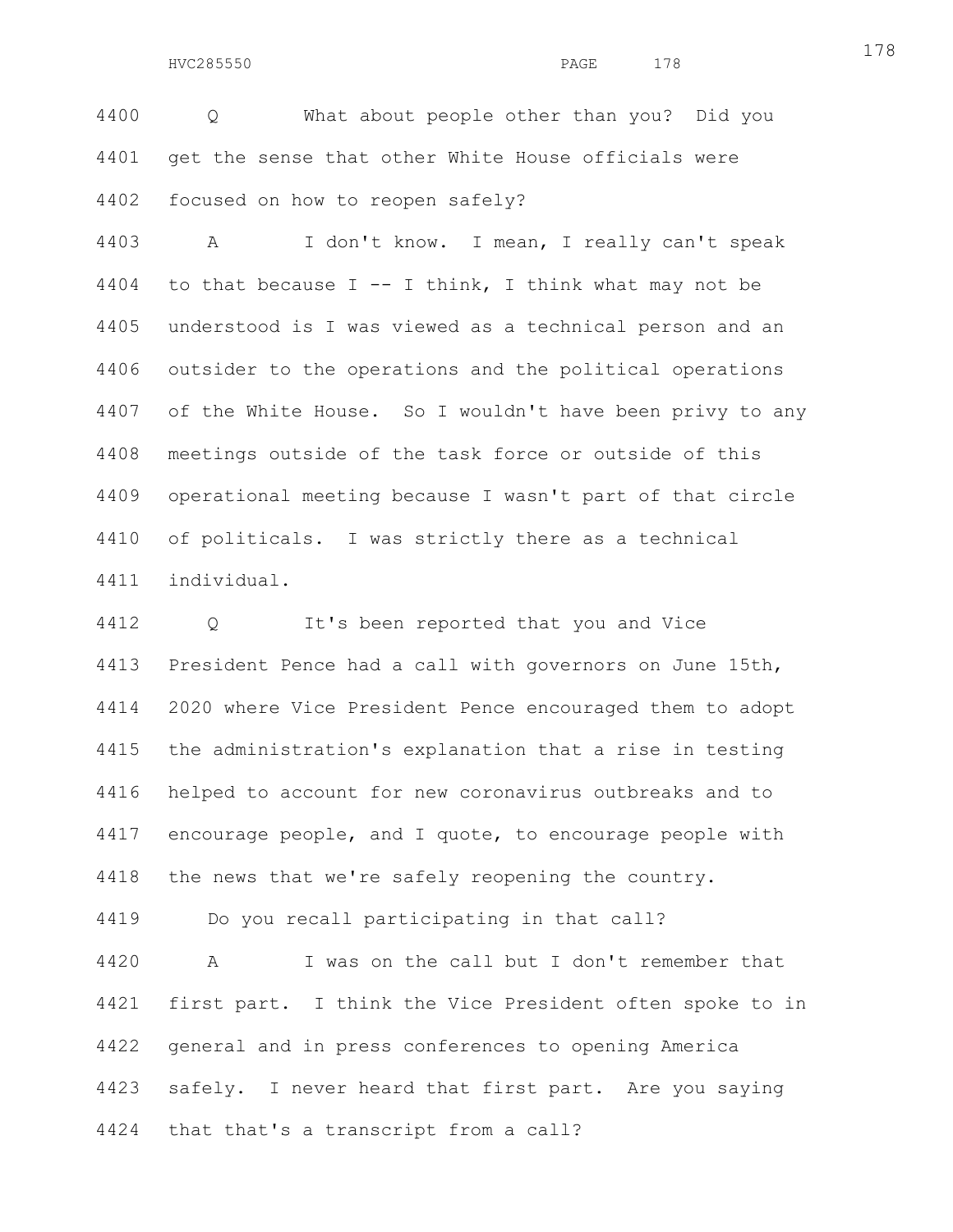4400 Q What about people other than you? Did you

4401 get the sense that other White House officials were

4402 focused on how to reopen safely?

4403 A I don't know. I mean, I really can't speak

4404 to that because I -- I think, I think what may not be

4405 understood is I was viewed as a technical person and an

4406 outsider to the operations and the political operations

4407 of the White House. So I wouldn't have been privy to any

4408 meetings outside of the task force or outside of this

4409 operational meeting because I wasn't part of that circle

4410 of politicals. I was strictly there as a technical

4411 individual.

4412 Q It's been reported that you and Vice

4413 President Pence had a call with governors on June 15th,

4414 2020 where Vice President Pence encouraged them to adopt

4415 the administration's explanation that a rise in testing

4416 helped to account for new coronavirus outbreaks and to

4417 encourage people, and I quote, to encourage people with

4418 the news that we're safely reopening the country.

4419 Do you recall participating in that call?

4420 A I was on the call but I don't remember that

4421 first part. I think the Vice President often spoke to in

4422 general and in press conferences to opening America

4423 safely. I never heard that first part. Are you saying

4424 that that's a transcript from a call?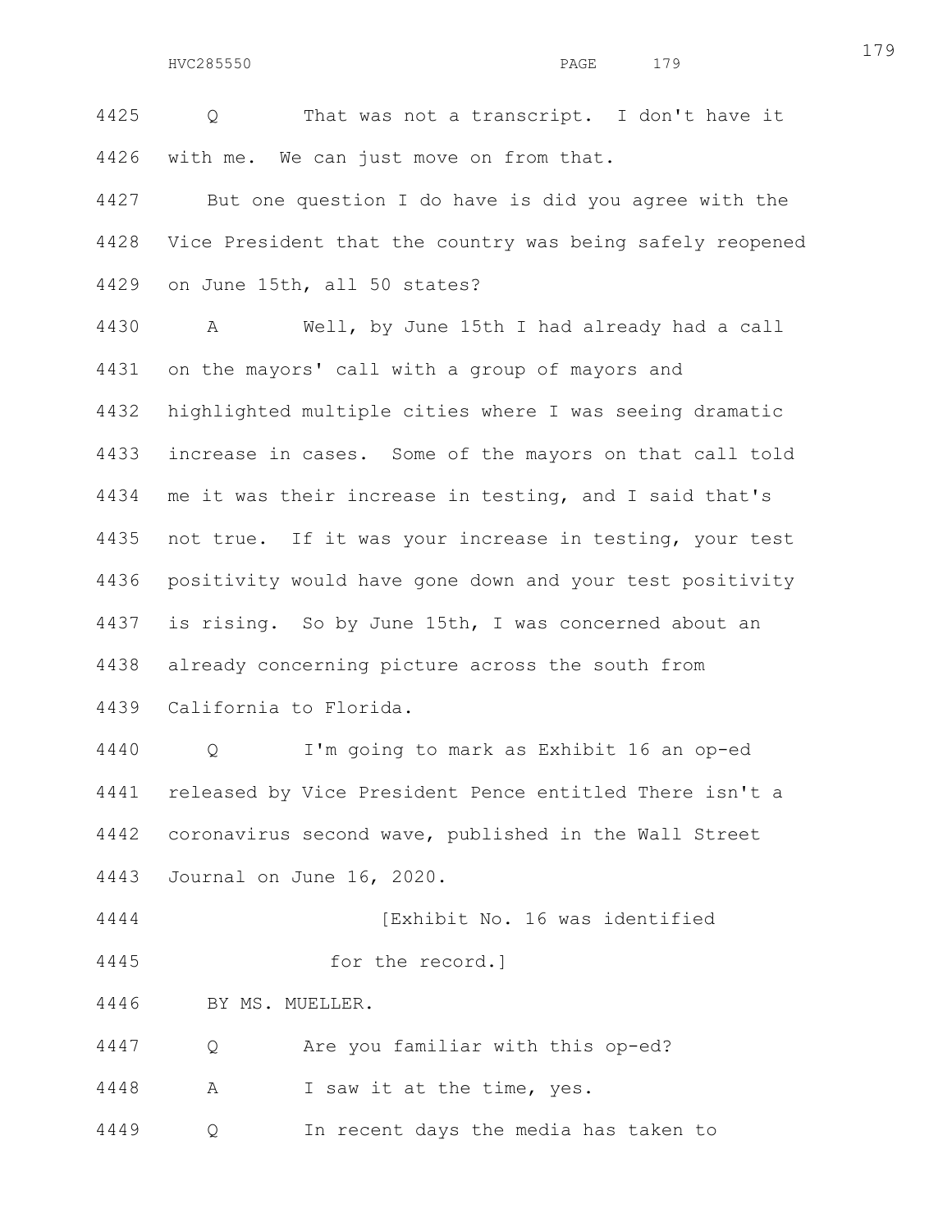Q That was not a transcript. I don't have it with me. We can just move on from that.

But one question I do have is did you agree with the Vice President that the country was being safely reopened on June 15th, all 50 states?

A Well, by June 15th I had already had a call on the mayors' call with a group of mayors and highlighted multiple cities where I was seeing dramatic increase in cases. Some of the mayors on that call told me it was their increase in testing, and I said that's not true. If it was your increase in testing, your test positivity would have gone down and your test positivity is rising. So by June 15th, I was concerned about an already concerning picture across the south from California to Florida.

Q I'm going to mark as Exhibit 16 an op-ed released by Vice President Pence entitled There isn't a coronavirus second wave, published in the Wall Street Journal on June 16, 2020.

[Exhibit No. 16 was identified for the record.]

BY MS. MUELLER.

Q Are you familiar with this op-ed?

A I saw it at the time, yes.

Q In recent days the media has taken to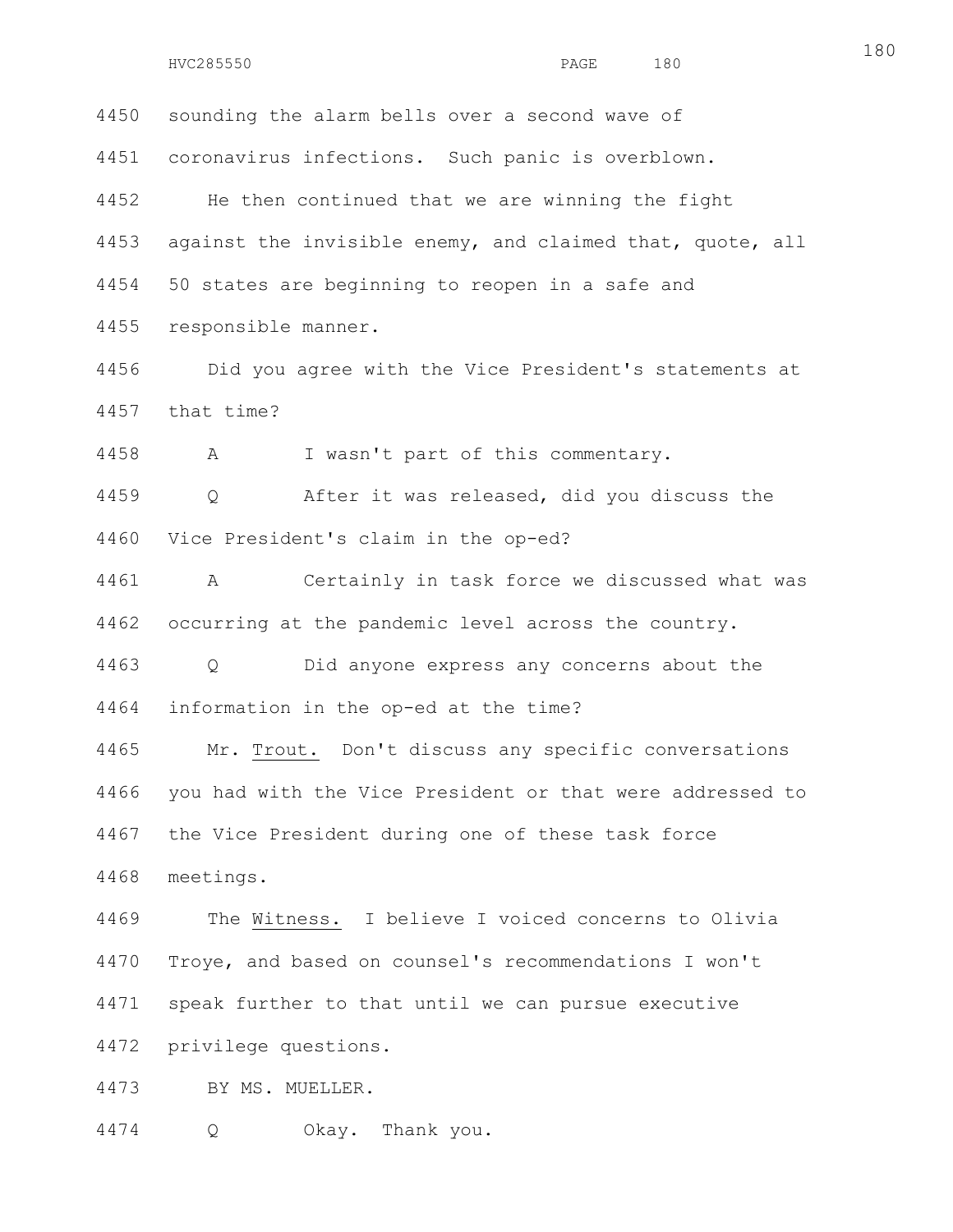4450 sounding the alarm bells over a second wave of

4451 coronavirus infections. Such panic is overblown.

4452 He then continued that we are winning the fight

4453 against the invisible enemy, and claimed that, quote, all

4454 50 states are beginning to reopen in a safe and

4455 responsible manner.

4456 Did you agree with the Vice President's statements at

4457 that time?

4458 A I wasn't part of this commentary.

4459 Q After it was released, did you discuss the

4460 Vice President's claim in the op-ed?

4461 A Certainly in task force we discussed what was

4462 occurring at the pandemic level across the country.

4463 Q Did anyone express any concerns about the

4464 information in the op-ed at the time?

4465 Mr. Trout. Don't discuss any specific conversations

4466 you had with the Vice President or that were addressed to

4467 the Vice President during one of these task force

4468 meetings.

4469 The Witness. I believe I voiced concerns to Olivia

4470 Troye, and based on counsel's recommendations I won't

4471 speak further to that until we can pursue executive

4472 privilege questions.

4473 BY MS. MUELLER.

4474 Q Okay. Thank you.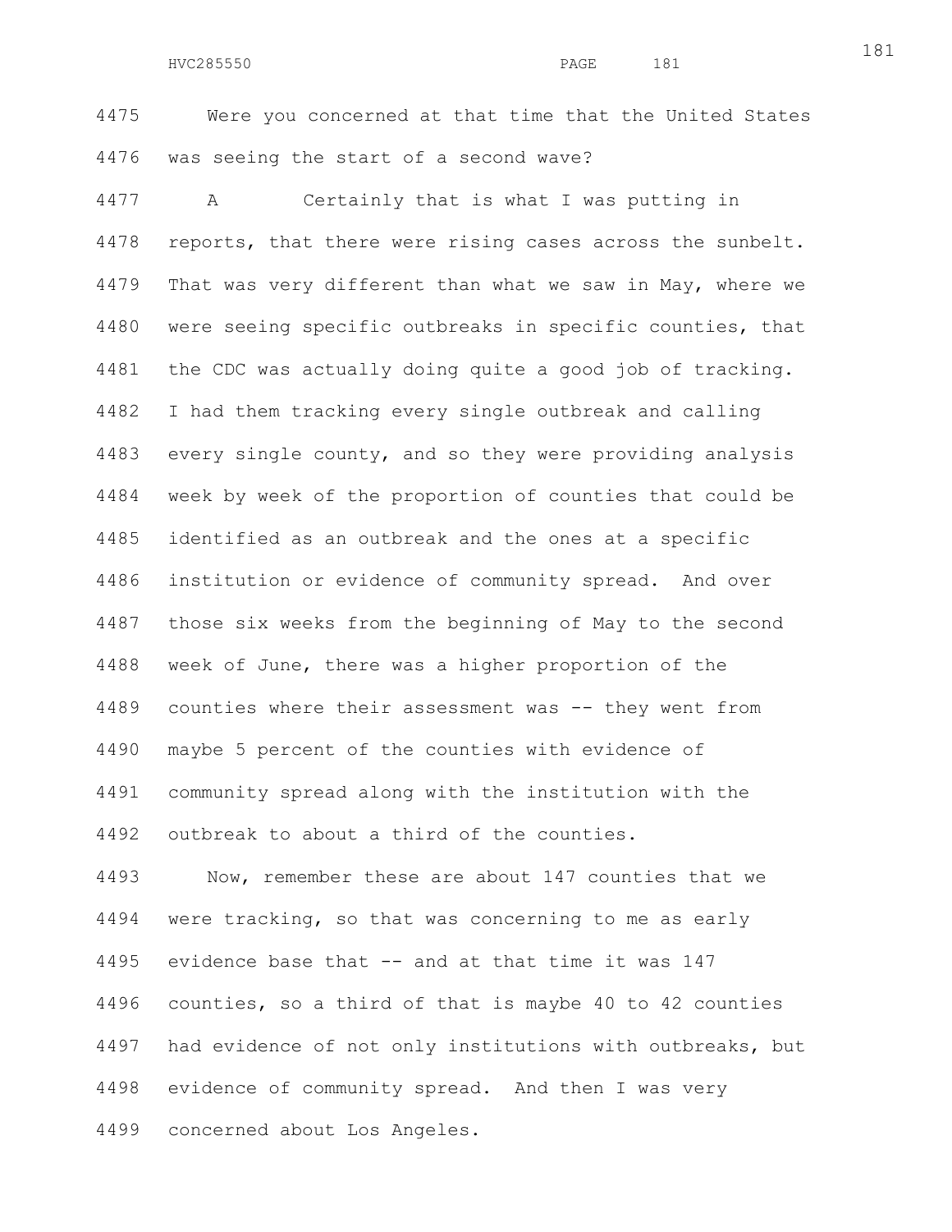Were you concerned at that time that the United States was seeing the start of a second wave?

A Certainly that is what I was putting in reports, that there were rising cases across the sunbelt. That was very different than what we saw in May, where we were seeing specific outbreaks in specific counties, that the CDC was actually doing quite a good job of tracking. I had them tracking every single outbreak and calling every single county, and so they were providing analysis week by week of the proportion of counties that could be identified as an outbreak and the ones at a specific institution or evidence of community spread. And over those six weeks from the beginning of May to the second week of June, there was a higher proportion of the counties where their assessment was -- they went from maybe 5 percent of the counties with evidence of community spread along with the institution with the outbreak to about a third of the counties.

Now, remember these are about 147 counties that we were tracking, so that was concerning to me as early evidence base that -- and at that time it was 147 counties, so a third of that is maybe 40 to 42 counties had evidence of not only institutions with outbreaks, but evidence of community spread. And then I was very concerned about Los Angeles.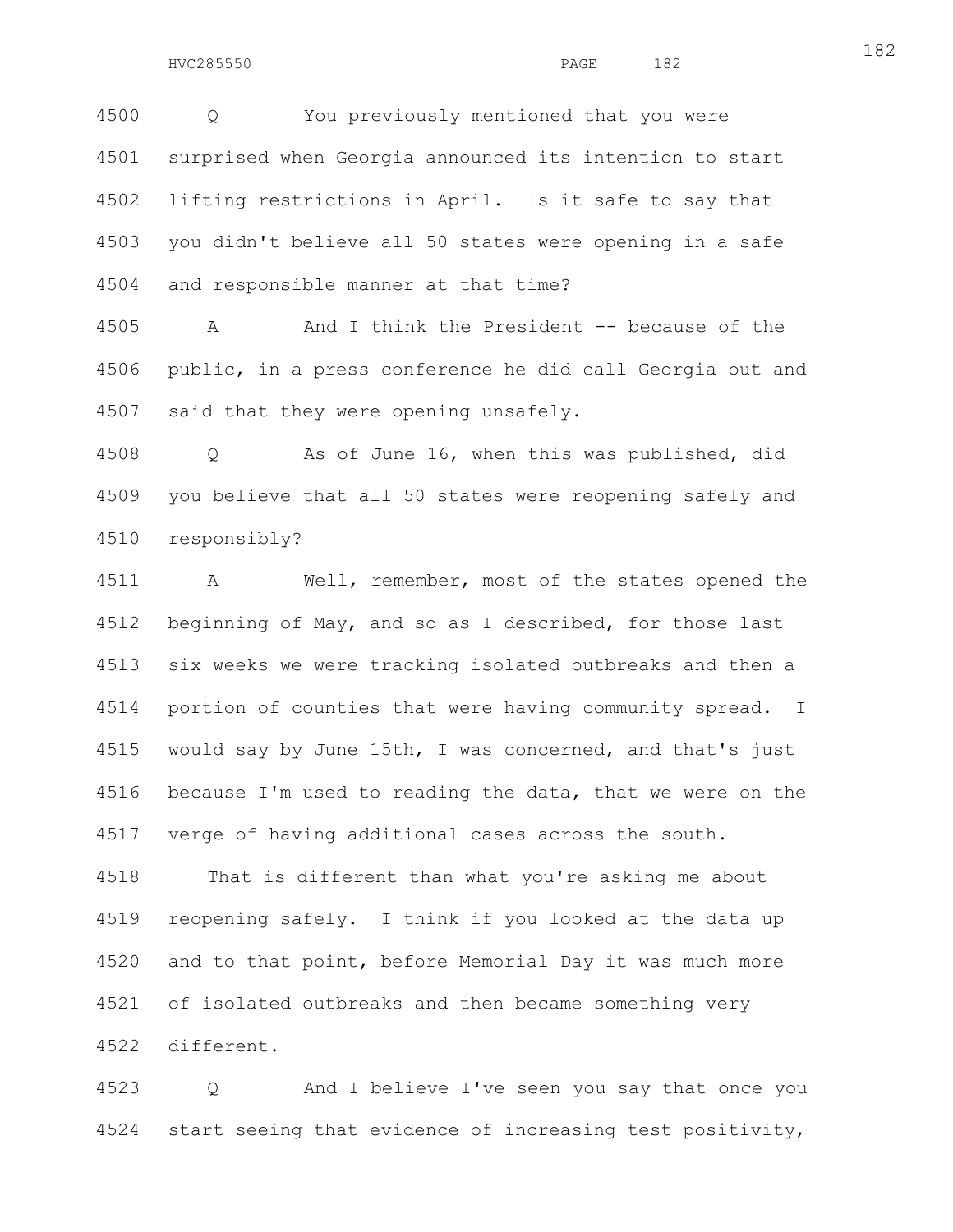4500 Q You previously mentioned that you were
4501 surprised when Georgia announced its intention to start
4502 lifting restrictions in April. Is it safe to say that
4503 you didn't believe all 50 states were opening in a safe
4504 and responsible manner at that time?

4505 A And I think the President -- because of the
4506 public, in a press conference he did call Georgia out and
4507 said that they were opening unsafely.

4508 Q As of June 16, when this was published, did
4509 you believe that all 50 states were reopening safely and
4510 responsibly?

4511 A Well, remember, most of the states opened the
4512 beginning of May, and so as I described, for those last
4513 six weeks we were tracking isolated outbreaks and then a
4514 portion of counties that were having community spread. I
4515 would say by June 15th, I was concerned, and that's just
4516 because I'm used to reading the data, that we were on the
4517 verge of having additional cases across the south.

4518 That is different than what you're asking me about
4519 reopening safely. I think if you looked at the data up
4520 and to that point, before Memorial Day it was much more
4521 of isolated outbreaks and then became something very
4522 different.

4523 Q And I believe I've seen you say that once you
4524 start seeing that evidence of increasing test positivity,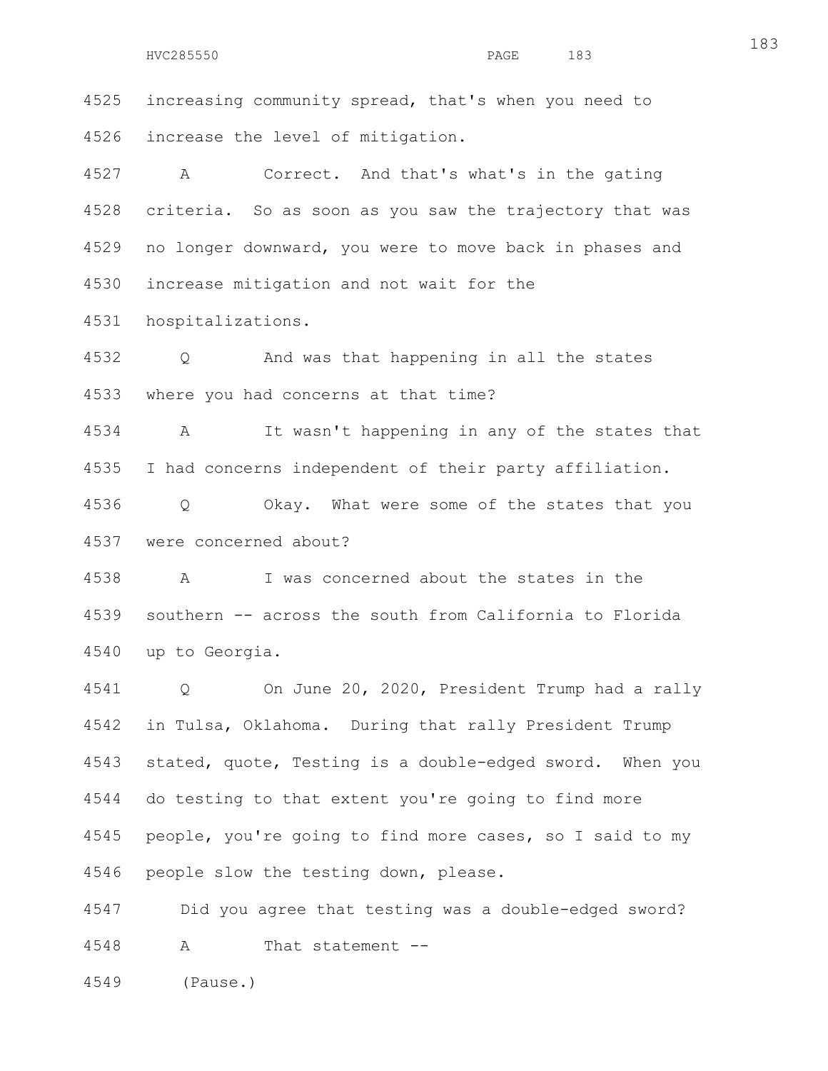4525 increasing community spread, that's when you need to

4526 increase the level of mitigation.

4527 A Correct. And that's what's in the gating

4528 criteria. So as soon as you saw the trajectory that was

4529 no longer downward, you were to move back in phases and

4530 increase mitigation and not wait for the

4531 hospitalizations.

4532 Q And was that happening in all the states

4533 where you had concerns at that time?

4534 A It wasn't happening in any of the states that

4535 I had concerns independent of their party affiliation.

4536 Q Okay. What were some of the states that you

4537 were concerned about?

4538 A I was concerned about the states in the

4539 southern -- across the south from California to Florida

4540 up to Georgia.

4541 Q On June 20, 2020, President Trump had a rally

4542 in Tulsa, Oklahoma. During that rally President Trump

4543 stated, quote, Testing is a double-edged sword. When you

4544 do testing to that extent you're going to find more

4545 people, you're going to find more cases, so I said to my

4546 people slow the testing down, please.

4547 Did you agree that testing was a double-edged sword?

4548 A That statement --

4549 (Pause.)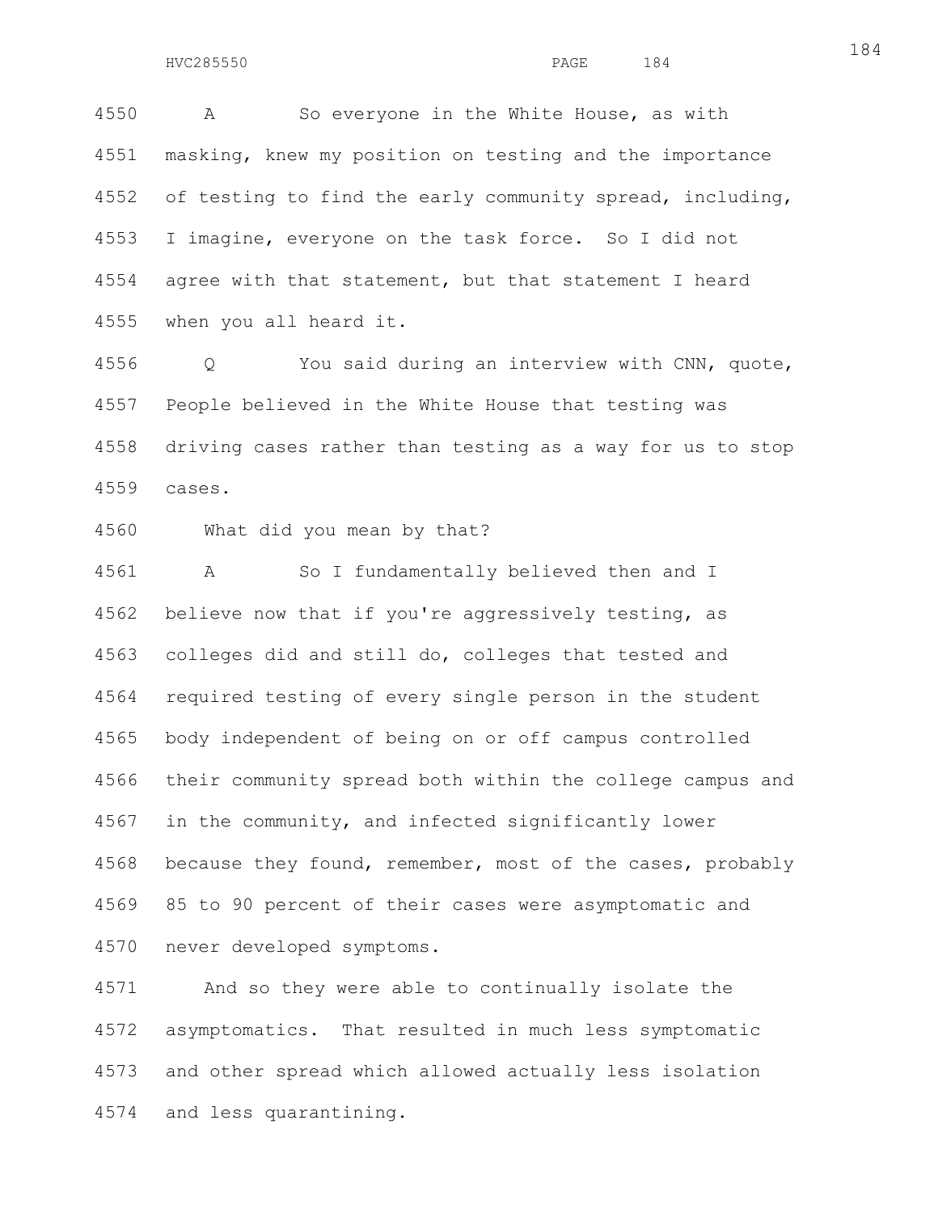A So everyone in the White House, as with masking, knew my position on testing and the importance of testing to find the early community spread, including, I imagine, everyone on the task force. So I did not agree with that statement, but that statement I heard when you all heard it.

Q You said during an interview with CNN, quote, People believed in the White House that testing was driving cases rather than testing as a way for us to stop cases.

What did you mean by that?

A So I fundamentally believed then and I believe now that if you're aggressively testing, as colleges did and still do, colleges that tested and required testing of every single person in the student body independent of being on or off campus controlled their community spread both within the college campus and in the community, and infected significantly lower because they found, remember, most of the cases, probably 85 to 90 percent of their cases were asymptomatic and never developed symptoms.

And so they were able to continually isolate the asymptomatics. That resulted in much less symptomatic and other spread which allowed actually less isolation and less quarantining.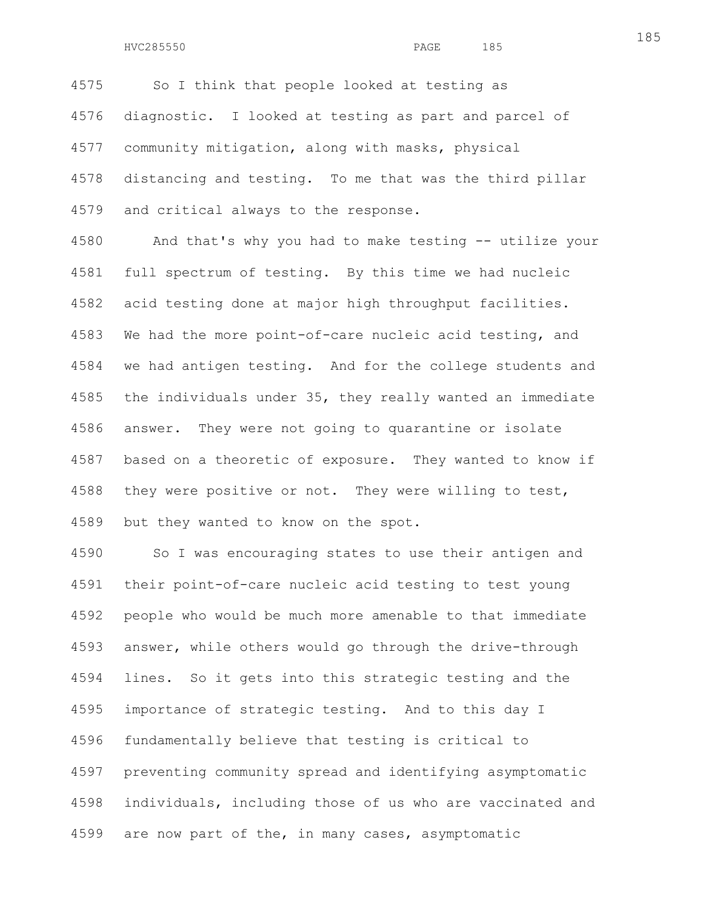So I think that people looked at testing as diagnostic. I looked at testing as part and parcel of community mitigation, along with masks, physical distancing and testing. To me that was the third pillar and critical always to the response.

And that's why you had to make testing -- utilize your full spectrum of testing. By this time we had nucleic acid testing done at major high throughput facilities. We had the more point-of-care nucleic acid testing, and we had antigen testing. And for the college students and the individuals under 35, they really wanted an immediate answer. They were not going to quarantine or isolate based on a theoretic of exposure. They wanted to know if they were positive or not. They were willing to test, but they wanted to know on the spot.

So I was encouraging states to use their antigen and their point-of-care nucleic acid testing to test young people who would be much more amenable to that immediate answer, while others would go through the drive-through lines. So it gets into this strategic testing and the importance of strategic testing. And to this day I fundamentally believe that testing is critical to preventing community spread and identifying asymptomatic individuals, including those of us who are vaccinated and are now part of the, in many cases, asymptomatic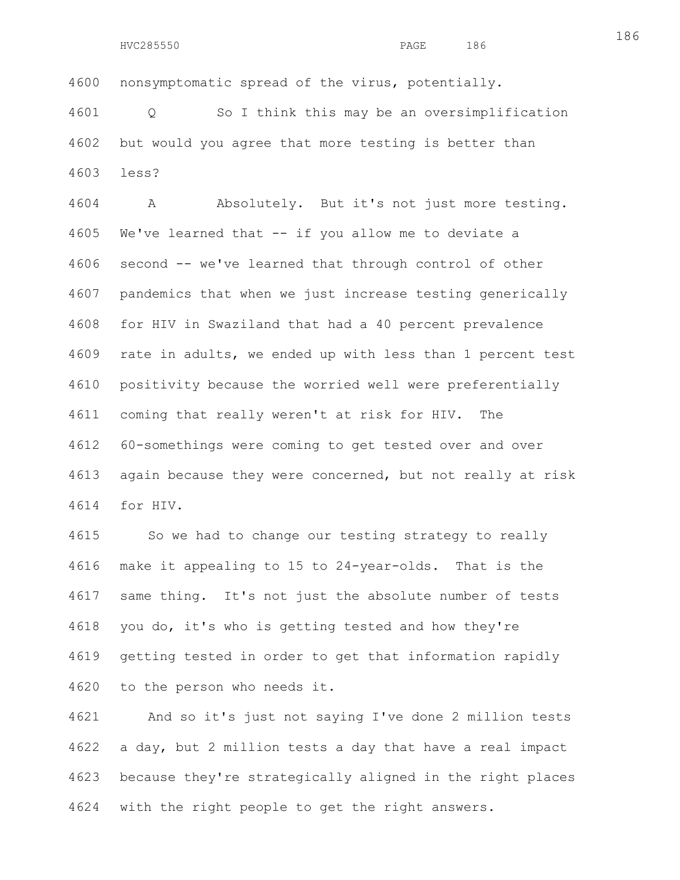nonsymptomatic spread of the virus, potentially.

Q So I think this may be an oversimplification but would you agree that more testing is better than less?

A Absolutely. But it's not just more testing. We've learned that -- if you allow me to deviate a second -- we've learned that through control of other pandemics that when we just increase testing generically for HIV in Swaziland that had a 40 percent prevalence rate in adults, we ended up with less than 1 percent test positivity because the worried well were preferentially coming that really weren't at risk for HIV. The 60-somethings were coming to get tested over and over again because they were concerned, but not really at risk for HIV.

So we had to change our testing strategy to really make it appealing to 15 to 24-year-olds. That is the same thing. It's not just the absolute number of tests you do, it's who is getting tested and how they're getting tested in order to get that information rapidly to the person who needs it.

And so it's just not saying I've done 2 million tests a day, but 2 million tests a day that have a real impact because they're strategically aligned in the right places with the right people to get the right answers.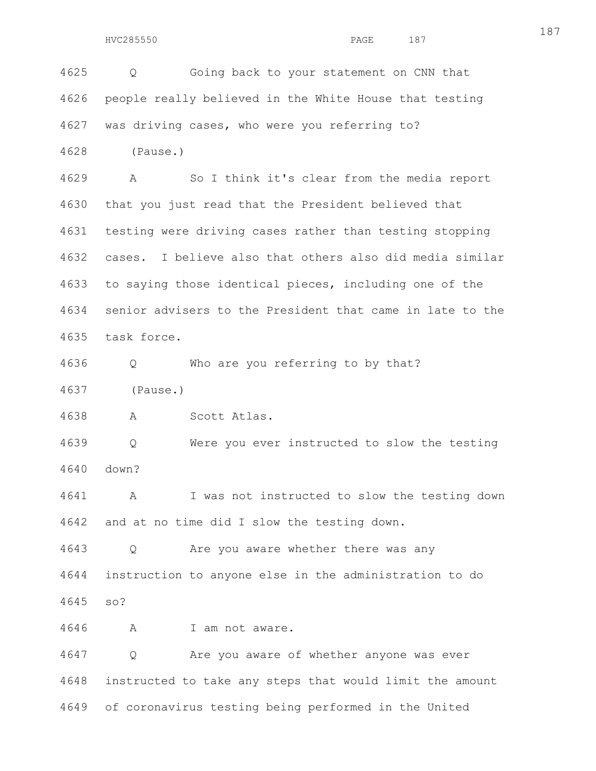4625 Q Going back to your statement on CNN that

4626 people really believed in the White House that testing

4627 was driving cases, who were you referring to?

4628 (Pause.)

4629 A So I think it's clear from the media report

4630 that you just read that the President believed that

4631 testing were driving cases rather than testing stopping

4632 cases. I believe also that others also did media similar

4633 to saying those identical pieces, including one of the

4634 senior advisers to the President that came in late to the

4635 task force.

4636 Q Who are you referring to by that?

4637 (Pause.)

4638 A Scott Atlas.

4639 Q Were you ever instructed to slow the testing

4640 down?

4641 A I was not instructed to slow the testing down

4642 and at no time did I slow the testing down.

4643 Q Are you aware whether there was any

4644 instruction to anyone else in the administration to do

4645 so?

4646 A I am not aware.

4647 Q Are you aware of whether anyone was ever

4648 instructed to take any steps that would limit the amount

4649 of coronavirus testing being performed in the United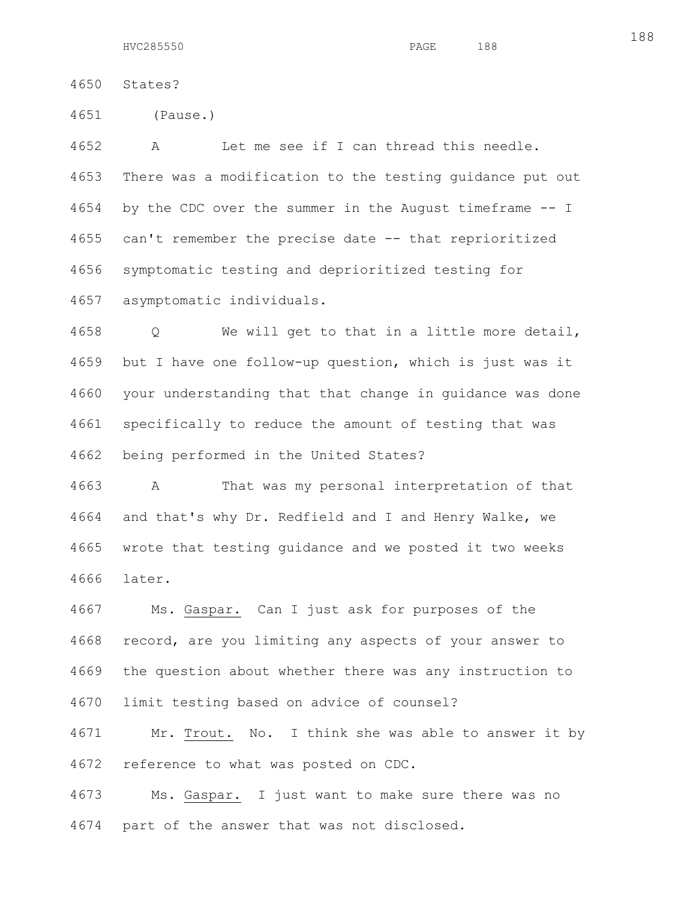4650 States?

4651 (Pause.)

4652 A Let me see if I can thread this needle.
4653 There was a modification to the testing guidance put out
4654 by the CDC over the summer in the August timeframe -- I
4655 can't remember the precise date -- that reprioritized
4656 symptomatic testing and deprioritized testing for
4657 asymptomatic individuals.

4658 Q We will get to that in a little more detail,
4659 but I have one follow-up question, which is just was it
4660 your understanding that that change in guidance was done
4661 specifically to reduce the amount of testing that was
4662 being performed in the United States?

4663 A That was my personal interpretation of that
4664 and that's why Dr. Redfield and I and Henry Walke, we
4665 wrote that testing guidance and we posted it two weeks
4666 later.

4667 Ms. Gaspar. Can I just ask for purposes of the
4668 record, are you limiting any aspects of your answer to
4669 the question about whether there was any instruction to
4670 limit testing based on advice of counsel?

4671 Mr. Trout. No. I think she was able to answer it by
4672 reference to what was posted on CDC.

4673 Ms. Gaspar. I just want to make sure there was no
4674 part of the answer that was not disclosed.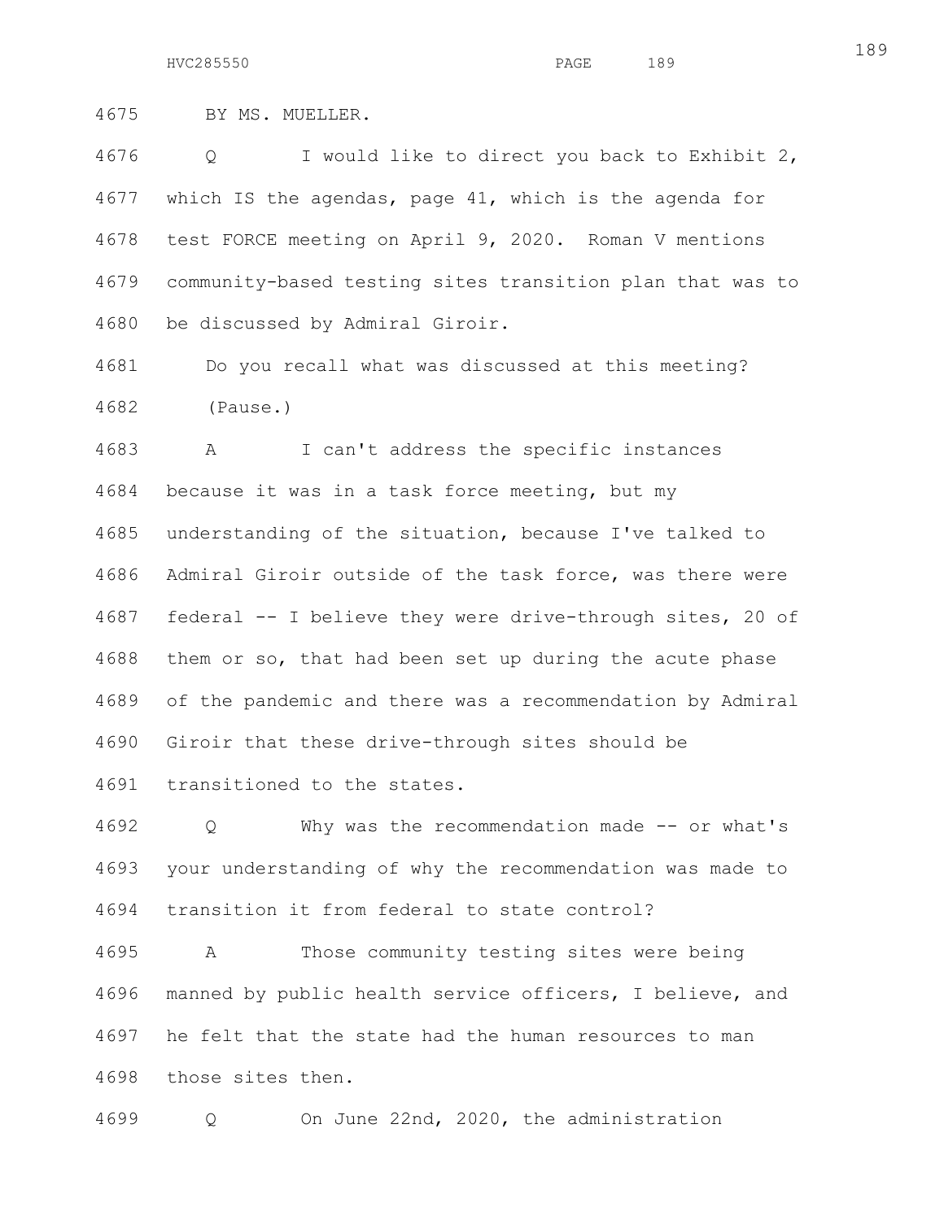BY MS. MUELLER.

Q I would like to direct you back to Exhibit 2, which IS the agendas, page 41, which is the agenda for test FORCE meeting on April 9, 2020. Roman V mentions community-based testing sites transition plan that was to be discussed by Admiral Giroir.

Do you recall what was discussed at this meeting?

(Pause.)

A I can't address the specific instances because it was in a task force meeting, but my understanding of the situation, because I've talked to Admiral Giroir outside of the task force, was there were federal -- I believe they were drive-through sites, 20 of them or so, that had been set up during the acute phase of the pandemic and there was a recommendation by Admiral Giroir that these drive-through sites should be transitioned to the states.

Q Why was the recommendation made -- or what's your understanding of why the recommendation was made to transition it from federal to state control?

A Those community testing sites were being manned by public health service officers, I believe, and he felt that the state had the human resources to man those sites then.

Q On June 22nd, 2020, the administration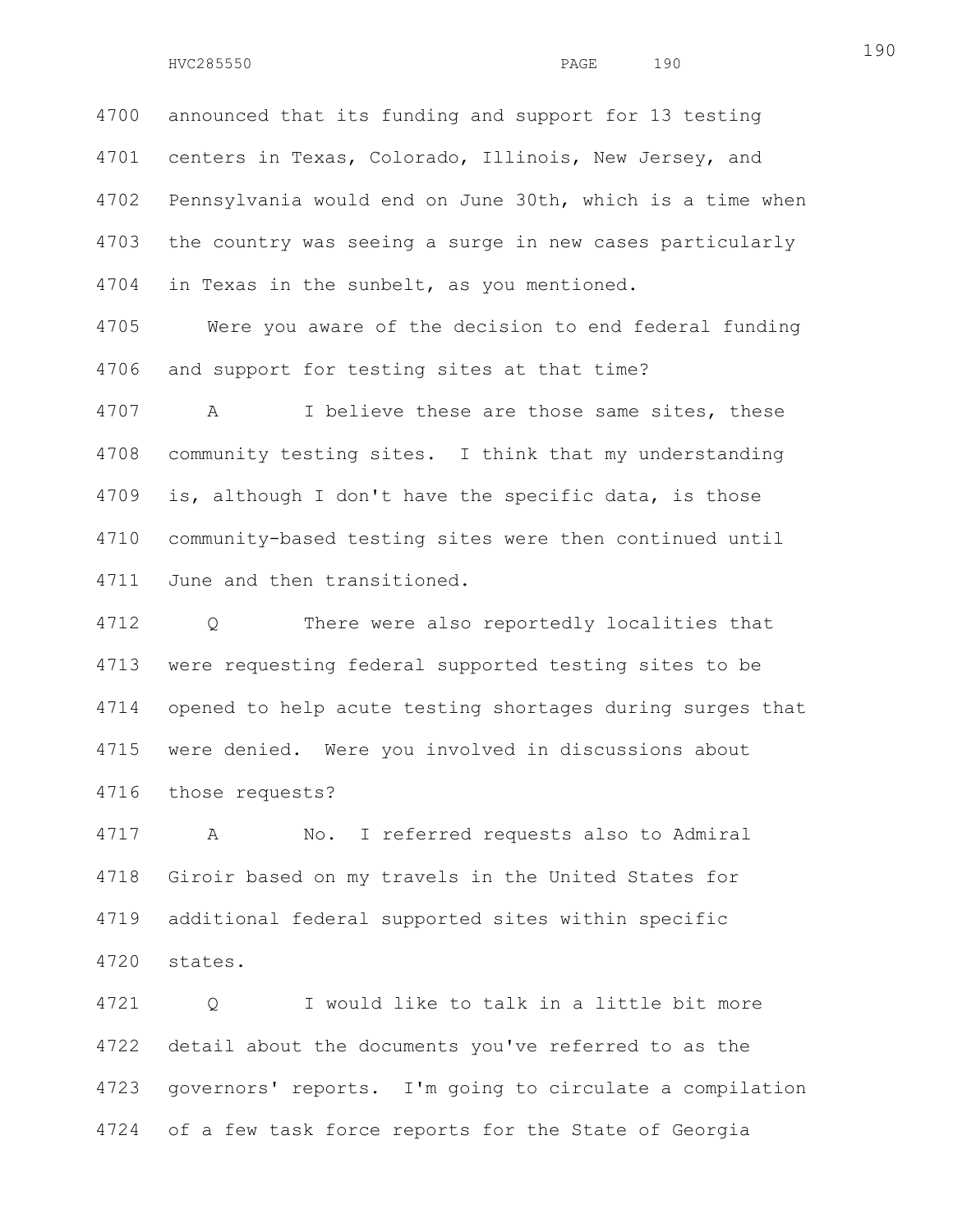4700 announced that its funding and support for 13 testing
4701 centers in Texas, Colorado, Illinois, New Jersey, and
4702 Pennsylvania would end on June 30th, which is a time when
4703 the country was seeing a surge in new cases particularly
4704 in Texas in the sunbelt, as you mentioned.

4705 Were you aware of the decision to end federal funding
4706 and support for testing sites at that time?

4707 A I believe these are those same sites, these
4708 community testing sites. I think that my understanding
4709 is, although I don't have the specific data, is those
4710 community-based testing sites were then continued until
4711 June and then transitioned.

4712 Q There were also reportedly localities that
4713 were requesting federal supported testing sites to be
4714 opened to help acute testing shortages during surges that
4715 were denied. Were you involved in discussions about
4716 those requests?

4717 A No. I referred requests also to Admiral
4718 Giroir based on my travels in the United States for
4719 additional federal supported sites within specific
4720 states.

4721 Q I would like to talk in a little bit more
4722 detail about the documents you've referred to as the
4723 governors' reports. I'm going to circulate a compilation
4724 of a few task force reports for the State of Georgia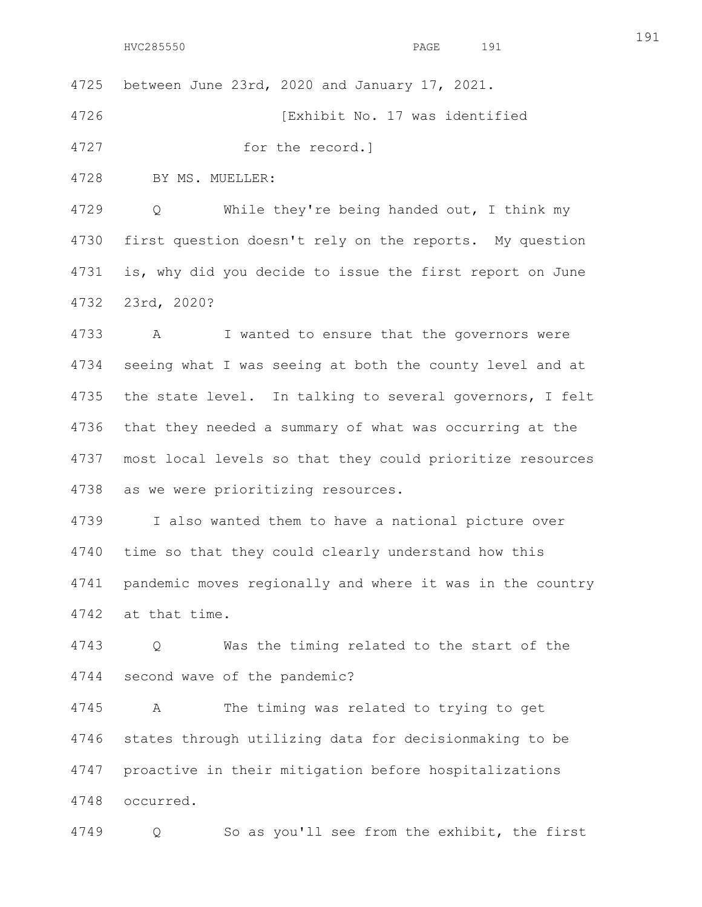between June 23rd, 2020 and January 17, 2021.

[Exhibit No. 17 was identified for the record.]

BY MS. MUELLER:

Q While they're being handed out, I think my first question doesn't rely on the reports. My question is, why did you decide to issue the first report on June 23rd, 2020?

A I wanted to ensure that the governors were seeing what I was seeing at both the county level and at the state level. In talking to several governors, I felt that they needed a summary of what was occurring at the most local levels so that they could prioritize resources as we were prioritizing resources.

I also wanted them to have a national picture over time so that they could clearly understand how this pandemic moves regionally and where it was in the country at that time.

Q Was the timing related to the start of the second wave of the pandemic?

A The timing was related to trying to get states through utilizing data for decisionmaking to be proactive in their mitigation before hospitalizations occurred.

Q So as you'll see from the exhibit, the first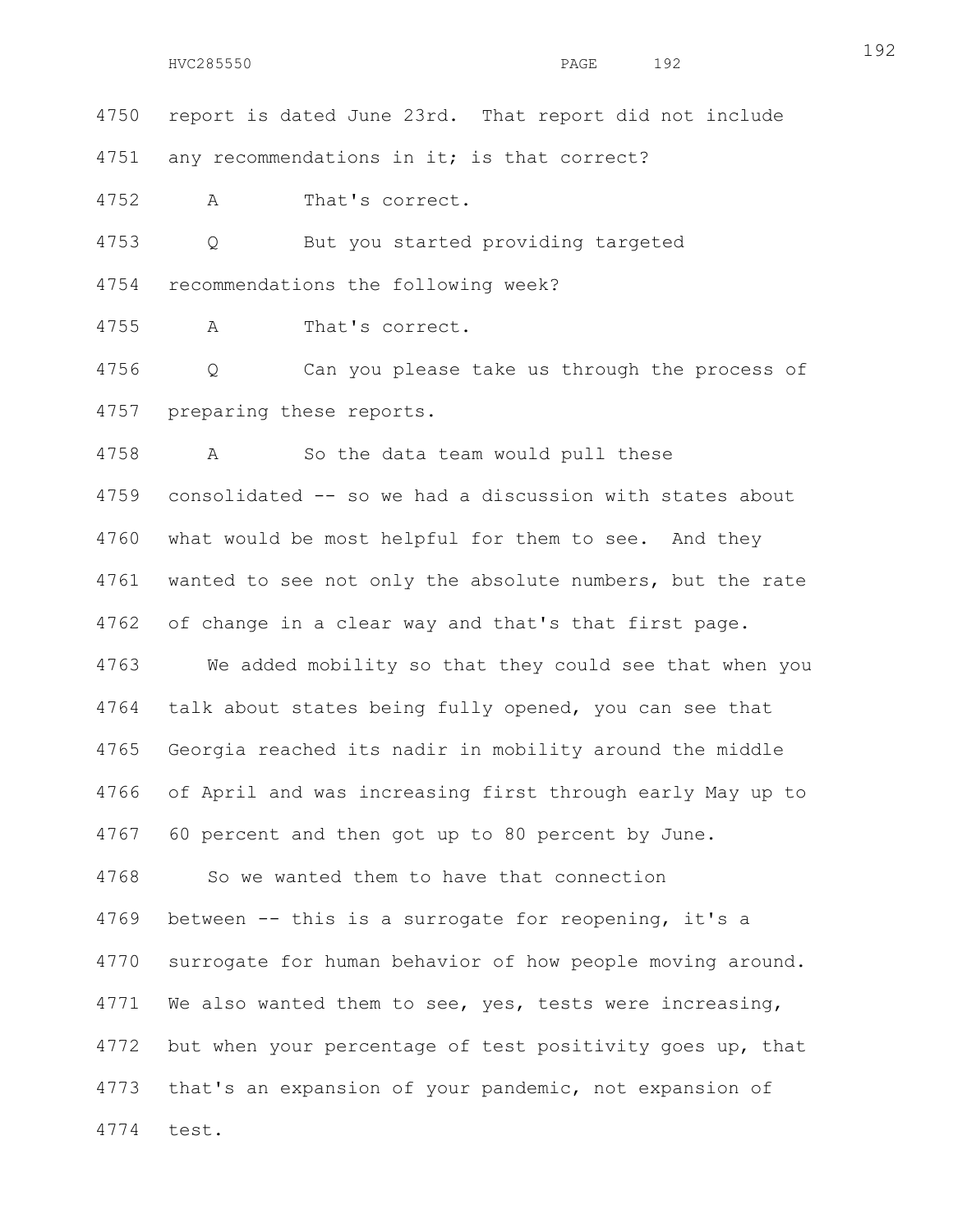4750 report is dated June 23rd. That report did not include

4751 any recommendations in it; is that correct?

4752 A That's correct.

4753 Q But you started providing targeted

4754 recommendations the following week?

4755 A That's correct.

4756 Q Can you please take us through the process of

4757 preparing these reports.

4758 A So the data team would pull these

4759 consolidated -- so we had a discussion with states about

4760 what would be most helpful for them to see. And they

4761 wanted to see not only the absolute numbers, but the rate

4762 of change in a clear way and that's that first page.

4763 We added mobility so that they could see that when you

4764 talk about states being fully opened, you can see that

4765 Georgia reached its nadir in mobility around the middle

4766 of April and was increasing first through early May up to

4767 60 percent and then got up to 80 percent by June.

4768 So we wanted them to have that connection

4769 between -- this is a surrogate for reopening, it's a

4770 surrogate for human behavior of how people moving around.

4771 We also wanted them to see, yes, tests were increasing,

4772 but when your percentage of test positivity goes up, that

4773 that's an expansion of your pandemic, not expansion of

4774 test.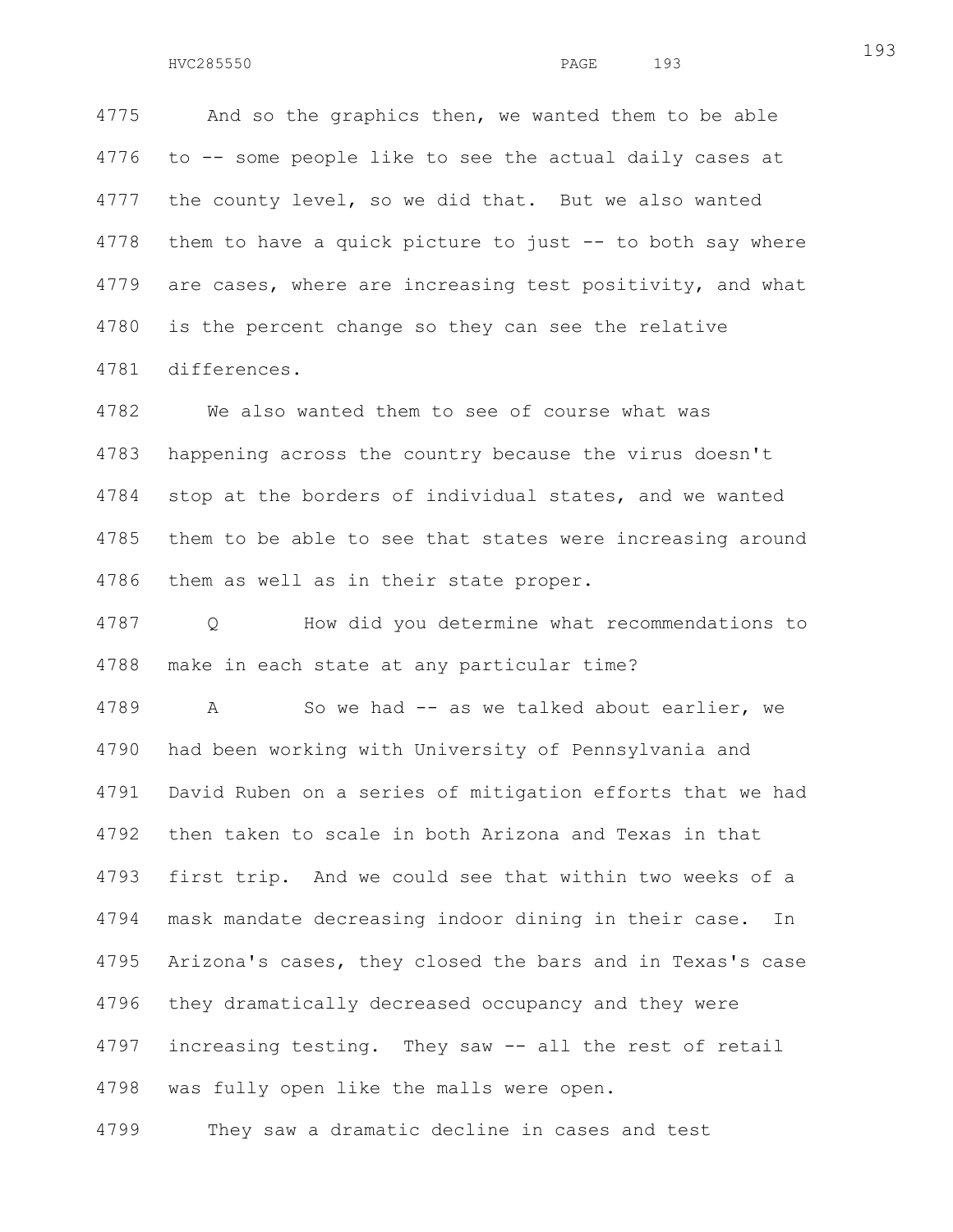And so the graphics then, we wanted them to be able to -- some people like to see the actual daily cases at the county level, so we did that. But we also wanted them to have a quick picture to just -- to both say where are cases, where are increasing test positivity, and what is the percent change so they can see the relative differences.

We also wanted them to see of course what was happening across the country because the virus doesn't stop at the borders of individual states, and we wanted them to be able to see that states were increasing around them as well as in their state proper.

Q How did you determine what recommendations to make in each state at any particular time?

A So we had -- as we talked about earlier, we had been working with University of Pennsylvania and David Ruben on a series of mitigation efforts that we had then taken to scale in both Arizona and Texas in that first trip. And we could see that within two weeks of a mask mandate decreasing indoor dining in their case. In Arizona's cases, they closed the bars and in Texas's case they dramatically decreased occupancy and they were increasing testing. They saw -- all the rest of retail was fully open like the malls were open.

They saw a dramatic decline in cases and test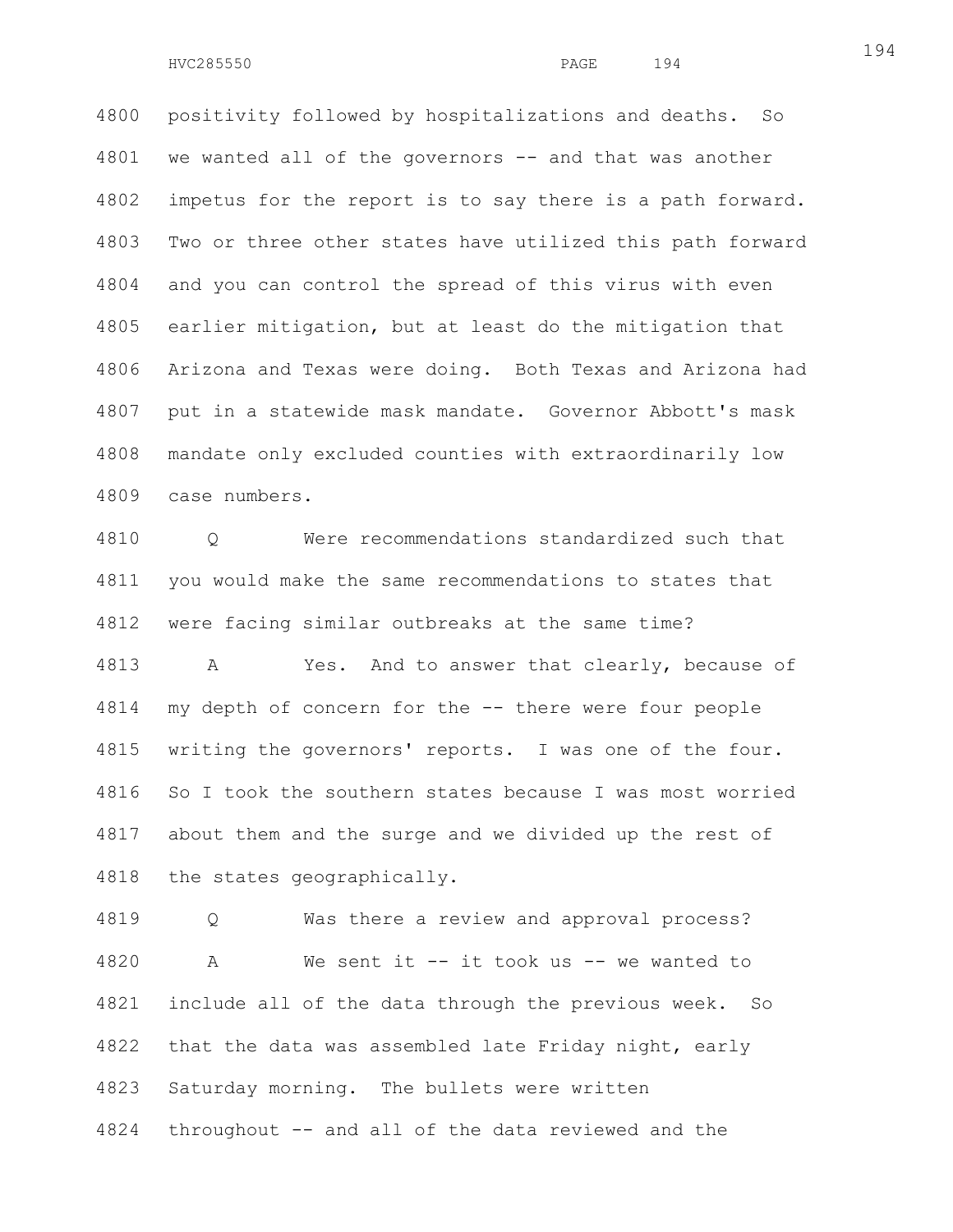positivity followed by hospitalizations and deaths. So we wanted all of the governors -- and that was another impetus for the report is to say there is a path forward. Two or three other states have utilized this path forward and you can control the spread of this virus with even earlier mitigation, but at least do the mitigation that Arizona and Texas were doing. Both Texas and Arizona had put in a statewide mask mandate. Governor Abbott's mask mandate only excluded counties with extraordinarily low case numbers.

Q Were recommendations standardized such that you would make the same recommendations to states that were facing similar outbreaks at the same time?

A Yes. And to answer that clearly, because of my depth of concern for the -- there were four people writing the governors' reports. I was one of the four. So I took the southern states because I was most worried about them and the surge and we divided up the rest of the states geographically.

Q Was there a review and approval process?

A We sent it -- it took us -- we wanted to include all of the data through the previous week. So that the data was assembled late Friday night, early Saturday morning. The bullets were written throughout -- and all of the data reviewed and the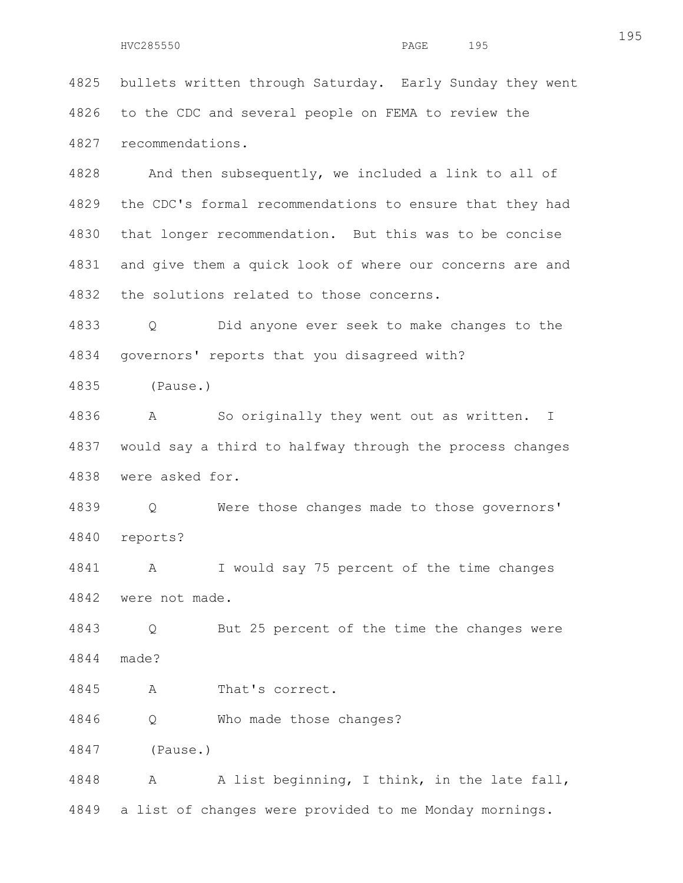4825 bullets written through Saturday. Early Sunday they went
4826 to the CDC and several people on FEMA to review the
4827 recommendations.

4828 And then subsequently, we included a link to all of
4829 the CDC's formal recommendations to ensure that they had
4830 that longer recommendation. But this was to be concise
4831 and give them a quick look of where our concerns are and
4832 the solutions related to those concerns.

4833 Q Did anyone ever seek to make changes to the
4834 governors' reports that you disagreed with?

4835 (Pause.)

4836 A So originally they went out as written. I
4837 would say a third to halfway through the process changes
4838 were asked for.

4839 Q Were those changes made to those governors'
4840 reports?

4841 A I would say 75 percent of the time changes
4842 were not made.

4843 Q But 25 percent of the time the changes were
4844 made?

4845 A That's correct.

4846 Q Who made those changes?

4847 (Pause.)

4848 A A list beginning, I think, in the late fall,
4849 a list of changes were provided to me Monday mornings.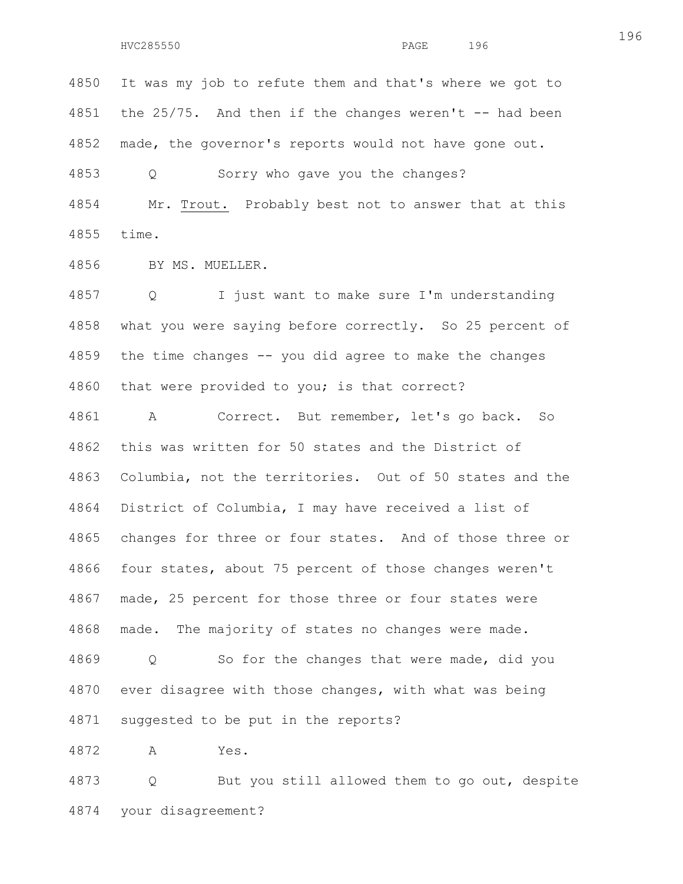4850 It was my job to refute them and that's where we got to
4851 the 25/75. And then if the changes weren't -- had been
4852 made, the governor's reports would not have gone out.

4853 Q Sorry who gave you the changes?

4854 Mr. Trout. Probably best not to answer that at this
4855 time.

4856 BY MS. MUELLER.

4857 Q I just want to make sure I'm understanding
4858 what you were saying before correctly. So 25 percent of
4859 the time changes -- you did agree to make the changes
4860 that were provided to you; is that correct?

4861 A Correct. But remember, let's go back. So
4862 this was written for 50 states and the District of
4863 Columbia, not the territories. Out of 50 states and the
4864 District of Columbia, I may have received a list of
4865 changes for three or four states. And of those three or
4866 four states, about 75 percent of those changes weren't
4867 made, 25 percent for those three or four states were
4868 made. The majority of states no changes were made.

4869 Q So for the changes that were made, did you
4870 ever disagree with those changes, with what was being
4871 suggested to be put in the reports?

4872 A Yes.

4873 Q But you still allowed them to go out, despite
4874 your disagreement?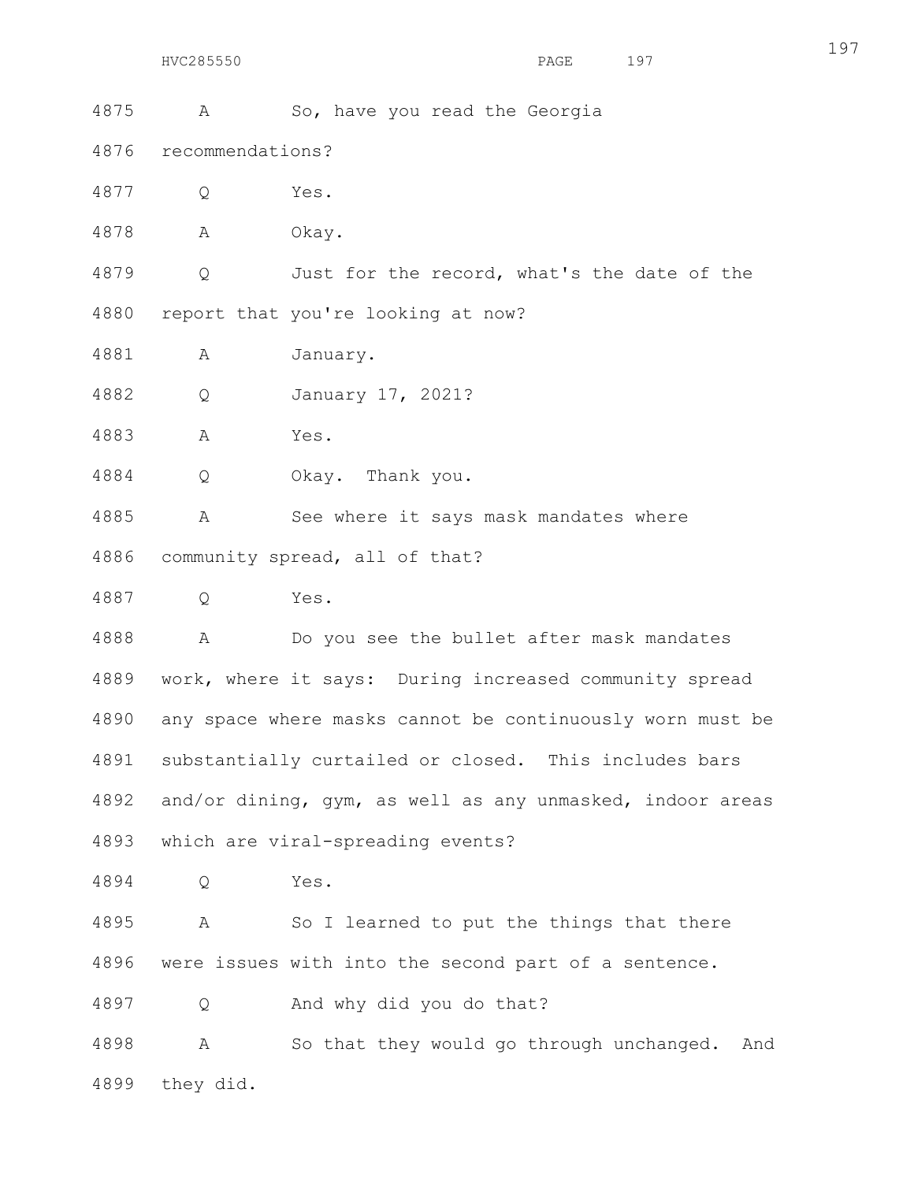4875 A So, have you read the Georgia

4876 recommendations?

4877 Q Yes.

4878 A Okay.

4879 Q Just for the record, what's the date of the

4880 report that you're looking at now?

4881 A January.

4882 Q January 17, 2021?

4883 A Yes.

4884 Q Okay. Thank you.

4885 A See where it says mask mandates where

4886 community spread, all of that?

4887 Q Yes.

4888 A Do you see the bullet after mask mandates

4889 work, where it says: During increased community spread

4890 any space where masks cannot be continuously worn must be

4891 substantially curtailed or closed. This includes bars

4892 and/or dining, gym, as well as any unmasked, indoor areas

4893 which are viral-spreading events?

4894 Q Yes.

4895 A So I learned to put the things that there

4896 were issues with into the second part of a sentence.

4897 Q And why did you do that?

4898 A So that they would go through unchanged. And

4899 they did.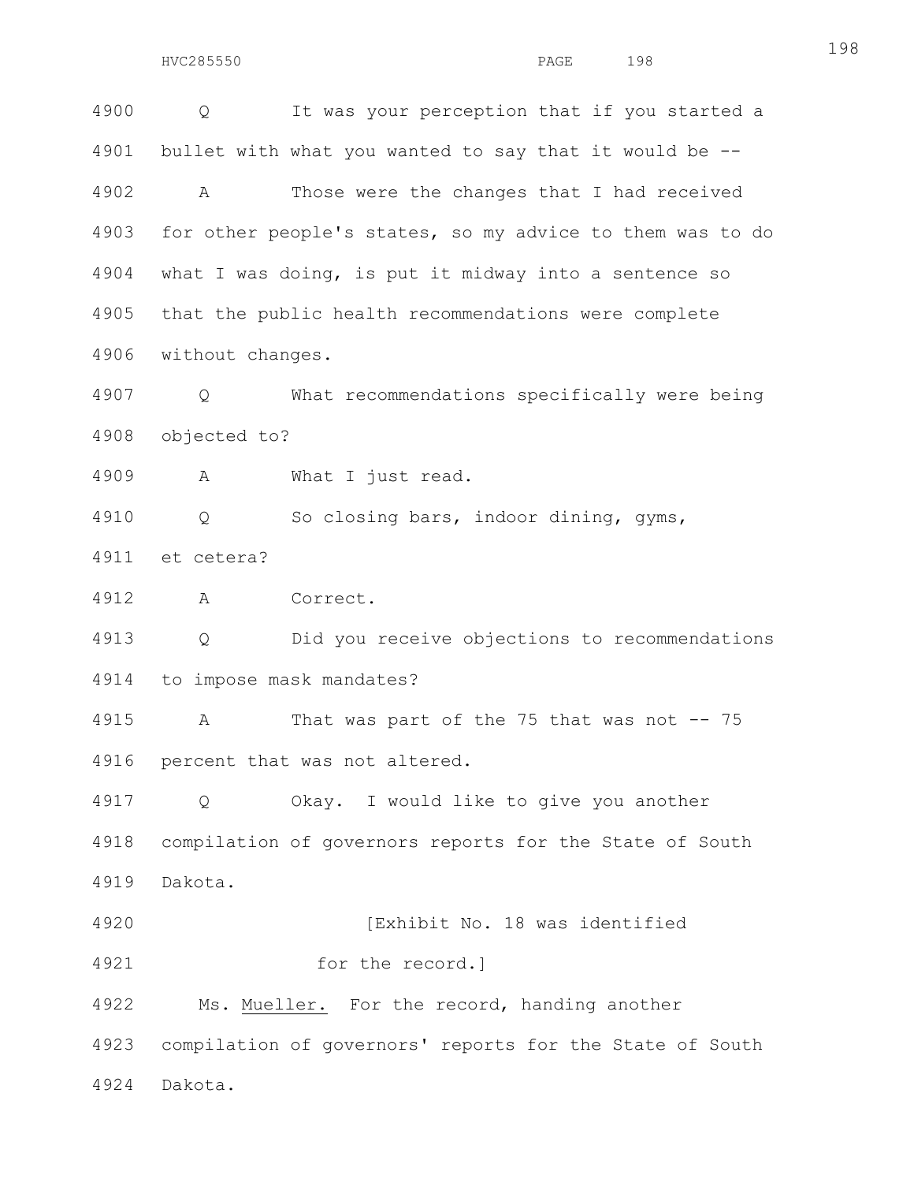Q It was your perception that if you started a bullet with what you wanted to say that it would be --

A Those were the changes that I had received for other people's states, so my advice to them was to do what I was doing, is put it midway into a sentence so that the public health recommendations were complete without changes.

Q What recommendations specifically were being objected to?

A What I just read.

Q So closing bars, indoor dining, gyms, et cetera?

A Correct.

Q Did you receive objections to recommendations to impose mask mandates?

A That was part of the 75 that was not -- 75 percent that was not altered.

Q Okay. I would like to give you another compilation of governors reports for the State of South Dakota.

[Exhibit No. 18 was identified for the record.]

Ms. Mueller. For the record, handing another compilation of governors' reports for the State of South Dakota.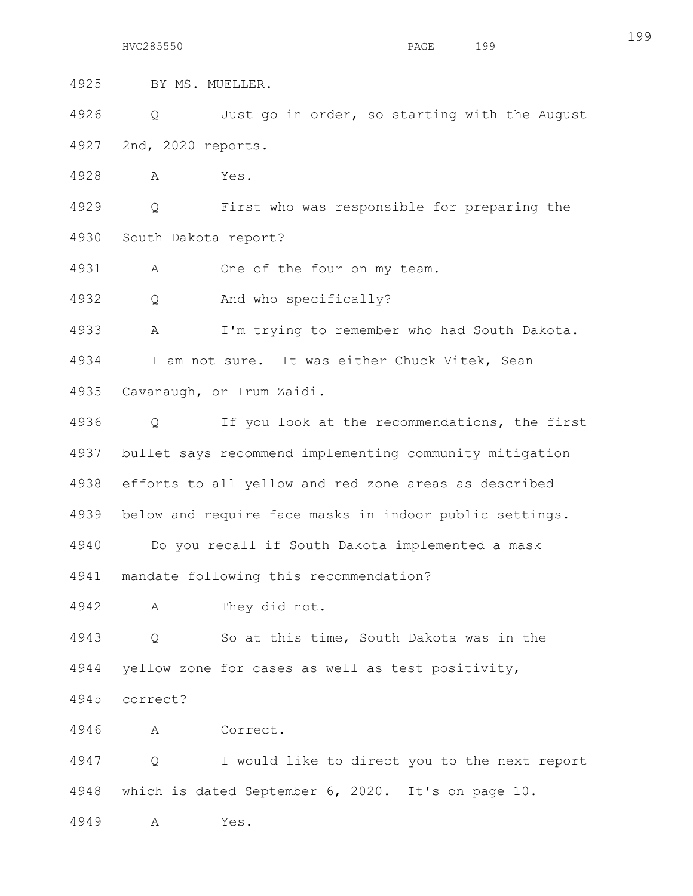BY MS. MUELLER.

Q Just go in order, so starting with the August 2nd, 2020 reports.

A Yes.

Q First who was responsible for preparing the South Dakota report?

A One of the four on my team.

Q And who specifically?

A I'm trying to remember who had South Dakota. I am not sure. It was either Chuck Vitek, Sean Cavanaugh, or Irum Zaidi.

Q If you look at the recommendations, the first bullet says recommend implementing community mitigation efforts to all yellow and red zone areas as described below and require face masks in indoor public settings.

Do you recall if South Dakota implemented a mask mandate following this recommendation?

A They did not.

Q So at this time, South Dakota was in the yellow zone for cases as well as test positivity, correct?

A Correct.

Q I would like to direct you to the next report which is dated September 6, 2020. It's on page 10.

A Yes.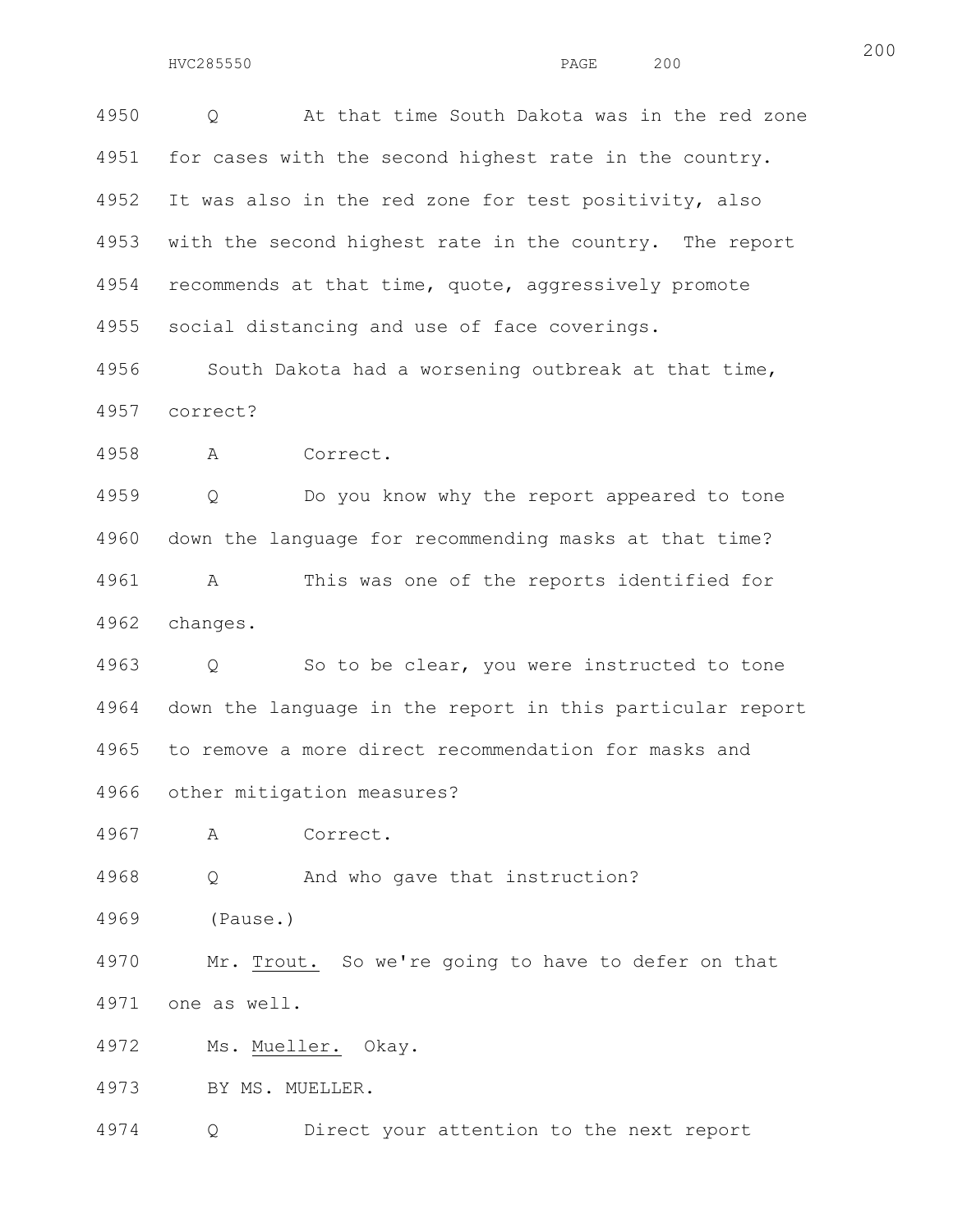Q At that time South Dakota was in the red zone for cases with the second highest rate in the country. It was also in the red zone for test positivity, also with the second highest rate in the country. The report recommends at that time, quote, aggressively promote social distancing and use of face coverings.

South Dakota had a worsening outbreak at that time, correct?

A Correct.

Q Do you know why the report appeared to tone down the language for recommending masks at that time?

A This was one of the reports identified for changes.

Q So to be clear, you were instructed to tone down the language in the report in this particular report to remove a more direct recommendation for masks and other mitigation measures?

A Correct.

Q And who gave that instruction?

(Pause.)

Mr. Trout. So we're going to have to defer on that one as well.

Ms. Mueller. Okay.

BY MS. MUELLER.

Q Direct your attention to the next report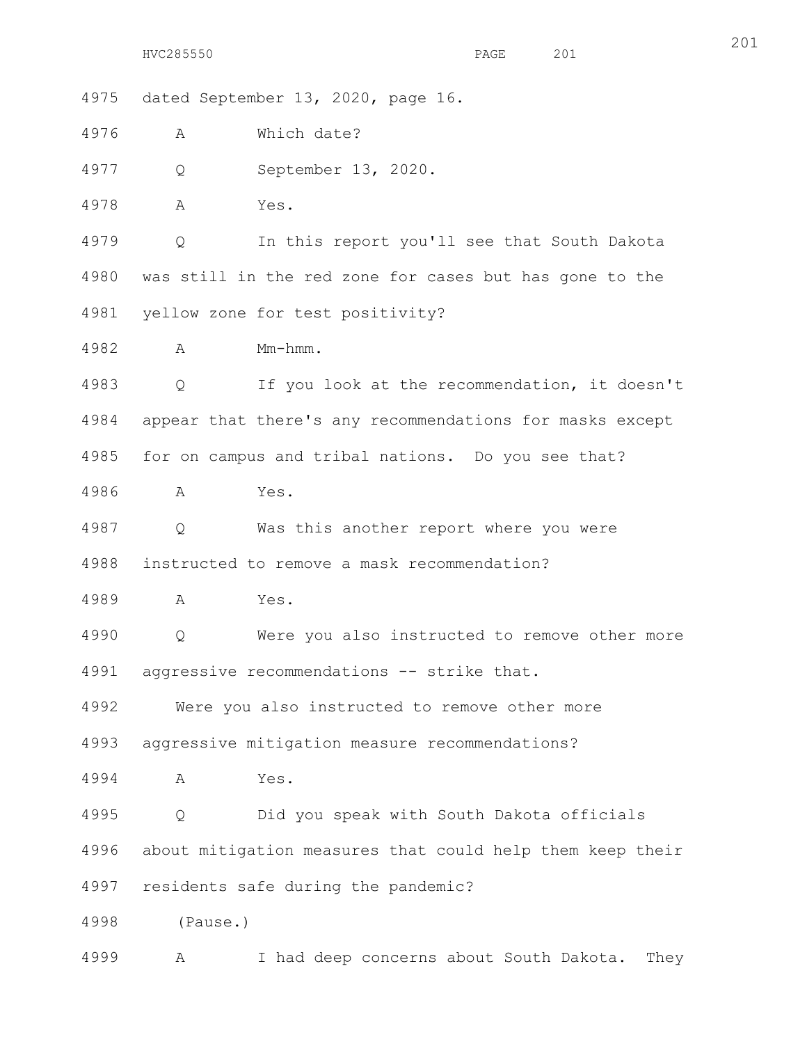4975 dated September 13, 2020, page 16.

4976 A Which date?

4977 Q September 13, 2020.

4978 A Yes.

4979 Q In this report you'll see that South Dakota

4980 was still in the red zone for cases but has gone to the

4981 yellow zone for test positivity?

4982 A Mm-hmm.

4983 Q If you look at the recommendation, it doesn't

4984 appear that there's any recommendations for masks except

4985 for on campus and tribal nations. Do you see that?

4986 A Yes.

4987 Q Was this another report where you were

4988 instructed to remove a mask recommendation?

4989 A Yes.

4990 Q Were you also instructed to remove other more

4991 aggressive recommendations -- strike that.

4992 Were you also instructed to remove other more

4993 aggressive mitigation measure recommendations?

4994 A Yes.

4995 Q Did you speak with South Dakota officials

4996 about mitigation measures that could help them keep their

4997 residents safe during the pandemic?

4998 (Pause.)

4999 A I had deep concerns about South Dakota. They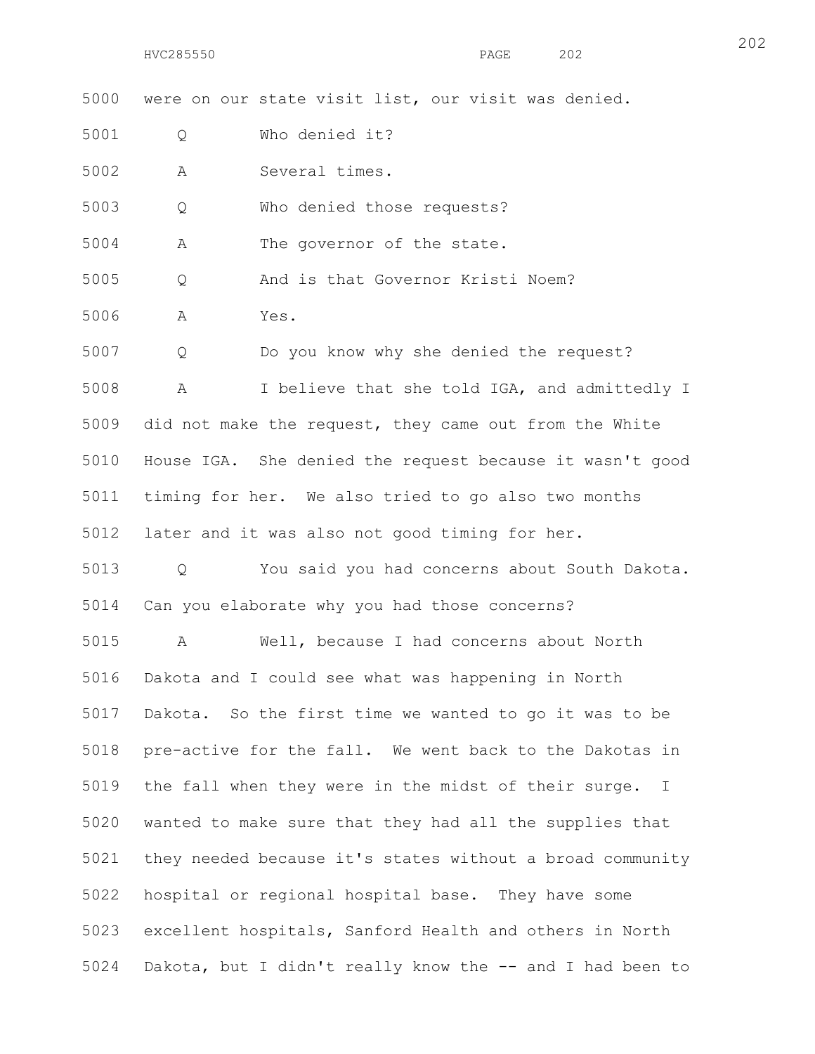5000 were on our state visit list, our visit was denied.

5001 Q Who denied it?

5002 A Several times.

5003 Q Who denied those requests?

5004 A The governor of the state.

5005 Q And is that Governor Kristi Noem?

5006 A Yes.

5007 Q Do you know why she denied the request?

5008 A I believe that she told IGA, and admittedly I
5009 did not make the request, they came out from the White
5010 House IGA. She denied the request because it wasn't good
5011 timing for her. We also tried to go also two months
5012 later and it was also not good timing for her.

5013 Q You said you had concerns about South Dakota.
5014 Can you elaborate why you had those concerns?

5015 A Well, because I had concerns about North
5016 Dakota and I could see what was happening in North
5017 Dakota. So the first time we wanted to go it was to be
5018 pre-active for the fall. We went back to the Dakotas in
5019 the fall when they were in the midst of their surge. I
5020 wanted to make sure that they had all the supplies that
5021 they needed because it's states without a broad community
5022 hospital or regional hospital base. They have some
5023 excellent hospitals, Sanford Health and others in North
5024 Dakota, but I didn't really know the -- and I had been to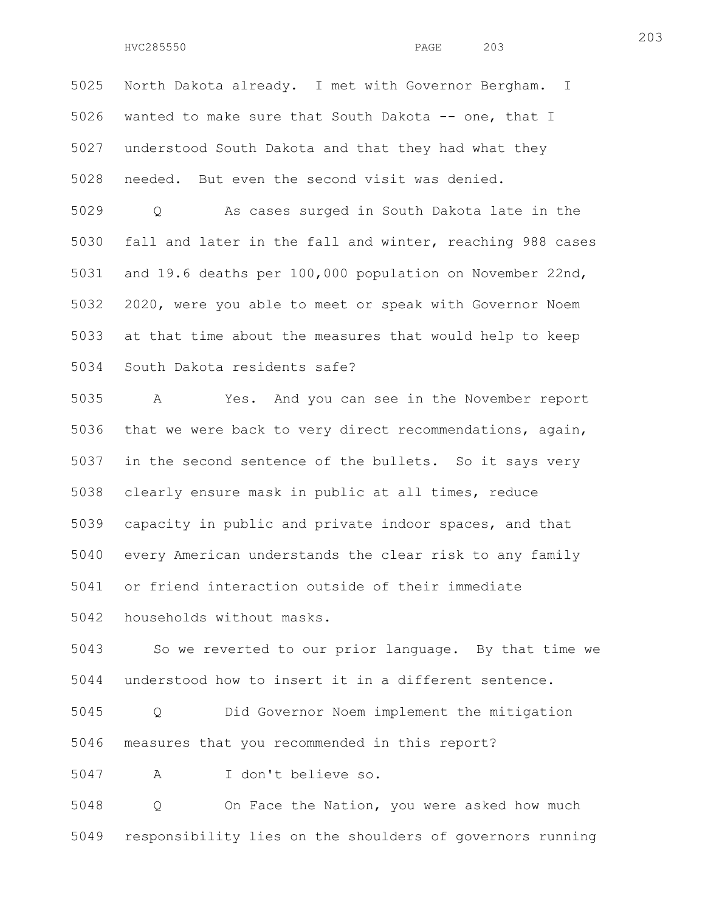5025 North Dakota already. I met with Governor Bergham. I
5026 wanted to make sure that South Dakota -- one, that I
5027 understood South Dakota and that they had what they
5028 needed. But even the second visit was denied.

5029 Q As cases surged in South Dakota late in the
5030 fall and later in the fall and winter, reaching 988 cases
5031 and 19.6 deaths per 100,000 population on November 22nd,
5032 2020, were you able to meet or speak with Governor Noem
5033 at that time about the measures that would help to keep
5034 South Dakota residents safe?

5035 A Yes. And you can see in the November report
5036 that we were back to very direct recommendations, again,
5037 in the second sentence of the bullets. So it says very
5038 clearly ensure mask in public at all times, reduce
5039 capacity in public and private indoor spaces, and that
5040 every American understands the clear risk to any family
5041 or friend interaction outside of their immediate
5042 households without masks.

5043 So we reverted to our prior language. By that time we
5044 understood how to insert it in a different sentence.

5045 Q Did Governor Noem implement the mitigation
5046 measures that you recommended in this report?

5047 A I don't believe so.

5048 Q On Face the Nation, you were asked how much
5049 responsibility lies on the shoulders of governors running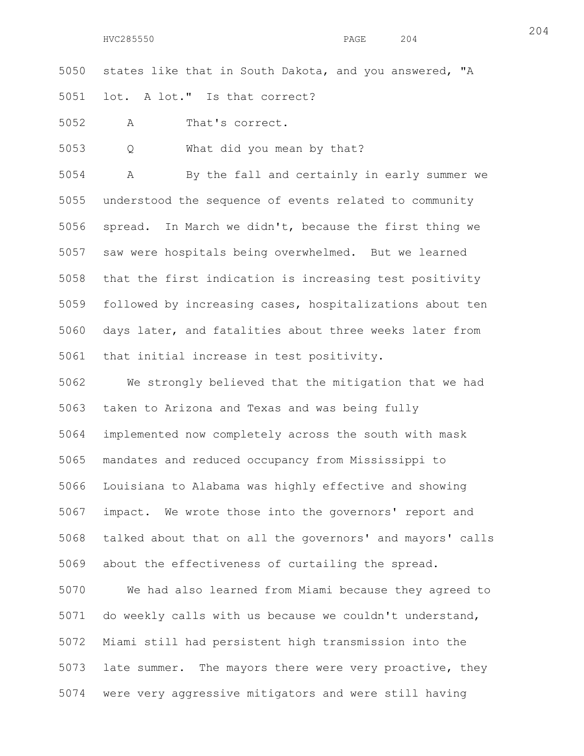states like that in South Dakota, and you answered, "A lot. A lot." Is that correct?

A That's correct.

Q What did you mean by that?

A By the fall and certainly in early summer we understood the sequence of events related to community spread. In March we didn't, because the first thing we saw were hospitals being overwhelmed. But we learned that the first indication is increasing test positivity followed by increasing cases, hospitalizations about ten days later, and fatalities about three weeks later from that initial increase in test positivity.

We strongly believed that the mitigation that we had taken to Arizona and Texas and was being fully implemented now completely across the south with mask mandates and reduced occupancy from Mississippi to Louisiana to Alabama was highly effective and showing impact. We wrote those into the governors' report and talked about that on all the governors' and mayors' calls about the effectiveness of curtailing the spread.

We had also learned from Miami because they agreed to do weekly calls with us because we couldn't understand, Miami still had persistent high transmission into the late summer. The mayors there were very proactive, they were very aggressive mitigators and were still having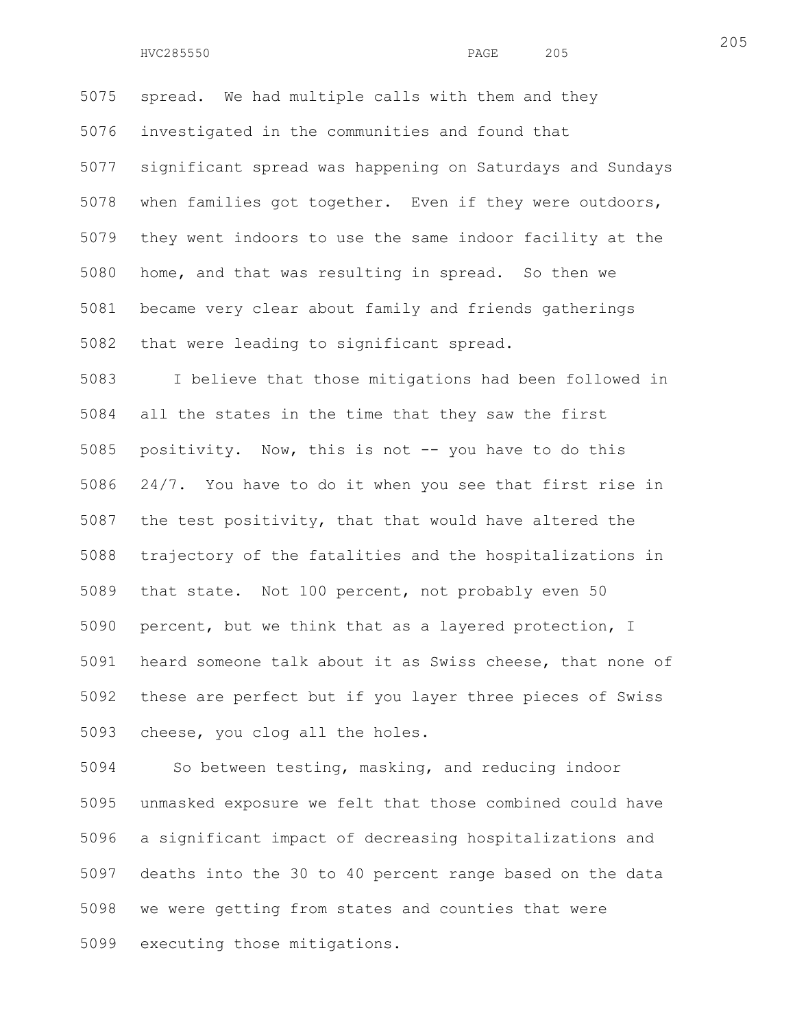spread. We had multiple calls with them and they investigated in the communities and found that significant spread was happening on Saturdays and Sundays when families got together. Even if they were outdoors, they went indoors to use the same indoor facility at the home, and that was resulting in spread. So then we became very clear about family and friends gatherings that were leading to significant spread.

I believe that those mitigations had been followed in all the states in the time that they saw the first positivity. Now, this is not -- you have to do this 24/7. You have to do it when you see that first rise in the test positivity, that that would have altered the trajectory of the fatalities and the hospitalizations in that state. Not 100 percent, not probably even 50 percent, but we think that as a layered protection, I heard someone talk about it as Swiss cheese, that none of these are perfect but if you layer three pieces of Swiss cheese, you clog all the holes.

So between testing, masking, and reducing indoor unmasked exposure we felt that those combined could have a significant impact of decreasing hospitalizations and deaths into the 30 to 40 percent range based on the data we were getting from states and counties that were executing those mitigations.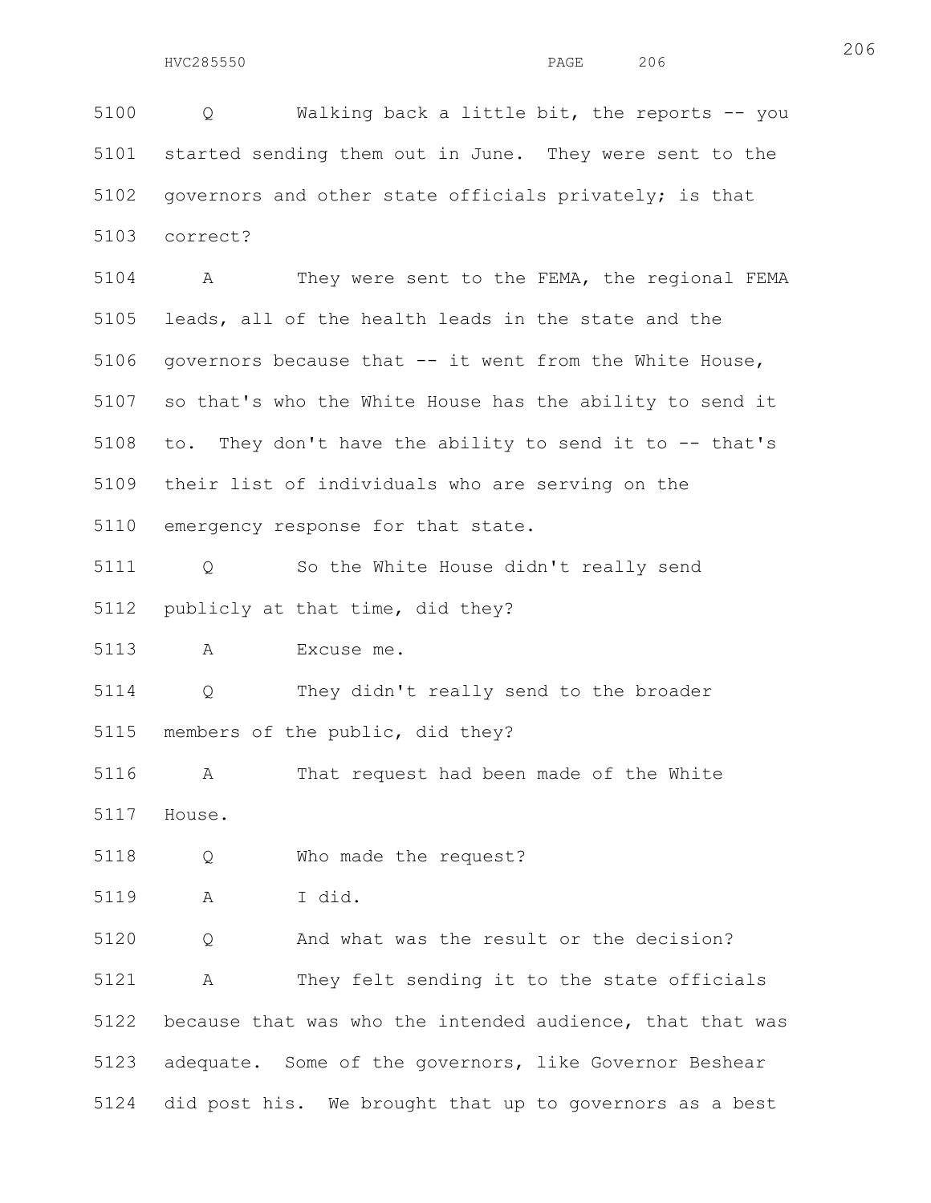5100 Q Walking back a little bit, the reports -- you
5101 started sending them out in June. They were sent to the
5102 governors and other state officials privately; is that
5103 correct?

5104 A They were sent to the FEMA, the regional FEMA
5105 leads, all of the health leads in the state and the
5106 governors because that -- it went from the White House,
5107 so that's who the White House has the ability to send it
5108 to. They don't have the ability to send it to -- that's
5109 their list of individuals who are serving on the
5110 emergency response for that state.

5111 Q So the White House didn't really send
5112 publicly at that time, did they?

5113 A Excuse me.

5114 Q They didn't really send to the broader
5115 members of the public, did they?

5116 A That request had been made of the White
5117 House.

5118 Q Who made the request?

5119 A I did.

5120 Q And what was the result or the decision?

5121 A They felt sending it to the state officials
5122 because that was who the intended audience, that that was
5123 adequate. Some of the governors, like Governor Beshear
5124 did post his. We brought that up to governors as a best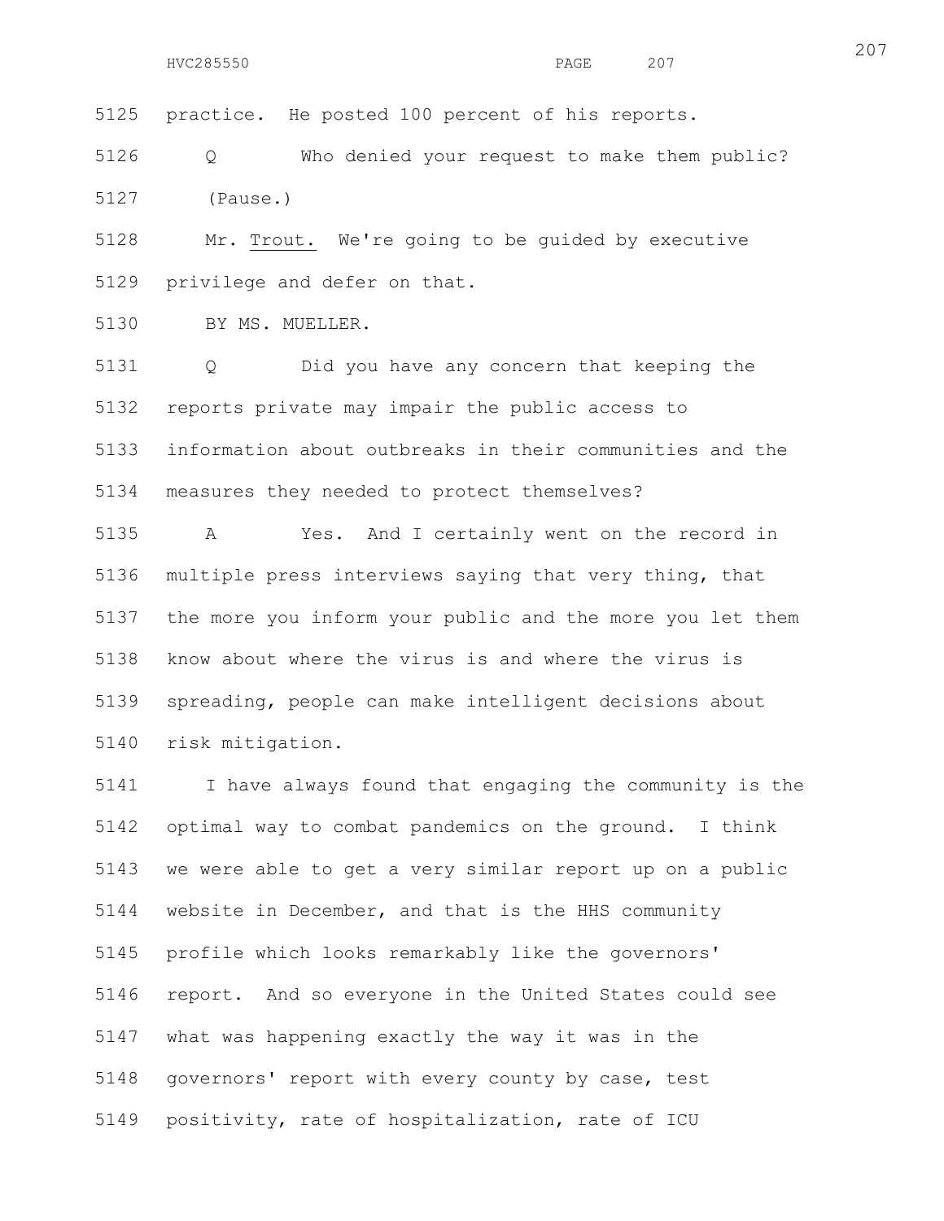practice. He posted 100 percent of his reports.

Q Who denied your request to make them public?

(Pause.)

Mr. Trout. We're going to be guided by executive privilege and defer on that.

BY MS. MUELLER.

Q Did you have any concern that keeping the reports private may impair the public access to information about outbreaks in their communities and the measures they needed to protect themselves?

A Yes. And I certainly went on the record in multiple press interviews saying that very thing, that the more you inform your public and the more you let them know about where the virus is and where the virus is spreading, people can make intelligent decisions about risk mitigation.

I have always found that engaging the community is the optimal way to combat pandemics on the ground. I think we were able to get a very similar report up on a public website in December, and that is the HHS community profile which looks remarkably like the governors' report. And so everyone in the United States could see what was happening exactly the way it was in the governors' report with every county by case, test positivity, rate of hospitalization, rate of ICU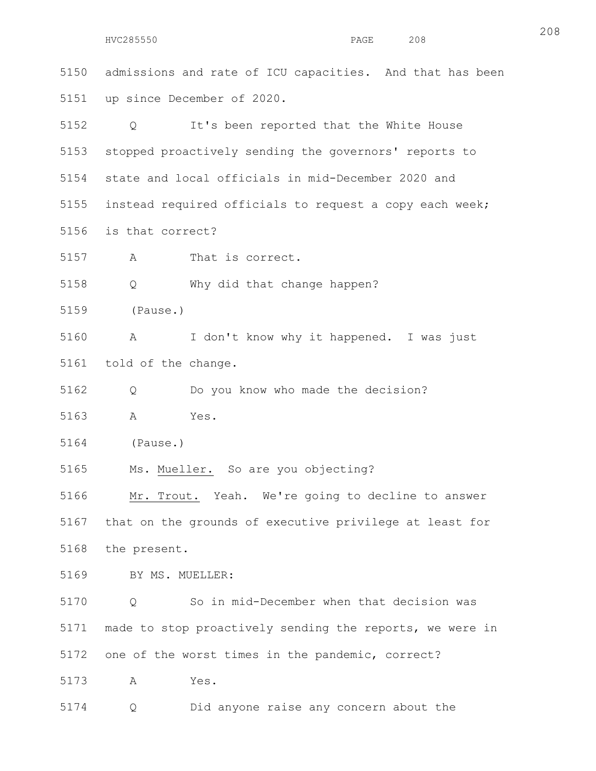5150 admissions and rate of ICU capacities. And that has been

5151 up since December of 2020.

5152 Q It's been reported that the White House

5153 stopped proactively sending the governors' reports to

5154 state and local officials in mid-December 2020 and

5155 instead required officials to request a copy each week;

5156 is that correct?

5157 A That is correct.

5158 Q Why did that change happen?

5159 (Pause.)

5160 A I don't know why it happened. I was just

5161 told of the change.

5162 Q Do you know who made the decision?

5163 A Yes.

5164 (Pause.)

5165 Ms. Mueller. So are you objecting?

5166 Mr. Trout. Yeah. We're going to decline to answer

5167 that on the grounds of executive privilege at least for

5168 the present.

5169 BY MS. MUELLER:

5170 Q So in mid-December when that decision was

5171 made to stop proactively sending the reports, we were in

5172 one of the worst times in the pandemic, correct?

5173 A Yes.

5174 Q Did anyone raise any concern about the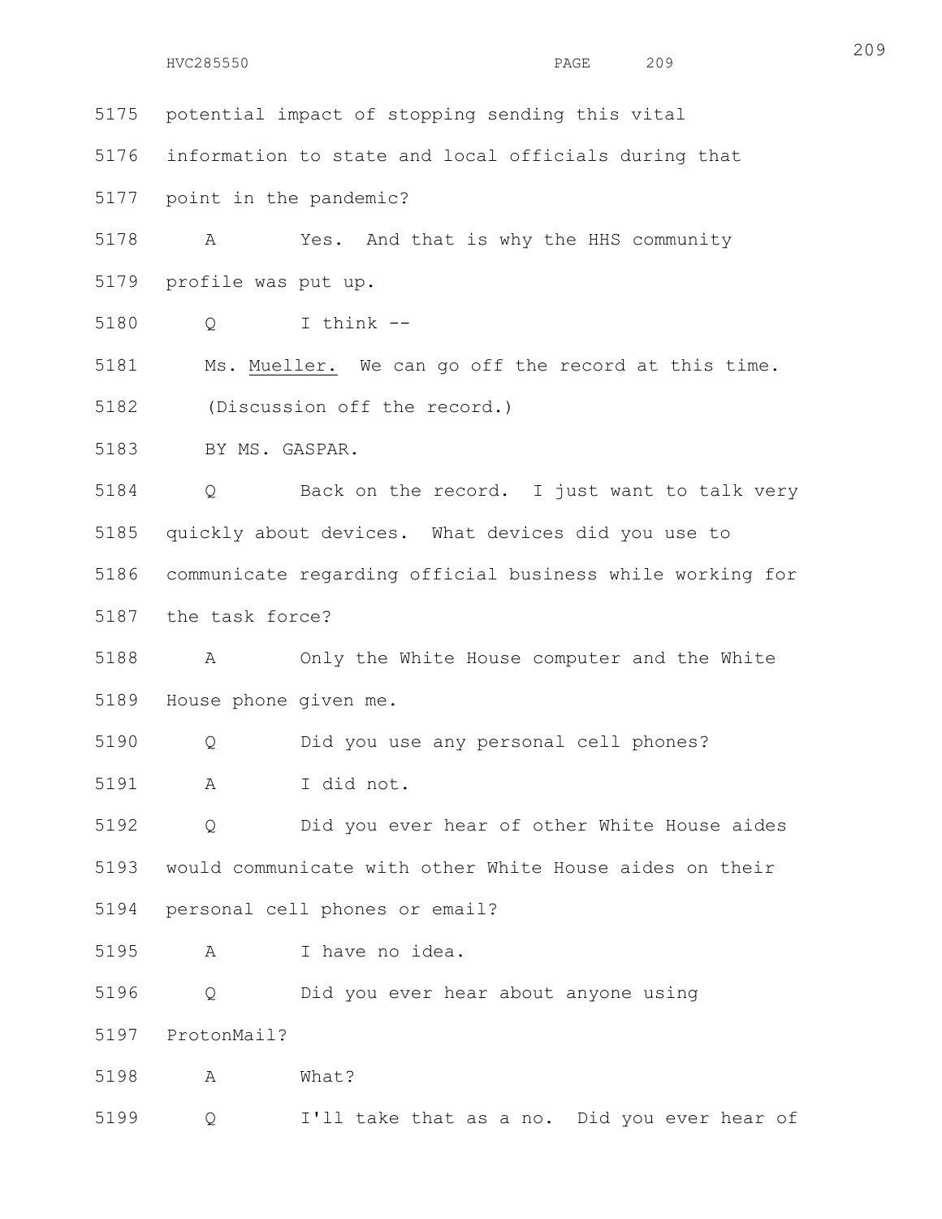5175 potential impact of stopping sending this vital

5176 information to state and local officials during that

5177 point in the pandemic?

5178 A Yes. And that is why the HHS community

5179 profile was put up.

5180 Q I think --

5181 Ms. Mueller. We can go off the record at this time.

5182 (Discussion off the record.)

5183 BY MS. GASPAR.

5184 Q Back on the record. I just want to talk very

5185 quickly about devices. What devices did you use to

5186 communicate regarding official business while working for

5187 the task force?

5188 A Only the White House computer and the White

5189 House phone given me.

5190 Q Did you use any personal cell phones?

5191 A I did not.

5192 Q Did you ever hear of other White House aides

5193 would communicate with other White House aides on their

5194 personal cell phones or email?

5195 A I have no idea.

5196 Q Did you ever hear about anyone using

5197 ProtonMail?

5198 A What?

5199 Q I'll take that as a no. Did you ever hear of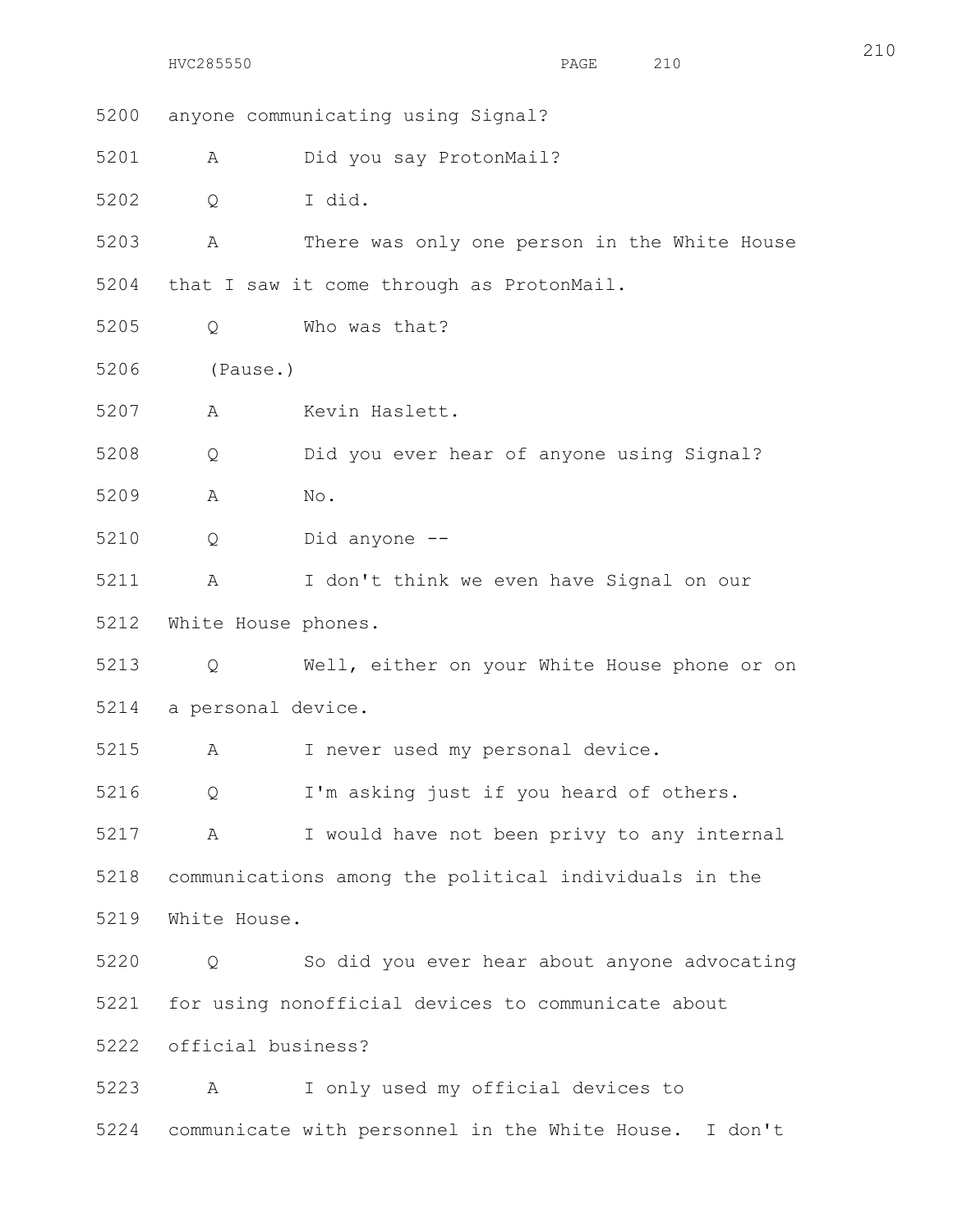5200 anyone communicating using Signal?

5201 A Did you say ProtonMail?

5202 Q I did.

5203 A There was only one person in the White House

5204 that I saw it come through as ProtonMail.

5205 Q Who was that?

5206 (Pause.)

5207 A Kevin Haslett.

5208 Q Did you ever hear of anyone using Signal?

5209 A No.

5210 Q Did anyone --

5211 A I don't think we even have Signal on our

5212 White House phones.

5213 Q Well, either on your White House phone or on

5214 a personal device.

5215 A I never used my personal device.

5216 Q I'm asking just if you heard of others.

5217 A I would have not been privy to any internal

5218 communications among the political individuals in the

5219 White House.

5220 Q So did you ever hear about anyone advocating

5221 for using nonofficial devices to communicate about

5222 official business?

5223 A I only used my official devices to

5224 communicate with personnel in the White House. I don't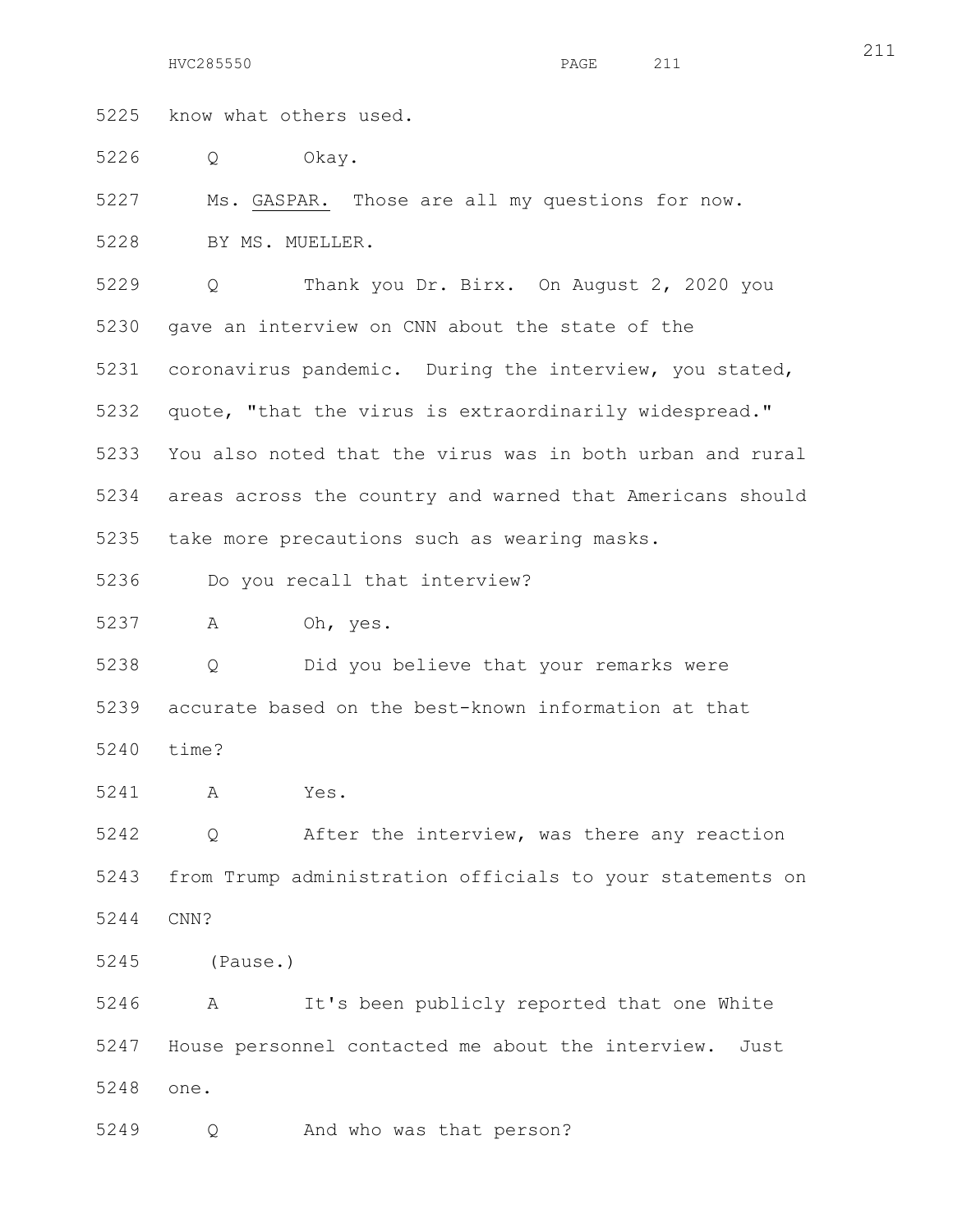5225 know what others used.

5226 Q Okay.

5227 Ms. GASPAR. Those are all my questions for now.

5228 BY MS. MUELLER.

5229 Q Thank you Dr. Birx. On August 2, 2020 you

5230 gave an interview on CNN about the state of the

5231 coronavirus pandemic. During the interview, you stated,

5232 quote, "that the virus is extraordinarily widespread."

5233 You also noted that the virus was in both urban and rural

5234 areas across the country and warned that Americans should

5235 take more precautions such as wearing masks.

5236 Do you recall that interview?

5237 A Oh, yes.

5238 Q Did you believe that your remarks were

5239 accurate based on the best-known information at that

5240 time?

5241 A Yes.

5242 Q After the interview, was there any reaction

5243 from Trump administration officials to your statements on

5244 CNN?

5245 (Pause.)

5246 A It's been publicly reported that one White

5247 House personnel contacted me about the interview. Just

5248 one.

5249 Q And who was that person?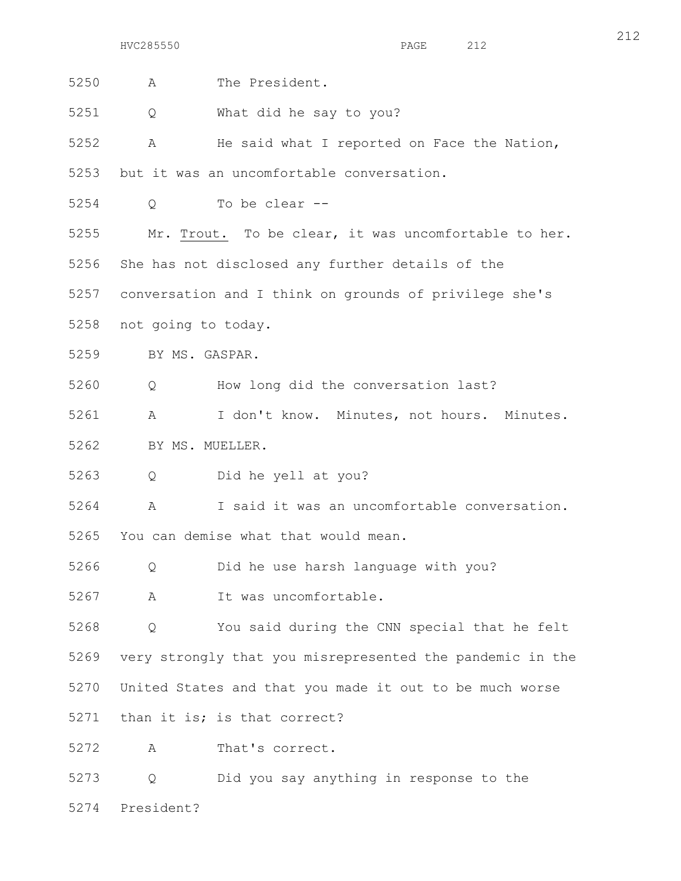5250 A The President.

5251 Q What did he say to you?

5252 A He said what I reported on Face the Nation,

5253 but it was an uncomfortable conversation.

5254 Q To be clear --

5255 Mr. Trout. To be clear, it was uncomfortable to her.

5256 She has not disclosed any further details of the

5257 conversation and I think on grounds of privilege she's

5258 not going to today.

5259 BY MS. GASPAR.

5260 Q How long did the conversation last?

5261 A I don't know. Minutes, not hours. Minutes.

5262 BY MS. MUELLER.

5263 Q Did he yell at you?

5264 A I said it was an uncomfortable conversation.

5265 You can demise what that would mean.

5266 Q Did he use harsh language with you?

5267 A It was uncomfortable.

5268 Q You said during the CNN special that he felt

5269 very strongly that you misrepresented the pandemic in the

5270 United States and that you made it out to be much worse

5271 than it is; is that correct?

5272 A That's correct.

5273 Q Did you say anything in response to the

5274 President?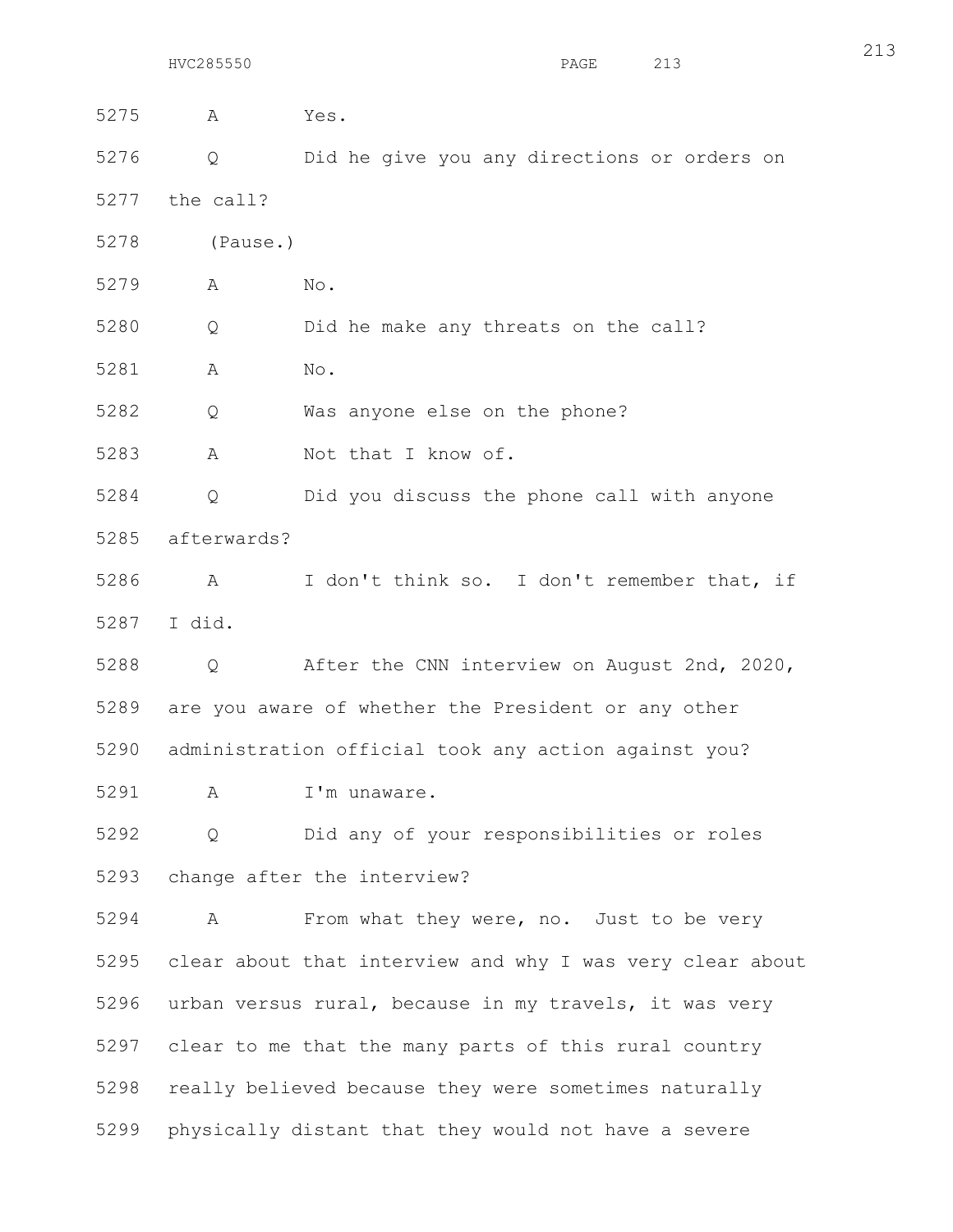5275 A Yes.

5276 Q Did he give you any directions or orders on

5277 the call?

5278 (Pause.)

5279 A No.

5280 Q Did he make any threats on the call?

5281 A No.

5282 Q Was anyone else on the phone?

5283 A Not that I know of.

5284 Q Did you discuss the phone call with anyone

5285 afterwards?

5286 A I don't think so. I don't remember that, if

5287 I did.

5288 Q After the CNN interview on August 2nd, 2020,

5289 are you aware of whether the President or any other

5290 administration official took any action against you?

5291 A I'm unaware.

5292 Q Did any of your responsibilities or roles

5293 change after the interview?

5294 A From what they were, no. Just to be very

5295 clear about that interview and why I was very clear about

5296 urban versus rural, because in my travels, it was very

5297 clear to me that the many parts of this rural country

5298 really believed because they were sometimes naturally

5299 physically distant that they would not have a severe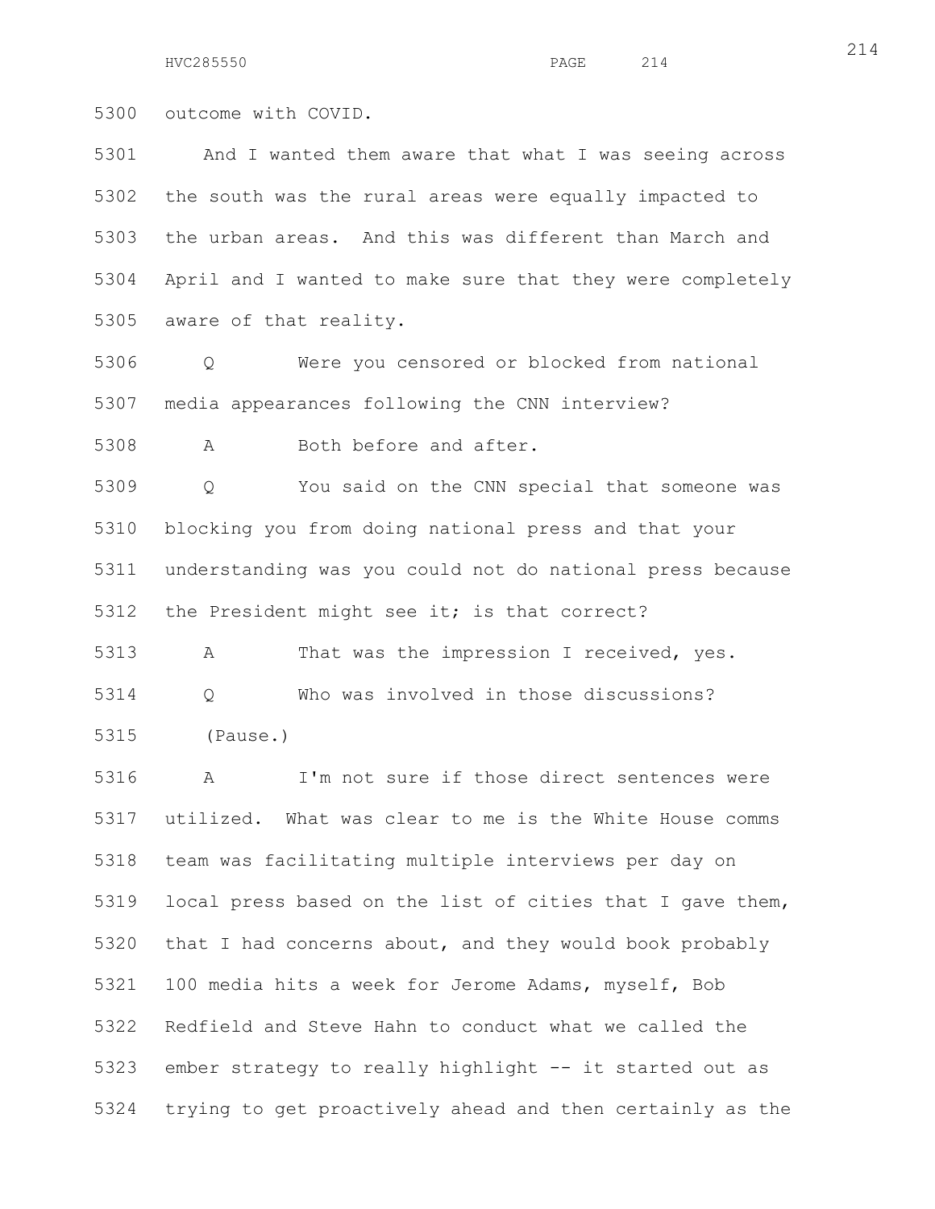outcome with COVID.

And I wanted them aware that what I was seeing across the south was the rural areas were equally impacted to the urban areas. And this was different than March and April and I wanted to make sure that they were completely aware of that reality.

Q Were you censored or blocked from national media appearances following the CNN interview?

A Both before and after.

Q You said on the CNN special that someone was blocking you from doing national press and that your understanding was you could not do national press because the President might see it; is that correct?

A That was the impression I received, yes.

Q Who was involved in those discussions?

(Pause.)

A I'm not sure if those direct sentences were utilized. What was clear to me is the White House comms team was facilitating multiple interviews per day on local press based on the list of cities that I gave them, that I had concerns about, and they would book probably 100 media hits a week for Jerome Adams, myself, Bob Redfield and Steve Hahn to conduct what we called the ember strategy to really highlight -- it started out as trying to get proactively ahead and then certainly as the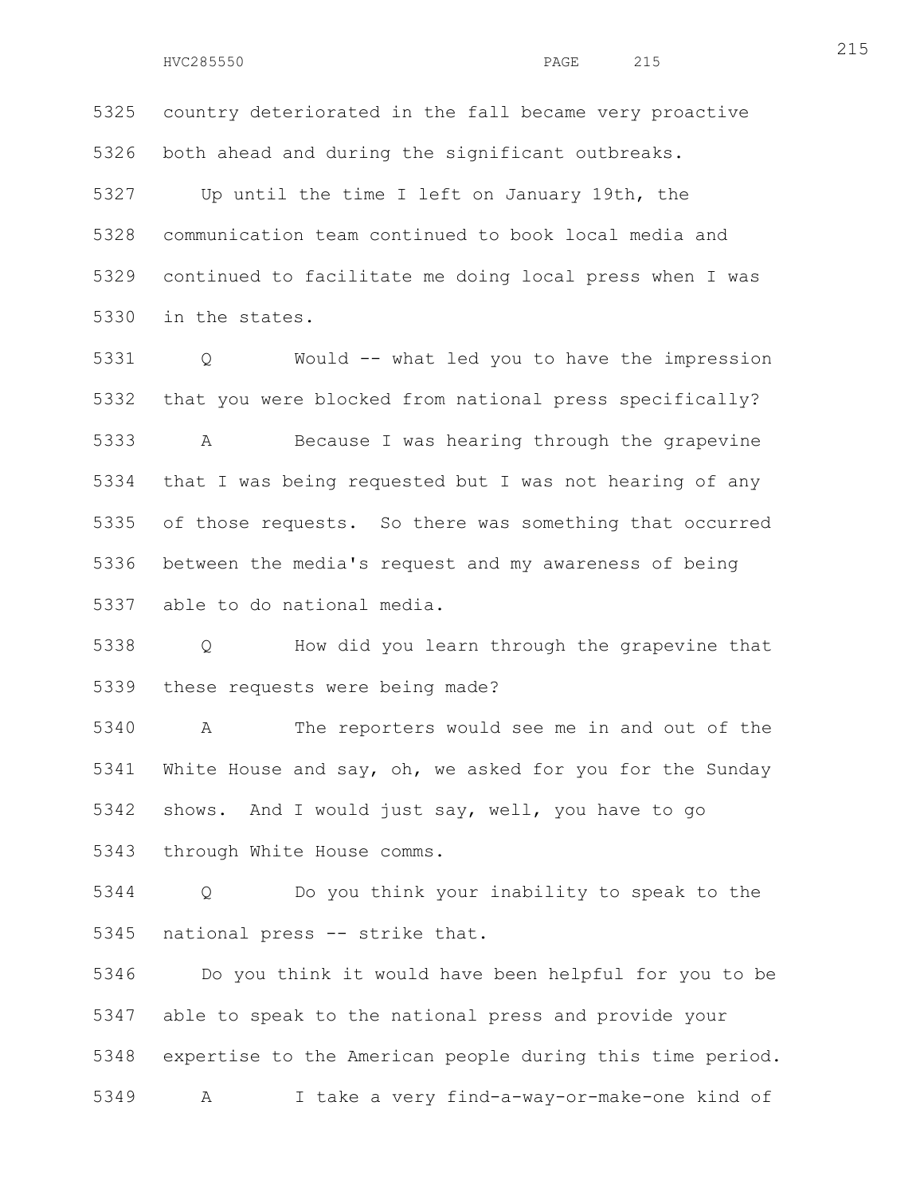country deteriorated in the fall became very proactive both ahead and during the significant outbreaks.

Up until the time I left on January 19th, the communication team continued to book local media and continued to facilitate me doing local press when I was in the states.

Q Would -- what led you to have the impression that you were blocked from national press specifically?

A Because I was hearing through the grapevine that I was being requested but I was not hearing of any of those requests. So there was something that occurred between the media's request and my awareness of being able to do national media.

Q How did you learn through the grapevine that these requests were being made?

A The reporters would see me in and out of the White House and say, oh, we asked for you for the Sunday shows. And I would just say, well, you have to go through White House comms.

Q Do you think your inability to speak to the national press -- strike that.

Do you think it would have been helpful for you to be able to speak to the national press and provide your expertise to the American people during this time period.

A I take a very find-a-way-or-make-one kind of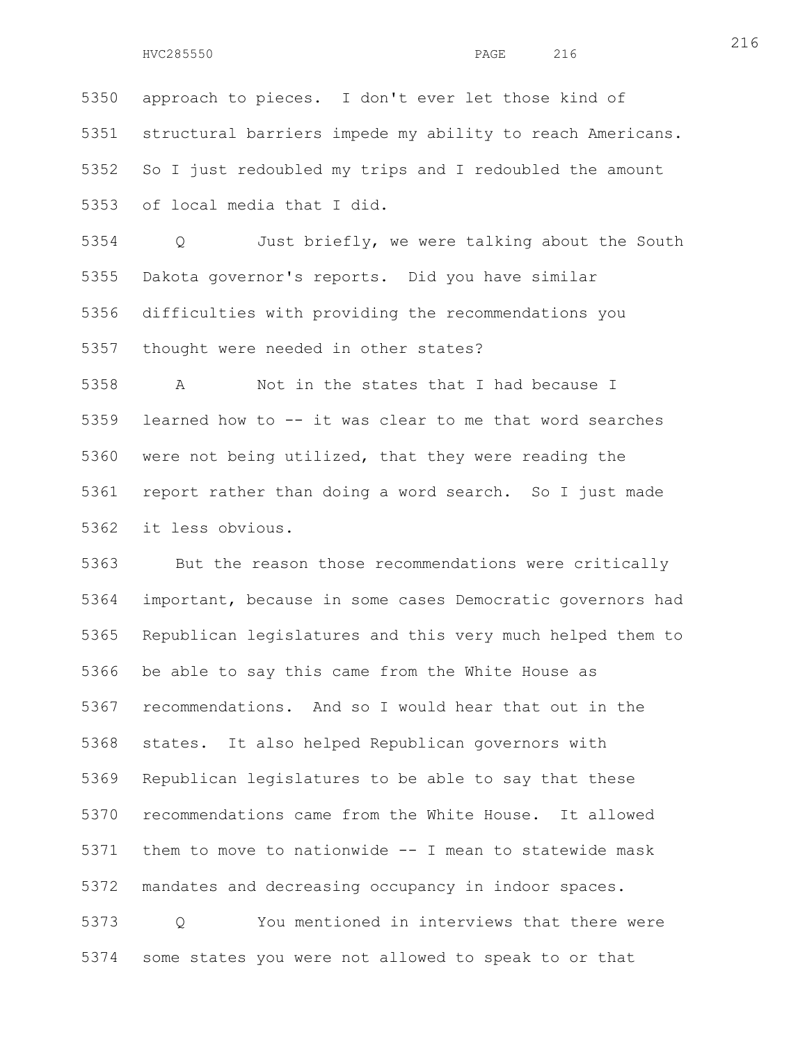5350 approach to pieces. I don't ever let those kind of
5351 structural barriers impede my ability to reach Americans.
5352 So I just redoubled my trips and I redoubled the amount
5353 of local media that I did.

5354 Q Just briefly, we were talking about the South
5355 Dakota governor's reports. Did you have similar
5356 difficulties with providing the recommendations you
5357 thought were needed in other states?

5358 A Not in the states that I had because I
5359 learned how to -- it was clear to me that word searches
5360 were not being utilized, that they were reading the
5361 report rather than doing a word search. So I just made
5362 it less obvious.

5363 But the reason those recommendations were critically
5364 important, because in some cases Democratic governors had
5365 Republican legislatures and this very much helped them to
5366 be able to say this came from the White House as
5367 recommendations. And so I would hear that out in the
5368 states. It also helped Republican governors with
5369 Republican legislatures to be able to say that these
5370 recommendations came from the White House. It allowed
5371 them to move to nationwide -- I mean to statewide mask
5372 mandates and decreasing occupancy in indoor spaces.

5373 Q You mentioned in interviews that there were
5374 some states you were not allowed to speak to or that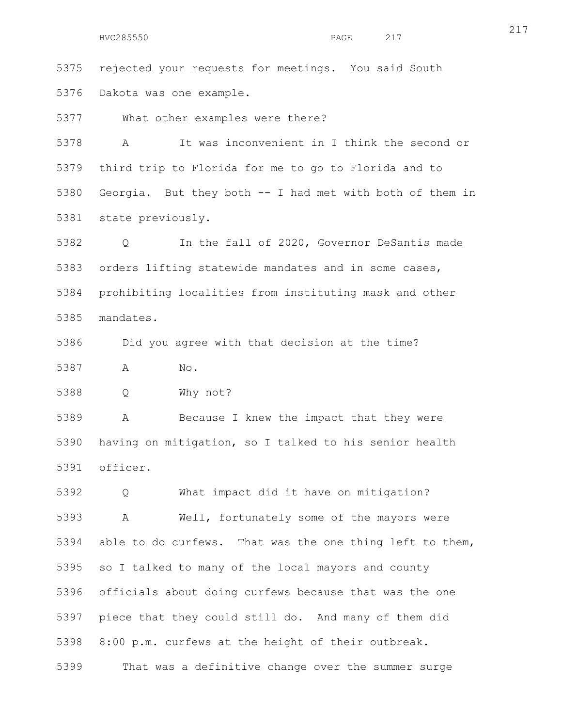rejected your requests for meetings. You said South Dakota was one example.

What other examples were there?

A It was inconvenient in I think the second or third trip to Florida for me to go to Florida and to Georgia. But they both -- I had met with both of them in state previously.

Q In the fall of 2020, Governor DeSantis made orders lifting statewide mandates and in some cases, prohibiting localities from instituting mask and other mandates.

Did you agree with that decision at the time?

A No.

Q Why not?

A Because I knew the impact that they were having on mitigation, so I talked to his senior health officer.

Q What impact did it have on mitigation?

A Well, fortunately some of the mayors were able to do curfews. That was the one thing left to them, so I talked to many of the local mayors and county officials about doing curfews because that was the one piece that they could still do. And many of them did 8:00 p.m. curfews at the height of their outbreak.

That was a definitive change over the summer surge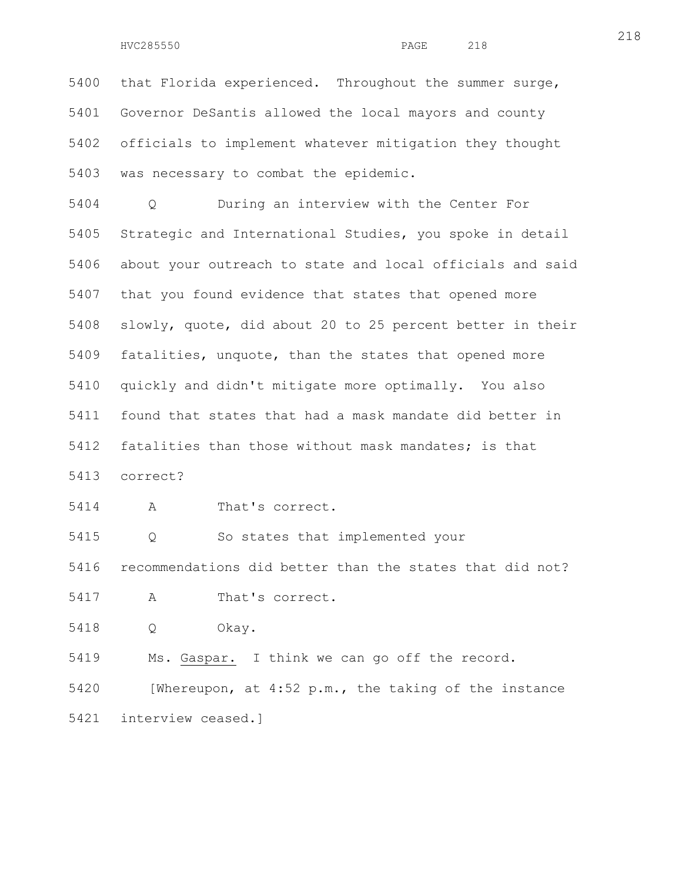that Florida experienced. Throughout the summer surge, Governor DeSantis allowed the local mayors and county officials to implement whatever mitigation they thought was necessary to combat the epidemic.

Q During an interview with the Center For Strategic and International Studies, you spoke in detail about your outreach to state and local officials and said that you found evidence that states that opened more slowly, quote, did about 20 to 25 percent better in their fatalities, unquote, than the states that opened more quickly and didn't mitigate more optimally. You also found that states that had a mask mandate did better in fatalities than those without mask mandates; is that correct?

A That's correct.

Q So states that implemented your recommendations did better than the states that did not?

A That's correct.

Q Okay.

Ms. Gaspar. I think we can go off the record.

[Whereupon, at 4:52 p.m., the taking of the instance interview ceased.]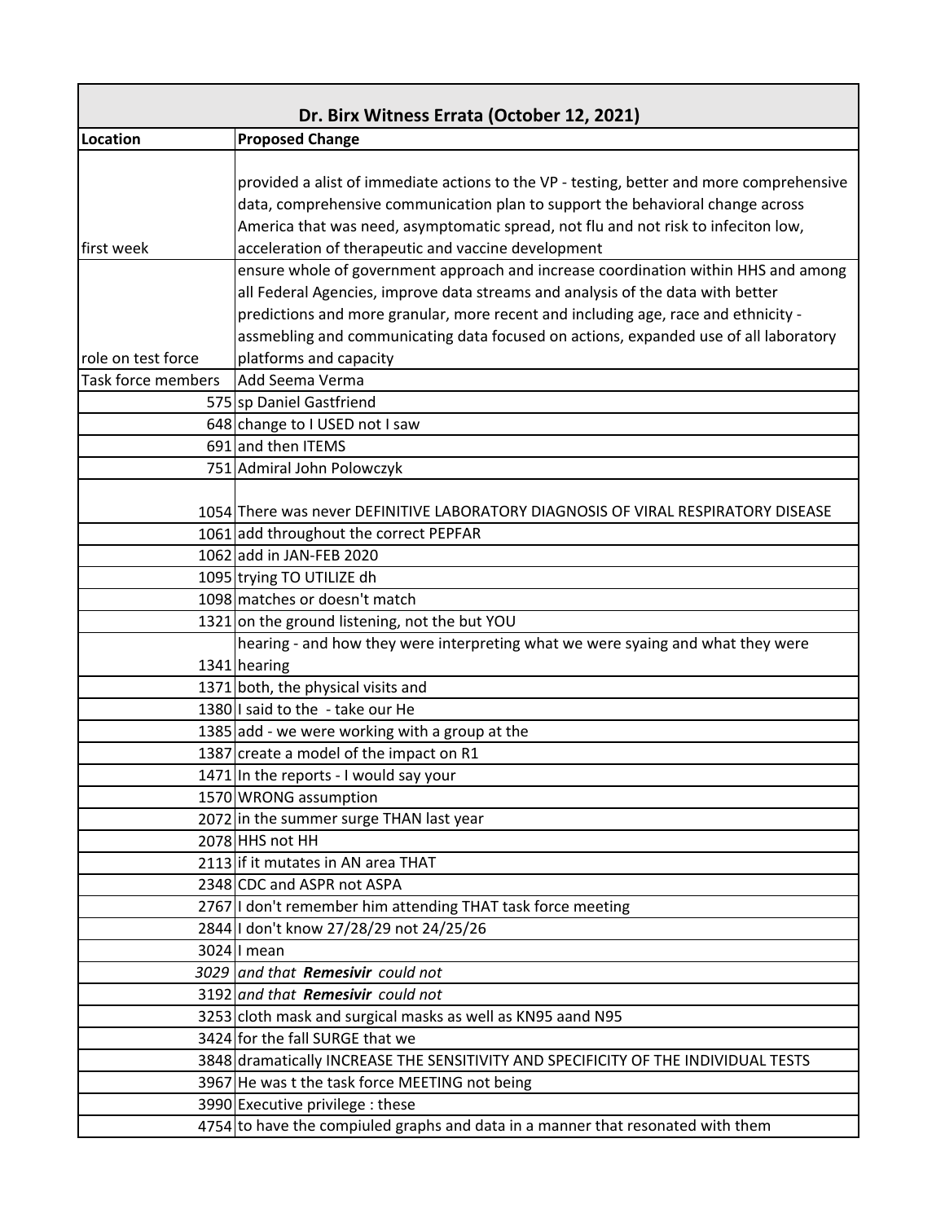| Dr. Birx Witness Errata (October 12, 2021) | |
|---|---|
| **Location** | **Proposed Change** |
| first week | provided a alist of immediate actions to the VP - testing, better and more comprehensive data, comprehensive communication plan to support the behavioral change across America that was need, asymptomatic spread, not flu and not risk to infeciton low, acceleration of therapeutic and vaccine development |
| role on test force | ensure whole of government approach and increase coordination within HHS and among all Federal Agencies, improve data streams and analysis of the data with better predictions and more granular, more recent and including age, race and ethnicity - assmebling and communicating data focused on actions, expanded use of all laboratory platforms and capacity |
| Task force members | Add Seema Verma |
| 575 | sp Daniel Gastfriend |
| 648 | change to I USED not I saw |
| 691 | and then ITEMS |
| 751 | Admiral John Polowczyk |
| 1054 | There was never DEFINITIVE LABORATORY DIAGNOSIS OF VIRAL RESPIRATORY DISEASE |
| 1061 | add throughout the correct PEPFAR |
| 1062 | add in JAN-FEB 2020 |
| 1095 | trying TO UTILIZE dh |
| 1098 | matches or doesn't match |
| 1321 | on the ground listening, not the but YOU |
| 1341 | hearing - and how they were interpreting what we were syaing and what they were hearing |
| 1371 | both, the physical visits and |
| 1380 | I said to the - take our He |
| 1385 | add - we were working with a group at the |
| 1387 | create a model of the impact on R1 |
| 1471 | In the reports - I would say your |
| 1570 | WRONG assumption |
| 2072 | in the summer surge THAN last year |
| 2078 | HHS not HH |
| 2113 | if it mutates in AN area THAT |
| 2348 | CDC and ASPR not ASPA |
| 2767 | I don't remember him attending THAT task force meeting |
| 2844 | I don't know 27/28/29 not 24/25/26 |
| 3024 | I mean |
| *3029* | *and that **Remesivir** could not* |
| 3192 | *and that **Remesivir** could not* |
| 3253 | cloth mask and surgical masks as well as KN95 aand N95 |
| 3424 | for the fall SURGE that we |
| 3848 | dramatically INCREASE THE SENSITIVITY AND SPECIFICITY OF THE INDIVIDUAL TESTS |
| 3967 | He was t the task force MEETING not being |
| 3990 | Executive privilege : these |
| 4754 | to have the compiuled graphs and data in a manner that resonated with them |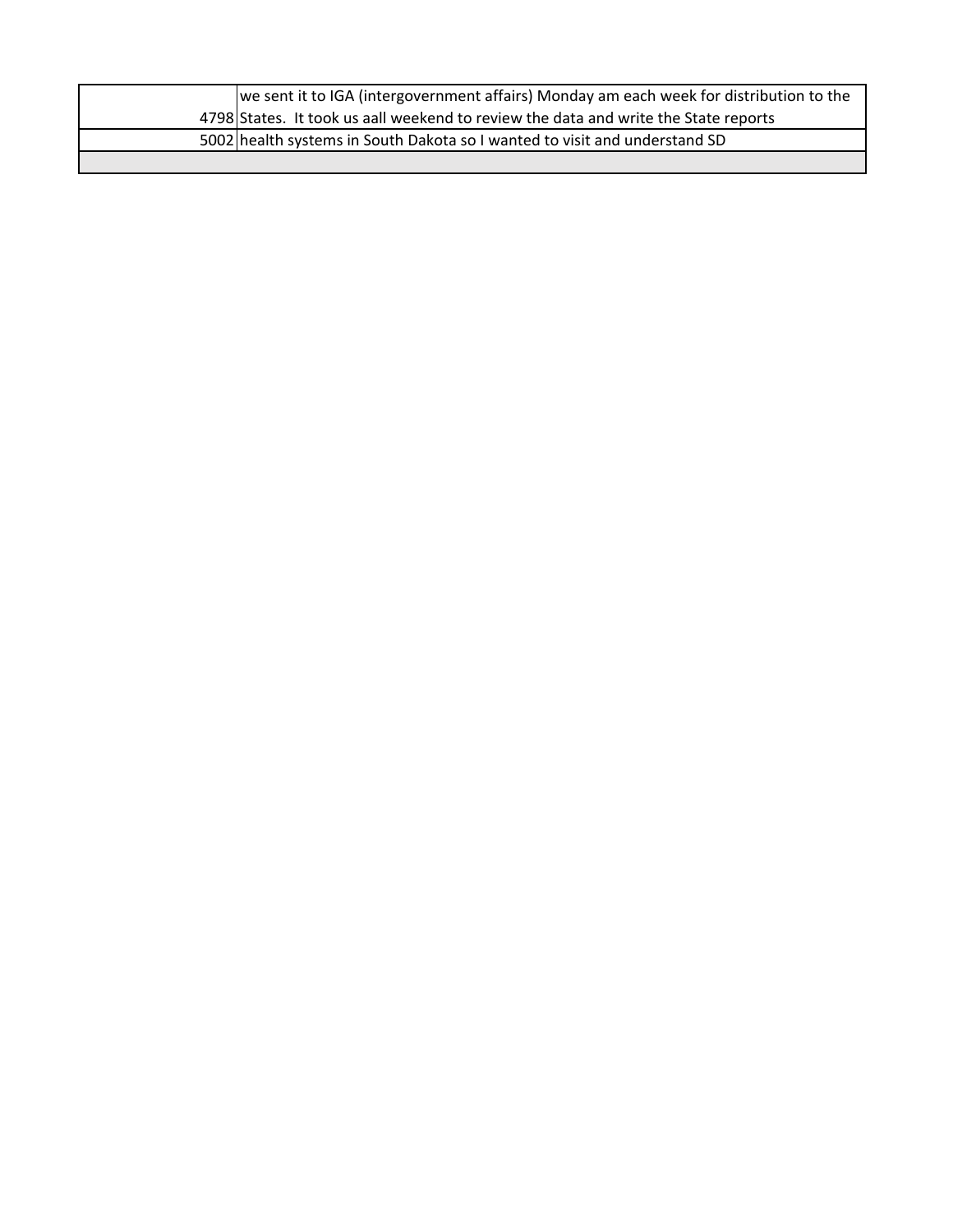| | |
|---|---|
| 4798 | we sent it to IGA (intergovernment affairs) Monday am each week for distribution to the States. It took us aall weekend to review the data and write the State reports |
| 5002 | health systems in South Dakota so I wanted to visit and understand SD |
| | |